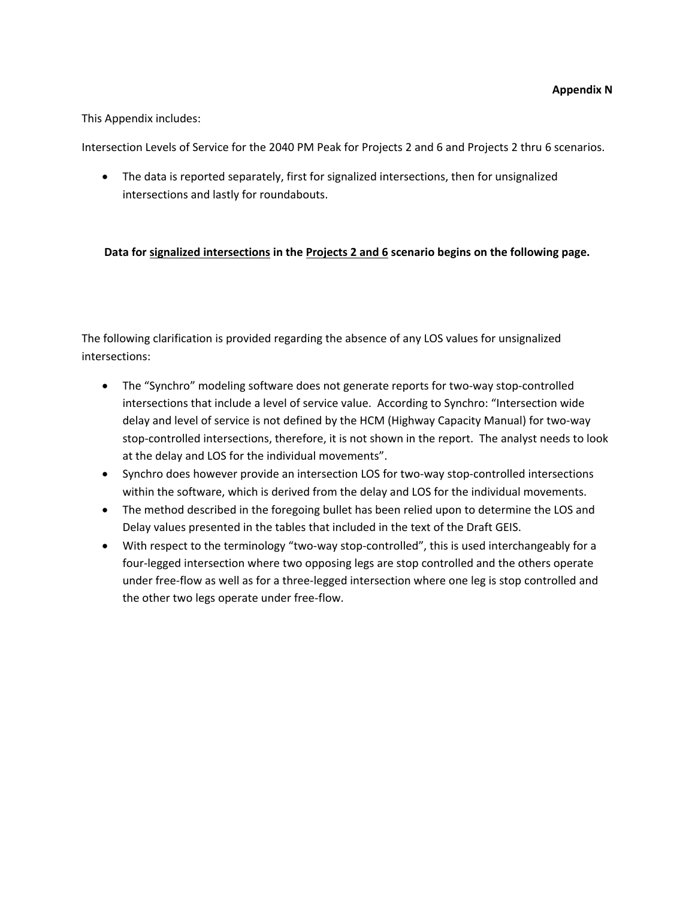**Appendix N**

This Appendix includes:

Intersection Levels of Service for the 2040 PM Peak for Projects 2 and 6 and Projects 2 thru 6 scenarios.

- The data is reported separately, first for signalized intersections, then for unsignalized intersections and lastly for roundabouts.

**Data for <u>signalized intersections</u> in the <u>Projects 2 and 6</u> scenario begins on the following page.**

The following clarification is provided regarding the absence of any LOS values for unsignalized intersections:

- The “Synchro” modeling software does not generate reports for two-way stop-controlled intersections that include a level of service value. According to Synchro: “Intersection wide delay and level of service is not defined by the HCM (Highway Capacity Manual) for two-way stop-controlled intersections, therefore, it is not shown in the report. The analyst needs to look at the delay and LOS for the individual movements”.
- Synchro does however provide an intersection LOS for two-way stop-controlled intersections within the software, which is derived from the delay and LOS for the individual movements.
- The method described in the foregoing bullet has been relied upon to determine the LOS and Delay values presented in the tables that included in the text of the Draft GEIS.
- With respect to the terminology “two-way stop-controlled”, this is used interchangeably for a four-legged intersection where two opposing legs are stop controlled and the others operate under free-flow as well as for a three-legged intersection where one leg is stop controlled and the other two legs operate under free-flow.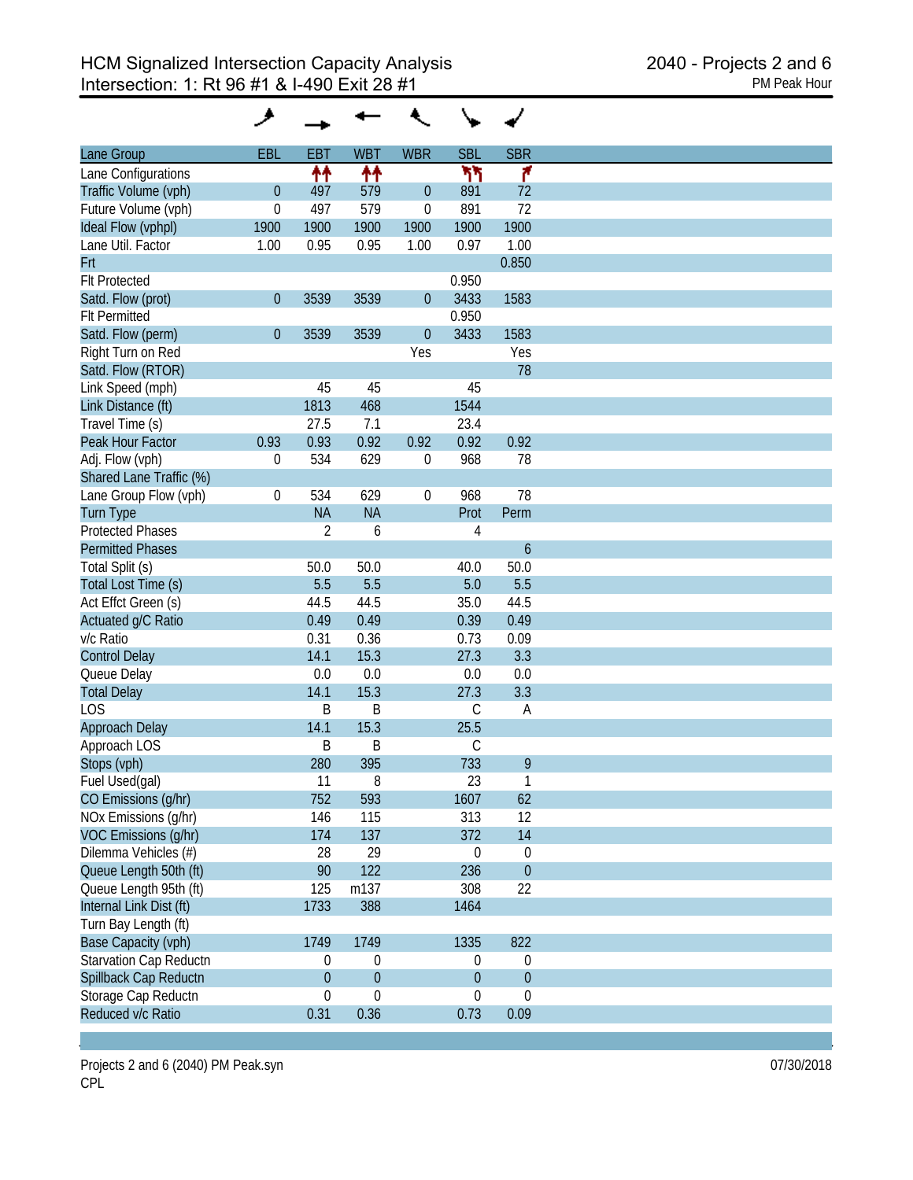# HCM Signalized Intersection Capacity Analysis
## Intersection: 1: Rt 96 #1 & I-490 Exit 28 #1

2040 - Projects 2 and 6
PM Peak Hour

| Lane Group | EBL | EBT | WBT | WBR | SBL | SBR |
|---|---|---|---|---|---|---|
| Lane Configurations | | ↑↑ | ↑↑ | | ↰↰ | ↱ |
| Traffic Volume (vph) | 0 | 497 | 579 | 0 | 891 | 72 |
| Future Volume (vph) | 0 | 497 | 579 | 0 | 891 | 72 |
| Ideal Flow (vphpl) | 1900 | 1900 | 1900 | 1900 | 1900 | 1900 |
| Lane Util. Factor | 1.00 | 0.95 | 0.95 | 1.00 | 0.97 | 1.00 |
| Frt | | | | | | 0.850 |
| Flt Protected | | | | | 0.950 | |
| Satd. Flow (prot) | 0 | 3539 | 3539 | 0 | 3433 | 1583 |
| Flt Permitted | | | | | 0.950 | |
| Satd. Flow (perm) | 0 | 3539 | 3539 | 0 | 3433 | 1583 |
| Right Turn on Red | | | | Yes | | Yes |
| Satd. Flow (RTOR) | | | | | | 78 |
| Link Speed (mph) | | 45 | 45 | | 45 | |
| Link Distance (ft) | | 1813 | 468 | | 1544 | |
| Travel Time (s) | | 27.5 | 7.1 | | 23.4 | |
| Peak Hour Factor | 0.93 | 0.93 | 0.92 | 0.92 | 0.92 | 0.92 |
| Adj. Flow (vph) | 0 | 534 | 629 | 0 | 968 | 78 |
| Shared Lane Traffic (%) | | | | | | |
| Lane Group Flow (vph) | 0 | 534 | 629 | 0 | 968 | 78 |
| Turn Type | | NA | NA | | Prot | Perm |
| Protected Phases | | 2 | 6 | | 4 | |
| Permitted Phases | | | | | | 6 |
| Total Split (s) | | 50.0 | 50.0 | | 40.0 | 50.0 |
| Total Lost Time (s) | | 5.5 | 5.5 | | 5.0 | 5.5 |
| Act Effct Green (s) | | 44.5 | 44.5 | | 35.0 | 44.5 |
| Actuated g/C Ratio | | 0.49 | 0.49 | | 0.39 | 0.49 |
| v/c Ratio | | 0.31 | 0.36 | | 0.73 | 0.09 |
| Control Delay | | 14.1 | 15.3 | | 27.3 | 3.3 |
| Queue Delay | | 0.0 | 0.0 | | 0.0 | 0.0 |
| Total Delay | | 14.1 | 15.3 | | 27.3 | 3.3 |
| LOS | | B | B | | C | A |
| Approach Delay | | 14.1 | 15.3 | | 25.5 | |
| Approach LOS | | B | B | | C | |
| Stops (vph) | | 280 | 395 | | 733 | 9 |
| Fuel Used(gal) | | 11 | 8 | | 23 | 1 |
| CO Emissions (g/hr) | | 752 | 593 | | 1607 | 62 |
| NOx Emissions (g/hr) | | 146 | 115 | | 313 | 12 |
| VOC Emissions (g/hr) | | 174 | 137 | | 372 | 14 |
| Dilemma Vehicles (#) | | 28 | 29 | | 0 | 0 |
| Queue Length 50th (ft) | | 90 | 122 | | 236 | 0 |
| Queue Length 95th (ft) | | 125 | m137 | | 308 | 22 |
| Internal Link Dist (ft) | | 1733 | 388 | | 1464 | |
| Turn Bay Length (ft) | | | | | | |
| Base Capacity (vph) | | 1749 | 1749 | | 1335 | 822 |
| Starvation Cap Reductn | | 0 | 0 | | 0 | 0 |
| Spillback Cap Reductn | | 0 | 0 | | 0 | 0 |
| Storage Cap Reductn | | 0 | 0 | | 0 | 0 |
| Reduced v/c Ratio | | 0.31 | 0.36 | | 0.73 | 0.09 |

Projects 2 and 6 (2040) PM Peak.syn
CPL

07/30/2018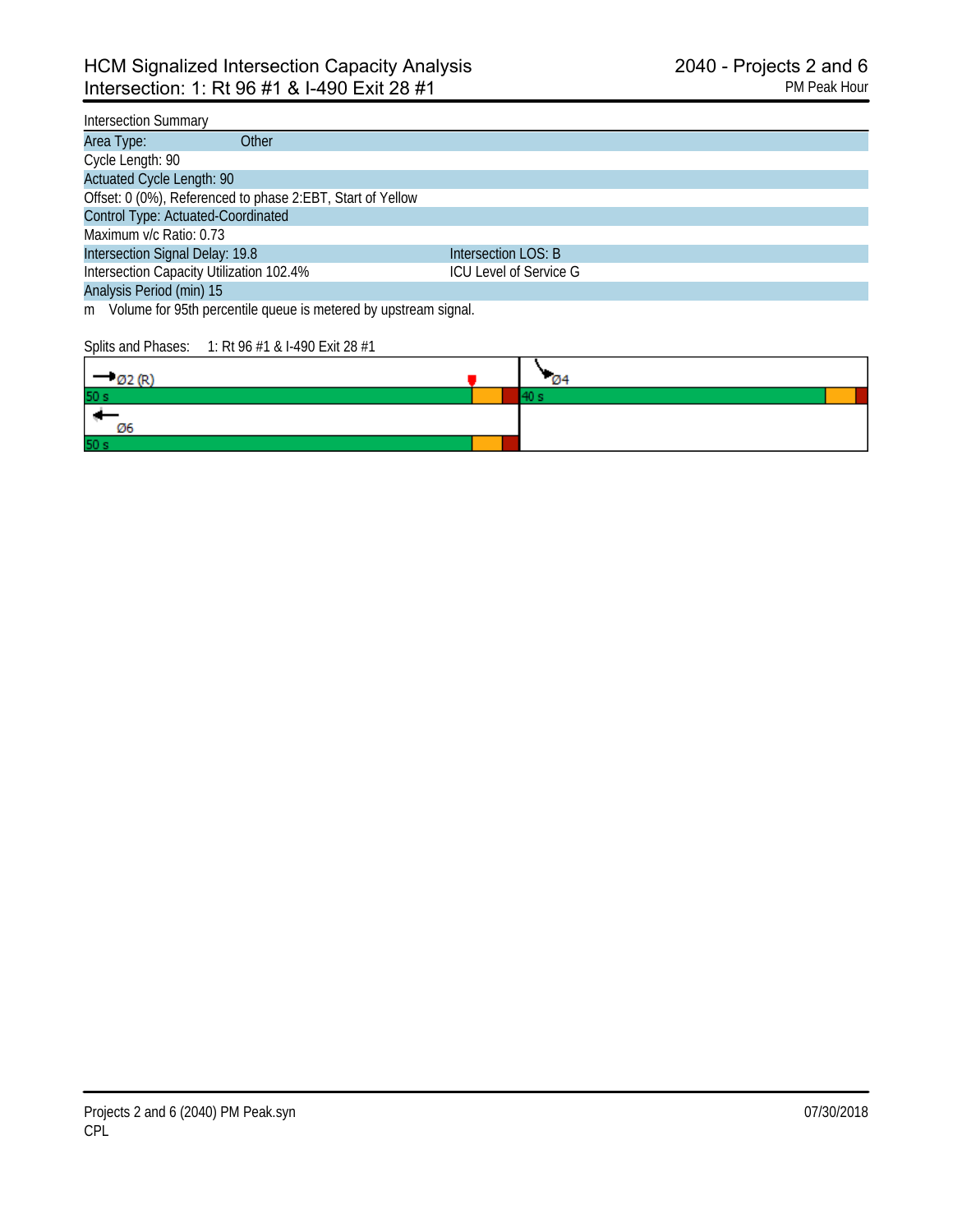# HCM Signalized Intersection Capacity Analysis
## Intersection: 1: Rt 96 #1 & I-490 Exit 28 #1

2040 - Projects 2 and 6
PM Peak Hour

| Intersection Summary | |
|---|---|
| Area Type: Other | |
| Cycle Length: 90 | |
| Actuated Cycle Length: 90 | |
| Offset: 0 (0%), Referenced to phase 2:EBT, Start of Yellow | |
| Control Type: Actuated-Coordinated | |
| Maximum v/c Ratio: 0.73 | |
| Intersection Signal Delay: 19.8 | Intersection LOS: B |
| Intersection Capacity Utilization 102.4% | ICU Level of Service G |
| Analysis Period (min) 15 | |

m Volume for 95th percentile queue is metered by upstream signal.

Splits and Phases: 1: Rt 96 #1 & I-490 Exit 28 #1

| Ø2 (R) | Ø4 |
|---|---|
| 50 s | 40 s |
| Ø6 | |
| 50 s | |

Projects 2 and 6 (2040) PM Peak.syn
CPL

07/30/2018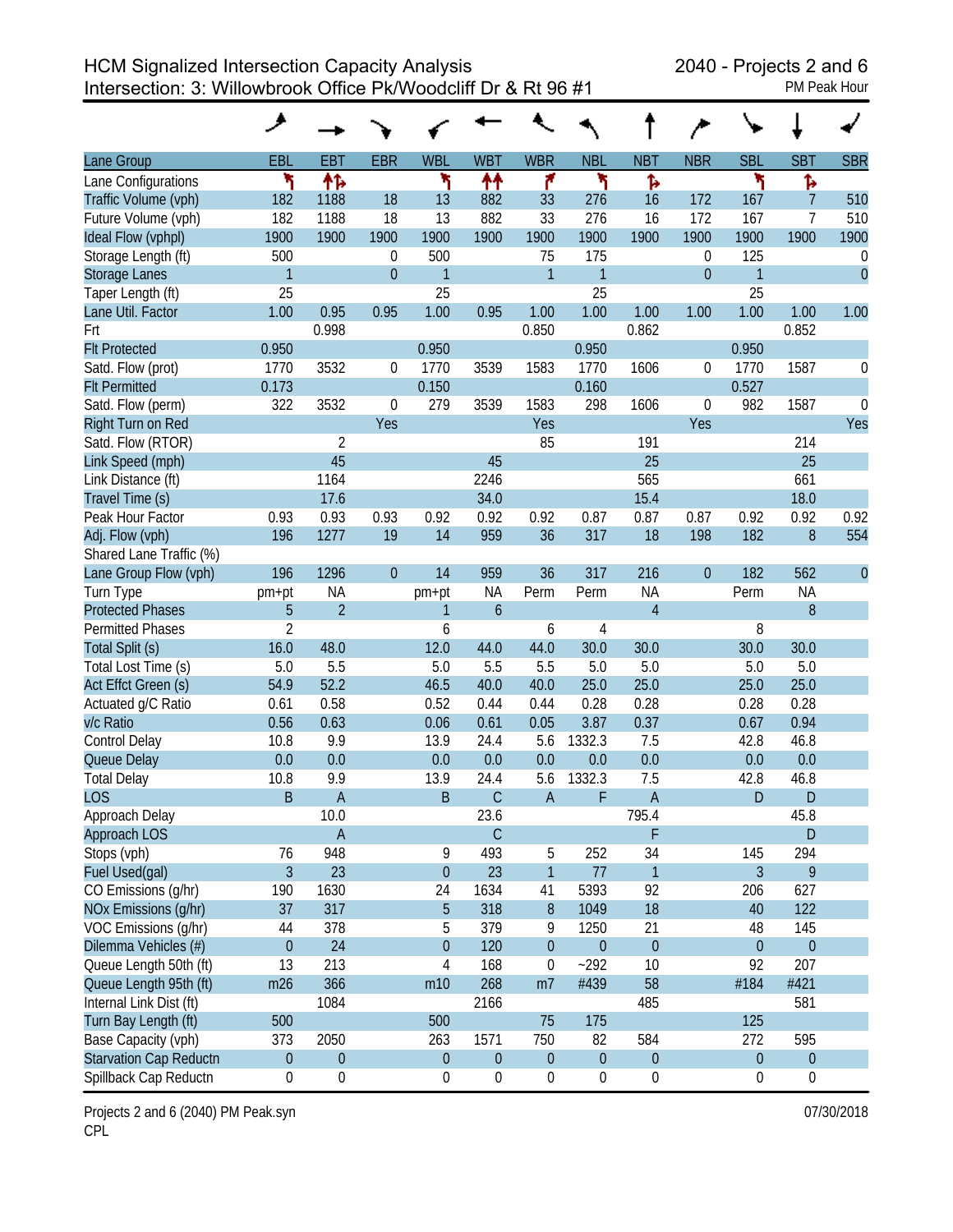# HCM Signalized Intersection Capacity Analysis

## Intersection: 3: Willowbrook Office Pk/Woodcliff Dr & Rt 96 #1

2040 - Projects 2 and 6
PM Peak Hour

| Lane Group | EBL | EBT | EBR | WBL | WBT | WBR | NBL | NBT | NBR | SBL | SBT | SBR |
|---|---|---|---|---|---|---|---|---|---|---|---|---|
| Lane Configurations | | | | | | | | | | | | |
| Traffic Volume (vph) | 182 | 1188 | 18 | 13 | 882 | 33 | 276 | 16 | 172 | 167 | 7 | 510 |
| Future Volume (vph) | 182 | 1188 | 18 | 13 | 882 | 33 | 276 | 16 | 172 | 167 | 7 | 510 |
| Ideal Flow (vphpl) | 1900 | 1900 | 1900 | 1900 | 1900 | 1900 | 1900 | 1900 | 1900 | 1900 | 1900 | 1900 |
| Storage Length (ft) | 500 | | 0 | 500 | | 75 | 175 | | 0 | 125 | | 0 |
| Storage Lanes | 1 | | 0 | 1 | | 1 | 1 | | 0 | 1 | | 0 |
| Taper Length (ft) | 25 | | | 25 | | | 25 | | | 25 | | |
| Lane Util. Factor | 1.00 | 0.95 | 0.95 | 1.00 | 0.95 | 1.00 | 1.00 | 1.00 | 1.00 | 1.00 | 1.00 | 1.00 |
| Frt | | 0.998 | | | | 0.850 | | 0.862 | | | 0.852 | |
| Flt Protected | 0.950 | | | 0.950 | | | 0.950 | | | 0.950 | | |
| Satd. Flow (prot) | 1770 | 3532 | 0 | 1770 | 3539 | 1583 | 1770 | 1606 | 0 | 1770 | 1587 | 0 |
| Flt Permitted | 0.173 | | | 0.150 | | | 0.160 | | | 0.527 | | |
| Satd. Flow (perm) | 322 | 3532 | 0 | 279 | 3539 | 1583 | 298 | 1606 | 0 | 982 | 1587 | 0 |
| Right Turn on Red | | | Yes | | | Yes | | | Yes | | | Yes |
| Satd. Flow (RTOR) | | 2 | | | | 85 | | 191 | | | 214 | |
| Link Speed (mph) | | 45 | | | 45 | | | 25 | | | 25 | |
| Link Distance (ft) | | 1164 | | | 2246 | | | 565 | | | 661 | |
| Travel Time (s) | | 17.6 | | | 34.0 | | | 15.4 | | | 18.0 | |
| Peak Hour Factor | 0.93 | 0.93 | 0.93 | 0.92 | 0.92 | 0.92 | 0.87 | 0.87 | 0.87 | 0.92 | 0.92 | 0.92 |
| Adj. Flow (vph) | 196 | 1277 | 19 | 14 | 959 | 36 | 317 | 18 | 198 | 182 | 8 | 554 |
| Shared Lane Traffic (%) | | | | | | | | | | | | |
| Lane Group Flow (vph) | 196 | 1296 | 0 | 14 | 959 | 36 | 317 | 216 | 0 | 182 | 562 | 0 |
| Turn Type | pm+pt | NA | | pm+pt | NA | Perm | Perm | NA | | Perm | NA | |
| Protected Phases | 5 | 2 | | 1 | 6 | | | 4 | | | 8 | |
| Permitted Phases | 2 | | | 6 | | 6 | 4 | | | 8 | | |
| Total Split (s) | 16.0 | 48.0 | | 12.0 | 44.0 | 44.0 | 30.0 | 30.0 | | 30.0 | 30.0 | |
| Total Lost Time (s) | 5.0 | 5.5 | | 5.0 | 5.5 | 5.5 | 5.0 | 5.0 | | 5.0 | 5.0 | |
| Act Effct Green (s) | 54.9 | 52.2 | | 46.5 | 40.0 | 40.0 | 25.0 | 25.0 | | 25.0 | 25.0 | |
| Actuated g/C Ratio | 0.61 | 0.58 | | 0.52 | 0.44 | 0.44 | 0.28 | 0.28 | | 0.28 | 0.28 | |
| v/c Ratio | 0.56 | 0.63 | | 0.06 | 0.61 | 0.05 | 3.87 | 0.37 | | 0.67 | 0.94 | |
| Control Delay | 10.8 | 9.9 | | 13.9 | 24.4 | 5.6 | 1332.3 | 7.5 | | 42.8 | 46.8 | |
| Queue Delay | 0.0 | 0.0 | | 0.0 | 0.0 | 0.0 | 0.0 | 0.0 | | 0.0 | 0.0 | |
| Total Delay | 10.8 | 9.9 | | 13.9 | 24.4 | 5.6 | 1332.3 | 7.5 | | 42.8 | 46.8 | |
| LOS | B | A | | B | C | A | F | A | | D | D | |
| Approach Delay | | 10.0 | | | 23.6 | | | 795.4 | | | 45.8 | |
| Approach LOS | | A | | | C | | | F | | | D | |
| Stops (vph) | 76 | 948 | | 9 | 493 | 5 | 252 | 34 | | 145 | 294 | |
| Fuel Used(gal) | 3 | 23 | | 0 | 23 | 1 | 77 | 1 | | 3 | 9 | |
| CO Emissions (g/hr) | 190 | 1630 | | 24 | 1634 | 41 | 5393 | 92 | | 206 | 627 | |
| NOx Emissions (g/hr) | 37 | 317 | | 5 | 318 | 8 | 1049 | 18 | | 40 | 122 | |
| VOC Emissions (g/hr) | 44 | 378 | | 5 | 379 | 9 | 1250 | 21 | | 48 | 145 | |
| Dilemma Vehicles (#) | 0 | 24 | | 0 | 120 | 0 | 0 | 0 | | 0 | 0 | |
| Queue Length 50th (ft) | 13 | 213 | | 4 | 168 | 0 | ~292 | 10 | | 92 | 207 | |
| Queue Length 95th (ft) | m26 | 366 | | m10 | 268 | m7 | #439 | 58 | | #184 | #421 | |
| Internal Link Dist (ft) | | 1084 | | | 2166 | | | 485 | | | 581 | |
| Turn Bay Length (ft) | 500 | | | 500 | | 75 | 175 | | | 125 | | |
| Base Capacity (vph) | 373 | 2050 | | 263 | 1571 | 750 | 82 | 584 | | 272 | 595 | |
| Starvation Cap Reductn | 0 | 0 | | 0 | 0 | 0 | 0 | 0 | | 0 | 0 | |
| Spillback Cap Reductn | 0 | 0 | | 0 | 0 | 0 | 0 | 0 | | 0 | 0 | |

Projects 2 and 6 (2040) PM Peak.syn
CPL

07/30/2018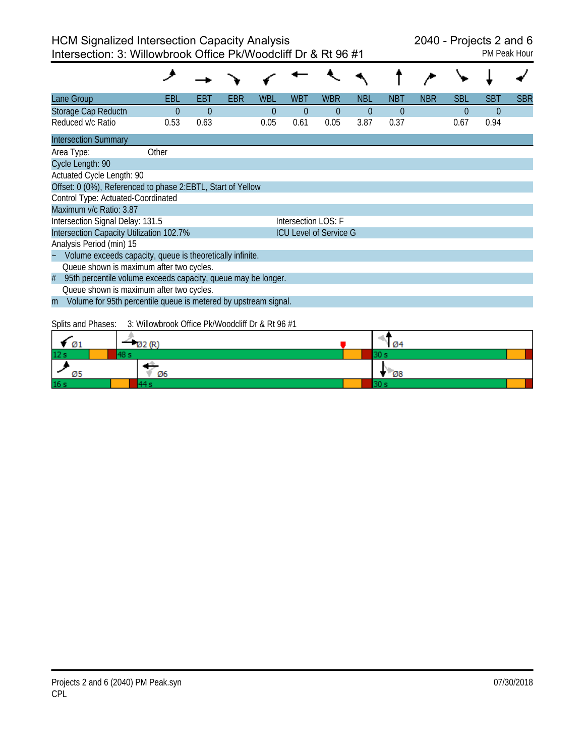# HCM Signalized Intersection Capacity Analysis
## Intersection: 3: Willowbrook Office Pk/Woodcliff Dr & Rt 96 #1

2040 - Projects 2 and 6
PM Peak Hour

| Lane Group | EBL | EBT | EBR | WBL | WBT | WBR | NBL | NBT | NBR | SBL | SBT | SBR |
|---|---|---|---|---|---|---|---|---|---|---|---|---|
| Storage Cap Reductn | 0 | 0 | | 0 | 0 | 0 | 0 | 0 | | 0 | 0 | |
| Reduced v/c Ratio | 0.53 | 0.63 | | 0.05 | 0.61 | 0.05 | 3.87 | 0.37 | | 0.67 | 0.94 | |

**Intersection Summary**

Area Type: Other

Cycle Length: 90

Actuated Cycle Length: 90

Offset: 0 (0%), Referenced to phase 2:EBTL, Start of Yellow

Control Type: Actuated-Coordinated

Maximum v/c Ratio: 3.87

Intersection Signal Delay: 131.5 — Intersection LOS: F

Intersection Capacity Utilization 102.7% — ICU Level of Service G

Analysis Period (min) 15

~ Volume exceeds capacity, queue is theoretically infinite.
Queue shown is maximum after two cycles.

# 95th percentile volume exceeds capacity, queue may be longer.
Queue shown is maximum after two cycles.

m Volume for 95th percentile queue is metered by upstream signal.

Splits and Phases: 3: Willowbrook Office Pk/Woodcliff Dr & Rt 96 #1

| Ø1 | Ø2 (R) | Ø4 |
|---|---|---|
| 12 s | 48 s | 30 s |

| Ø5 | Ø6 | Ø8 |
|---|---|---|
| 16 s | 44 s | 30 s |

Projects 2 and 6 (2040) PM Peak.syn
CPL

07/30/2018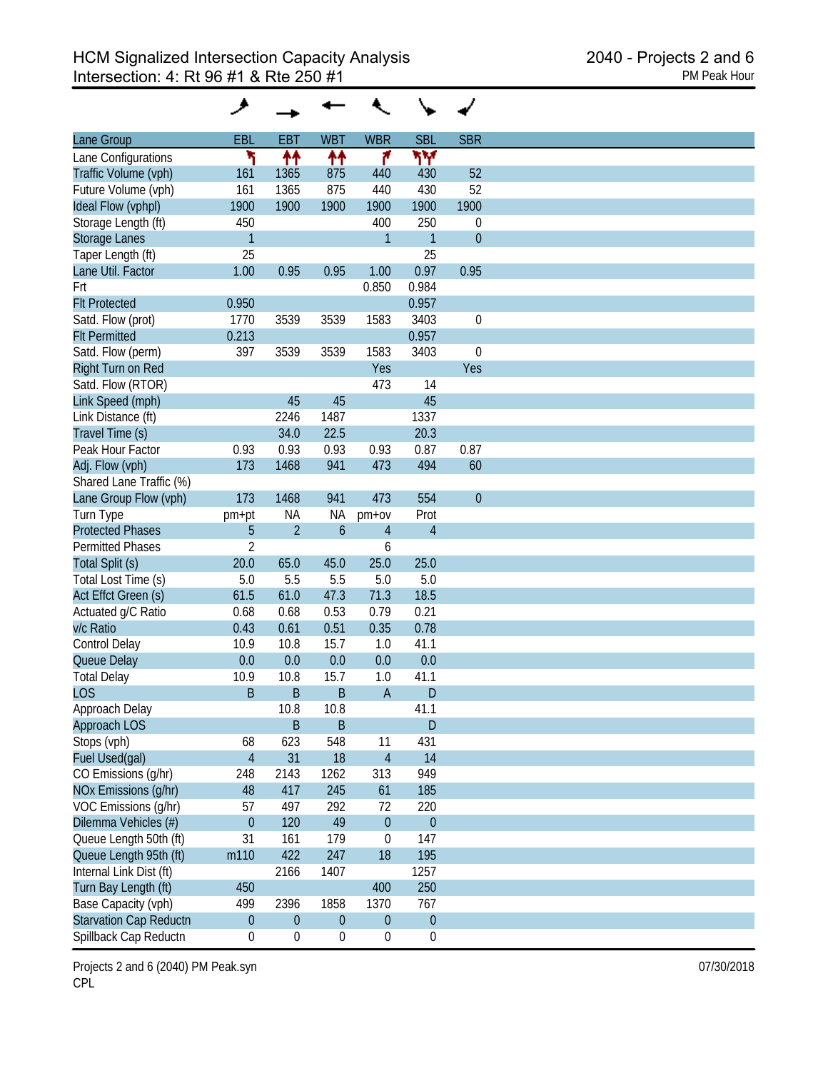# HCM Signalized Intersection Capacity Analysis
## Intersection: 4: Rt 96 #1 & Rte 250 #1

2040 - Projects 2 and 6
PM Peak Hour

| Lane Group | EBL | EBT | WBT | WBR | SBL | SBR |
|---|---|---|---|---|---|---|
| Lane Configurations | | | | | | |
| Traffic Volume (vph) | 161 | 1365 | 875 | 440 | 430 | 52 |
| Future Volume (vph) | 161 | 1365 | 875 | 440 | 430 | 52 |
| Ideal Flow (vphpl) | 1900 | 1900 | 1900 | 1900 | 1900 | 1900 |
| Storage Length (ft) | 450 | | | 400 | 250 | 0 |
| Storage Lanes | 1 | | | 1 | 1 | 0 |
| Taper Length (ft) | 25 | | | | 25 | |
| Lane Util. Factor | 1.00 | 0.95 | 0.95 | 1.00 | 0.97 | 0.95 |
| Frt | | | | 0.850 | 0.984 | |
| Flt Protected | 0.950 | | | | 0.957 | |
| Satd. Flow (prot) | 1770 | 3539 | 3539 | 1583 | 3403 | 0 |
| Flt Permitted | 0.213 | | | | 0.957 | |
| Satd. Flow (perm) | 397 | 3539 | 3539 | 1583 | 3403 | 0 |
| Right Turn on Red | | | | Yes | | Yes |
| Satd. Flow (RTOR) | | | | 473 | 14 | |
| Link Speed (mph) | | 45 | 45 | | 45 | |
| Link Distance (ft) | | 2246 | 1487 | | 1337 | |
| Travel Time (s) | | 34.0 | 22.5 | | 20.3 | |
| Peak Hour Factor | 0.93 | 0.93 | 0.93 | 0.93 | 0.87 | 0.87 |
| Adj. Flow (vph) | 173 | 1468 | 941 | 473 | 494 | 60 |
| Shared Lane Traffic (%) | | | | | | |
| Lane Group Flow (vph) | 173 | 1468 | 941 | 473 | 554 | 0 |
| Turn Type | pm+pt | NA | NA | pm+ov | Prot | |
| Protected Phases | 5 | 2 | 6 | 4 | 4 | |
| Permitted Phases | 2 | | | 6 | | |
| Total Split (s) | 20.0 | 65.0 | 45.0 | 25.0 | 25.0 | |
| Total Lost Time (s) | 5.0 | 5.5 | 5.5 | 5.0 | 5.0 | |
| Act Effct Green (s) | 61.5 | 61.0 | 47.3 | 71.3 | 18.5 | |
| Actuated g/C Ratio | 0.68 | 0.68 | 0.53 | 0.79 | 0.21 | |
| v/c Ratio | 0.43 | 0.61 | 0.51 | 0.35 | 0.78 | |
| Control Delay | 10.9 | 10.8 | 15.7 | 1.0 | 41.1 | |
| Queue Delay | 0.0 | 0.0 | 0.0 | 0.0 | 0.0 | |
| Total Delay | 10.9 | 10.8 | 15.7 | 1.0 | 41.1 | |
| LOS | B | B | B | A | D | |
| Approach Delay | | 10.8 | 10.8 | | 41.1 | |
| Approach LOS | | B | B | | D | |
| Stops (vph) | 68 | 623 | 548 | 11 | 431 | |
| Fuel Used(gal) | 4 | 31 | 18 | 4 | 14 | |
| CO Emissions (g/hr) | 248 | 2143 | 1262 | 313 | 949 | |
| NOx Emissions (g/hr) | 48 | 417 | 245 | 61 | 185 | |
| VOC Emissions (g/hr) | 57 | 497 | 292 | 72 | 220 | |
| Dilemma Vehicles (#) | 0 | 120 | 49 | 0 | 0 | |
| Queue Length 50th (ft) | 31 | 161 | 179 | 0 | 147 | |
| Queue Length 95th (ft) | m110 | 422 | 247 | 18 | 195 | |
| Internal Link Dist (ft) | | 2166 | 1407 | | 1257 | |
| Turn Bay Length (ft) | 450 | | | 400 | 250 | |
| Base Capacity (vph) | 499 | 2396 | 1858 | 1370 | 767 | |
| Starvation Cap Reductn | 0 | 0 | 0 | 0 | 0 | |
| Spillback Cap Reductn | 0 | 0 | 0 | 0 | 0 | |

Projects 2 and 6 (2040) PM Peak.syn
CPL

07/30/2018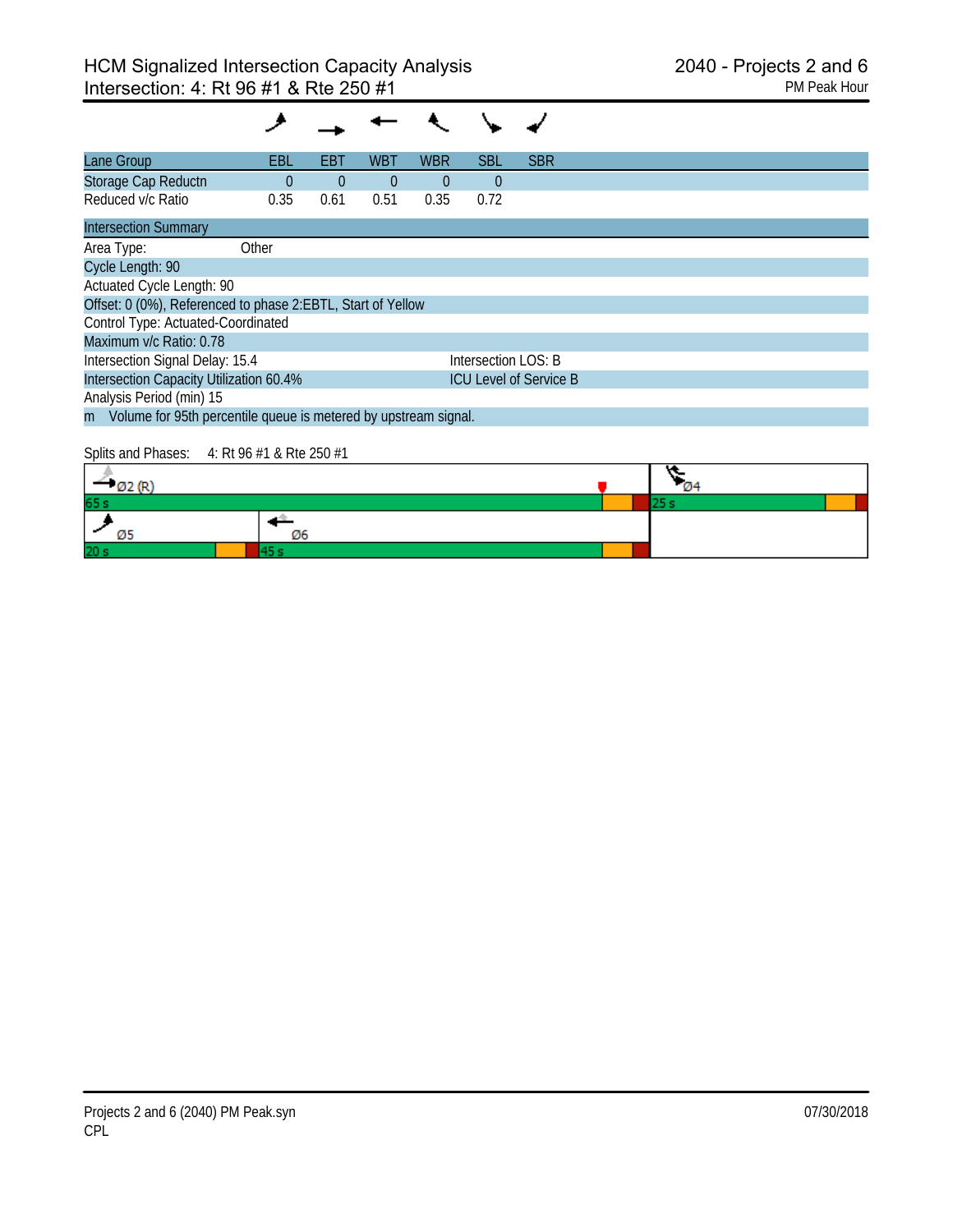# HCM Signalized Intersection Capacity Analysis
## Intersection: 4: Rt 96 #1 & Rte 250 #1

2040 - Projects 2 and 6
PM Peak Hour

| Lane Group | EBL | EBT | WBT | WBR | SBL | SBR |
|---|---|---|---|---|---|---|
| Storage Cap Reductn | 0 | 0 | 0 | 0 | 0 | |
| Reduced v/c Ratio | 0.35 | 0.61 | 0.51 | 0.35 | 0.72 | |

**Intersection Summary**

Area Type: Other

Cycle Length: 90

Actuated Cycle Length: 90

Offset: 0 (0%), Referenced to phase 2:EBTL, Start of Yellow

Control Type: Actuated-Coordinated

Maximum v/c Ratio: 0.78

Intersection Signal Delay: 15.4 — Intersection LOS: B

Intersection Capacity Utilization 60.4% — ICU Level of Service B

Analysis Period (min) 15

m Volume for 95th percentile queue is metered by upstream signal.

Splits and Phases: 4: Rt 96 #1 & Rte 250 #1

| Phase | Split |
|---|---|
| Ø2 (R) | 65 s |
| Ø4 | 25 s |
| Ø5 | 20 s |
| Ø6 | 45 s |

Projects 2 and 6 (2040) PM Peak.syn
CPL

07/30/2018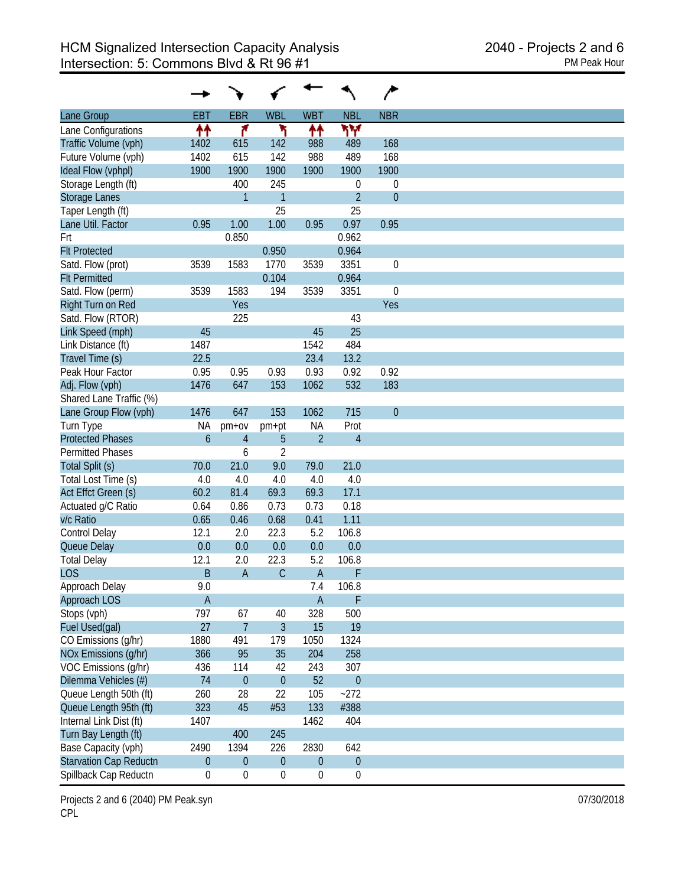# HCM Signalized Intersection Capacity Analysis
## Intersection: 5: Commons Blvd & Rt 96 #1

2040 - Projects 2 and 6
PM Peak Hour

| Lane Group | EBT | EBR | WBL | WBT | NBL | NBR |
|---|---|---|---|---|---|---|
| Lane Configurations | ↑↑ | ↱ | ↰ | ↑↑ | ↰↰ | |
| Traffic Volume (vph) | 1402 | 615 | 142 | 988 | 489 | 168 |
| Future Volume (vph) | 1402 | 615 | 142 | 988 | 489 | 168 |
| Ideal Flow (vphpl) | 1900 | 1900 | 1900 | 1900 | 1900 | 1900 |
| Storage Length (ft) | | 400 | 245 | | 0 | 0 |
| Storage Lanes | | 1 | 1 | | 2 | 0 |
| Taper Length (ft) | | | 25 | | 25 | |
| Lane Util. Factor | 0.95 | 1.00 | 1.00 | 0.95 | 0.97 | 0.95 |
| Frt | | 0.850 | | | 0.962 | |
| Flt Protected | | | 0.950 | | 0.964 | |
| Satd. Flow (prot) | 3539 | 1583 | 1770 | 3539 | 3351 | 0 |
| Flt Permitted | | | 0.104 | | 0.964 | |
| Satd. Flow (perm) | 3539 | 1583 | 194 | 3539 | 3351 | 0 |
| Right Turn on Red | | Yes | | | | Yes |
| Satd. Flow (RTOR) | | 225 | | | 43 | |
| Link Speed (mph) | 45 | | | 45 | 25 | |
| Link Distance (ft) | 1487 | | | 1542 | 484 | |
| Travel Time (s) | 22.5 | | | 23.4 | 13.2 | |
| Peak Hour Factor | 0.95 | 0.95 | 0.93 | 0.93 | 0.92 | 0.92 |
| Adj. Flow (vph) | 1476 | 647 | 153 | 1062 | 532 | 183 |
| Shared Lane Traffic (%) | | | | | | |
| Lane Group Flow (vph) | 1476 | 647 | 153 | 1062 | 715 | 0 |
| Turn Type | NA | pm+ov | pm+pt | NA | Prot | |
| Protected Phases | 6 | 4 | 5 | 2 | 4 | |
| Permitted Phases | | 6 | 2 | | | |
| Total Split (s) | 70.0 | 21.0 | 9.0 | 79.0 | 21.0 | |
| Total Lost Time (s) | 4.0 | 4.0 | 4.0 | 4.0 | 4.0 | |
| Act Effct Green (s) | 60.2 | 81.4 | 69.3 | 69.3 | 17.1 | |
| Actuated g/C Ratio | 0.64 | 0.86 | 0.73 | 0.73 | 0.18 | |
| v/c Ratio | 0.65 | 0.46 | 0.68 | 0.41 | 1.11 | |
| Control Delay | 12.1 | 2.0 | 22.3 | 5.2 | 106.8 | |
| Queue Delay | 0.0 | 0.0 | 0.0 | 0.0 | 0.0 | |
| Total Delay | 12.1 | 2.0 | 22.3 | 5.2 | 106.8 | |
| LOS | B | A | C | A | F | |
| Approach Delay | 9.0 | | | 7.4 | 106.8 | |
| Approach LOS | A | | | A | F | |
| Stops (vph) | 797 | 67 | 40 | 328 | 500 | |
| Fuel Used(gal) | 27 | 7 | 3 | 15 | 19 | |
| CO Emissions (g/hr) | 1880 | 491 | 179 | 1050 | 1324 | |
| NOx Emissions (g/hr) | 366 | 95 | 35 | 204 | 258 | |
| VOC Emissions (g/hr) | 436 | 114 | 42 | 243 | 307 | |
| Dilemma Vehicles (#) | 74 | 0 | 0 | 52 | 0 | |
| Queue Length 50th (ft) | 260 | 28 | 22 | 105 | ~272 | |
| Queue Length 95th (ft) | 323 | 45 | #53 | 133 | #388 | |
| Internal Link Dist (ft) | 1407 | | | 1462 | 404 | |
| Turn Bay Length (ft) | | 400 | 245 | | | |
| Base Capacity (vph) | 2490 | 1394 | 226 | 2830 | 642 | |
| Starvation Cap Reductn | 0 | 0 | 0 | 0 | 0 | |
| Spillback Cap Reductn | 0 | 0 | 0 | 0 | 0 | |

Projects 2 and 6 (2040) PM Peak.syn
CPL

07/30/2018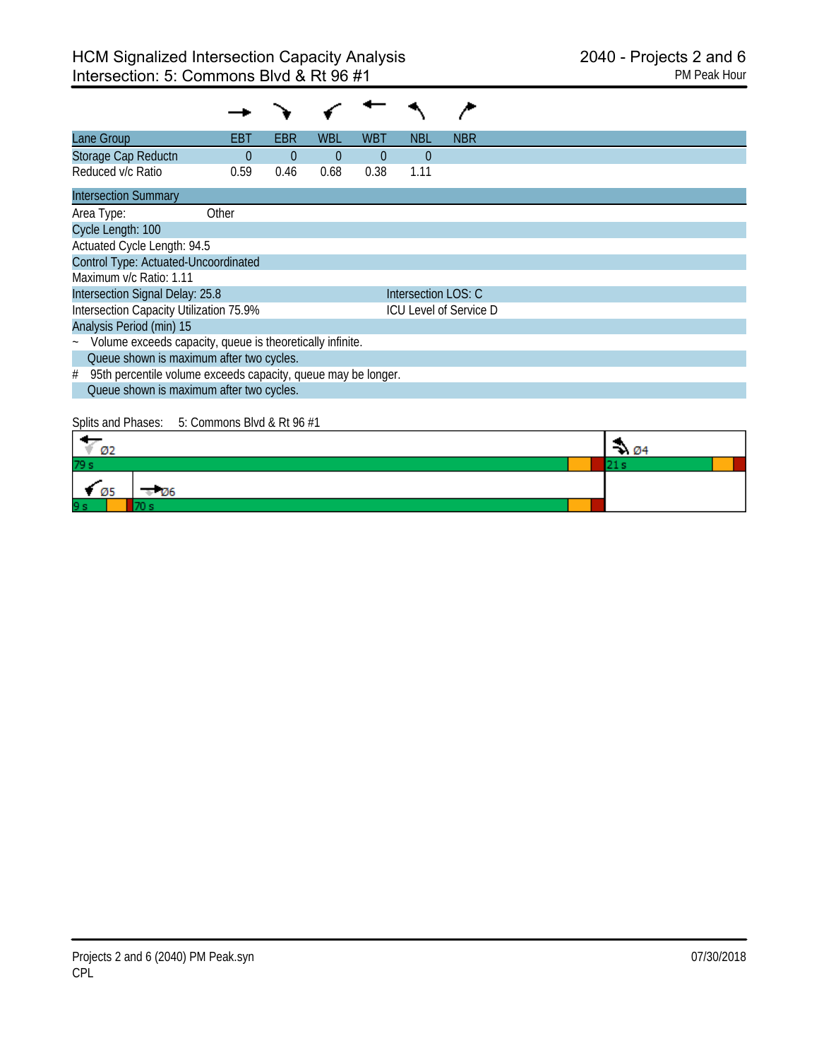# HCM Signalized Intersection Capacity Analysis
## Intersection: 5: Commons Blvd & Rt 96 #1

2040 - Projects 2 and 6
PM Peak Hour

| Lane Group | EBT | EBR | WBL | WBT | NBL | NBR |
|---|---|---|---|---|---|---|
| Storage Cap Reductn | 0 | 0 | 0 | 0 | 0 | |
| Reduced v/c Ratio | 0.59 | 0.46 | 0.68 | 0.38 | 1.11 | |

**Intersection Summary**

Area Type: Other
Cycle Length: 100
Actuated Cycle Length: 94.5
Control Type: Actuated-Uncoordinated
Maximum v/c Ratio: 1.11
Intersection Signal Delay: 25.8 — Intersection LOS: C
Intersection Capacity Utilization 75.9% — ICU Level of Service D
Analysis Period (min) 15
~ Volume exceeds capacity, queue is theoretically infinite.
Queue shown is maximum after two cycles.
# 95th percentile volume exceeds capacity, queue may be longer.
Queue shown is maximum after two cycles.

Splits and Phases: 5: Commons Blvd & Rt 96 #1

| Phase | Split |
|---|---|
| Ø2 | 79 s |
| Ø4 | 21 s |
| Ø5 | 9 s |
| Ø6 | 70 s |

Projects 2 and 6 (2040) PM Peak.syn
CPL
07/30/2018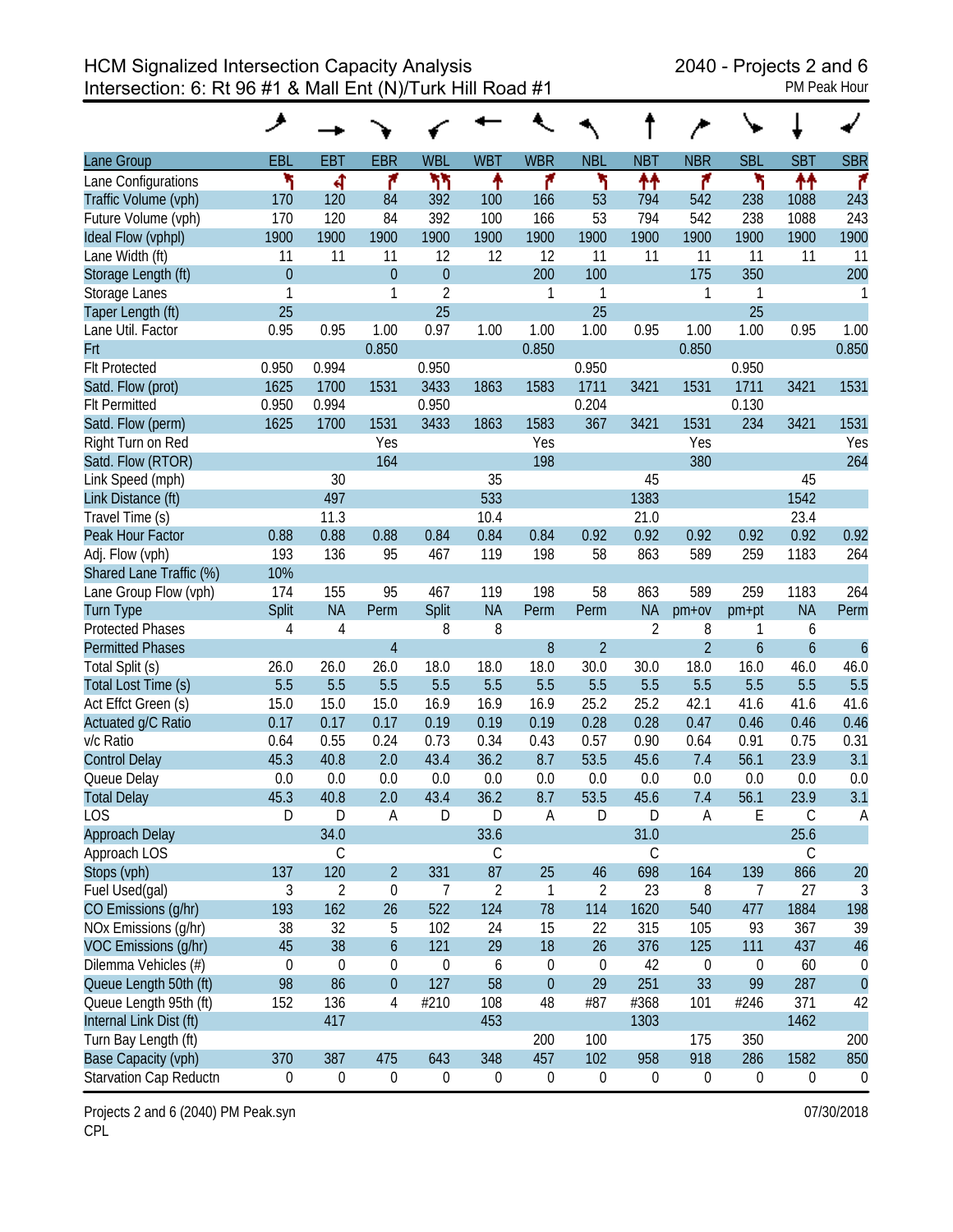# HCM Signalized Intersection Capacity Analysis

**Intersection: 6: Rt 96 #1 & Mall Ent (N)/Turk Hill Road #1**

**2040 - Projects 2 and 6**
**PM Peak Hour**

| Lane Group | EBL | EBT | EBR | WBL | WBT | WBR | NBL | NBT | NBR | SBL | SBT | SBR |
|---|---|---|---|---|---|---|---|---|---|---|---|---|
| Traffic Volume (vph) | 170 | 120 | 84 | 392 | 100 | 166 | 53 | 794 | 542 | 238 | 1088 | 243 |
| Future Volume (vph) | 170 | 120 | 84 | 392 | 100 | 166 | 53 | 794 | 542 | 238 | 1088 | 243 |
| Ideal Flow (vphpl) | 1900 | 1900 | 1900 | 1900 | 1900 | 1900 | 1900 | 1900 | 1900 | 1900 | 1900 | 1900 |
| Lane Width (ft) | 11 | 11 | 11 | 12 | 12 | 12 | 11 | 11 | 11 | 11 | 11 | 11 |
| Storage Length (ft) | 0 | | 0 | 0 | | 200 | 100 | | 175 | 350 | | 200 |
| Storage Lanes | 1 | | 1 | 2 | | 1 | 1 | | 1 | 1 | | 1 |
| Taper Length (ft) | 25 | | | 25 | | | 25 | | | 25 | | |
| Lane Util. Factor | 0.95 | 0.95 | 1.00 | 0.97 | 1.00 | 1.00 | 1.00 | 0.95 | 1.00 | 1.00 | 0.95 | 1.00 |
| Frt | | | 0.850 | | | 0.850 | | | 0.850 | | | 0.850 |
| Flt Protected | 0.950 | 0.994 | | 0.950 | | | 0.950 | | | 0.950 | | |
| Satd. Flow (prot) | 1625 | 1700 | 1531 | 3433 | 1863 | 1583 | 1711 | 3421 | 1531 | 1711 | 3421 | 1531 |
| Flt Permitted | 0.950 | 0.994 | | 0.950 | | | 0.204 | | | 0.130 | | |
| Satd. Flow (perm) | 1625 | 1700 | 1531 | 3433 | 1863 | 1583 | 367 | 3421 | 1531 | 234 | 3421 | 1531 |
| Right Turn on Red | | | Yes | | | Yes | | | Yes | | | Yes |
| Satd. Flow (RTOR) | | | 164 | | | 198 | | | 380 | | | 264 |
| Link Speed (mph) | | 30 | | | 35 | | | 45 | | | 45 | |
| Link Distance (ft) | | 497 | | | 533 | | | 1383 | | | 1542 | |
| Travel Time (s) | | 11.3 | | | 10.4 | | | 21.0 | | | 23.4 | |
| Peak Hour Factor | 0.88 | 0.88 | 0.88 | 0.84 | 0.84 | 0.84 | 0.92 | 0.92 | 0.92 | 0.92 | 0.92 | 0.92 |
| Adj. Flow (vph) | 193 | 136 | 95 | 467 | 119 | 198 | 58 | 863 | 589 | 259 | 1183 | 264 |
| Shared Lane Traffic (%) | 10% | | | | | | | | | | | |
| Lane Group Flow (vph) | 174 | 155 | 95 | 467 | 119 | 198 | 58 | 863 | 589 | 259 | 1183 | 264 |
| Turn Type | Split | NA | Perm | Split | NA | Perm | Perm | NA | pm+ov | pm+pt | NA | Perm |
| Protected Phases | 4 | 4 | | 8 | 8 | | | 2 | 8 | 1 | 6 | |
| Permitted Phases | | | 4 | | | 8 | 2 | | 2 | 6 | | 6 |
| Total Split (s) | 26.0 | 26.0 | 26.0 | 18.0 | 18.0 | 18.0 | 30.0 | 30.0 | 18.0 | 16.0 | 46.0 | 46.0 |
| Total Lost Time (s) | 5.5 | 5.5 | 5.5 | 5.5 | 5.5 | 5.5 | 5.5 | 5.5 | 5.5 | 5.5 | 5.5 | 5.5 |
| Act Effct Green (s) | 15.0 | 15.0 | 15.0 | 16.9 | 16.9 | 16.9 | 25.2 | 25.2 | 42.1 | 41.6 | 41.6 | 41.6 |
| Actuated g/C Ratio | 0.17 | 0.17 | 0.17 | 0.19 | 0.19 | 0.19 | 0.28 | 0.28 | 0.47 | 0.46 | 0.46 | 0.46 |
| v/c Ratio | 0.64 | 0.55 | 0.24 | 0.73 | 0.34 | 0.43 | 0.57 | 0.90 | 0.64 | 0.91 | 0.75 | 0.31 |
| Control Delay | 45.3 | 40.8 | 2.0 | 43.4 | 36.2 | 8.7 | 53.5 | 45.6 | 7.4 | 56.1 | 23.9 | 3.1 |
| Queue Delay | 0.0 | 0.0 | 0.0 | 0.0 | 0.0 | 0.0 | 0.0 | 0.0 | 0.0 | 0.0 | 0.0 | 0.0 |
| Total Delay | 45.3 | 40.8 | 2.0 | 43.4 | 36.2 | 8.7 | 53.5 | 45.6 | 7.4 | 56.1 | 23.9 | 3.1 |
| LOS | D | D | A | D | D | A | D | D | A | E | C | A |
| Approach Delay | | 34.0 | | | 33.6 | | | 31.0 | | | 25.6 | |
| Approach LOS | | C | | | C | | | C | | | C | |
| Stops (vph) | 137 | 120 | 2 | 331 | 87 | 25 | 46 | 698 | 164 | 139 | 866 | 20 |
| Fuel Used(gal) | 3 | 2 | 0 | 7 | 2 | 1 | 2 | 23 | 8 | 7 | 27 | 3 |
| CO Emissions (g/hr) | 193 | 162 | 26 | 522 | 124 | 78 | 114 | 1620 | 540 | 477 | 1884 | 198 |
| NOx Emissions (g/hr) | 38 | 32 | 5 | 102 | 24 | 15 | 22 | 315 | 105 | 93 | 367 | 39 |
| VOC Emissions (g/hr) | 45 | 38 | 6 | 121 | 29 | 18 | 26 | 376 | 125 | 111 | 437 | 46 |
| Dilemma Vehicles (#) | 0 | 0 | 0 | 0 | 6 | 0 | 0 | 42 | 0 | 0 | 60 | 0 |
| Queue Length 50th (ft) | 98 | 86 | 0 | 127 | 58 | 0 | 29 | 251 | 33 | 99 | 287 | 0 |
| Queue Length 95th (ft) | 152 | 136 | 4 | #210 | 108 | 48 | #87 | #368 | 101 | #246 | 371 | 42 |
| Internal Link Dist (ft) | | 417 | | | 453 | | | 1303 | | | 1462 | |
| Turn Bay Length (ft) | | | | | | 200 | 100 | | 175 | 350 | | 200 |
| Base Capacity (vph) | 370 | 387 | 475 | 643 | 348 | 457 | 102 | 958 | 918 | 286 | 1582 | 850 |
| Starvation Cap Reductn | 0 | 0 | 0 | 0 | 0 | 0 | 0 | 0 | 0 | 0 | 0 | 0 |

Projects 2 and 6 (2040) PM Peak.syn
CPL

07/30/2018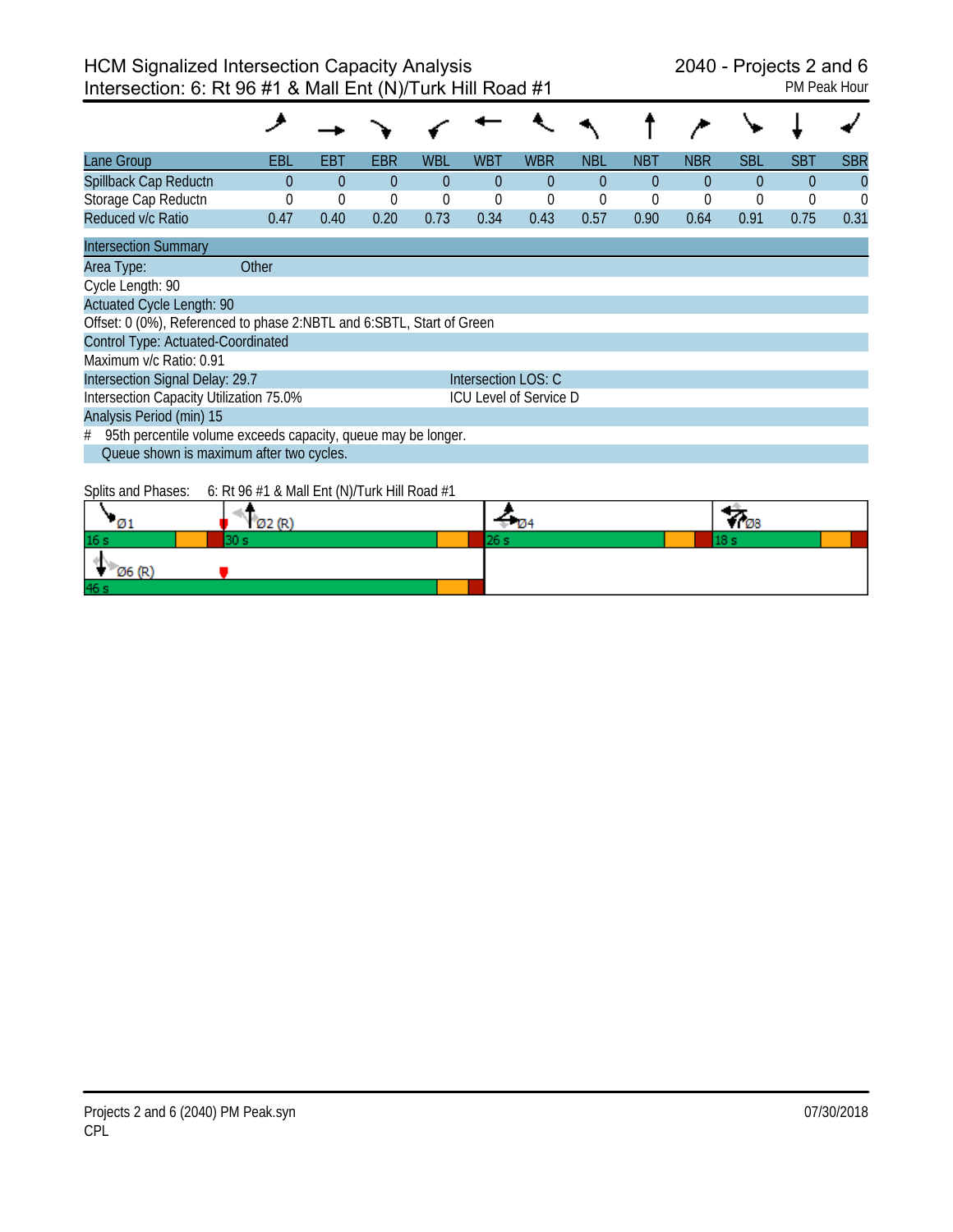# HCM Signalized Intersection Capacity Analysis
## Intersection: 6: Rt 96 #1 & Mall Ent (N)/Turk Hill Road #1

2040 - Projects 2 and 6
PM Peak Hour

| Lane Group | EBL | EBT | EBR | WBL | WBT | WBR | NBL | NBT | NBR | SBL | SBT | SBR |
|---|---|---|---|---|---|---|---|---|---|---|---|---|
| Spillback Cap Reductn | 0 | 0 | 0 | 0 | 0 | 0 | 0 | 0 | 0 | 0 | 0 | 0 |
| Storage Cap Reductn | 0 | 0 | 0 | 0 | 0 | 0 | 0 | 0 | 0 | 0 | 0 | 0 |
| Reduced v/c Ratio | 0.47 | 0.40 | 0.20 | 0.73 | 0.34 | 0.43 | 0.57 | 0.90 | 0.64 | 0.91 | 0.75 | 0.31 |

**Intersection Summary**

Area Type: Other

Cycle Length: 90

Actuated Cycle Length: 90

Offset: 0 (0%), Referenced to phase 2:NBTL and 6:SBTL, Start of Green

Control Type: Actuated-Coordinated

Maximum v/c Ratio: 0.91

Intersection Signal Delay: 29.7 — Intersection LOS: C

Intersection Capacity Utilization 75.0% — ICU Level of Service D

Analysis Period (min) 15

# 95th percentile volume exceeds capacity, queue may be longer.
Queue shown is maximum after two cycles.

Splits and Phases: 6: Rt 96 #1 & Mall Ent (N)/Turk Hill Road #1

| Ø1 | Ø2 (R) | Ø4 | Ø8 |
|---|---|---|---|
| 16 s | 30 s | 26 s | 18 s |

| Ø6 (R) |
|---|
| 46 s |

Projects 2 and 6 (2040) PM Peak.syn
CPL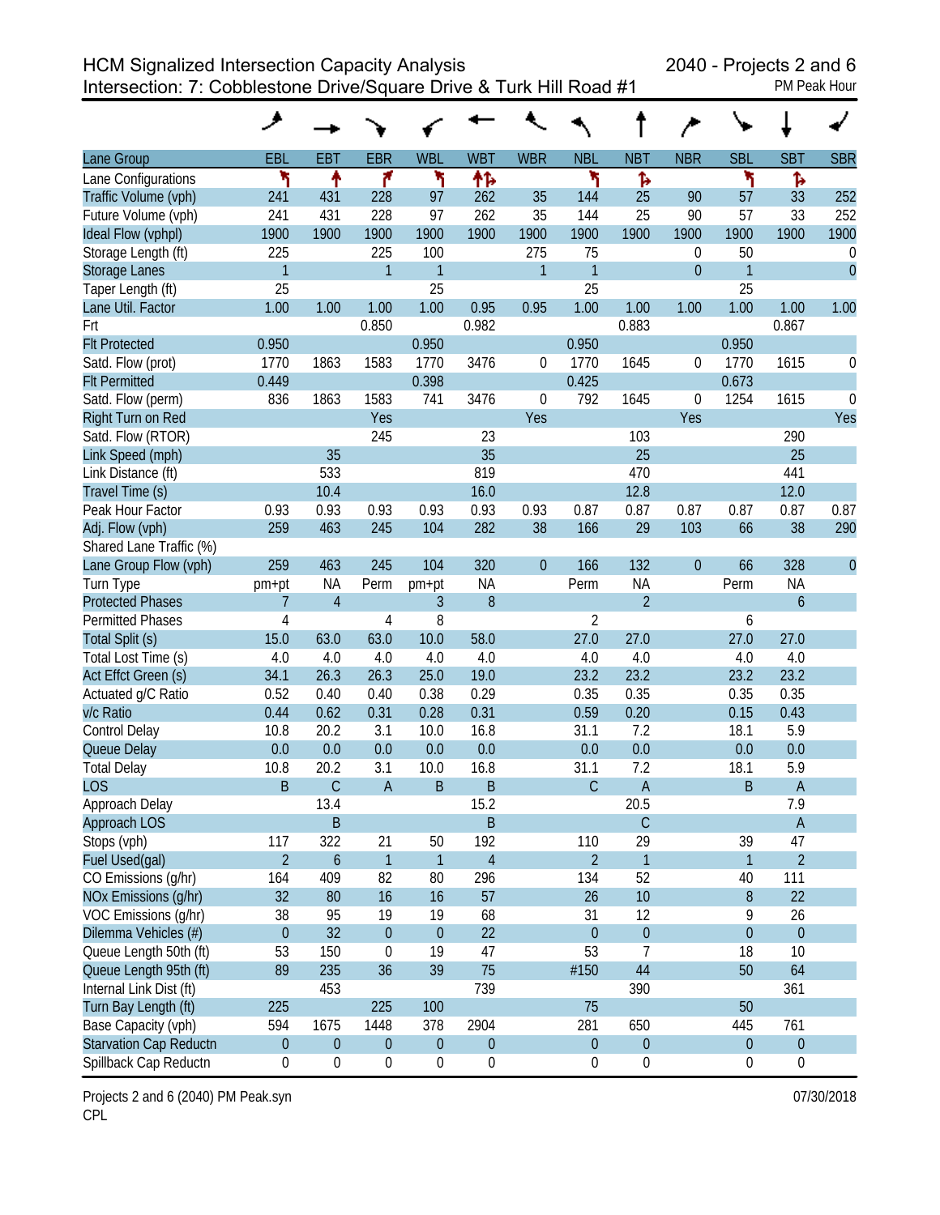# HCM Signalized Intersection Capacity Analysis

## Intersection: 7: Cobblestone Drive/Square Drive & Turk Hill Road #1

2040 - Projects 2 and 6

PM Peak Hour

| Lane Group | EBL | EBT | EBR | WBL | WBT | WBR | NBL | NBT | NBR | SBL | SBT | SBR |
|---|---|---|---|---|---|---|---|---|---|---|---|---|
| Lane Configurations | ↰ | ↑ | ↱ | ↰ | ↑↱ | | ↰ | ↱ | | ↰ | ↱ | |
| Traffic Volume (vph) | 241 | 431 | 228 | 97 | 262 | 35 | 144 | 25 | 90 | 57 | 33 | 252 |
| Future Volume (vph) | 241 | 431 | 228 | 97 | 262 | 35 | 144 | 25 | 90 | 57 | 33 | 252 |
| Ideal Flow (vphpl) | 1900 | 1900 | 1900 | 1900 | 1900 | 1900 | 1900 | 1900 | 1900 | 1900 | 1900 | 1900 |
| Storage Length (ft) | 225 | | 225 | 100 | | 275 | 75 | | 0 | 50 | | 0 |
| Storage Lanes | 1 | | 1 | 1 | | 1 | 1 | | 0 | 1 | | 0 |
| Taper Length (ft) | 25 | | | 25 | | | 25 | | | 25 | | |
| Lane Util. Factor | 1.00 | 1.00 | 1.00 | 1.00 | 0.95 | 0.95 | 1.00 | 1.00 | 1.00 | 1.00 | 1.00 | 1.00 |
| Frt | | | 0.850 | | 0.982 | | | 0.883 | | | 0.867 | |
| Flt Protected | 0.950 | | | 0.950 | | | 0.950 | | | 0.950 | | |
| Satd. Flow (prot) | 1770 | 1863 | 1583 | 1770 | 3476 | 0 | 1770 | 1645 | 0 | 1770 | 1615 | 0 |
| Flt Permitted | 0.449 | | | 0.398 | | | 0.425 | | | 0.673 | | |
| Satd. Flow (perm) | 836 | 1863 | 1583 | 741 | 3476 | 0 | 792 | 1645 | 0 | 1254 | 1615 | 0 |
| Right Turn on Red | | | Yes | | | Yes | | | Yes | | | Yes |
| Satd. Flow (RTOR) | | | 245 | | 23 | | | 103 | | | 290 | |
| Link Speed (mph) | | 35 | | | 35 | | | 25 | | | 25 | |
| Link Distance (ft) | | 533 | | | 819 | | | 470 | | | 441 | |
| Travel Time (s) | | 10.4 | | | 16.0 | | | 12.8 | | | 12.0 | |
| Peak Hour Factor | 0.93 | 0.93 | 0.93 | 0.93 | 0.93 | 0.93 | 0.87 | 0.87 | 0.87 | 0.87 | 0.87 | 0.87 |
| Adj. Flow (vph) | 259 | 463 | 245 | 104 | 282 | 38 | 166 | 29 | 103 | 66 | 38 | 290 |
| Shared Lane Traffic (%) | | | | | | | | | | | | |
| Lane Group Flow (vph) | 259 | 463 | 245 | 104 | 320 | 0 | 166 | 132 | 0 | 66 | 328 | 0 |
| Turn Type | pm+pt | NA | Perm | pm+pt | NA | | Perm | NA | | Perm | NA | |
| Protected Phases | 7 | 4 | | 3 | 8 | | | 2 | | | 6 | |
| Permitted Phases | 4 | | 4 | 8 | | | 2 | | | 6 | | |
| Total Split (s) | 15.0 | 63.0 | 63.0 | 10.0 | 58.0 | | 27.0 | 27.0 | | 27.0 | 27.0 | |
| Total Lost Time (s) | 4.0 | 4.0 | 4.0 | 4.0 | 4.0 | | 4.0 | 4.0 | | 4.0 | 4.0 | |
| Act Effct Green (s) | 34.1 | 26.3 | 26.3 | 25.0 | 19.0 | | 23.2 | 23.2 | | 23.2 | 23.2 | |
| Actuated g/C Ratio | 0.52 | 0.40 | 0.40 | 0.38 | 0.29 | | 0.35 | 0.35 | | 0.35 | 0.35 | |
| v/c Ratio | 0.44 | 0.62 | 0.31 | 0.28 | 0.31 | | 0.59 | 0.20 | | 0.15 | 0.43 | |
| Control Delay | 10.8 | 20.2 | 3.1 | 10.0 | 16.8 | | 31.1 | 7.2 | | 18.1 | 5.9 | |
| Queue Delay | 0.0 | 0.0 | 0.0 | 0.0 | 0.0 | | 0.0 | 0.0 | | 0.0 | 0.0 | |
| Total Delay | 10.8 | 20.2 | 3.1 | 10.0 | 16.8 | | 31.1 | 7.2 | | 18.1 | 5.9 | |
| LOS | B | C | A | B | B | | C | A | | B | A | |
| Approach Delay | | 13.4 | | | 15.2 | | | 20.5 | | | 7.9 | |
| Approach LOS | | B | | | B | | | C | | | A | |
| Stops (vph) | 117 | 322 | 21 | 50 | 192 | | 110 | 29 | | 39 | 47 | |
| Fuel Used(gal) | 2 | 6 | 1 | 1 | 4 | | 2 | 1 | | 1 | 2 | |
| CO Emissions (g/hr) | 164 | 409 | 82 | 80 | 296 | | 134 | 52 | | 40 | 111 | |
| NOx Emissions (g/hr) | 32 | 80 | 16 | 16 | 57 | | 26 | 10 | | 8 | 22 | |
| VOC Emissions (g/hr) | 38 | 95 | 19 | 19 | 68 | | 31 | 12 | | 9 | 26 | |
| Dilemma Vehicles (#) | 0 | 32 | 0 | 0 | 22 | | 0 | 0 | | 0 | 0 | |
| Queue Length 50th (ft) | 53 | 150 | 0 | 19 | 47 | | 53 | 7 | | 18 | 10 | |
| Queue Length 95th (ft) | 89 | 235 | 36 | 39 | 75 | | #150 | 44 | | 50 | 64 | |
| Internal Link Dist (ft) | | 453 | | | 739 | | | 390 | | | 361 | |
| Turn Bay Length (ft) | 225 | | 225 | 100 | | | 75 | | | 50 | | |
| Base Capacity (vph) | 594 | 1675 | 1448 | 378 | 2904 | | 281 | 650 | | 445 | 761 | |
| Starvation Cap Reductn | 0 | 0 | 0 | 0 | 0 | | 0 | 0 | | 0 | 0 | |
| Spillback Cap Reductn | 0 | 0 | 0 | 0 | 0 | | 0 | 0 | | 0 | 0 | |

Projects 2 and 6 (2040) PM Peak.syn
CPL

07/30/2018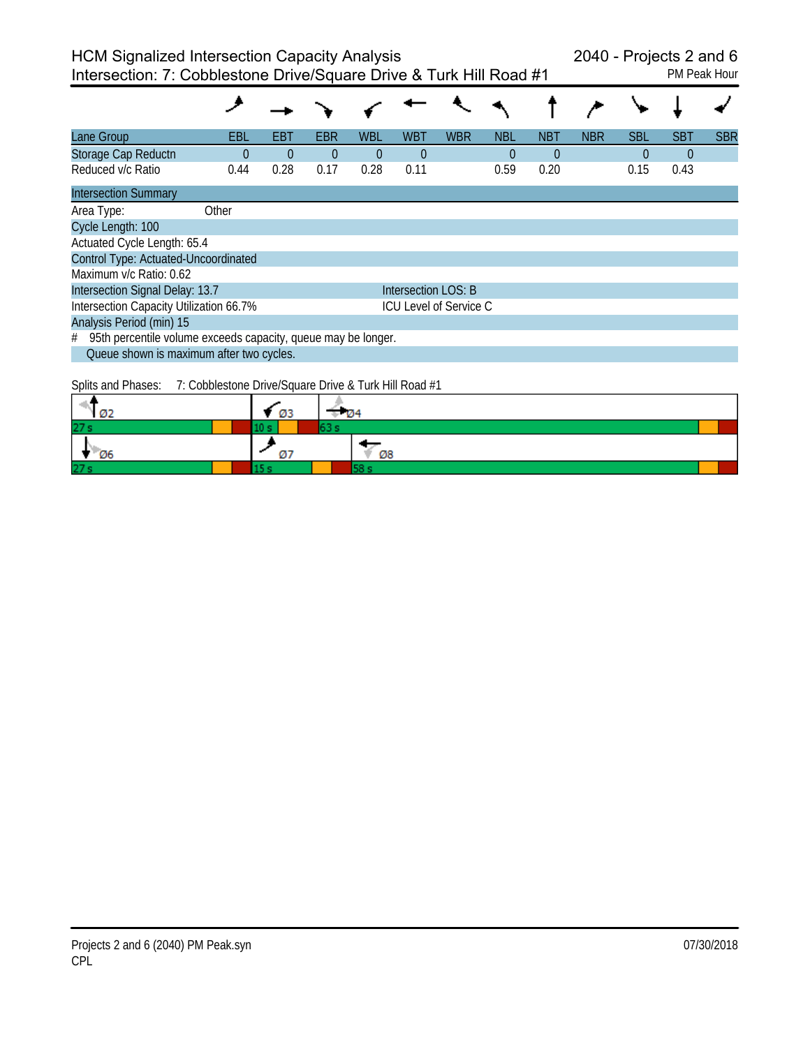# HCM Signalized Intersection Capacity Analysis

**Intersection: 7: Cobblestone Drive/Square Drive & Turk Hill Road #1**

**2040 - Projects 2 and 6**
PM Peak Hour

| Lane Group | EBL | EBT | EBR | WBL | WBT | WBR | NBL | NBT | NBR | SBL | SBT | SBR |
|---|---|---|---|---|---|---|---|---|---|---|---|---|
| Storage Cap Reductn | 0 | 0 | 0 | 0 | 0 | | 0 | 0 | | 0 | 0 | |
| Reduced v/c Ratio | 0.44 | 0.28 | 0.17 | 0.28 | 0.11 | | 0.59 | 0.20 | | 0.15 | 0.43 | |

**Intersection Summary**

Area Type: Other

Cycle Length: 100

Actuated Cycle Length: 65.4

Control Type: Actuated-Uncoordinated

Maximum v/c Ratio: 0.62

Intersection Signal Delay: 13.7 — Intersection LOS: B

Intersection Capacity Utilization 66.7% — ICU Level of Service C

Analysis Period (min) 15

\# 95th percentile volume exceeds capacity, queue may be longer.
Queue shown is maximum after two cycles.

Splits and Phases: 7: Cobblestone Drive/Square Drive & Turk Hill Road #1

| Phase | Split |
|---|---|
| Ø2 | 27 s |
| Ø3 | 10 s |
| Ø4 | 63 s |
| Ø6 | 27 s |
| Ø7 | 15 s |
| Ø8 | 58 s |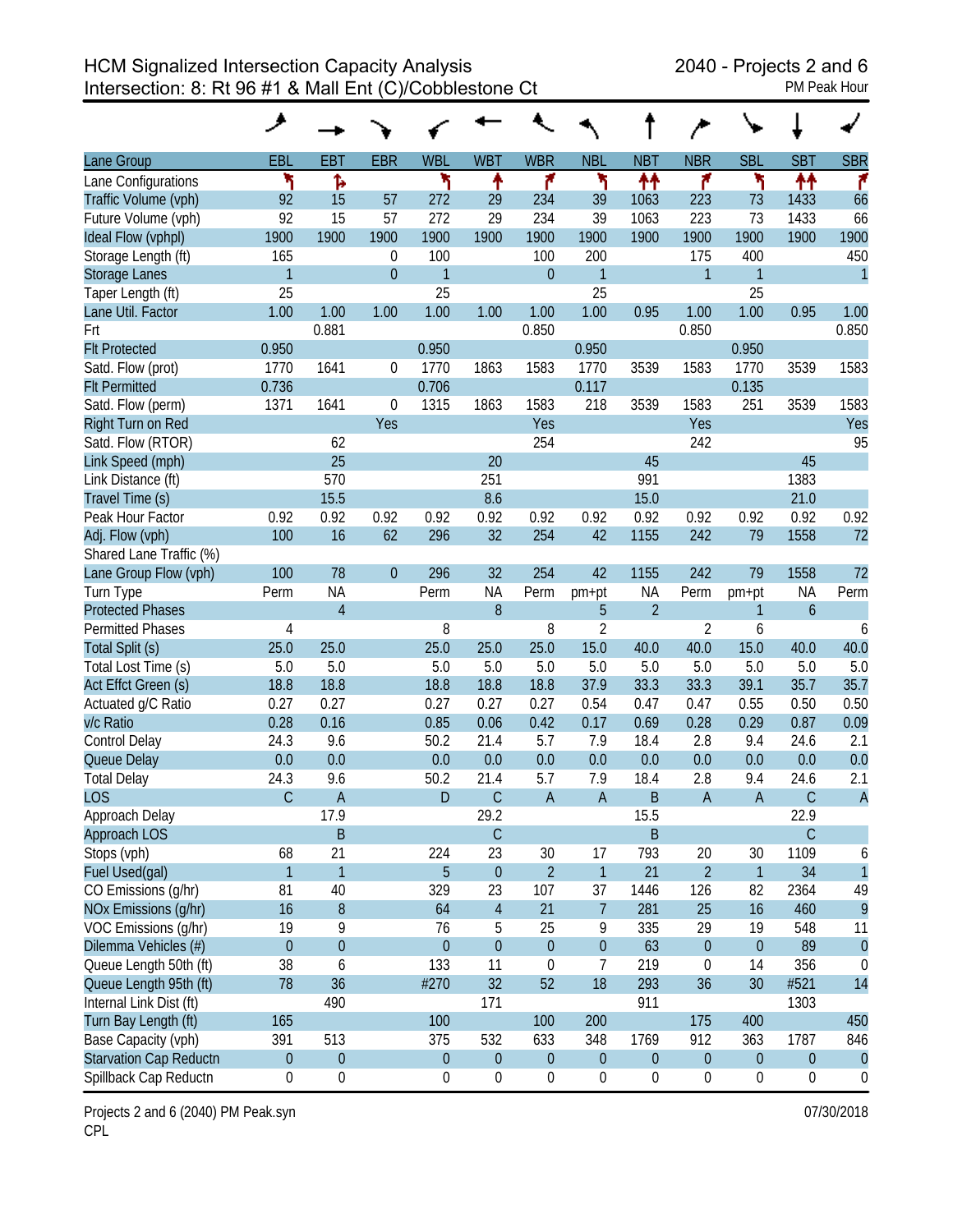# HCM Signalized Intersection Capacity Analysis
## Intersection: 8: Rt 96 #1 & Mall Ent (C)/Cobblestone Ct

2040 - Projects 2 and 6
PM Peak Hour

| Lane Group | EBL | EBT | EBR | WBL | WBT | WBR | NBL | NBT | NBR | SBL | SBT | SBR |
|---|---|---|---|---|---|---|---|---|---|---|---|---|
| Lane Configurations | | | | | | | | | | | | |
| Traffic Volume (vph) | 92 | 15 | 57 | 272 | 29 | 234 | 39 | 1063 | 223 | 73 | 1433 | 66 |
| Future Volume (vph) | 92 | 15 | 57 | 272 | 29 | 234 | 39 | 1063 | 223 | 73 | 1433 | 66 |
| Ideal Flow (vphpl) | 1900 | 1900 | 1900 | 1900 | 1900 | 1900 | 1900 | 1900 | 1900 | 1900 | 1900 | 1900 |
| Storage Length (ft) | 165 | | 0 | 100 | | 100 | 200 | | 175 | 400 | | 450 |
| Storage Lanes | 1 | | 0 | 1 | | 0 | 1 | | 1 | 1 | | 1 |
| Taper Length (ft) | 25 | | | 25 | | | 25 | | | 25 | | |
| Lane Util. Factor | 1.00 | 1.00 | 1.00 | 1.00 | 1.00 | 1.00 | 1.00 | 0.95 | 1.00 | 1.00 | 0.95 | 1.00 |
| Frt | | 0.881 | | | | 0.850 | | | 0.850 | | | 0.850 |
| Flt Protected | 0.950 | | | 0.950 | | | 0.950 | | | 0.950 | | |
| Satd. Flow (prot) | 1770 | 1641 | 0 | 1770 | 1863 | 1583 | 1770 | 3539 | 1583 | 1770 | 3539 | 1583 |
| Flt Permitted | 0.736 | | | 0.706 | | | 0.117 | | | 0.135 | | |
| Satd. Flow (perm) | 1371 | 1641 | 0 | 1315 | 1863 | 1583 | 218 | 3539 | 1583 | 251 | 3539 | 1583 |
| Right Turn on Red | | | Yes | | | Yes | | | Yes | | | Yes |
| Satd. Flow (RTOR) | | 62 | | | | 254 | | | 242 | | | 95 |
| Link Speed (mph) | | 25 | | | 20 | | | 45 | | | 45 | |
| Link Distance (ft) | | 570 | | | 251 | | | 991 | | | 1383 | |
| Travel Time (s) | | 15.5 | | | 8.6 | | | 15.0 | | | 21.0 | |
| Peak Hour Factor | 0.92 | 0.92 | 0.92 | 0.92 | 0.92 | 0.92 | 0.92 | 0.92 | 0.92 | 0.92 | 0.92 | 0.92 |
| Adj. Flow (vph) | 100 | 16 | 62 | 296 | 32 | 254 | 42 | 1155 | 242 | 79 | 1558 | 72 |
| Shared Lane Traffic (%) | | | | | | | | | | | | |
| Lane Group Flow (vph) | 100 | 78 | 0 | 296 | 32 | 254 | 42 | 1155 | 242 | 79 | 1558 | 72 |
| Turn Type | Perm | NA | | Perm | NA | Perm | pm+pt | NA | Perm | pm+pt | NA | Perm |
| Protected Phases | | 4 | | | 8 | | 5 | 2 | | 1 | 6 | |
| Permitted Phases | 4 | | | 8 | | 8 | 2 | | 2 | 6 | | 6 |
| Total Split (s) | 25.0 | 25.0 | | 25.0 | 25.0 | 25.0 | 15.0 | 40.0 | 40.0 | 15.0 | 40.0 | 40.0 |
| Total Lost Time (s) | 5.0 | 5.0 | | 5.0 | 5.0 | 5.0 | 5.0 | 5.0 | 5.0 | 5.0 | 5.0 | 5.0 |
| Act Effct Green (s) | 18.8 | 18.8 | | 18.8 | 18.8 | 18.8 | 37.9 | 33.3 | 33.3 | 39.1 | 35.7 | 35.7 |
| Actuated g/C Ratio | 0.27 | 0.27 | | 0.27 | 0.27 | 0.27 | 0.54 | 0.47 | 0.47 | 0.55 | 0.50 | 0.50 |
| v/c Ratio | 0.28 | 0.16 | | 0.85 | 0.06 | 0.42 | 0.17 | 0.69 | 0.28 | 0.29 | 0.87 | 0.09 |
| Control Delay | 24.3 | 9.6 | | 50.2 | 21.4 | 5.7 | 7.9 | 18.4 | 2.8 | 9.4 | 24.6 | 2.1 |
| Queue Delay | 0.0 | 0.0 | | 0.0 | 0.0 | 0.0 | 0.0 | 0.0 | 0.0 | 0.0 | 0.0 | 0.0 |
| Total Delay | 24.3 | 9.6 | | 50.2 | 21.4 | 5.7 | 7.9 | 18.4 | 2.8 | 9.4 | 24.6 | 2.1 |
| LOS | C | A | | D | C | A | A | B | A | A | C | A |
| Approach Delay | | 17.9 | | | 29.2 | | | 15.5 | | | 22.9 | |
| Approach LOS | | B | | | C | | | B | | | C | |
| Stops (vph) | 68 | 21 | | 224 | 23 | 30 | 17 | 793 | 20 | 30 | 1109 | 6 |
| Fuel Used(gal) | 1 | 1 | | 5 | 0 | 2 | 1 | 21 | 2 | 1 | 34 | 1 |
| CO Emissions (g/hr) | 81 | 40 | | 329 | 23 | 107 | 37 | 1446 | 126 | 82 | 2364 | 49 |
| NOx Emissions (g/hr) | 16 | 8 | | 64 | 4 | 21 | 7 | 281 | 25 | 16 | 460 | 9 |
| VOC Emissions (g/hr) | 19 | 9 | | 76 | 5 | 25 | 9 | 335 | 29 | 19 | 548 | 11 |
| Dilemma Vehicles (#) | 0 | 0 | | 0 | 0 | 0 | 0 | 63 | 0 | 0 | 89 | 0 |
| Queue Length 50th (ft) | 38 | 6 | | 133 | 11 | 0 | 7 | 219 | 0 | 14 | 356 | 0 |
| Queue Length 95th (ft) | 78 | 36 | | #270 | 32 | 52 | 18 | 293 | 36 | 30 | #521 | 14 |
| Internal Link Dist (ft) | | 490 | | | 171 | | | 911 | | | 1303 | |
| Turn Bay Length (ft) | 165 | | | 100 | | 100 | 200 | | 175 | 400 | | 450 |
| Base Capacity (vph) | 391 | 513 | | 375 | 532 | 633 | 348 | 1769 | 912 | 363 | 1787 | 846 |
| Starvation Cap Reductn | 0 | 0 | | 0 | 0 | 0 | 0 | 0 | 0 | 0 | 0 | 0 |
| Spillback Cap Reductn | 0 | 0 | | 0 | 0 | 0 | 0 | 0 | 0 | 0 | 0 | 0 |

Projects 2 and 6 (2040) PM Peak.syn
CPL

07/30/2018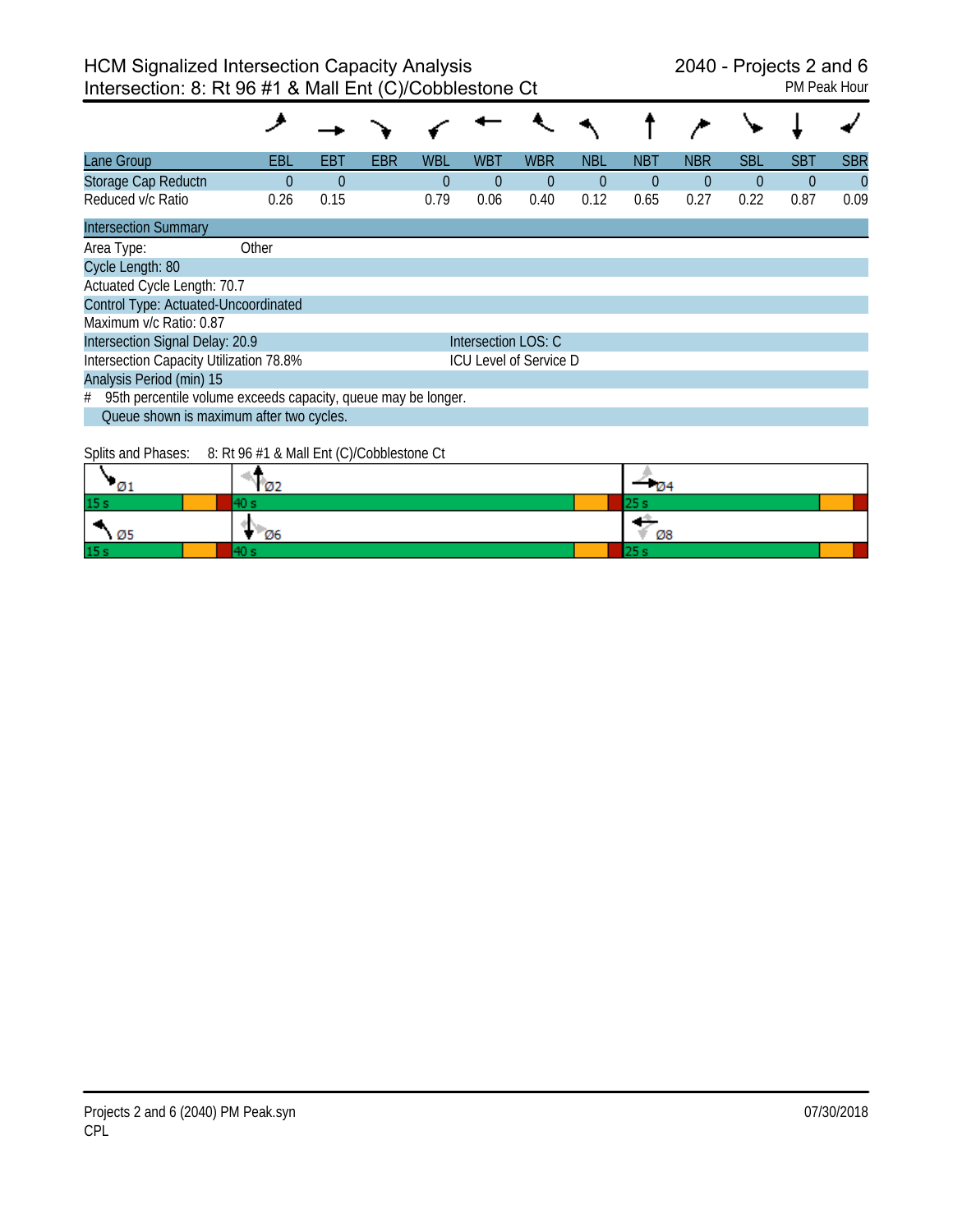# HCM Signalized Intersection Capacity Analysis
## Intersection: 8: Rt 96 #1 & Mall Ent (C)/Cobblestone Ct

2040 - Projects 2 and 6
PM Peak Hour

| Lane Group | EBL | EBT | EBR | WBL | WBT | WBR | NBL | NBT | NBR | SBL | SBT | SBR |
|---|---|---|---|---|---|---|---|---|---|---|---|---|
| Storage Cap Reductn | 0 | 0 | | 0 | 0 | 0 | 0 | 0 | 0 | 0 | 0 | 0 |
| Reduced v/c Ratio | 0.26 | 0.15 | | 0.79 | 0.06 | 0.40 | 0.12 | 0.65 | 0.27 | 0.22 | 0.87 | 0.09 |

### Intersection Summary

Area Type: Other
Cycle Length: 80
Actuated Cycle Length: 70.7
Control Type: Actuated-Uncoordinated
Maximum v/c Ratio: 0.87
Intersection Signal Delay: 20.9 — Intersection LOS: C
Intersection Capacity Utilization 78.8% — ICU Level of Service D
Analysis Period (min) 15
# 95th percentile volume exceeds capacity, queue may be longer.
Queue shown is maximum after two cycles.

Splits and Phases: 8: Rt 96 #1 & Mall Ent (C)/Cobblestone Ct

| Ø1 | Ø2 | Ø4 |
|---|---|---|
| 15 s | 40 s | 25 s |

| Ø5 | Ø6 | Ø8 |
|---|---|---|
| 15 s | 40 s | 25 s |

Projects 2 and 6 (2040) PM Peak.syn
CPL
07/30/2018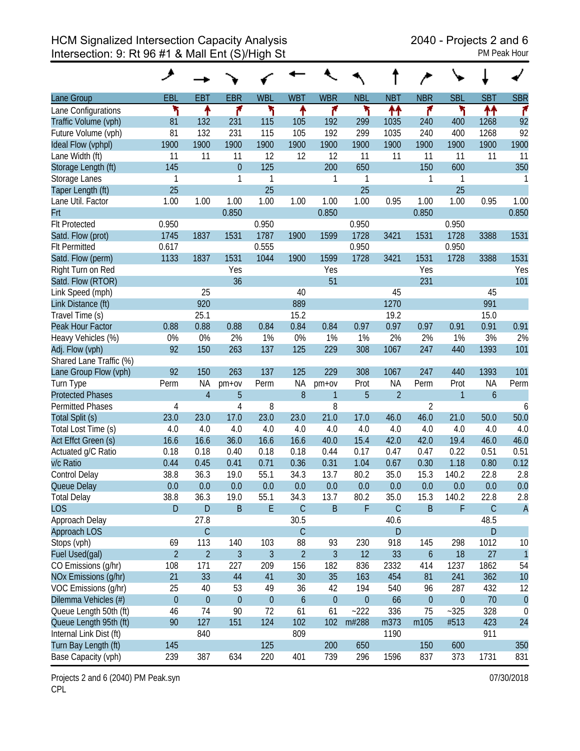# HCM Signalized Intersection Capacity Analysis
## Intersection: 9: Rt 96 #1 & Mall Ent (S)/High St

2040 - Projects 2 and 6
PM Peak Hour

| Lane Group | EBL | EBT | EBR | WBL | WBT | WBR | NBL | NBT | NBR | SBL | SBT | SBR |
|---|---|---|---|---|---|---|---|---|---|---|---|---|
| Lane Configurations | | | | | | | | | | | | |
| Traffic Volume (vph) | 81 | 132 | 231 | 115 | 105 | 192 | 299 | 1035 | 240 | 400 | 1268 | 92 |
| Future Volume (vph) | 81 | 132 | 231 | 115 | 105 | 192 | 299 | 1035 | 240 | 400 | 1268 | 92 |
| Ideal Flow (vphpl) | 1900 | 1900 | 1900 | 1900 | 1900 | 1900 | 1900 | 1900 | 1900 | 1900 | 1900 | 1900 |
| Lane Width (ft) | 11 | 11 | 11 | 12 | 12 | 12 | 11 | 11 | 11 | 11 | 11 | 11 |
| Storage Length (ft) | 145 | | 0 | 125 | | 200 | 650 | | 150 | 600 | | 350 |
| Storage Lanes | 1 | | 1 | 1 | | 1 | 1 | | 1 | 1 | | 1 |
| Taper Length (ft) | 25 | | | 25 | | | 25 | | | 25 | | |
| Lane Util. Factor | 1.00 | 1.00 | 1.00 | 1.00 | 1.00 | 1.00 | 1.00 | 0.95 | 1.00 | 1.00 | 0.95 | 1.00 |
| Frt | | | 0.850 | | | 0.850 | | | 0.850 | | | 0.850 |
| Flt Protected | 0.950 | | | 0.950 | | | 0.950 | | | 0.950 | | |
| Satd. Flow (prot) | 1745 | 1837 | 1531 | 1787 | 1900 | 1599 | 1728 | 3421 | 1531 | 1728 | 3388 | 1531 |
| Flt Permitted | 0.617 | | | 0.555 | | | 0.950 | | | 0.950 | | |
| Satd. Flow (perm) | 1133 | 1837 | 1531 | 1044 | 1900 | 1599 | 1728 | 3421 | 1531 | 1728 | 3388 | 1531 |
| Right Turn on Red | | | Yes | | | Yes | | | Yes | | | Yes |
| Satd. Flow (RTOR) | | | 36 | | | 51 | | | 231 | | | 101 |
| Link Speed (mph) | | 25 | | | 40 | | | 45 | | | 45 | |
| Link Distance (ft) | | 920 | | | 889 | | | 1270 | | | 991 | |
| Travel Time (s) | | 25.1 | | | 15.2 | | | 19.2 | | | 15.0 | |
| Peak Hour Factor | 0.88 | 0.88 | 0.88 | 0.84 | 0.84 | 0.84 | 0.97 | 0.97 | 0.97 | 0.91 | 0.91 | 0.91 |
| Heavy Vehicles (%) | 0% | 0% | 2% | 1% | 0% | 1% | 1% | 2% | 2% | 1% | 3% | 2% |
| Adj. Flow (vph) | 92 | 150 | 263 | 137 | 125 | 229 | 308 | 1067 | 247 | 440 | 1393 | 101 |
| Shared Lane Traffic (%) | | | | | | | | | | | | |
| Lane Group Flow (vph) | 92 | 150 | 263 | 137 | 125 | 229 | 308 | 1067 | 247 | 440 | 1393 | 101 |
| Turn Type | Perm | NA | pm+ov | Perm | NA | pm+ov | Prot | NA | Perm | Prot | NA | Perm |
| Protected Phases | | 4 | 5 | | 8 | 1 | 5 | 2 | | 1 | 6 | |
| Permitted Phases | 4 | | 4 | 8 | | 8 | | | 2 | | | 6 |
| Total Split (s) | 23.0 | 23.0 | 17.0 | 23.0 | 23.0 | 21.0 | 17.0 | 46.0 | 46.0 | 21.0 | 50.0 | 50.0 |
| Total Lost Time (s) | 4.0 | 4.0 | 4.0 | 4.0 | 4.0 | 4.0 | 4.0 | 4.0 | 4.0 | 4.0 | 4.0 | 4.0 |
| Act Effct Green (s) | 16.6 | 16.6 | 36.0 | 16.6 | 16.6 | 40.0 | 15.4 | 42.0 | 42.0 | 19.4 | 46.0 | 46.0 |
| Actuated g/C Ratio | 0.18 | 0.18 | 0.40 | 0.18 | 0.18 | 0.44 | 0.17 | 0.47 | 0.47 | 0.22 | 0.51 | 0.51 |
| v/c Ratio | 0.44 | 0.45 | 0.41 | 0.71 | 0.36 | 0.31 | 1.04 | 0.67 | 0.30 | 1.18 | 0.80 | 0.12 |
| Control Delay | 38.8 | 36.3 | 19.0 | 55.1 | 34.3 | 13.7 | 80.2 | 35.0 | 15.3 | 140.2 | 22.8 | 2.8 |
| Queue Delay | 0.0 | 0.0 | 0.0 | 0.0 | 0.0 | 0.0 | 0.0 | 0.0 | 0.0 | 0.0 | 0.0 | 0.0 |
| Total Delay | 38.8 | 36.3 | 19.0 | 55.1 | 34.3 | 13.7 | 80.2 | 35.0 | 15.3 | 140.2 | 22.8 | 2.8 |
| LOS | D | D | B | E | C | B | F | C | B | F | C | A |
| Approach Delay | | 27.8 | | | 30.5 | | | 40.6 | | | 48.5 | |
| Approach LOS | | C | | | C | | | D | | | D | |
| Stops (vph) | 69 | 113 | 140 | 103 | 88 | 93 | 230 | 918 | 145 | 298 | 1012 | 10 |
| Fuel Used(gal) | 2 | 2 | 3 | 3 | 2 | 3 | 12 | 33 | 6 | 18 | 27 | 1 |
| CO Emissions (g/hr) | 108 | 171 | 227 | 209 | 156 | 182 | 836 | 2332 | 414 | 1237 | 1862 | 54 |
| NOx Emissions (g/hr) | 21 | 33 | 44 | 41 | 30 | 35 | 163 | 454 | 81 | 241 | 362 | 10 |
| VOC Emissions (g/hr) | 25 | 40 | 53 | 49 | 36 | 42 | 194 | 540 | 96 | 287 | 432 | 12 |
| Dilemma Vehicles (#) | 0 | 0 | 0 | 0 | 6 | 0 | 0 | 66 | 0 | 0 | 70 | 0 |
| Queue Length 50th (ft) | 46 | 74 | 90 | 72 | 61 | 61 | ~222 | 336 | 75 | ~325 | 328 | 0 |
| Queue Length 95th (ft) | 90 | 127 | 151 | 124 | 102 | 102 | m#288 | m373 | m105 | #513 | 423 | 24 |
| Internal Link Dist (ft) | | 840 | | | 809 | | | 1190 | | | 911 | |
| Turn Bay Length (ft) | 145 | | | 125 | | 200 | 650 | | 150 | 600 | | 350 |
| Base Capacity (vph) | 239 | 387 | 634 | 220 | 401 | 739 | 296 | 1596 | 837 | 373 | 1731 | 831 |

Projects 2 and 6 (2040) PM Peak.syn
CPL

07/30/2018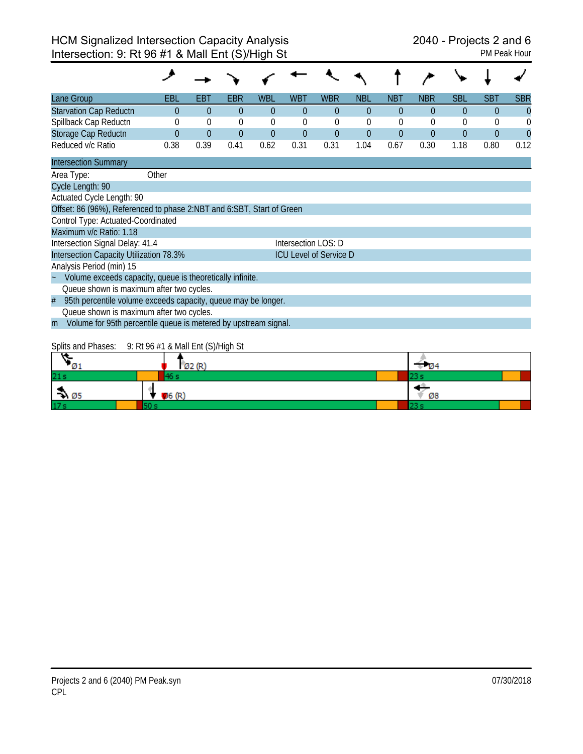# HCM Signalized Intersection Capacity Analysis
## Intersection: 9: Rt 96 #1 & Mall Ent (S)/High St

2040 - Projects 2 and 6
PM Peak Hour

| Lane Group | EBL | EBT | EBR | WBL | WBT | WBR | NBL | NBT | NBR | SBL | SBT | SBR |
|---|---|---|---|---|---|---|---|---|---|---|---|---|
| Starvation Cap Reductn | 0 | 0 | 0 | 0 | 0 | 0 | 0 | 0 | 0 | 0 | 0 | 0 |
| Spillback Cap Reductn | 0 | 0 | 0 | 0 | 0 | 0 | 0 | 0 | 0 | 0 | 0 | 0 |
| Storage Cap Reductn | 0 | 0 | 0 | 0 | 0 | 0 | 0 | 0 | 0 | 0 | 0 | 0 |
| Reduced v/c Ratio | 0.38 | 0.39 | 0.41 | 0.62 | 0.31 | 0.31 | 1.04 | 0.67 | 0.30 | 1.18 | 0.80 | 0.12 |

**Intersection Summary**

Area Type: Other
Cycle Length: 90
Actuated Cycle Length: 90
Offset: 86 (96%), Referenced to phase 2:NBT and 6:SBT, Start of Green
Control Type: Actuated-Coordinated
Maximum v/c Ratio: 1.18
Intersection Signal Delay: 41.4 — Intersection LOS: D
Intersection Capacity Utilization 78.3% — ICU Level of Service D
Analysis Period (min) 15

~ Volume exceeds capacity, queue is theoretically infinite.
Queue shown is maximum after two cycles.
# 95th percentile volume exceeds capacity, queue may be longer.
Queue shown is maximum after two cycles.
m Volume for 95th percentile queue is metered by upstream signal.

Splits and Phases: 9: Rt 96 #1 & Mall Ent (S)/High St

| Phase | Split |
|---|---|
| Ø1 | 21 s |
| Ø2 (R) | 46 s |
| Ø4 | 23 s |
| Ø5 | 17 s |
| Ø6 (R) | 50 s |
| Ø8 | 23 s |

Projects 2 and 6 (2040) PM Peak.syn
CPL

07/30/2018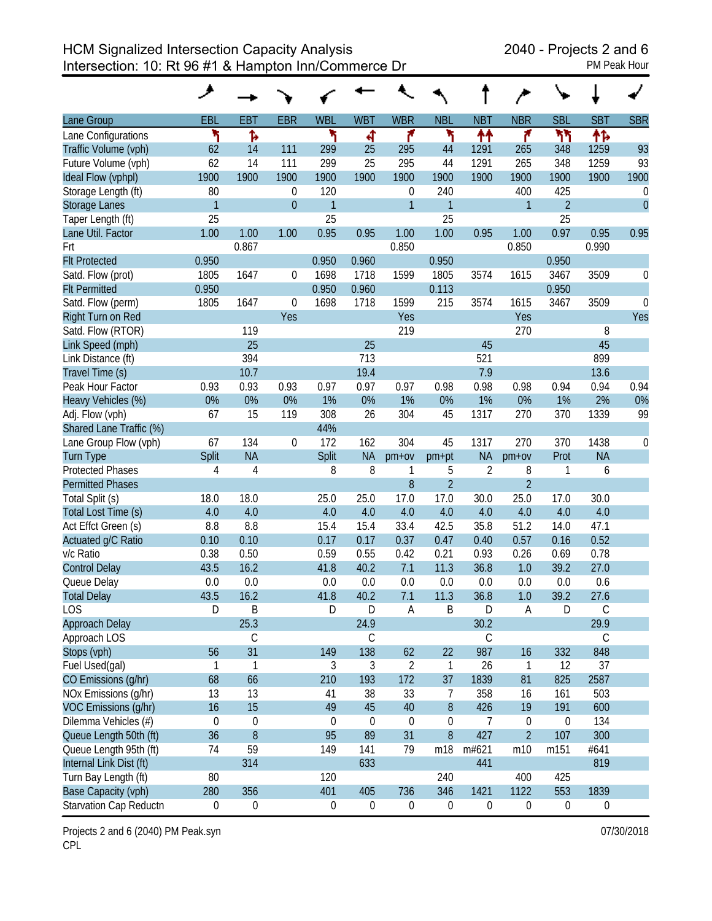# HCM Signalized Intersection Capacity Analysis
## Intersection: 10: Rt 96 #1 & Hampton Inn/Commerce Dr

2040 - Projects 2 and 6
PM Peak Hour

| Lane Group | EBL | EBT | EBR | WBL | WBT | WBR | NBL | NBT | NBR | SBL | SBT | SBR |
|---|---|---|---|---|---|---|---|---|---|---|---|---|
| Lane Configurations | ↰ | ↱ | | ↰ | ↰ | ↱ | ↰ | ↑↑ | ↱ | ↰↰ | ↑↱ | |
| Traffic Volume (vph) | 62 | 14 | 111 | 299 | 25 | 295 | 44 | 1291 | 265 | 348 | 1259 | 93 |
| Future Volume (vph) | 62 | 14 | 111 | 299 | 25 | 295 | 44 | 1291 | 265 | 348 | 1259 | 93 |
| Ideal Flow (vphpl) | 1900 | 1900 | 1900 | 1900 | 1900 | 1900 | 1900 | 1900 | 1900 | 1900 | 1900 | 1900 |
| Storage Length (ft) | 80 | | 0 | 120 | | 0 | 240 | | 400 | 425 | | 0 |
| Storage Lanes | 1 | | 0 | 1 | | 1 | 1 | | 1 | 2 | | 0 |
| Taper Length (ft) | 25 | | | 25 | | | 25 | | | 25 | | |
| Lane Util. Factor | 1.00 | 1.00 | 1.00 | 0.95 | 0.95 | 1.00 | 1.00 | 0.95 | 1.00 | 0.97 | 0.95 | 0.95 |
| Frt | | 0.867 | | | | 0.850 | | | 0.850 | | 0.990 | |
| Flt Protected | 0.950 | | | 0.950 | 0.960 | | 0.950 | | | 0.950 | | |
| Satd. Flow (prot) | 1805 | 1647 | 0 | 1698 | 1718 | 1599 | 1805 | 3574 | 1615 | 3467 | 3509 | 0 |
| Flt Permitted | 0.950 | | | 0.950 | 0.960 | | 0.113 | | | 0.950 | | |
| Satd. Flow (perm) | 1805 | 1647 | 0 | 1698 | 1718 | 1599 | 215 | 3574 | 1615 | 3467 | 3509 | 0 |
| Right Turn on Red | | | Yes | | | Yes | | | Yes | | | Yes |
| Satd. Flow (RTOR) | | 119 | | | | 219 | | | 270 | | 8 | |
| Link Speed (mph) | | 25 | | | 25 | | | 45 | | | 45 | |
| Link Distance (ft) | | 394 | | | 713 | | | 521 | | | 899 | |
| Travel Time (s) | | 10.7 | | | 19.4 | | | 7.9 | | | 13.6 | |
| Peak Hour Factor | 0.93 | 0.93 | 0.93 | 0.97 | 0.97 | 0.97 | 0.98 | 0.98 | 0.98 | 0.94 | 0.94 | 0.94 |
| Heavy Vehicles (%) | 0% | 0% | 0% | 1% | 0% | 1% | 0% | 1% | 0% | 1% | 2% | 0% |
| Adj. Flow (vph) | 67 | 15 | 119 | 308 | 26 | 304 | 45 | 1317 | 270 | 370 | 1339 | 99 |
| Shared Lane Traffic (%) | | | | 44% | | | | | | | | |
| Lane Group Flow (vph) | 67 | 134 | 0 | 172 | 162 | 304 | 45 | 1317 | 270 | 370 | 1438 | 0 |
| Turn Type | Split | NA | | Split | NA | pm+ov | pm+pt | NA | pm+ov | Prot | NA | |
| Protected Phases | 4 | 4 | | 8 | 8 | 1 | 5 | 2 | 8 | 1 | 6 | |
| Permitted Phases | | | | | | 8 | 2 | | 2 | | | |
| Total Split (s) | 18.0 | 18.0 | | 25.0 | 25.0 | 17.0 | 17.0 | 30.0 | 25.0 | 17.0 | 30.0 | |
| Total Lost Time (s) | 4.0 | 4.0 | | 4.0 | 4.0 | 4.0 | 4.0 | 4.0 | 4.0 | 4.0 | 4.0 | |
| Act Effct Green (s) | 8.8 | 8.8 | | 15.4 | 15.4 | 33.4 | 42.5 | 35.8 | 51.2 | 14.0 | 47.1 | |
| Actuated g/C Ratio | 0.10 | 0.10 | | 0.17 | 0.17 | 0.37 | 0.47 | 0.40 | 0.57 | 0.16 | 0.52 | |
| v/c Ratio | 0.38 | 0.50 | | 0.59 | 0.55 | 0.42 | 0.21 | 0.93 | 0.26 | 0.69 | 0.78 | |
| Control Delay | 43.5 | 16.2 | | 41.8 | 40.2 | 7.1 | 11.3 | 36.8 | 1.0 | 39.2 | 27.0 | |
| Queue Delay | 0.0 | 0.0 | | 0.0 | 0.0 | 0.0 | 0.0 | 0.0 | 0.0 | 0.0 | 0.6 | |
| Total Delay | 43.5 | 16.2 | | 41.8 | 40.2 | 7.1 | 11.3 | 36.8 | 1.0 | 39.2 | 27.6 | |
| LOS | D | B | | D | D | A | B | D | A | D | C | |
| Approach Delay | | 25.3 | | | 24.9 | | | 30.2 | | | 29.9 | |
| Approach LOS | | C | | | C | | | C | | | C | |
| Stops (vph) | 56 | 31 | | 149 | 138 | 62 | 22 | 987 | 16 | 332 | 848 | |
| Fuel Used(gal) | 1 | 1 | | 3 | 3 | 2 | 1 | 26 | 1 | 12 | 37 | |
| CO Emissions (g/hr) | 68 | 66 | | 210 | 193 | 172 | 37 | 1839 | 81 | 825 | 2587 | |
| NOx Emissions (g/hr) | 13 | 13 | | 41 | 38 | 33 | 7 | 358 | 16 | 161 | 503 | |
| VOC Emissions (g/hr) | 16 | 15 | | 49 | 45 | 40 | 8 | 426 | 19 | 191 | 600 | |
| Dilemma Vehicles (#) | 0 | 0 | | 0 | 0 | 0 | 0 | 7 | 0 | 0 | 134 | |
| Queue Length 50th (ft) | 36 | 8 | | 95 | 89 | 31 | 8 | 427 | 2 | 107 | 300 | |
| Queue Length 95th (ft) | 74 | 59 | | 149 | 141 | 79 | m18 | m#621 | m10 | m151 | #641 | |
| Internal Link Dist (ft) | | 314 | | | 633 | | | 441 | | | 819 | |
| Turn Bay Length (ft) | 80 | | | 120 | | | 240 | | 400 | 425 | | |
| Base Capacity (vph) | 280 | 356 | | 401 | 405 | 736 | 346 | 1421 | 1122 | 553 | 1839 | |
| Starvation Cap Reductn | 0 | 0 | | 0 | 0 | 0 | 0 | 0 | 0 | 0 | 0 | |

Projects 2 and 6 (2040) PM Peak.syn
CPL

07/30/2018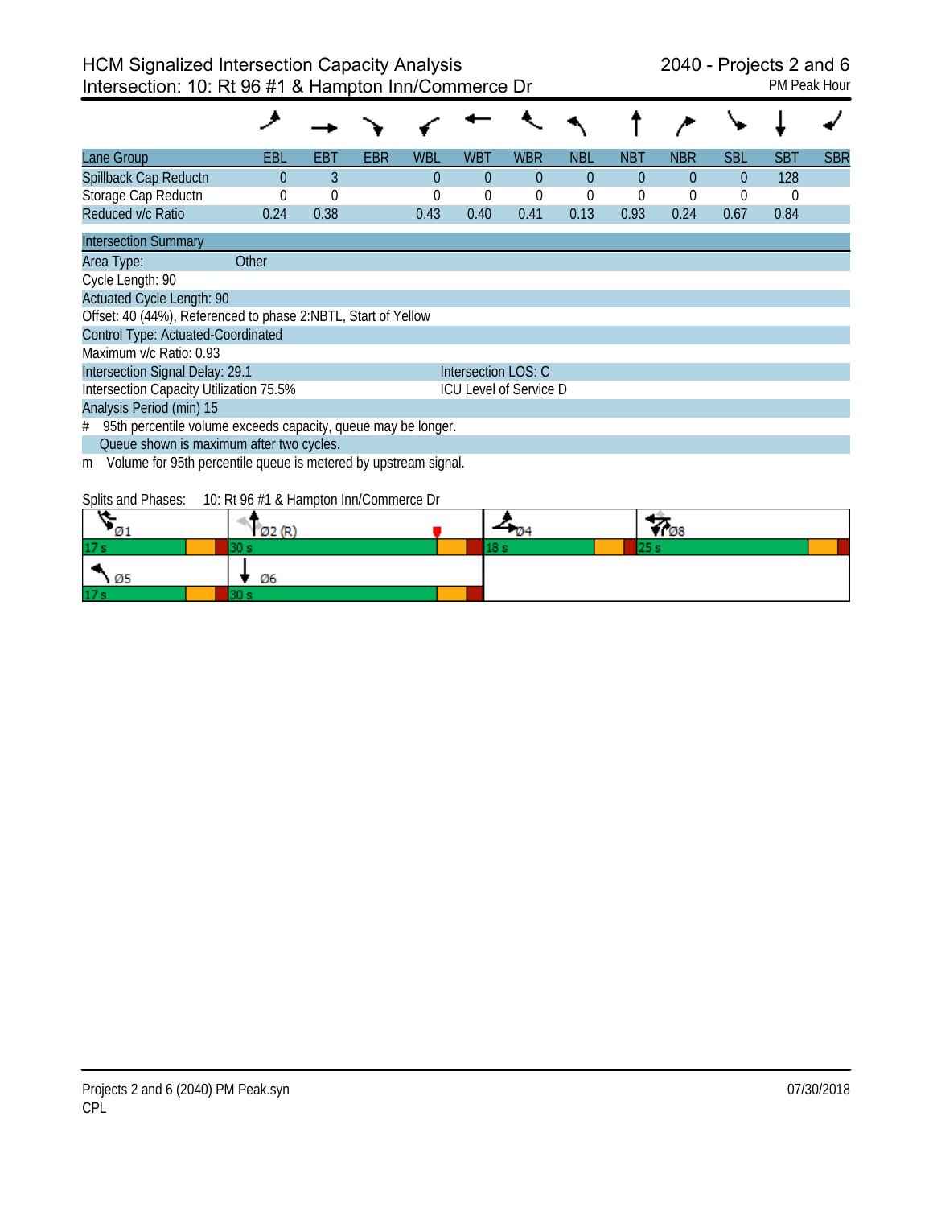# HCM Signalized Intersection Capacity Analysis
## Intersection: 10: Rt 96 #1 & Hampton Inn/Commerce Dr

2040 - Projects 2 and 6
PM Peak Hour

| Lane Group | EBL | EBT | EBR | WBL | WBT | WBR | NBL | NBT | NBR | SBL | SBT | SBR |
|---|---|---|---|---|---|---|---|---|---|---|---|---|
| Spillback Cap Reductn | 0 | 3 | | 0 | 0 | 0 | 0 | 0 | 0 | 0 | 128 | |
| Storage Cap Reductn | 0 | 0 | | 0 | 0 | 0 | 0 | 0 | 0 | 0 | 0 | |
| Reduced v/c Ratio | 0.24 | 0.38 | | 0.43 | 0.40 | 0.41 | 0.13 | 0.93 | 0.24 | 0.67 | 0.84 | |

**Intersection Summary**

Area Type: Other
Cycle Length: 90
Actuated Cycle Length: 90
Offset: 40 (44%), Referenced to phase 2:NBTL, Start of Yellow
Control Type: Actuated-Coordinated
Maximum v/c Ratio: 0.93
Intersection Signal Delay: 29.1 — Intersection LOS: C
Intersection Capacity Utilization 75.5% — ICU Level of Service D
Analysis Period (min) 15

\# 95th percentile volume exceeds capacity, queue may be longer.
Queue shown is maximum after two cycles.
m Volume for 95th percentile queue is metered by upstream signal.

Splits and Phases: 10: Rt 96 #1 & Hampton Inn/Commerce Dr

| Ø1 | Ø2 (R) | Ø4 | Ø8 |
|---|---|---|---|
| 17 s | 30 s | 18 s | 25 s |
| Ø5 | Ø6 | | |
| 17 s | 30 s | | |

Projects 2 and 6 (2040) PM Peak.syn
CPL
07/30/2018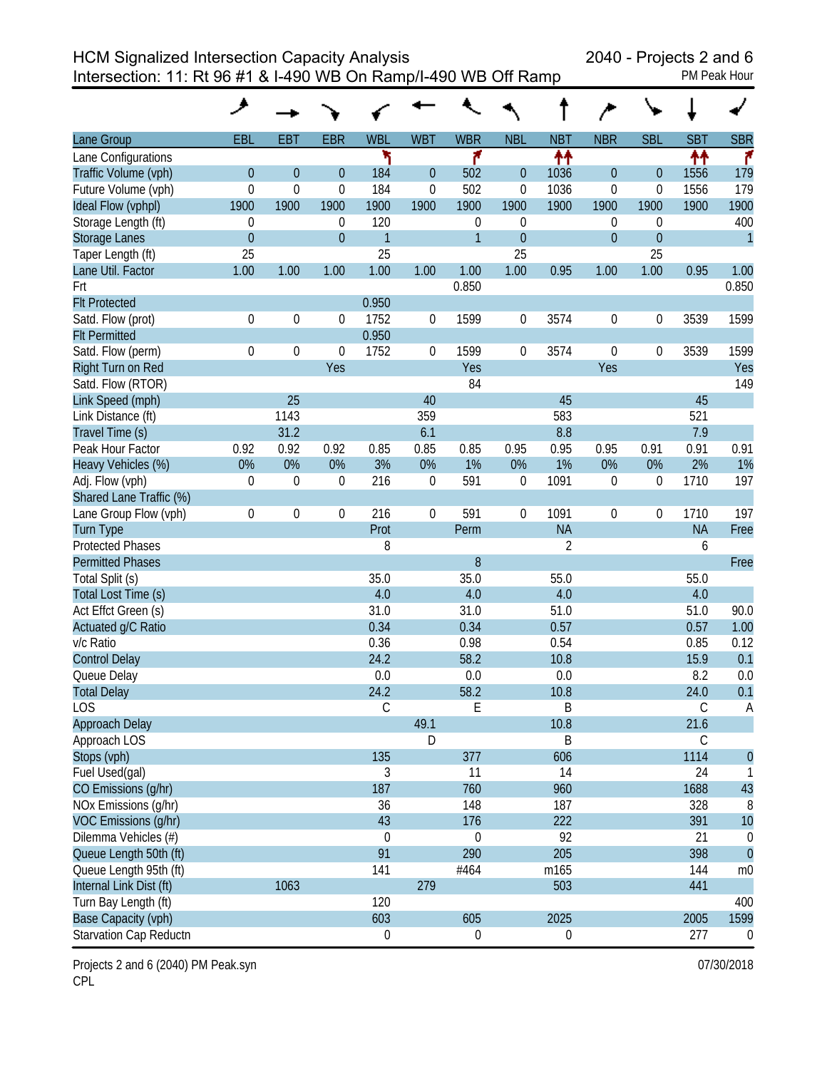HCM Signalized Intersection Capacity Analysis
Intersection: 11: Rt 96 #1 & I-490 WB On Ramp/I-490 WB Off Ramp

2040 - Projects 2 and 6
PM Peak Hour

| Lane Group | EBL | EBT | EBR | WBL | WBT | WBR | NBL | NBT | NBR | SBL | SBT | SBR |
|---|---|---|---|---|---|---|---|---|---|---|---|---|
| Lane Configurations | | | | ↰ | | ↱ | | ↑↑ | | | ↑↑ | ↱ |
| Traffic Volume (vph) | 0 | 0 | 0 | 184 | 0 | 502 | 0 | 1036 | 0 | 0 | 1556 | 179 |
| Future Volume (vph) | 0 | 0 | 0 | 184 | 0 | 502 | 0 | 1036 | 0 | 0 | 1556 | 179 |
| Ideal Flow (vphpl) | 1900 | 1900 | 1900 | 1900 | 1900 | 1900 | 1900 | 1900 | 1900 | 1900 | 1900 | 1900 |
| Storage Length (ft) | 0 | | 0 | 120 | | 0 | 0 | | 0 | 0 | | 400 |
| Storage Lanes | 0 | | 0 | 1 | | 1 | 0 | | 0 | 0 | | 1 |
| Taper Length (ft) | 25 | | | 25 | | | 25 | | | 25 | | |
| Lane Util. Factor | 1.00 | 1.00 | 1.00 | 1.00 | 1.00 | 1.00 | 1.00 | 0.95 | 1.00 | 1.00 | 0.95 | 1.00 |
| Frt | | | | | | 0.850 | | | | | | 0.850 |
| Flt Protected | | | | 0.950 | | | | | | | | |
| Satd. Flow (prot) | 0 | 0 | 0 | 1752 | 0 | 1599 | 0 | 3574 | 0 | 0 | 3539 | 1599 |
| Flt Permitted | | | | 0.950 | | | | | | | | |
| Satd. Flow (perm) | 0 | 0 | 0 | 1752 | 0 | 1599 | 0 | 3574 | 0 | 0 | 3539 | 1599 |
| Right Turn on Red | | | Yes | | | Yes | | | Yes | | | Yes |
| Satd. Flow (RTOR) | | | | | | 84 | | | | | | 149 |
| Link Speed (mph) | | 25 | | | 40 | | | 45 | | | 45 | |
| Link Distance (ft) | | 1143 | | | 359 | | | 583 | | | 521 | |
| Travel Time (s) | | 31.2 | | | 6.1 | | | 8.8 | | | 7.9 | |
| Peak Hour Factor | 0.92 | 0.92 | 0.92 | 0.85 | 0.85 | 0.85 | 0.95 | 0.95 | 0.95 | 0.91 | 0.91 | 0.91 |
| Heavy Vehicles (%) | 0% | 0% | 0% | 3% | 0% | 1% | 0% | 1% | 0% | 0% | 2% | 1% |
| Adj. Flow (vph) | 0 | 0 | 0 | 216 | 0 | 591 | 0 | 1091 | 0 | 0 | 1710 | 197 |
| Shared Lane Traffic (%) | | | | | | | | | | | | |
| Lane Group Flow (vph) | 0 | 0 | 0 | 216 | 0 | 591 | 0 | 1091 | 0 | 0 | 1710 | 197 |
| Turn Type | | | | Prot | | Perm | | NA | | | NA | Free |
| Protected Phases | | | | 8 | | | | 2 | | | 6 | |
| Permitted Phases | | | | | | 8 | | | | | | Free |
| Total Split (s) | | | | 35.0 | | 35.0 | | 55.0 | | | 55.0 | |
| Total Lost Time (s) | | | | 4.0 | | 4.0 | | 4.0 | | | 4.0 | |
| Act Effct Green (s) | | | | 31.0 | | 31.0 | | 51.0 | | | 51.0 | 90.0 |
| Actuated g/C Ratio | | | | 0.34 | | 0.34 | | 0.57 | | | 0.57 | 1.00 |
| v/c Ratio | | | | 0.36 | | 0.98 | | 0.54 | | | 0.85 | 0.12 |
| Control Delay | | | | 24.2 | | 58.2 | | 10.8 | | | 15.9 | 0.1 |
| Queue Delay | | | | 0.0 | | 0.0 | | 0.0 | | | 8.2 | 0.0 |
| Total Delay | | | | 24.2 | | 58.2 | | 10.8 | | | 24.0 | 0.1 |
| LOS | | | | C | | E | | B | | | C | A |
| Approach Delay | | | | | 49.1 | | | 10.8 | | | 21.6 | |
| Approach LOS | | | | | D | | | B | | | C | |
| Stops (vph) | | | | 135 | | 377 | | 606 | | | 1114 | 0 |
| Fuel Used(gal) | | | | 3 | | 11 | | 14 | | | 24 | 1 |
| CO Emissions (g/hr) | | | | 187 | | 760 | | 960 | | | 1688 | 43 |
| NOx Emissions (g/hr) | | | | 36 | | 148 | | 187 | | | 328 | 8 |
| VOC Emissions (g/hr) | | | | 43 | | 176 | | 222 | | | 391 | 10 |
| Dilemma Vehicles (#) | | | | 0 | | 0 | | 92 | | | 21 | 0 |
| Queue Length 50th (ft) | | | | 91 | | 290 | | 205 | | | 398 | 0 |
| Queue Length 95th (ft) | | | | 141 | | #464 | | m165 | | | 144 | m0 |
| Internal Link Dist (ft) | | 1063 | | | 279 | | | 503 | | | 441 | |
| Turn Bay Length (ft) | | | | 120 | | | | | | | | 400 |
| Base Capacity (vph) | | | | 603 | | 605 | | 2025 | | | 2005 | 1599 |
| Starvation Cap Reductn | | | | 0 | | 0 | | 0 | | | 277 | 0 |

Projects 2 and 6 (2040) PM Peak.syn
CPL

07/30/2018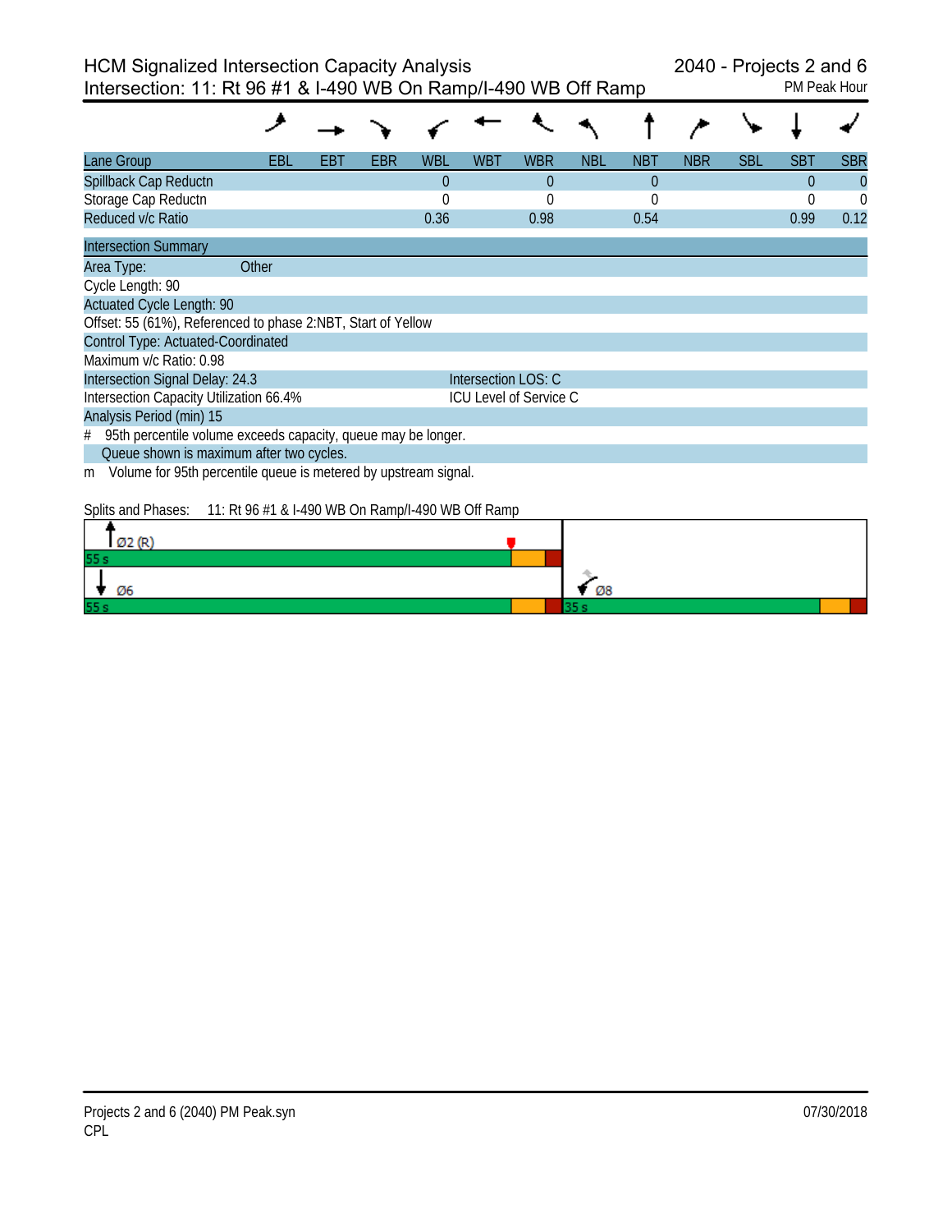## HCM Signalized Intersection Capacity Analysis
## Intersection: 11: Rt 96 #1 & I-490 WB On Ramp/I-490 WB Off Ramp

2040 - Projects 2 and 6
PM Peak Hour

| Lane Group | EBL | EBT | EBR | WBL | WBT | WBR | NBL | NBT | NBR | SBL | SBT | SBR |
|---|---|---|---|---|---|---|---|---|---|---|---|---|
| Spillback Cap Reductn | | | | 0 | | 0 | | 0 | | | 0 | 0 |
| Storage Cap Reductn | | | | 0 | | 0 | | 0 | | | 0 | 0 |
| Reduced v/c Ratio | | | | 0.36 | | 0.98 | | 0.54 | | | 0.99 | 0.12 |

**Intersection Summary**

Area Type: Other
Cycle Length: 90
Actuated Cycle Length: 90
Offset: 55 (61%), Referenced to phase 2:NBT, Start of Yellow
Control Type: Actuated-Coordinated
Maximum v/c Ratio: 0.98
Intersection Signal Delay: 24.3 — Intersection LOS: C
Intersection Capacity Utilization 66.4% — ICU Level of Service C
Analysis Period (min) 15
\# 95th percentile volume exceeds capacity, queue may be longer.
Queue shown is maximum after two cycles.
m Volume for 95th percentile queue is metered by upstream signal.

Splits and Phases: 11: Rt 96 #1 & I-490 WB On Ramp/I-490 WB Off Ramp

| Phase | Split |
|---|---|
| Ø2 (R) | 55 s |
| Ø6 | 55 s |
| Ø8 | 35 s |

Projects 2 and 6 (2040) PM Peak.syn
CPL
07/30/2018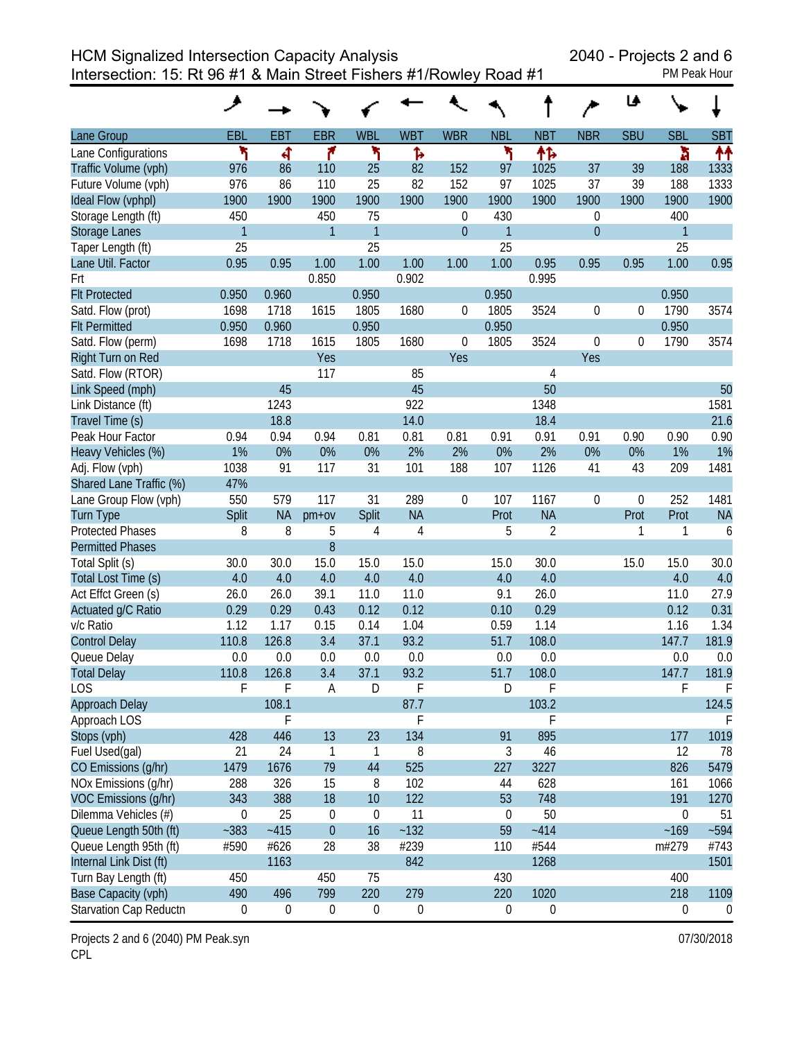# HCM Signalized Intersection Capacity Analysis
## Intersection: 15: Rt 96 #1 & Main Street Fishers #1/Rowley Road #1

2040 - Projects 2 and 6
PM Peak Hour

| Lane Group | EBL | EBT | EBR | WBL | WBT | WBR | NBL | NBT | NBR | SBU | SBL | SBT |
|---|---|---|---|---|---|---|---|---|---|---|---|---|
| Lane Configurations | | | | | | | | | | | | |
| Traffic Volume (vph) | 976 | 86 | 110 | 25 | 82 | 152 | 97 | 1025 | 37 | 39 | 188 | 1333 |
| Future Volume (vph) | 976 | 86 | 110 | 25 | 82 | 152 | 97 | 1025 | 37 | 39 | 188 | 1333 |
| Ideal Flow (vphpl) | 1900 | 1900 | 1900 | 1900 | 1900 | 1900 | 1900 | 1900 | 1900 | 1900 | 1900 | 1900 |
| Storage Length (ft) | 450 | | 450 | 75 | | 0 | 430 | | 0 | | 400 | |
| Storage Lanes | 1 | | 1 | 1 | | 0 | 1 | | 0 | | 1 | |
| Taper Length (ft) | 25 | | | 25 | | | 25 | | | | 25 | |
| Lane Util. Factor | 0.95 | 0.95 | 1.00 | 1.00 | 1.00 | 1.00 | 1.00 | 0.95 | 0.95 | 0.95 | 1.00 | 0.95 |
| Frt | | | 0.850 | | 0.902 | | | 0.995 | | | | |
| Flt Protected | 0.950 | 0.960 | | 0.950 | | | 0.950 | | | | 0.950 | |
| Satd. Flow (prot) | 1698 | 1718 | 1615 | 1805 | 1680 | 0 | 1805 | 3524 | 0 | 0 | 1790 | 3574 |
| Flt Permitted | 0.950 | 0.960 | | 0.950 | | | 0.950 | | | | 0.950 | |
| Satd. Flow (perm) | 1698 | 1718 | 1615 | 1805 | 1680 | 0 | 1805 | 3524 | 0 | 0 | 1790 | 3574 |
| Right Turn on Red | | | Yes | | | Yes | | | Yes | | | |
| Satd. Flow (RTOR) | | | 117 | | 85 | | | 4 | | | | |
| Link Speed (mph) | | 45 | | | 45 | | | 50 | | | | 50 |
| Link Distance (ft) | | 1243 | | | 922 | | | 1348 | | | | 1581 |
| Travel Time (s) | | 18.8 | | | 14.0 | | | 18.4 | | | | 21.6 |
| Peak Hour Factor | 0.94 | 0.94 | 0.94 | 0.81 | 0.81 | 0.81 | 0.91 | 0.91 | 0.91 | 0.90 | 0.90 | 0.90 |
| Heavy Vehicles (%) | 1% | 0% | 0% | 0% | 2% | 2% | 0% | 2% | 0% | 0% | 1% | 1% |
| Adj. Flow (vph) | 1038 | 91 | 117 | 31 | 101 | 188 | 107 | 1126 | 41 | 43 | 209 | 1481 |
| Shared Lane Traffic (%) | 47% | | | | | | | | | | | |
| Lane Group Flow (vph) | 550 | 579 | 117 | 31 | 289 | 0 | 107 | 1167 | 0 | 0 | 252 | 1481 |
| Turn Type | Split | NA | pm+ov | Split | NA | | Prot | NA | | Prot | Prot | NA |
| Protected Phases | 8 | 8 | 5 | 4 | 4 | | 5 | 2 | | 1 | 1 | 6 |
| Permitted Phases | | | 8 | | | | | | | | | |
| Total Split (s) | 30.0 | 30.0 | 15.0 | 15.0 | 15.0 | | 15.0 | 30.0 | | 15.0 | 15.0 | 30.0 |
| Total Lost Time (s) | 4.0 | 4.0 | 4.0 | 4.0 | 4.0 | | 4.0 | 4.0 | | | 4.0 | 4.0 |
| Act Effct Green (s) | 26.0 | 26.0 | 39.1 | 11.0 | 11.0 | | 9.1 | 26.0 | | | 11.0 | 27.9 |
| Actuated g/C Ratio | 0.29 | 0.29 | 0.43 | 0.12 | 0.12 | | 0.10 | 0.29 | | | 0.12 | 0.31 |
| v/c Ratio | 1.12 | 1.17 | 0.15 | 0.14 | 1.04 | | 0.59 | 1.14 | | | 1.16 | 1.34 |
| Control Delay | 110.8 | 126.8 | 3.4 | 37.1 | 93.2 | | 51.7 | 108.0 | | | 147.7 | 181.9 |
| Queue Delay | 0.0 | 0.0 | 0.0 | 0.0 | 0.0 | | 0.0 | 0.0 | | | 0.0 | 0.0 |
| Total Delay | 110.8 | 126.8 | 3.4 | 37.1 | 93.2 | | 51.7 | 108.0 | | | 147.7 | 181.9 |
| LOS | F | F | A | D | F | | D | F | | | F | F |
| Approach Delay | | 108.1 | | | 87.7 | | | 103.2 | | | | 124.5 |
| Approach LOS | | F | | | F | | | F | | | | F |
| Stops (vph) | 428 | 446 | 13 | 23 | 134 | | 91 | 895 | | | 177 | 1019 |
| Fuel Used(gal) | 21 | 24 | 1 | 1 | 8 | | 3 | 46 | | | 12 | 78 |
| CO Emissions (g/hr) | 1479 | 1676 | 79 | 44 | 525 | | 227 | 3227 | | | 826 | 5479 |
| NOx Emissions (g/hr) | 288 | 326 | 15 | 8 | 102 | | 44 | 628 | | | 161 | 1066 |
| VOC Emissions (g/hr) | 343 | 388 | 18 | 10 | 122 | | 53 | 748 | | | 191 | 1270 |
| Dilemma Vehicles (#) | 0 | 25 | 0 | 0 | 11 | | 0 | 50 | | | 0 | 51 |
| Queue Length 50th (ft) | ~383 | ~415 | 0 | 16 | ~132 | | 59 | ~414 | | | ~169 | ~594 |
| Queue Length 95th (ft) | #590 | #626 | 28 | 38 | #239 | | 110 | #544 | | | m#279 | #743 |
| Internal Link Dist (ft) | | 1163 | | | 842 | | | 1268 | | | | 1501 |
| Turn Bay Length (ft) | 450 | | 450 | 75 | | | 430 | | | | 400 | |
| Base Capacity (vph) | 490 | 496 | 799 | 220 | 279 | | 220 | 1020 | | | 218 | 1109 |
| Starvation Cap Reductn | 0 | 0 | 0 | 0 | 0 | | 0 | 0 | | | 0 | 0 |

Projects 2 and 6 (2040) PM Peak.syn
CPL

07/30/2018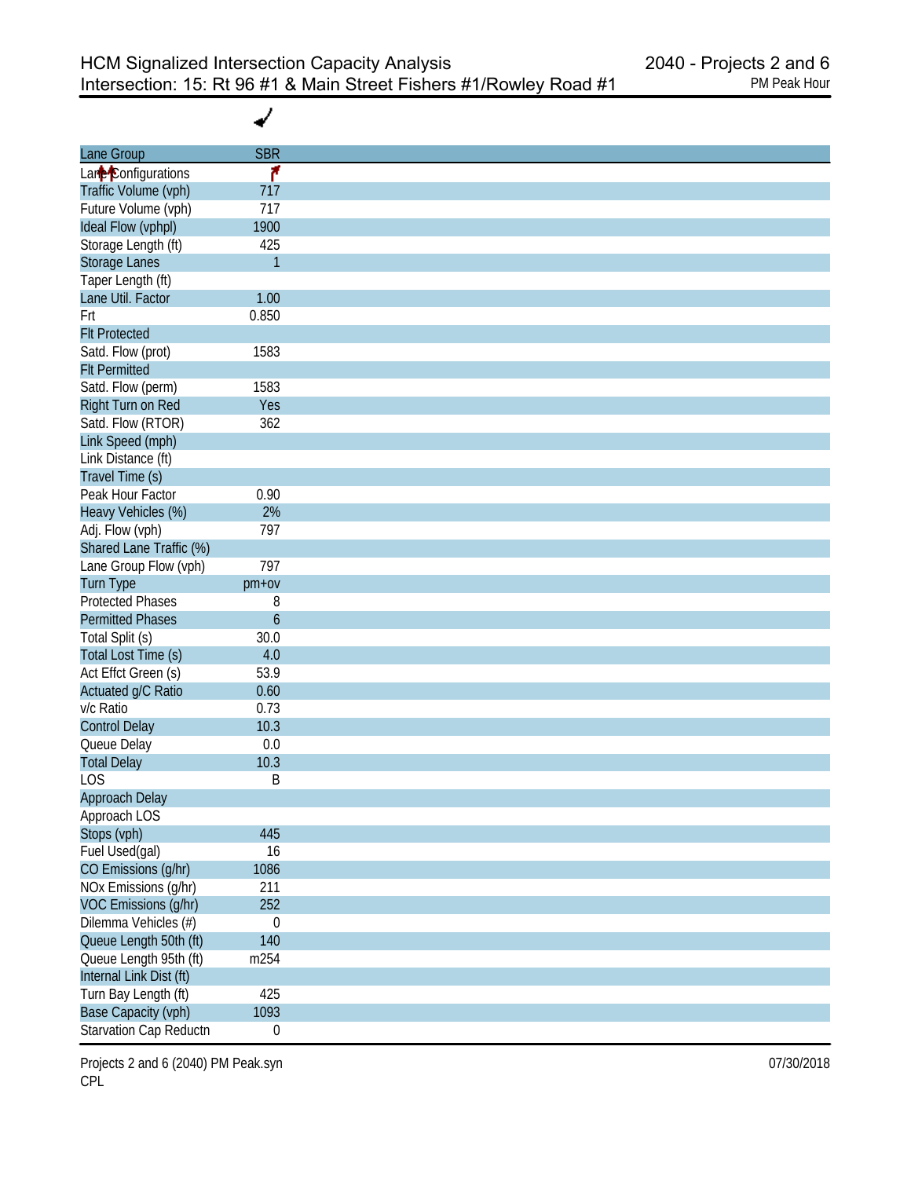# HCM Signalized Intersection Capacity Analysis
## Intersection: 15: Rt 96 #1 & Main Street Fishers #1/Rowley Road #1

2040 - Projects 2 and 6
PM Peak Hour

| Lane Group | SBR |
|---|---|
| Lane Configurations | |
| Traffic Volume (vph) | 717 |
| Future Volume (vph) | 717 |
| Ideal Flow (vphpl) | 1900 |
| Storage Length (ft) | 425 |
| Storage Lanes | 1 |
| Taper Length (ft) | |
| Lane Util. Factor | 1.00 |
| Frt | 0.850 |
| Flt Protected | |
| Satd. Flow (prot) | 1583 |
| Flt Permitted | |
| Satd. Flow (perm) | 1583 |
| Right Turn on Red | Yes |
| Satd. Flow (RTOR) | 362 |
| Link Speed (mph) | |
| Link Distance (ft) | |
| Travel Time (s) | |
| Peak Hour Factor | 0.90 |
| Heavy Vehicles (%) | 2% |
| Adj. Flow (vph) | 797 |
| Shared Lane Traffic (%) | |
| Lane Group Flow (vph) | 797 |
| Turn Type | pm+ov |
| Protected Phases | 8 |
| Permitted Phases | 6 |
| Total Split (s) | 30.0 |
| Total Lost Time (s) | 4.0 |
| Act Effct Green (s) | 53.9 |
| Actuated g/C Ratio | 0.60 |
| v/c Ratio | 0.73 |
| Control Delay | 10.3 |
| Queue Delay | 0.0 |
| Total Delay | 10.3 |
| LOS | B |
| Approach Delay | |
| Approach LOS | |
| Stops (vph) | 445 |
| Fuel Used(gal) | 16 |
| CO Emissions (g/hr) | 1086 |
| NOx Emissions (g/hr) | 211 |
| VOC Emissions (g/hr) | 252 |
| Dilemma Vehicles (#) | 0 |
| Queue Length 50th (ft) | 140 |
| Queue Length 95th (ft) | m254 |
| Internal Link Dist (ft) | |
| Turn Bay Length (ft) | 425 |
| Base Capacity (vph) | 1093 |
| Starvation Cap Reductn | 0 |

Projects 2 and 6 (2040) PM Peak.syn
CPL

07/30/2018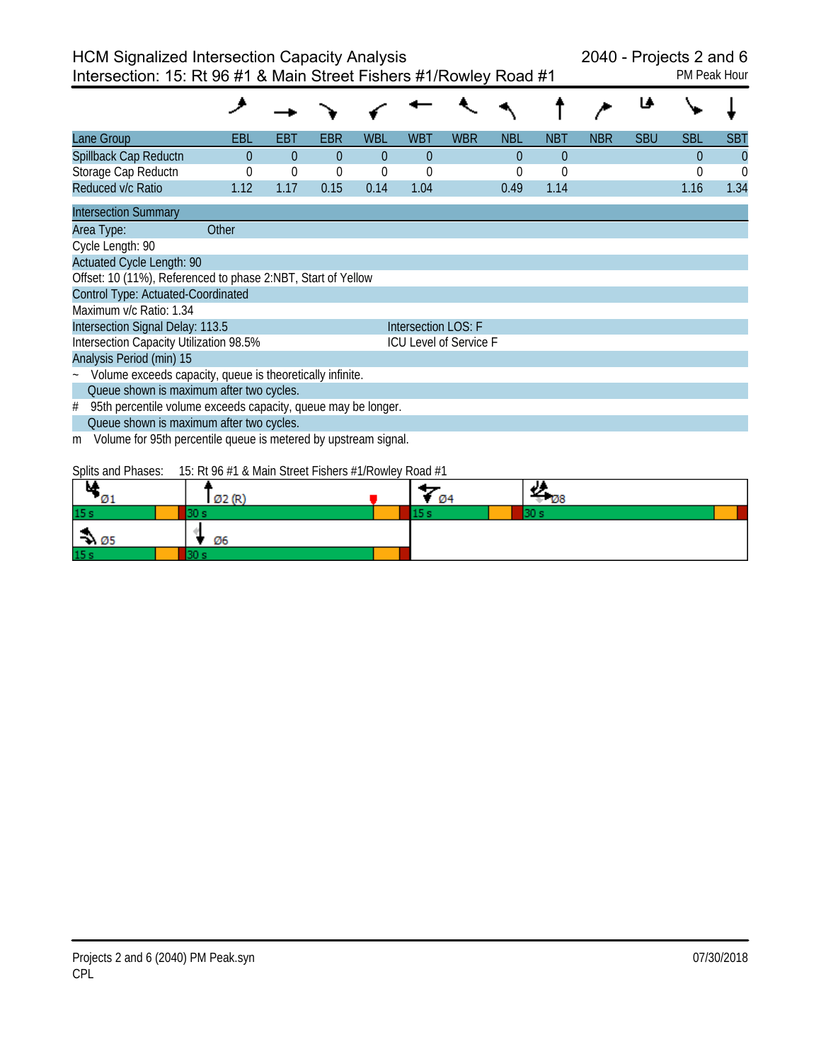# HCM Signalized Intersection Capacity Analysis

## Intersection: 15: Rt 96 #1 & Main Street Fishers #1/Rowley Road #1

2040 - Projects 2 and 6
PM Peak Hour

| Lane Group | EBL | EBT | EBR | WBL | WBT | WBR | NBL | NBT | NBR | SBU | SBL | SBT |
|---|---|---|---|---|---|---|---|---|---|---|---|---|
| Spillback Cap Reductn | 0 | 0 | 0 | 0 | 0 | | 0 | 0 | | | 0 | 0 |
| Storage Cap Reductn | 0 | 0 | 0 | 0 | 0 | | 0 | 0 | | | 0 | 0 |
| Reduced v/c Ratio | 1.12 | 1.17 | 0.15 | 0.14 | 1.04 | | 0.49 | 1.14 | | | 1.16 | 1.34 |

**Intersection Summary**

Area Type: Other

Cycle Length: 90

Actuated Cycle Length: 90

Offset: 10 (11%), Referenced to phase 2:NBT, Start of Yellow

Control Type: Actuated-Coordinated

Maximum v/c Ratio: 1.34

Intersection Signal Delay: 113.5 — Intersection LOS: F

Intersection Capacity Utilization 98.5% — ICU Level of Service F

Analysis Period (min) 15

~ Volume exceeds capacity, queue is theoretically infinite.
Queue shown is maximum after two cycles.

# 95th percentile volume exceeds capacity, queue may be longer.
Queue shown is maximum after two cycles.

m Volume for 95th percentile queue is metered by upstream signal.

Splits and Phases: 15: Rt 96 #1 & Main Street Fishers #1/Rowley Road #1

| Ø1 | Ø2 (R) | Ø4 | Ø8 |
|---|---|---|---|
| 15 s | 30 s | 15 s | 30 s |
| **Ø5** | **Ø6** | | |
| 15 s | 30 s | | |

Projects 2 and 6 (2040) PM Peak.syn
CPL
07/30/2018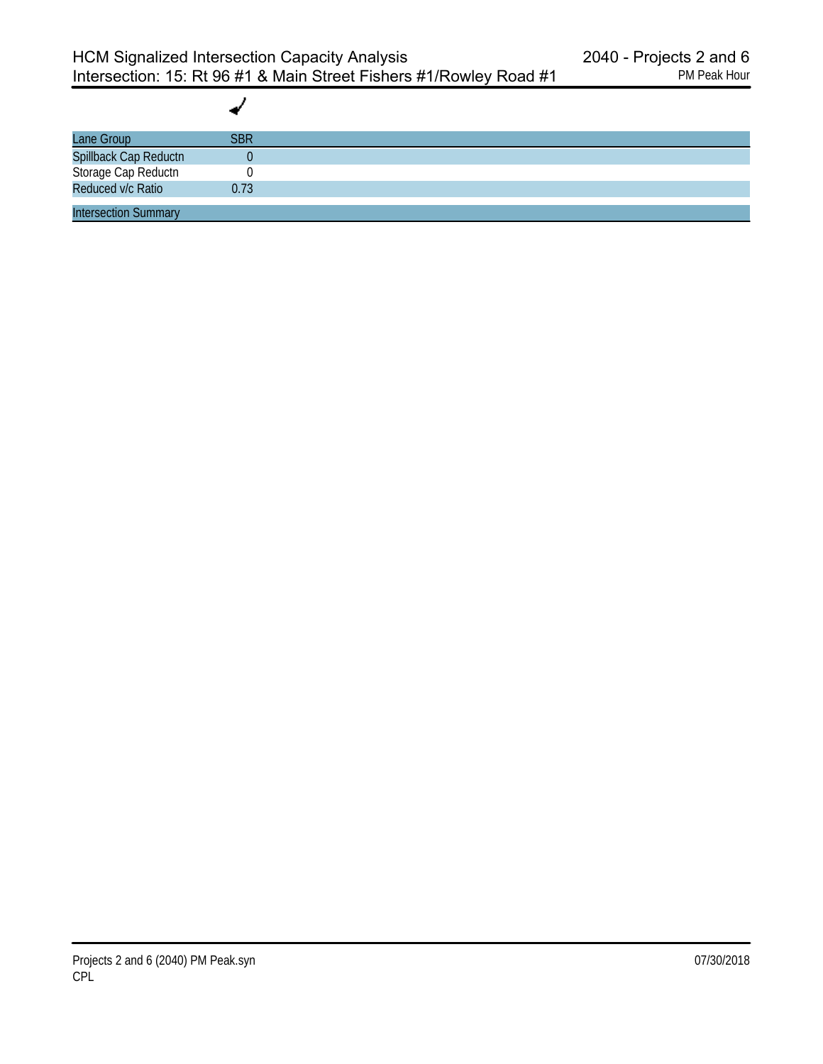# HCM Signalized Intersection Capacity Analysis
## Intersection: 15: Rt 96 #1 & Main Street Fishers #1/Rowley Road #1

2040 - Projects 2 and 6
PM Peak Hour

| Lane Group | SBR |
|---|---|
| Spillback Cap Reductn | 0 |
| Storage Cap Reductn | 0 |
| Reduced v/c Ratio | 0.73 |

Intersection Summary

Projects 2 and 6 (2040) PM Peak.syn
CPL

07/30/2018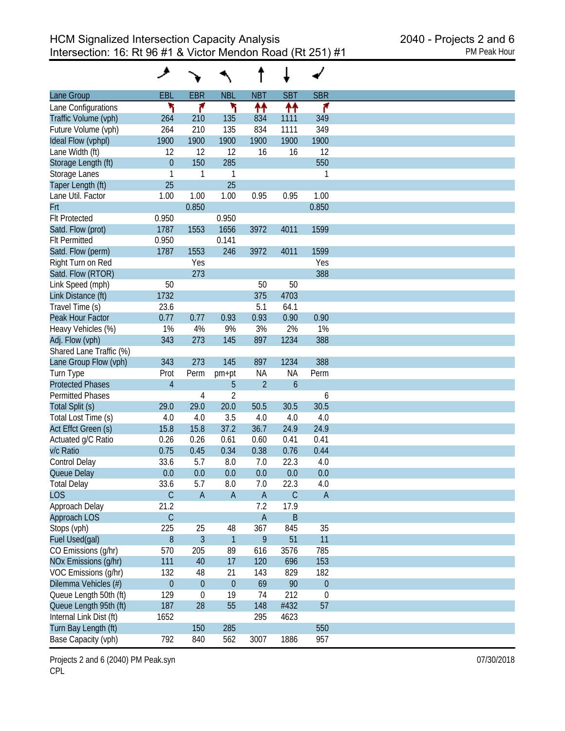# HCM Signalized Intersection Capacity Analysis

## Intersection: 16: Rt 96 #1 & Victor Mendon Road (Rt 251) #1

2040 - Projects 2 and 6
PM Peak Hour

| Lane Group | EBL | EBR | NBL | NBT | SBT | SBR |
|---|---|---|---|---|---|---|
| Lane Configurations | ↰ | ↱ | ↰ | ↑↑ | ↓↓ | ↱ |
| Traffic Volume (vph) | 264 | 210 | 135 | 834 | 1111 | 349 |
| Future Volume (vph) | 264 | 210 | 135 | 834 | 1111 | 349 |
| Ideal Flow (vphpl) | 1900 | 1900 | 1900 | 1900 | 1900 | 1900 |
| Lane Width (ft) | 12 | 12 | 12 | 16 | 16 | 12 |
| Storage Length (ft) | 0 | 150 | 285 | | | 550 |
| Storage Lanes | 1 | 1 | 1 | | | 1 |
| Taper Length (ft) | 25 | | 25 | | | |
| Lane Util. Factor | 1.00 | 1.00 | 1.00 | 0.95 | 0.95 | 1.00 |
| Frt | | 0.850 | | | | 0.850 |
| Flt Protected | 0.950 | | 0.950 | | | |
| Satd. Flow (prot) | 1787 | 1553 | 1656 | 3972 | 4011 | 1599 |
| Flt Permitted | 0.950 | | 0.141 | | | |
| Satd. Flow (perm) | 1787 | 1553 | 246 | 3972 | 4011 | 1599 |
| Right Turn on Red | | Yes | | | | Yes |
| Satd. Flow (RTOR) | | 273 | | | | 388 |
| Link Speed (mph) | 50 | | | 50 | 50 | |
| Link Distance (ft) | 1732 | | | 375 | 4703 | |
| Travel Time (s) | 23.6 | | | 5.1 | 64.1 | |
| Peak Hour Factor | 0.77 | 0.77 | 0.93 | 0.93 | 0.90 | 0.90 |
| Heavy Vehicles (%) | 1% | 4% | 9% | 3% | 2% | 1% |
| Adj. Flow (vph) | 343 | 273 | 145 | 897 | 1234 | 388 |
| Shared Lane Traffic (%) | | | | | | |
| Lane Group Flow (vph) | 343 | 273 | 145 | 897 | 1234 | 388 |
| Turn Type | Prot | Perm | pm+pt | NA | NA | Perm |
| Protected Phases | 4 | | 5 | 2 | 6 | |
| Permitted Phases | | 4 | 2 | | | 6 |
| Total Split (s) | 29.0 | 29.0 | 20.0 | 50.5 | 30.5 | 30.5 |
| Total Lost Time (s) | 4.0 | 4.0 | 3.5 | 4.0 | 4.0 | 4.0 |
| Act Effct Green (s) | 15.8 | 15.8 | 37.2 | 36.7 | 24.9 | 24.9 |
| Actuated g/C Ratio | 0.26 | 0.26 | 0.61 | 0.60 | 0.41 | 0.41 |
| v/c Ratio | 0.75 | 0.45 | 0.34 | 0.38 | 0.76 | 0.44 |
| Control Delay | 33.6 | 5.7 | 8.0 | 7.0 | 22.3 | 4.0 |
| Queue Delay | 0.0 | 0.0 | 0.0 | 0.0 | 0.0 | 0.0 |
| Total Delay | 33.6 | 5.7 | 8.0 | 7.0 | 22.3 | 4.0 |
| LOS | C | A | A | A | C | A |
| Approach Delay | 21.2 | | | 7.2 | 17.9 | |
| Approach LOS | C | | | A | B | |
| Stops (vph) | 225 | 25 | 48 | 367 | 845 | 35 |
| Fuel Used(gal) | 8 | 3 | 1 | 9 | 51 | 11 |
| CO Emissions (g/hr) | 570 | 205 | 89 | 616 | 3576 | 785 |
| NOx Emissions (g/hr) | 111 | 40 | 17 | 120 | 696 | 153 |
| VOC Emissions (g/hr) | 132 | 48 | 21 | 143 | 829 | 182 |
| Dilemma Vehicles (#) | 0 | 0 | 0 | 69 | 90 | 0 |
| Queue Length 50th (ft) | 129 | 0 | 19 | 74 | 212 | 0 |
| Queue Length 95th (ft) | 187 | 28 | 55 | 148 | #432 | 57 |
| Internal Link Dist (ft) | 1652 | | | 295 | 4623 | |
| Turn Bay Length (ft) | | 150 | 285 | | | 550 |
| Base Capacity (vph) | 792 | 840 | 562 | 3007 | 1886 | 957 |

Projects 2 and 6 (2040) PM Peak.syn
CPL

07/30/2018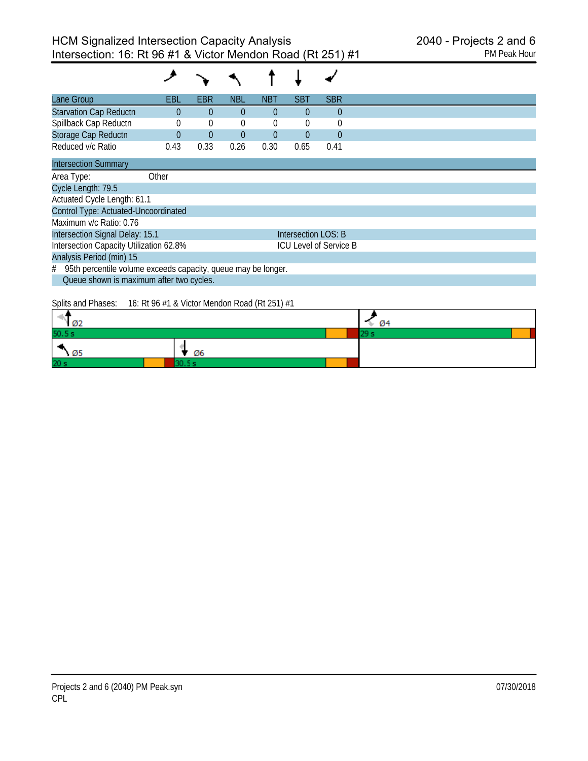# HCM Signalized Intersection Capacity Analysis
## Intersection: 16: Rt 96 #1 & Victor Mendon Road (Rt 251) #1

2040 - Projects 2 and 6
PM Peak Hour

| Lane Group | EBL | EBR | NBL | NBT | SBT | SBR |
|---|---|---|---|---|---|---|
| Starvation Cap Reductn | 0 | 0 | 0 | 0 | 0 | 0 |
| Spillback Cap Reductn | 0 | 0 | 0 | 0 | 0 | 0 |
| Storage Cap Reductn | 0 | 0 | 0 | 0 | 0 | 0 |
| Reduced v/c Ratio | 0.43 | 0.33 | 0.26 | 0.30 | 0.65 | 0.41 |

### Intersection Summary

Area Type: Other

Cycle Length: 79.5

Actuated Cycle Length: 61.1

Control Type: Actuated-Uncoordinated

Maximum v/c Ratio: 0.76

Intersection Signal Delay: 15.1 — Intersection LOS: B

Intersection Capacity Utilization 62.8% — ICU Level of Service B

Analysis Period (min) 15

# 95th percentile volume exceeds capacity, queue may be longer.
Queue shown is maximum after two cycles.

Splits and Phases: 16: Rt 96 #1 & Victor Mendon Road (Rt 251) #1

| Phase | Split |
|---|---|
| Ø2 | 50.5 s |
| Ø4 | 29 s |
| Ø5 | 20 s |
| Ø6 | 30.5 s |

Projects 2 and 6 (2040) PM Peak.syn
CPL
07/30/2018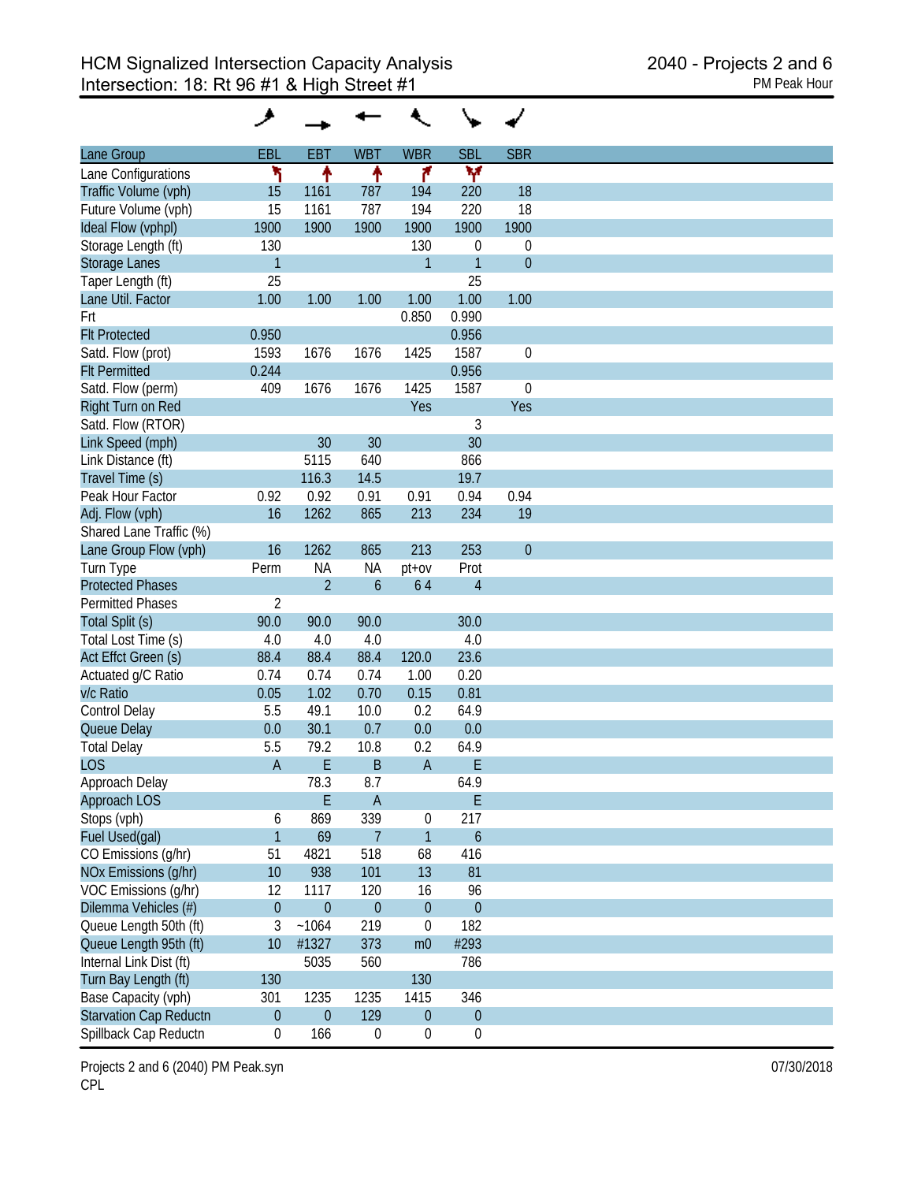# HCM Signalized Intersection Capacity Analysis
## Intersection: 18: Rt 96 #1 & High Street #1

2040 - Projects 2 and 6
PM Peak Hour

| Lane Group | EBL | EBT | WBT | WBR | SBL | SBR |
|---|---|---|---|---|---|---|
| Lane Configurations | ↰ | ↑ | ↑ | ↱ | ↰↱ | |
| Traffic Volume (vph) | 15 | 1161 | 787 | 194 | 220 | 18 |
| Future Volume (vph) | 15 | 1161 | 787 | 194 | 220 | 18 |
| Ideal Flow (vphpl) | 1900 | 1900 | 1900 | 1900 | 1900 | 1900 |
| Storage Length (ft) | 130 | | | 130 | 0 | 0 |
| Storage Lanes | 1 | | | 1 | 1 | 0 |
| Taper Length (ft) | 25 | | | | 25 | |
| Lane Util. Factor | 1.00 | 1.00 | 1.00 | 1.00 | 1.00 | 1.00 |
| Frt | | | | 0.850 | 0.990 | |
| Flt Protected | 0.950 | | | | 0.956 | |
| Satd. Flow (prot) | 1593 | 1676 | 1676 | 1425 | 1587 | 0 |
| Flt Permitted | 0.244 | | | | 0.956 | |
| Satd. Flow (perm) | 409 | 1676 | 1676 | 1425 | 1587 | 0 |
| Right Turn on Red | | | | Yes | | Yes |
| Satd. Flow (RTOR) | | | | | 3 | |
| Link Speed (mph) | | 30 | 30 | | 30 | |
| Link Distance (ft) | | 5115 | 640 | | 866 | |
| Travel Time (s) | | 116.3 | 14.5 | | 19.7 | |
| Peak Hour Factor | 0.92 | 0.92 | 0.91 | 0.91 | 0.94 | 0.94 |
| Adj. Flow (vph) | 16 | 1262 | 865 | 213 | 234 | 19 |
| Shared Lane Traffic (%) | | | | | | |
| Lane Group Flow (vph) | 16 | 1262 | 865 | 213 | 253 | 0 |
| Turn Type | Perm | NA | NA | pt+ov | Prot | |
| Protected Phases | | 2 | 6 | 6 4 | 4 | |
| Permitted Phases | 2 | | | | | |
| Total Split (s) | 90.0 | 90.0 | 90.0 | | 30.0 | |
| Total Lost Time (s) | 4.0 | 4.0 | 4.0 | | 4.0 | |
| Act Effct Green (s) | 88.4 | 88.4 | 88.4 | 120.0 | 23.6 | |
| Actuated g/C Ratio | 0.74 | 0.74 | 0.74 | 1.00 | 0.20 | |
| v/c Ratio | 0.05 | 1.02 | 0.70 | 0.15 | 0.81 | |
| Control Delay | 5.5 | 49.1 | 10.0 | 0.2 | 64.9 | |
| Queue Delay | 0.0 | 30.1 | 0.7 | 0.0 | 0.0 | |
| Total Delay | 5.5 | 79.2 | 10.8 | 0.2 | 64.9 | |
| LOS | A | E | B | A | E | |
| Approach Delay | | 78.3 | 8.7 | | 64.9 | |
| Approach LOS | | E | A | | E | |
| Stops (vph) | 6 | 869 | 339 | 0 | 217 | |
| Fuel Used(gal) | 1 | 69 | 7 | 1 | 6 | |
| CO Emissions (g/hr) | 51 | 4821 | 518 | 68 | 416 | |
| NOx Emissions (g/hr) | 10 | 938 | 101 | 13 | 81 | |
| VOC Emissions (g/hr) | 12 | 1117 | 120 | 16 | 96 | |
| Dilemma Vehicles (#) | 0 | 0 | 0 | 0 | 0 | |
| Queue Length 50th (ft) | 3 | ~1064 | 219 | 0 | 182 | |
| Queue Length 95th (ft) | 10 | #1327 | 373 | m0 | #293 | |
| Internal Link Dist (ft) | | 5035 | 560 | | 786 | |
| Turn Bay Length (ft) | 130 | | | 130 | | |
| Base Capacity (vph) | 301 | 1235 | 1235 | 1415 | 346 | |
| Starvation Cap Reductn | 0 | 0 | 129 | 0 | 0 | |
| Spillback Cap Reductn | 0 | 166 | 0 | 0 | 0 | |

Projects 2 and 6 (2040) PM Peak.syn
CPL

07/30/2018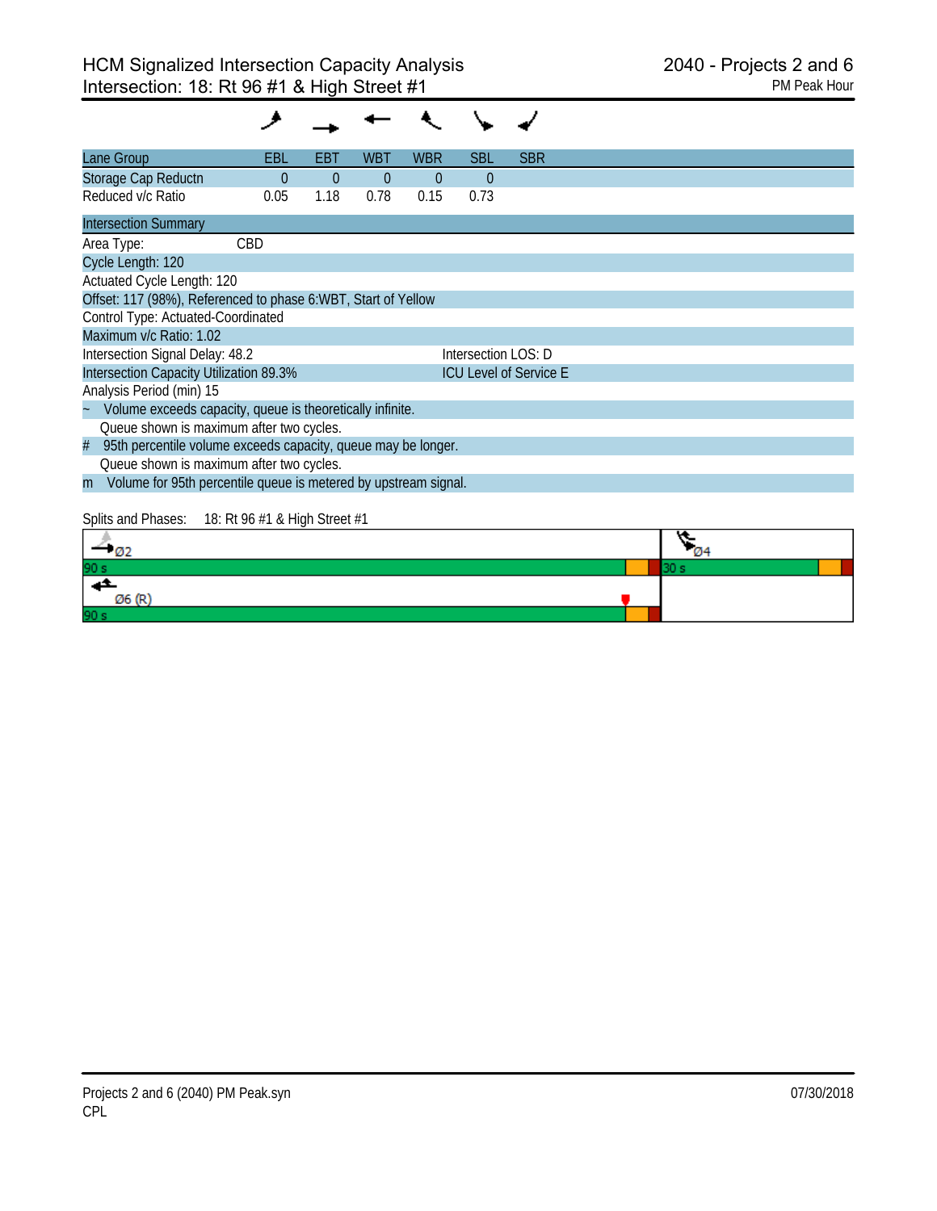# HCM Signalized Intersection Capacity Analysis
## Intersection: 18: Rt 96 #1 & High Street #1

2040 - Projects 2 and 6
PM Peak Hour

| Lane Group | EBL | EBT | WBT | WBR | SBL | SBR |
|---|---|---|---|---|---|---|
| Storage Cap Reductn | 0 | 0 | 0 | 0 | 0 | |
| Reduced v/c Ratio | 0.05 | 1.18 | 0.78 | 0.15 | 0.73 | |

**Intersection Summary**

Area Type: CBD

Cycle Length: 120

Actuated Cycle Length: 120

Offset: 117 (98%), Referenced to phase 6:WBT, Start of Yellow

Control Type: Actuated-Coordinated

Maximum v/c Ratio: 1.02

Intersection Signal Delay: 48.2 — Intersection LOS: D

Intersection Capacity Utilization 89.3% — ICU Level of Service E

Analysis Period (min) 15

~ Volume exceeds capacity, queue is theoretically infinite.
Queue shown is maximum after two cycles.

# 95th percentile volume exceeds capacity, queue may be longer.
Queue shown is maximum after two cycles.

m Volume for 95th percentile queue is metered by upstream signal.

Splits and Phases: 18: Rt 96 #1 & High Street #1

| Ø2 | Ø4 |
|---|---|
| 90 s | 30 s |
| Ø6 (R) | |
| 90 s | |

Projects 2 and 6 (2040) PM Peak.syn
CPL

07/30/2018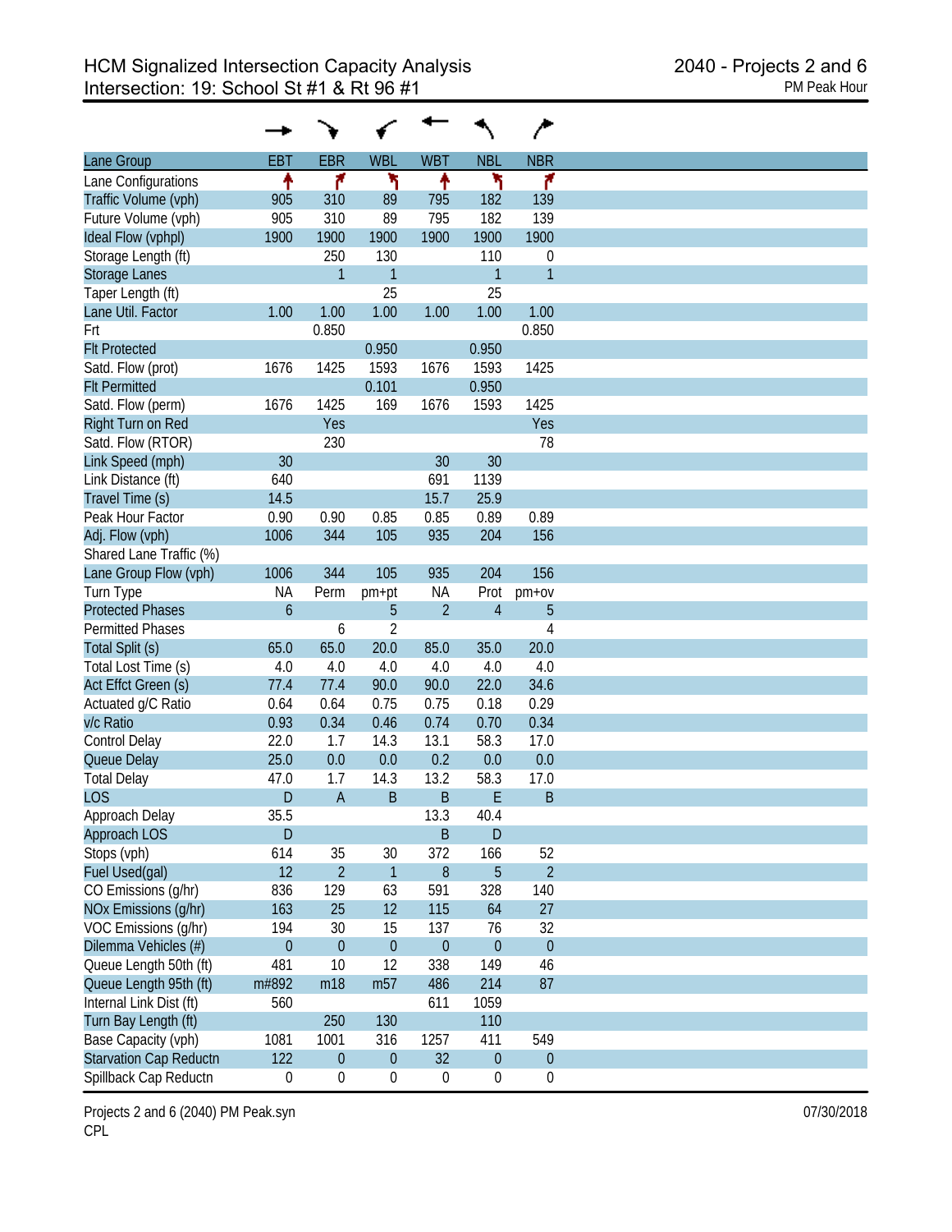# HCM Signalized Intersection Capacity Analysis
## Intersection: 19: School St #1 & Rt 96 #1

2040 - Projects 2 and 6
PM Peak Hour

| Lane Group | EBT | EBR | WBL | WBT | NBL | NBR |
|---|---|---|---|---|---|---|
| Lane Configurations | ↑ | ↱ | ↰ | ↑ | ↰ | ↱ |
| Traffic Volume (vph) | 905 | 310 | 89 | 795 | 182 | 139 |
| Future Volume (vph) | 905 | 310 | 89 | 795 | 182 | 139 |
| Ideal Flow (vphpl) | 1900 | 1900 | 1900 | 1900 | 1900 | 1900 |
| Storage Length (ft) | | 250 | 130 | | 110 | 0 |
| Storage Lanes | | 1 | 1 | | 1 | 1 |
| Taper Length (ft) | | | 25 | | 25 | |
| Lane Util. Factor | 1.00 | 1.00 | 1.00 | 1.00 | 1.00 | 1.00 |
| Frt | | 0.850 | | | | 0.850 |
| Flt Protected | | | 0.950 | | 0.950 | |
| Satd. Flow (prot) | 1676 | 1425 | 1593 | 1676 | 1593 | 1425 |
| Flt Permitted | | | 0.101 | | 0.950 | |
| Satd. Flow (perm) | 1676 | 1425 | 169 | 1676 | 1593 | 1425 |
| Right Turn on Red | | Yes | | | | Yes |
| Satd. Flow (RTOR) | | 230 | | | | 78 |
| Link Speed (mph) | 30 | | | 30 | 30 | |
| Link Distance (ft) | 640 | | | 691 | 1139 | |
| Travel Time (s) | 14.5 | | | 15.7 | 25.9 | |
| Peak Hour Factor | 0.90 | 0.90 | 0.85 | 0.85 | 0.89 | 0.89 |
| Adj. Flow (vph) | 1006 | 344 | 105 | 935 | 204 | 156 |
| Shared Lane Traffic (%) | | | | | | |
| Lane Group Flow (vph) | 1006 | 344 | 105 | 935 | 204 | 156 |
| Turn Type | NA | Perm | pm+pt | NA | Prot | pm+ov |
| Protected Phases | 6 | | 5 | 2 | 4 | 5 |
| Permitted Phases | | 6 | 2 | | | 4 |
| Total Split (s) | 65.0 | 65.0 | 20.0 | 85.0 | 35.0 | 20.0 |
| Total Lost Time (s) | 4.0 | 4.0 | 4.0 | 4.0 | 4.0 | 4.0 |
| Act Effct Green (s) | 77.4 | 77.4 | 90.0 | 90.0 | 22.0 | 34.6 |
| Actuated g/C Ratio | 0.64 | 0.64 | 0.75 | 0.75 | 0.18 | 0.29 |
| v/c Ratio | 0.93 | 0.34 | 0.46 | 0.74 | 0.70 | 0.34 |
| Control Delay | 22.0 | 1.7 | 14.3 | 13.1 | 58.3 | 17.0 |
| Queue Delay | 25.0 | 0.0 | 0.0 | 0.2 | 0.0 | 0.0 |
| Total Delay | 47.0 | 1.7 | 14.3 | 13.2 | 58.3 | 17.0 |
| LOS | D | A | B | B | E | B |
| Approach Delay | 35.5 | | | 13.3 | 40.4 | |
| Approach LOS | D | | | B | D | |
| Stops (vph) | 614 | 35 | 30 | 372 | 166 | 52 |
| Fuel Used(gal) | 12 | 2 | 1 | 8 | 5 | 2 |
| CO Emissions (g/hr) | 836 | 129 | 63 | 591 | 328 | 140 |
| NOx Emissions (g/hr) | 163 | 25 | 12 | 115 | 64 | 27 |
| VOC Emissions (g/hr) | 194 | 30 | 15 | 137 | 76 | 32 |
| Dilemma Vehicles (#) | 0 | 0 | 0 | 0 | 0 | 0 |
| Queue Length 50th (ft) | 481 | 10 | 12 | 338 | 149 | 46 |
| Queue Length 95th (ft) | m#892 | m18 | m57 | 486 | 214 | 87 |
| Internal Link Dist (ft) | 560 | | | 611 | 1059 | |
| Turn Bay Length (ft) | | 250 | 130 | | 110 | |
| Base Capacity (vph) | 1081 | 1001 | 316 | 1257 | 411 | 549 |
| Starvation Cap Reductn | 122 | 0 | 0 | 32 | 0 | 0 |
| Spillback Cap Reductn | 0 | 0 | 0 | 0 | 0 | 0 |

Projects 2 and 6 (2040) PM Peak.syn
CPL

07/30/2018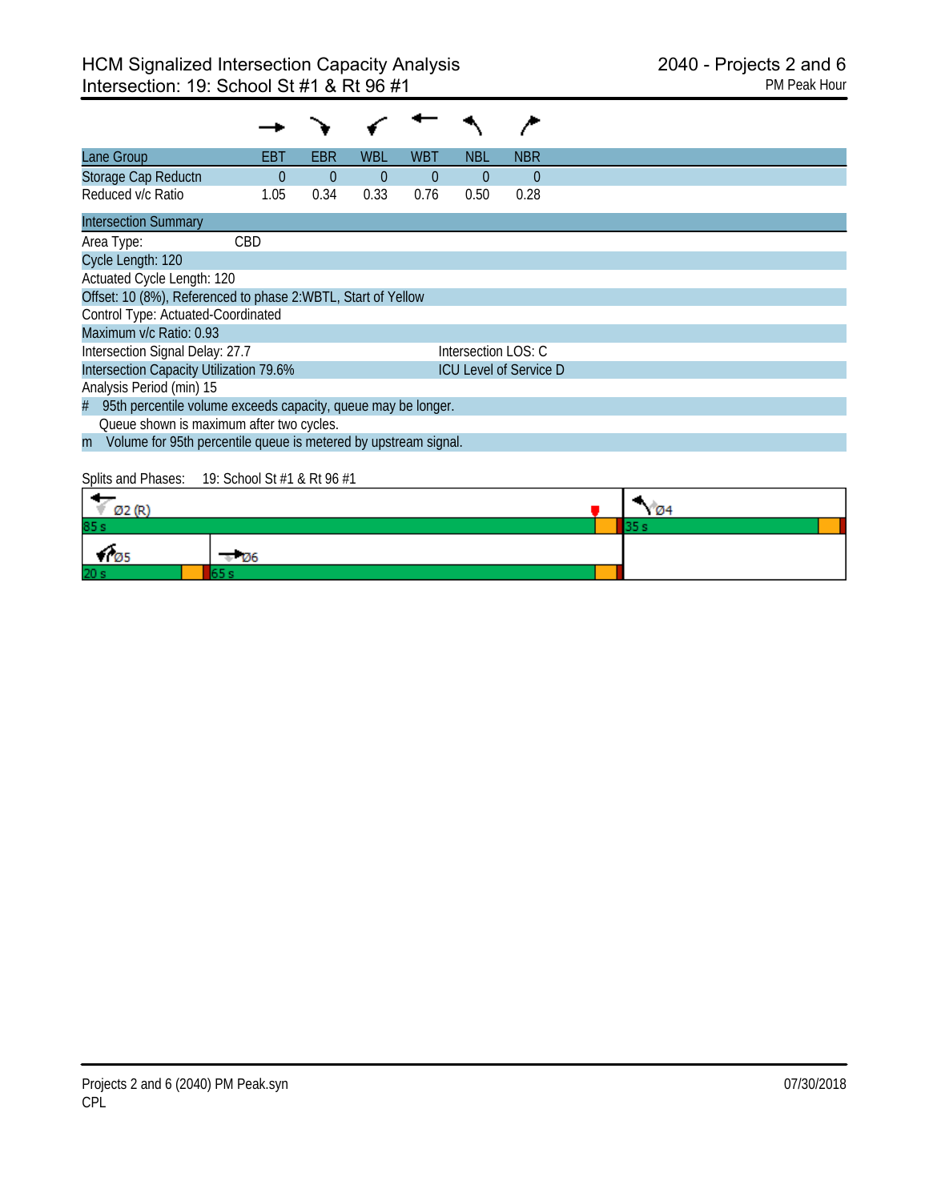# HCM Signalized Intersection Capacity Analysis
## Intersection: 19: School St #1 & Rt 96 #1

2040 - Projects 2 and 6
PM Peak Hour

| Lane Group | EBT | EBR | WBL | WBT | NBL | NBR |
|---|---|---|---|---|---|---|
| Storage Cap Reductn | 0 | 0 | 0 | 0 | 0 | 0 |
| Reduced v/c Ratio | 1.05 | 0.34 | 0.33 | 0.76 | 0.50 | 0.28 |

**Intersection Summary**

Area Type: CBD

Cycle Length: 120

Actuated Cycle Length: 120

Offset: 10 (8%), Referenced to phase 2:WBTL, Start of Yellow

Control Type: Actuated-Coordinated

Maximum v/c Ratio: 0.93

Intersection Signal Delay: 27.7 — Intersection LOS: C

Intersection Capacity Utilization 79.6% — ICU Level of Service D

Analysis Period (min) 15

\# 95th percentile volume exceeds capacity, queue may be longer.
Queue shown is maximum after two cycles.

m Volume for 95th percentile queue is metered by upstream signal.

Splits and Phases: 19: School St #1 & Rt 96 #1

| Ø2 (R) 85 s | Ø4 35 s |
|---|---|
| Ø5 20 s / Ø6 65 s | |

Projects 2 and 6 (2040) PM Peak.syn
CPL
07/30/2018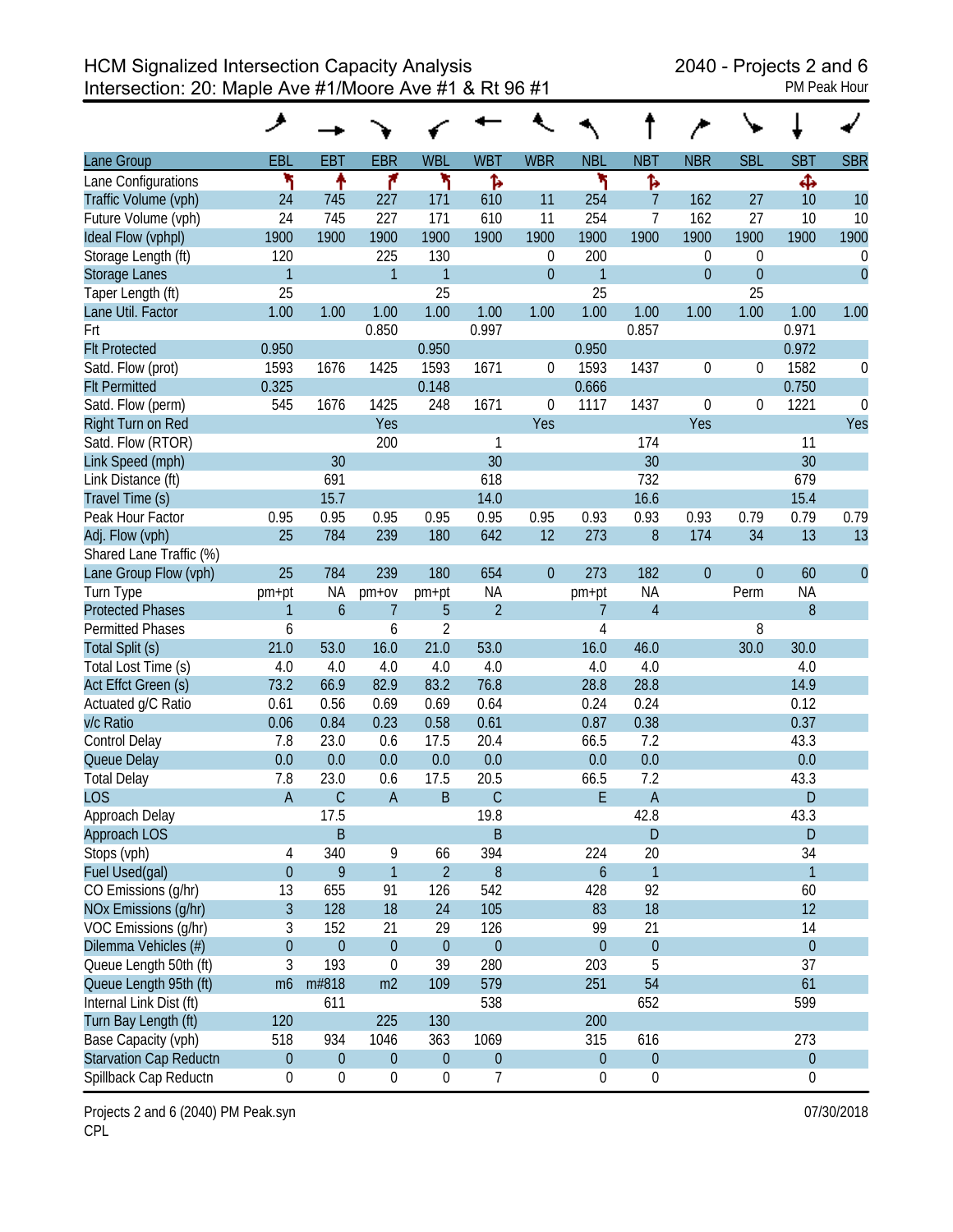# HCM Signalized Intersection Capacity Analysis

## Intersection: 20: Maple Ave #1/Moore Ave #1 & Rt 96 #1

2040 - Projects 2 and 6
PM Peak Hour

| Lane Group | EBL | EBT | EBR | WBL | WBT | WBR | NBL | NBT | NBR | SBL | SBT | SBR |
|---|---|---|---|---|---|---|---|---|---|---|---|---|
| Lane Configurations | ↰ | ↑ | ↱ | ↰ | ↱ | | ↰ | ↱ | | | ✣ | |
| Traffic Volume (vph) | 24 | 745 | 227 | 171 | 610 | 11 | 254 | 7 | 162 | 27 | 10 | 10 |
| Future Volume (vph) | 24 | 745 | 227 | 171 | 610 | 11 | 254 | 7 | 162 | 27 | 10 | 10 |
| Ideal Flow (vphpl) | 1900 | 1900 | 1900 | 1900 | 1900 | 1900 | 1900 | 1900 | 1900 | 1900 | 1900 | 1900 |
| Storage Length (ft) | 120 | | 225 | 130 | | 0 | 200 | | 0 | 0 | | 0 |
| Storage Lanes | 1 | | 1 | 1 | | 0 | 1 | | 0 | 0 | | 0 |
| Taper Length (ft) | 25 | | | 25 | | | 25 | | | 25 | | |
| Lane Util. Factor | 1.00 | 1.00 | 1.00 | 1.00 | 1.00 | 1.00 | 1.00 | 1.00 | 1.00 | 1.00 | 1.00 | 1.00 |
| Frt | | | 0.850 | | 0.997 | | | 0.857 | | | 0.971 | |
| Flt Protected | 0.950 | | | 0.950 | | | 0.950 | | | | 0.972 | |
| Satd. Flow (prot) | 1593 | 1676 | 1425 | 1593 | 1671 | 0 | 1593 | 1437 | 0 | 0 | 1582 | 0 |
| Flt Permitted | 0.325 | | | 0.148 | | | 0.666 | | | | 0.750 | |
| Satd. Flow (perm) | 545 | 1676 | 1425 | 248 | 1671 | 0 | 1117 | 1437 | 0 | 0 | 1221 | 0 |
| Right Turn on Red | | | Yes | | | Yes | | | Yes | | | Yes |
| Satd. Flow (RTOR) | | | 200 | | 1 | | | 174 | | | 11 | |
| Link Speed (mph) | | 30 | | | 30 | | | 30 | | | 30 | |
| Link Distance (ft) | | 691 | | | 618 | | | 732 | | | 679 | |
| Travel Time (s) | | 15.7 | | | 14.0 | | | 16.6 | | | 15.4 | |
| Peak Hour Factor | 0.95 | 0.95 | 0.95 | 0.95 | 0.95 | 0.95 | 0.93 | 0.93 | 0.93 | 0.79 | 0.79 | 0.79 |
| Adj. Flow (vph) | 25 | 784 | 239 | 180 | 642 | 12 | 273 | 8 | 174 | 34 | 13 | 13 |
| Shared Lane Traffic (%) | | | | | | | | | | | | |
| Lane Group Flow (vph) | 25 | 784 | 239 | 180 | 654 | 0 | 273 | 182 | 0 | 0 | 60 | 0 |
| Turn Type | pm+pt | NA | pm+ov | pm+pt | NA | | pm+pt | NA | | Perm | NA | |
| Protected Phases | 1 | 6 | 7 | 5 | 2 | | 7 | 4 | | | 8 | |
| Permitted Phases | 6 | | 6 | 2 | | | 4 | | | 8 | | |
| Total Split (s) | 21.0 | 53.0 | 16.0 | 21.0 | 53.0 | | 16.0 | 46.0 | | 30.0 | 30.0 | |
| Total Lost Time (s) | 4.0 | 4.0 | 4.0 | 4.0 | 4.0 | | 4.0 | 4.0 | | | 4.0 | |
| Act Effct Green (s) | 73.2 | 66.9 | 82.9 | 83.2 | 76.8 | | 28.8 | 28.8 | | | 14.9 | |
| Actuated g/C Ratio | 0.61 | 0.56 | 0.69 | 0.69 | 0.64 | | 0.24 | 0.24 | | | 0.12 | |
| v/c Ratio | 0.06 | 0.84 | 0.23 | 0.58 | 0.61 | | 0.87 | 0.38 | | | 0.37 | |
| Control Delay | 7.8 | 23.0 | 0.6 | 17.5 | 20.4 | | 66.5 | 7.2 | | | 43.3 | |
| Queue Delay | 0.0 | 0.0 | 0.0 | 0.0 | 0.0 | | 0.0 | 0.0 | | | 0.0 | |
| Total Delay | 7.8 | 23.0 | 0.6 | 17.5 | 20.5 | | 66.5 | 7.2 | | | 43.3 | |
| LOS | A | C | A | B | C | | E | A | | | D | |
| Approach Delay | | 17.5 | | | 19.8 | | | 42.8 | | | 43.3 | |
| Approach LOS | | B | | | B | | | D | | | D | |
| Stops (vph) | 4 | 340 | 9 | 66 | 394 | | 224 | 20 | | | 34 | |
| Fuel Used(gal) | 0 | 9 | 1 | 2 | 8 | | 6 | 1 | | | 1 | |
| CO Emissions (g/hr) | 13 | 655 | 91 | 126 | 542 | | 428 | 92 | | | 60 | |
| NOx Emissions (g/hr) | 3 | 128 | 18 | 24 | 105 | | 83 | 18 | | | 12 | |
| VOC Emissions (g/hr) | 3 | 152 | 21 | 29 | 126 | | 99 | 21 | | | 14 | |
| Dilemma Vehicles (#) | 0 | 0 | 0 | 0 | 0 | | 0 | 0 | | | 0 | |
| Queue Length 50th (ft) | 3 | 193 | 0 | 39 | 280 | | 203 | 5 | | | 37 | |
| Queue Length 95th (ft) | m6 | m#818 | m2 | 109 | 579 | | 251 | 54 | | | 61 | |
| Internal Link Dist (ft) | | 611 | | | 538 | | | 652 | | | 599 | |
| Turn Bay Length (ft) | 120 | | 225 | 130 | | | 200 | | | | | |
| Base Capacity (vph) | 518 | 934 | 1046 | 363 | 1069 | | 315 | 616 | | | 273 | |
| Starvation Cap Reductn | 0 | 0 | 0 | 0 | 0 | | 0 | 0 | | | 0 | |
| Spillback Cap Reductn | 0 | 0 | 0 | 0 | 7 | | 0 | 0 | | | 0 | |

Projects 2 and 6 (2040) PM Peak.syn
CPL
07/30/2018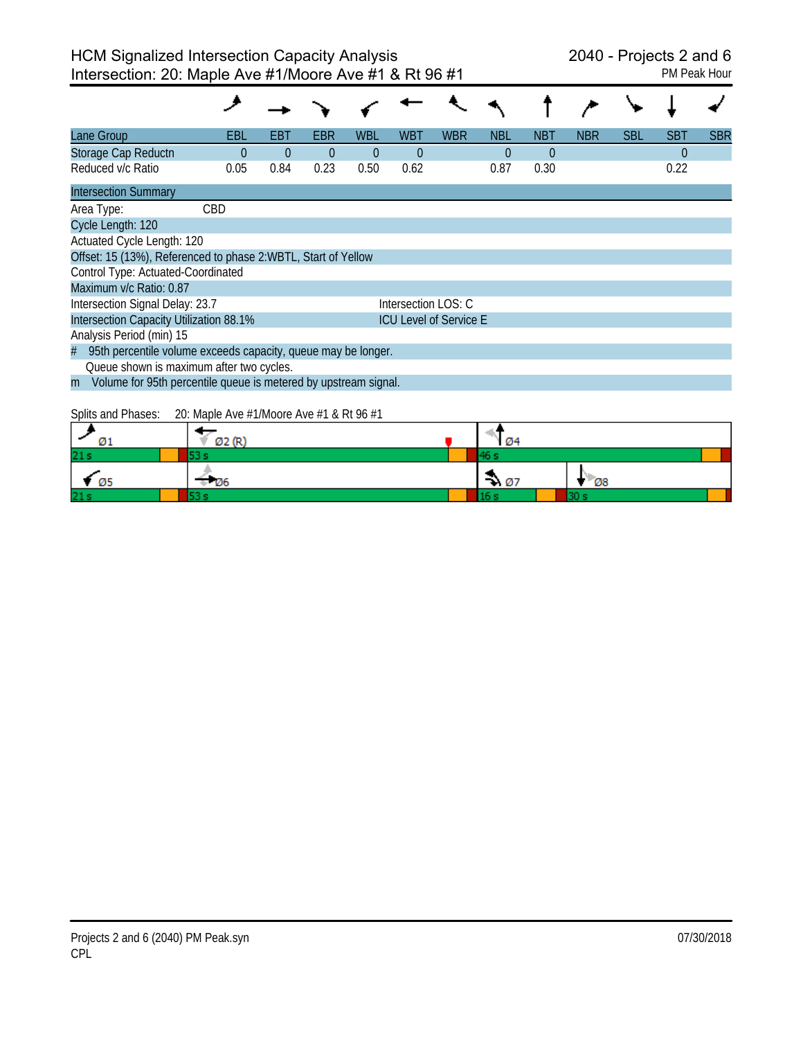# HCM Signalized Intersection Capacity Analysis

## Intersection: 20: Maple Ave #1/Moore Ave #1 & Rt 96 #1

2040 - Projects 2 and 6
PM Peak Hour

| Lane Group | EBL | EBT | EBR | WBL | WBT | WBR | NBL | NBT | NBR | SBL | SBT | SBR |
|---|---|---|---|---|---|---|---|---|---|---|---|---|
| Storage Cap Reductn | 0 | 0 | 0 | 0 | 0 | | 0 | 0 | | | 0 | |
| Reduced v/c Ratio | 0.05 | 0.84 | 0.23 | 0.50 | 0.62 | | 0.87 | 0.30 | | | 0.22 | |

### Intersection Summary

Area Type: CBD

Cycle Length: 120

Actuated Cycle Length: 120

Offset: 15 (13%), Referenced to phase 2:WBTL, Start of Yellow

Control Type: Actuated-Coordinated

Maximum v/c Ratio: 0.87

Intersection Signal Delay: 23.7 — Intersection LOS: C

Intersection Capacity Utilization 88.1% — ICU Level of Service E

Analysis Period (min) 15

# 95th percentile volume exceeds capacity, queue may be longer.
Queue shown is maximum after two cycles.

m Volume for 95th percentile queue is metered by upstream signal.

Splits and Phases: 20: Maple Ave #1/Moore Ave #1 & Rt 96 #1

| Phase | Split |
|---|---|
| Ø1 | 21 s |
| Ø2 (R) | 53 s |
| Ø4 | 46 s |
| Ø5 | 21 s |
| Ø6 | 53 s |
| Ø7 | 16 s |
| Ø8 | 30 s |

Projects 2 and 6 (2040) PM Peak.syn
CPL
07/30/2018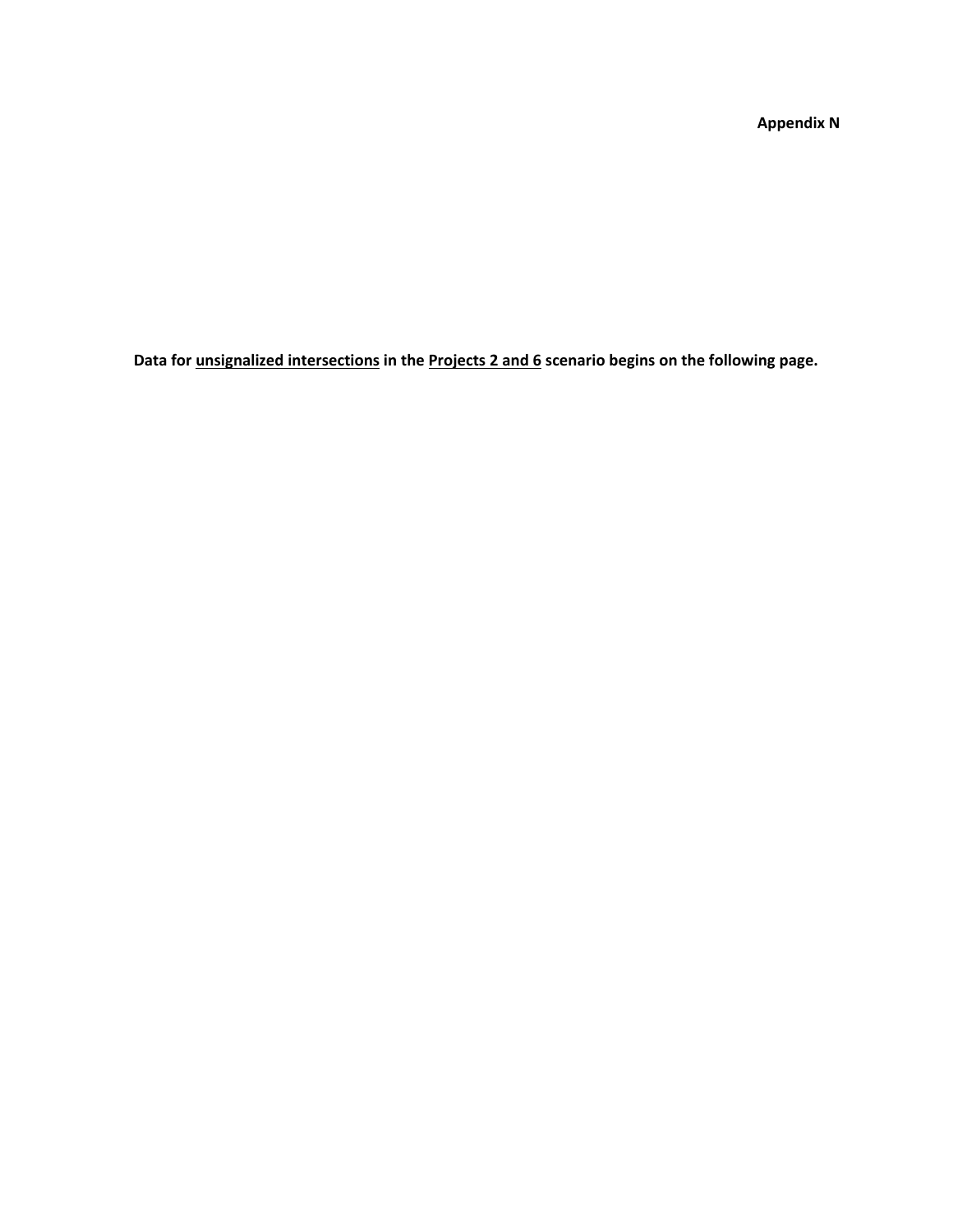**Appendix N**

**Data for <u>unsignalized intersections</u> in the <u>Projects 2 and 6</u> scenario begins on the following page.**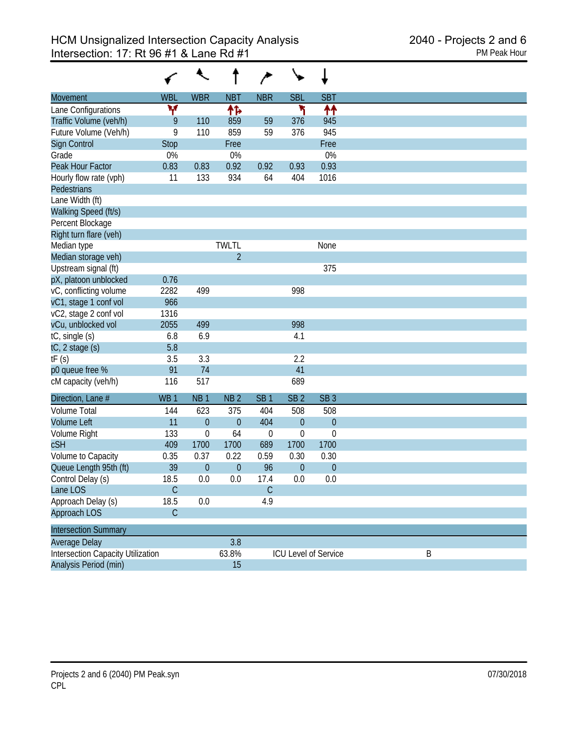# HCM Unsignalized Intersection Capacity Analysis
## Intersection: 17: Rt 96 #1 & Lane Rd #1

2040 - Projects 2 and 6
PM Peak Hour

| Movement | WBL | WBR | NBT | NBR | SBL | SBT |
|---|---|---|---|---|---|---|
| Lane Configurations | | | | | | |
| Traffic Volume (veh/h) | 9 | 110 | 859 | 59 | 376 | 945 |
| Future Volume (Veh/h) | 9 | 110 | 859 | 59 | 376 | 945 |
| Sign Control | Stop | | Free | | | Free |
| Grade | 0% | | 0% | | | 0% |
| Peak Hour Factor | 0.83 | 0.83 | 0.92 | 0.92 | 0.93 | 0.93 |
| Hourly flow rate (vph) | 11 | 133 | 934 | 64 | 404 | 1016 |
| Pedestrians | | | | | | |
| Lane Width (ft) | | | | | | |
| Walking Speed (ft/s) | | | | | | |
| Percent Blockage | | | | | | |
| Right turn flare (veh) | | | | | | |
| Median type | | | TWLTL | | | None |
| Median storage veh) | | | 2 | | | |
| Upstream signal (ft) | | | | | | 375 |
| pX, platoon unblocked | 0.76 | | | | | |
| vC, conflicting volume | 2282 | 499 | | | 998 | |
| vC1, stage 1 conf vol | 966 | | | | | |
| vC2, stage 2 conf vol | 1316 | | | | | |
| vCu, unblocked vol | 2055 | 499 | | | 998 | |
| tC, single (s) | 6.8 | 6.9 | | | 4.1 | |
| tC, 2 stage (s) | 5.8 | | | | | |
| tF (s) | 3.5 | 3.3 | | | 2.2 | |
| p0 queue free % | 91 | 74 | | | 41 | |
| cM capacity (veh/h) | 116 | 517 | | | 689 | |

| Direction, Lane # | WB 1 | NB 1 | NB 2 | SB 1 | SB 2 | SB 3 |
|---|---|---|---|---|---|---|
| Volume Total | 144 | 623 | 375 | 404 | 508 | 508 |
| Volume Left | 11 | 0 | 0 | 404 | 0 | 0 |
| Volume Right | 133 | 0 | 64 | 0 | 0 | 0 |
| cSH | 409 | 1700 | 1700 | 689 | 1700 | 1700 |
| Volume to Capacity | 0.35 | 0.37 | 0.22 | 0.59 | 0.30 | 0.30 |
| Queue Length 95th (ft) | 39 | 0 | 0 | 96 | 0 | 0 |
| Control Delay (s) | 18.5 | 0.0 | 0.0 | 17.4 | 0.0 | 0.0 |
| Lane LOS | C | | | C | | |
| Approach Delay (s) | 18.5 | 0.0 | | 4.9 | | |
| Approach LOS | C | | | | | |

| Intersection Summary | | | |
|---|---|---|---|
| Average Delay | 3.8 | | |
| Intersection Capacity Utilization | 63.8% | ICU Level of Service | B |
| Analysis Period (min) | 15 | | |

Projects 2 and 6 (2040) PM Peak.syn
CPL

07/30/2018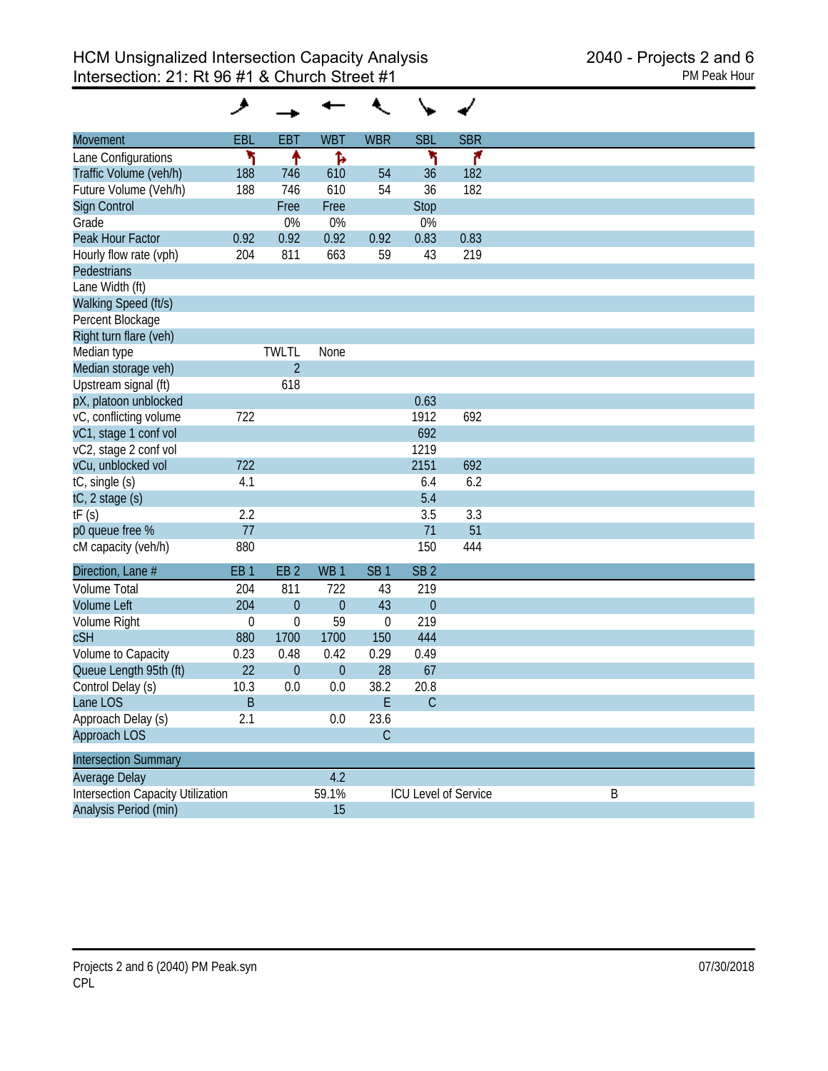# HCM Unsignalized Intersection Capacity Analysis
## Intersection: 21: Rt 96 #1 & Church Street #1

2040 - Projects 2 and 6
PM Peak Hour

| Movement | EBL | EBT | WBT | WBR | SBL | SBR |
|---|---|---|---|---|---|---|
| Lane Configurations | ↰ | ↑ | ↱ | | ↰ | ↱ |
| Traffic Volume (veh/h) | 188 | 746 | 610 | 54 | 36 | 182 |
| Future Volume (Veh/h) | 188 | 746 | 610 | 54 | 36 | 182 |
| Sign Control | | Free | Free | | Stop | |
| Grade | | 0% | 0% | | 0% | |
| Peak Hour Factor | 0.92 | 0.92 | 0.92 | 0.92 | 0.83 | 0.83 |
| Hourly flow rate (vph) | 204 | 811 | 663 | 59 | 43 | 219 |
| Pedestrians | | | | | | |
| Lane Width (ft) | | | | | | |
| Walking Speed (ft/s) | | | | | | |
| Percent Blockage | | | | | | |
| Right turn flare (veh) | | | | | | |
| Median type | | TWLTL | None | | | |
| Median storage veh) | | 2 | | | | |
| Upstream signal (ft) | | 618 | | | | |
| pX, platoon unblocked | | | | | 0.63 | |
| vC, conflicting volume | 722 | | | | 1912 | 692 |
| vC1, stage 1 conf vol | | | | | 692 | |
| vC2, stage 2 conf vol | | | | | 1219 | |
| vCu, unblocked vol | 722 | | | | 2151 | 692 |
| tC, single (s) | 4.1 | | | | 6.4 | 6.2 |
| tC, 2 stage (s) | | | | | 5.4 | |
| tF (s) | 2.2 | | | | 3.5 | 3.3 |
| p0 queue free % | 77 | | | | 71 | 51 |
| cM capacity (veh/h) | 880 | | | | 150 | 444 |

| Direction, Lane # | EB 1 | EB 2 | WB 1 | SB 1 | SB 2 |
|---|---|---|---|---|---|
| Volume Total | 204 | 811 | 722 | 43 | 219 |
| Volume Left | 204 | 0 | 0 | 43 | 0 |
| Volume Right | 0 | 0 | 59 | 0 | 219 |
| cSH | 880 | 1700 | 1700 | 150 | 444 |
| Volume to Capacity | 0.23 | 0.48 | 0.42 | 0.29 | 0.49 |
| Queue Length 95th (ft) | 22 | 0 | 0 | 28 | 67 |
| Control Delay (s) | 10.3 | 0.0 | 0.0 | 38.2 | 20.8 |
| Lane LOS | B | | | E | C |
| Approach Delay (s) | 2.1 | | 0.0 | 23.6 | |
| Approach LOS | | | | C | |

| Intersection Summary | | | |
|---|---|---|---|
| Average Delay | 4.2 | | |
| Intersection Capacity Utilization | 59.1% | ICU Level of Service | B |
| Analysis Period (min) | 15 | | |

Projects 2 and 6 (2040) PM Peak.syn
CPL

07/30/2018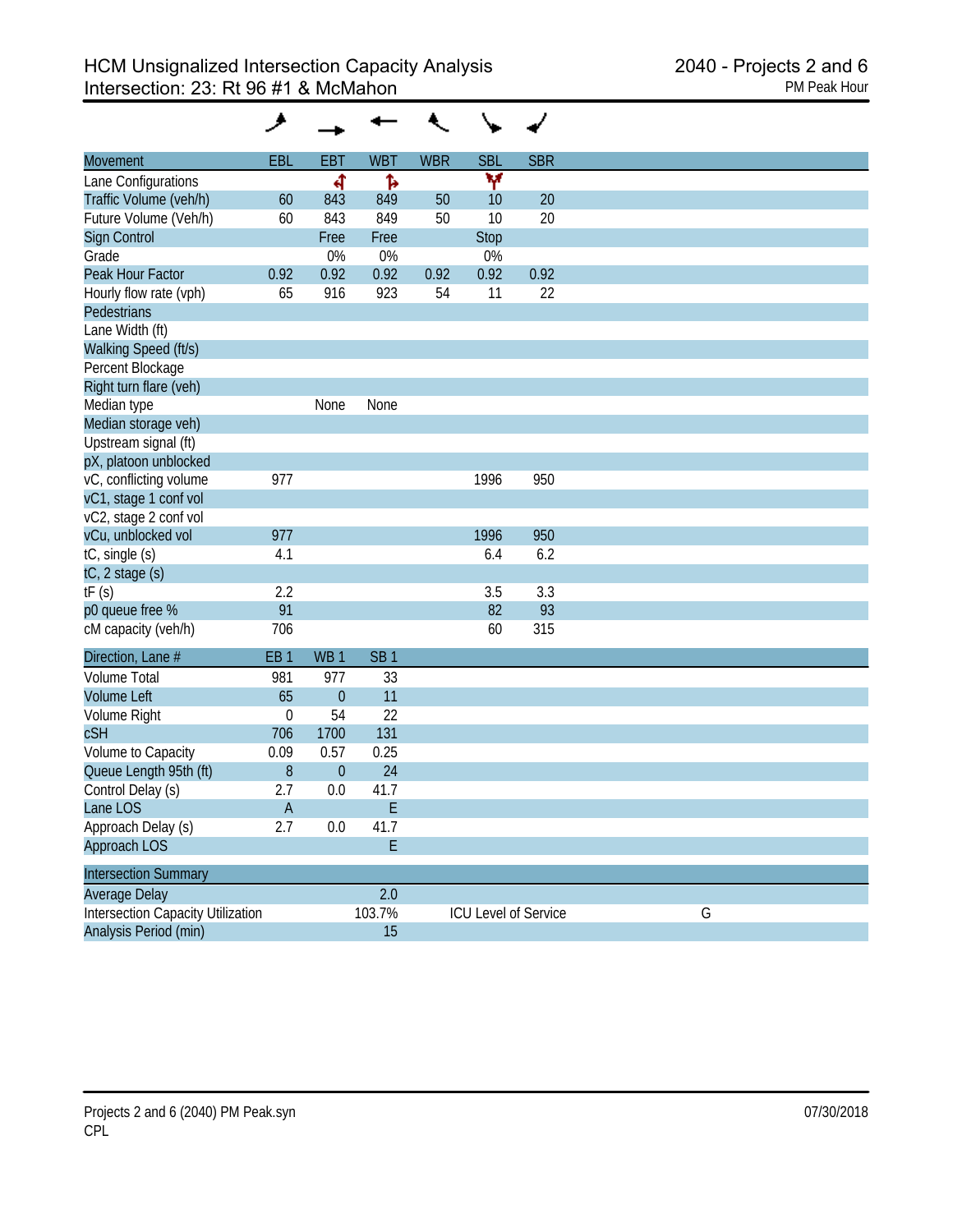# HCM Unsignalized Intersection Capacity Analysis

**Intersection: 23: Rt 96 #1 & McMahon**

**2040 - Projects 2 and 6**
PM Peak Hour

| Movement | EBL | EBT | WBT | WBR | SBL | SBR |
|---|---|---|---|---|---|---|
| Lane Configurations | | | | | | |
| Traffic Volume (veh/h) | 60 | 843 | 849 | 50 | 10 | 20 |
| Future Volume (Veh/h) | 60 | 843 | 849 | 50 | 10 | 20 |
| Sign Control | | Free | Free | | Stop | |
| Grade | | 0% | 0% | | 0% | |
| Peak Hour Factor | 0.92 | 0.92 | 0.92 | 0.92 | 0.92 | 0.92 |
| Hourly flow rate (vph) | 65 | 916 | 923 | 54 | 11 | 22 |
| Pedestrians | | | | | | |
| Lane Width (ft) | | | | | | |
| Walking Speed (ft/s) | | | | | | |
| Percent Blockage | | | | | | |
| Right turn flare (veh) | | | | | | |
| Median type | | None | None | | | |
| Median storage veh) | | | | | | |
| Upstream signal (ft) | | | | | | |
| pX, platoon unblocked | | | | | | |
| vC, conflicting volume | 977 | | | | 1996 | 950 |
| vC1, stage 1 conf vol | | | | | | |
| vC2, stage 2 conf vol | | | | | | |
| vCu, unblocked vol | 977 | | | | 1996 | 950 |
| tC, single (s) | 4.1 | | | | 6.4 | 6.2 |
| tC, 2 stage (s) | | | | | | |
| tF (s) | 2.2 | | | | 3.5 | 3.3 |
| p0 queue free % | 91 | | | | 82 | 93 |
| cM capacity (veh/h) | 706 | | | | 60 | 315 |

| Direction, Lane # | EB 1 | WB 1 | SB 1 |
|---|---|---|---|
| Volume Total | 981 | 977 | 33 |
| Volume Left | 65 | 0 | 11 |
| Volume Right | 0 | 54 | 22 |
| cSH | 706 | 1700 | 131 |
| Volume to Capacity | 0.09 | 0.57 | 0.25 |
| Queue Length 95th (ft) | 8 | 0 | 24 |
| Control Delay (s) | 2.7 | 0.0 | 41.7 |
| Lane LOS | A | | E |
| Approach Delay (s) | 2.7 | 0.0 | 41.7 |
| Approach LOS | | | E |

| Intersection Summary | | | |
|---|---|---|---|
| Average Delay | 2.0 | | |
| Intersection Capacity Utilization | 103.7% | ICU Level of Service | G |
| Analysis Period (min) | 15 | | |

Projects 2 and 6 (2040) PM Peak.syn
CPL

07/30/2018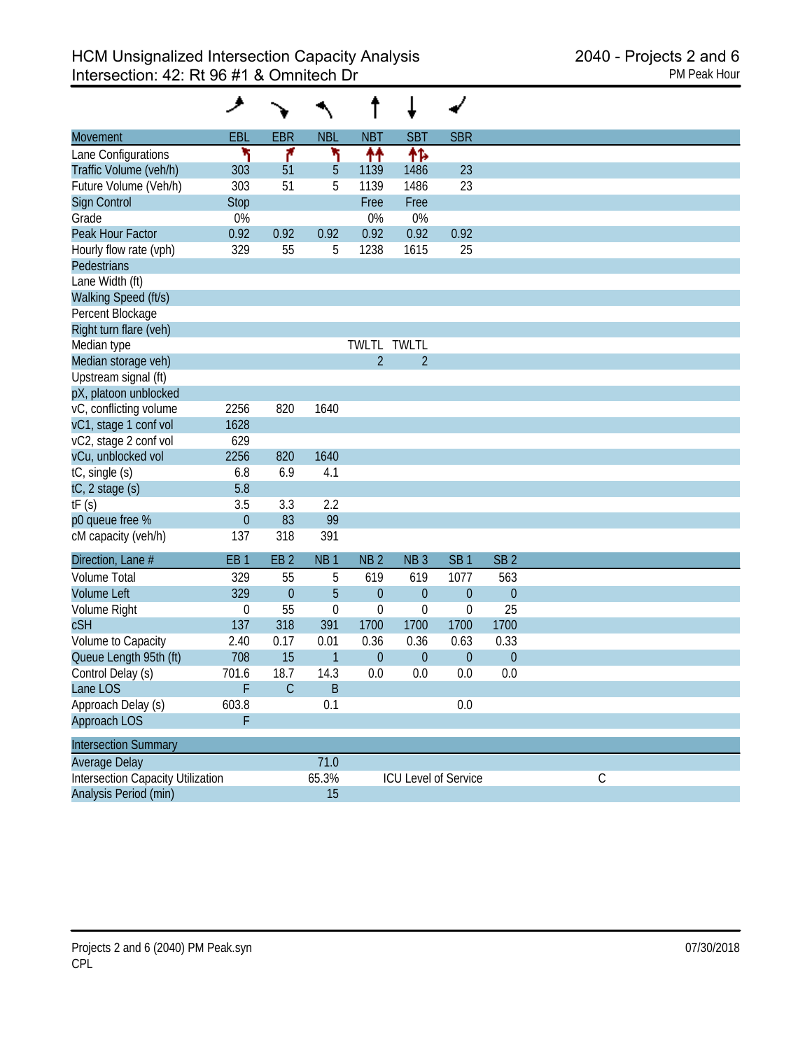# HCM Unsignalized Intersection Capacity Analysis
## Intersection: 42: Rt 96 #1 & Omnitech Dr

2040 - Projects 2 and 6
PM Peak Hour

| Movement | EBL | EBR | NBL | NBT | SBT | SBR |
|---|---|---|---|---|---|---|
| Lane Configurations | | | | | | |
| Traffic Volume (veh/h) | 303 | 51 | 5 | 1139 | 1486 | 23 |
| Future Volume (Veh/h) | 303 | 51 | 5 | 1139 | 1486 | 23 |
| Sign Control | Stop | | | Free | Free | |
| Grade | 0% | | | 0% | 0% | |
| Peak Hour Factor | 0.92 | 0.92 | 0.92 | 0.92 | 0.92 | 0.92 |
| Hourly flow rate (vph) | 329 | 55 | 5 | 1238 | 1615 | 25 |
| Pedestrians | | | | | | |
| Lane Width (ft) | | | | | | |
| Walking Speed (ft/s) | | | | | | |
| Percent Blockage | | | | | | |
| Right turn flare (veh) | | | | | | |
| Median type | | | | TWLTL | TWLTL | |
| Median storage veh) | | | | 2 | 2 | |
| Upstream signal (ft) | | | | | | |
| pX, platoon unblocked | | | | | | |
| vC, conflicting volume | 2256 | 820 | 1640 | | | |
| vC1, stage 1 conf vol | 1628 | | | | | |
| vC2, stage 2 conf vol | 629 | | | | | |
| vCu, unblocked vol | 2256 | 820 | 1640 | | | |
| tC, single (s) | 6.8 | 6.9 | 4.1 | | | |
| tC, 2 stage (s) | 5.8 | | | | | |
| tF (s) | 3.5 | 3.3 | 2.2 | | | |
| p0 queue free % | 0 | 83 | 99 | | | |
| cM capacity (veh/h) | 137 | 318 | 391 | | | |

| Direction, Lane # | EB 1 | EB 2 | NB 1 | NB 2 | NB 3 | SB 1 | SB 2 |
|---|---|---|---|---|---|---|---|
| Volume Total | 329 | 55 | 5 | 619 | 619 | 1077 | 563 |
| Volume Left | 329 | 0 | 5 | 0 | 0 | 0 | 0 |
| Volume Right | 0 | 55 | 0 | 0 | 0 | 0 | 25 |
| cSH | 137 | 318 | 391 | 1700 | 1700 | 1700 | 1700 |
| Volume to Capacity | 2.40 | 0.17 | 0.01 | 0.36 | 0.36 | 0.63 | 0.33 |
| Queue Length 95th (ft) | 708 | 15 | 1 | 0 | 0 | 0 | 0 |
| Control Delay (s) | 701.6 | 18.7 | 14.3 | 0.0 | 0.0 | 0.0 | 0.0 |
| Lane LOS | F | C | B | | | | |
| Approach Delay (s) | 603.8 | | 0.1 | | | 0.0 | |
| Approach LOS | F | | | | | | |

| Intersection Summary | | | | |
|---|---|---|---|---|
| Average Delay | 71.0 | | | |
| Intersection Capacity Utilization | 65.3% | ICU Level of Service | | C |
| Analysis Period (min) | 15 | | | |

Projects 2 and 6 (2040) PM Peak.syn
CPL

07/30/2018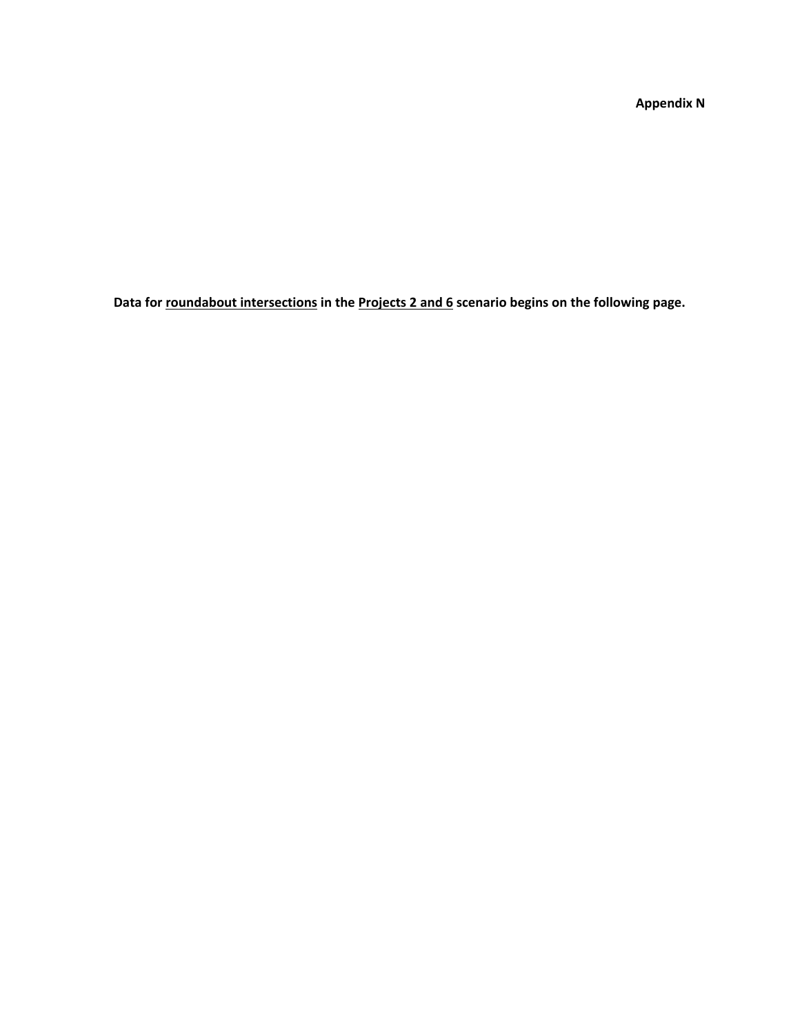**Appendix N**

**Data for <u>roundabout intersections</u> in the <u>Projects 2 and 6</u> scenario begins on the following page.**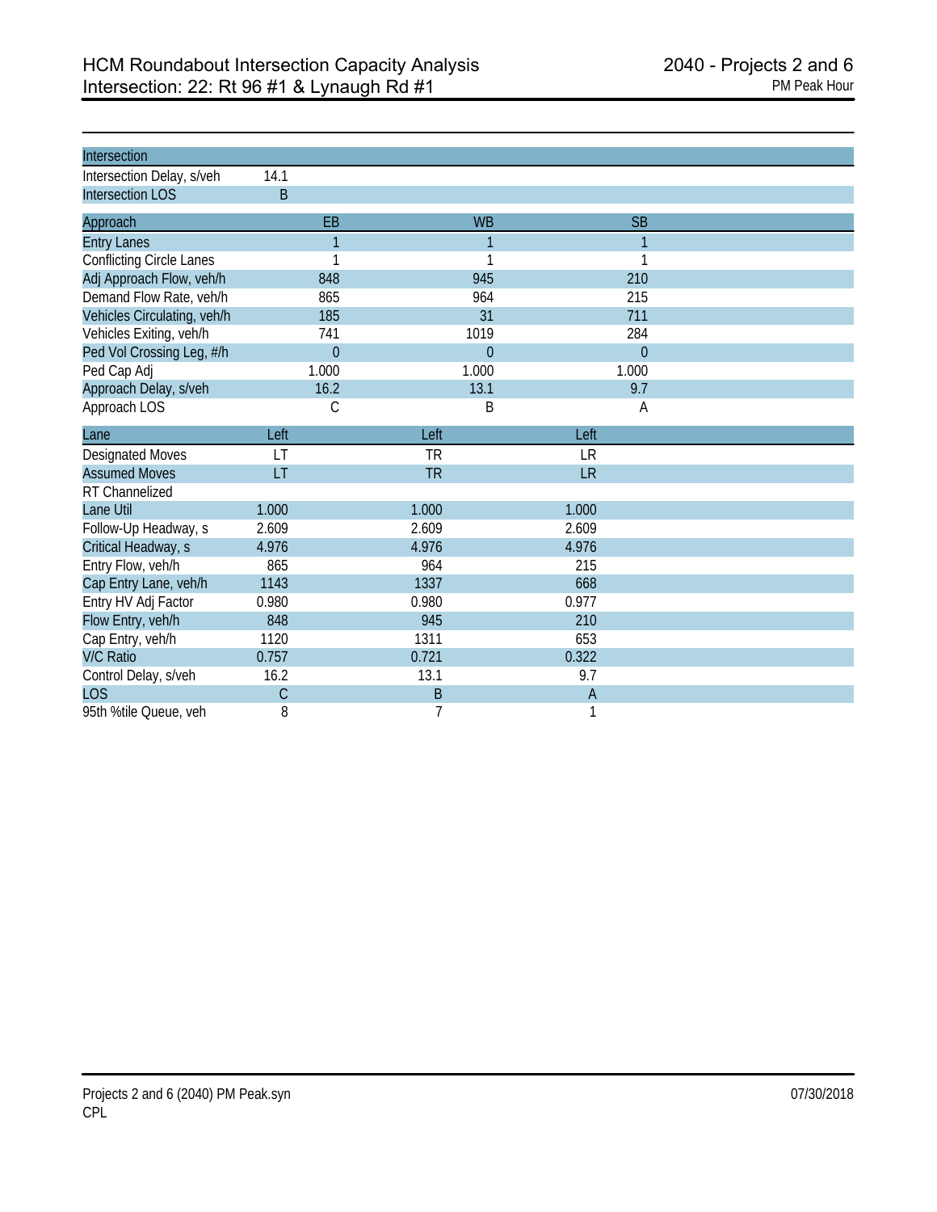# HCM Roundabout Intersection Capacity Analysis
## Intersection: 22: Rt 96 #1 & Lynaugh Rd #1

2040 - Projects 2 and 6
PM Peak Hour

| Intersection | |
|---|---|
| Intersection Delay, s/veh | 14.1 |
| Intersection LOS | B |

| Approach | EB | WB | SB |
|---|---|---|---|
| Entry Lanes | 1 | 1 | 1 |
| Conflicting Circle Lanes | 1 | 1 | 1 |
| Adj Approach Flow, veh/h | 848 | 945 | 210 |
| Demand Flow Rate, veh/h | 865 | 964 | 215 |
| Vehicles Circulating, veh/h | 185 | 31 | 711 |
| Vehicles Exiting, veh/h | 741 | 1019 | 284 |
| Ped Vol Crossing Leg, #/h | 0 | 0 | 0 |
| Ped Cap Adj | 1.000 | 1.000 | 1.000 |
| Approach Delay, s/veh | 16.2 | 13.1 | 9.7 |
| Approach LOS | C | B | A |

| Lane | Left | Left | Left |
|---|---|---|---|
| Designated Moves | LT | TR | LR |
| Assumed Moves | LT | TR | LR |
| RT Channelized | | | |
| Lane Util | 1.000 | 1.000 | 1.000 |
| Follow-Up Headway, s | 2.609 | 2.609 | 2.609 |
| Critical Headway, s | 4.976 | 4.976 | 4.976 |
| Entry Flow, veh/h | 865 | 964 | 215 |
| Cap Entry Lane, veh/h | 1143 | 1337 | 668 |
| Entry HV Adj Factor | 0.980 | 0.980 | 0.977 |
| Flow Entry, veh/h | 848 | 945 | 210 |
| Cap Entry, veh/h | 1120 | 1311 | 653 |
| V/C Ratio | 0.757 | 0.721 | 0.322 |
| Control Delay, s/veh | 16.2 | 13.1 | 9.7 |
| LOS | C | B | A |
| 95th %tile Queue, veh | 8 | 7 | 1 |

Projects 2 and 6 (2040) PM Peak.syn
CPL

07/30/2018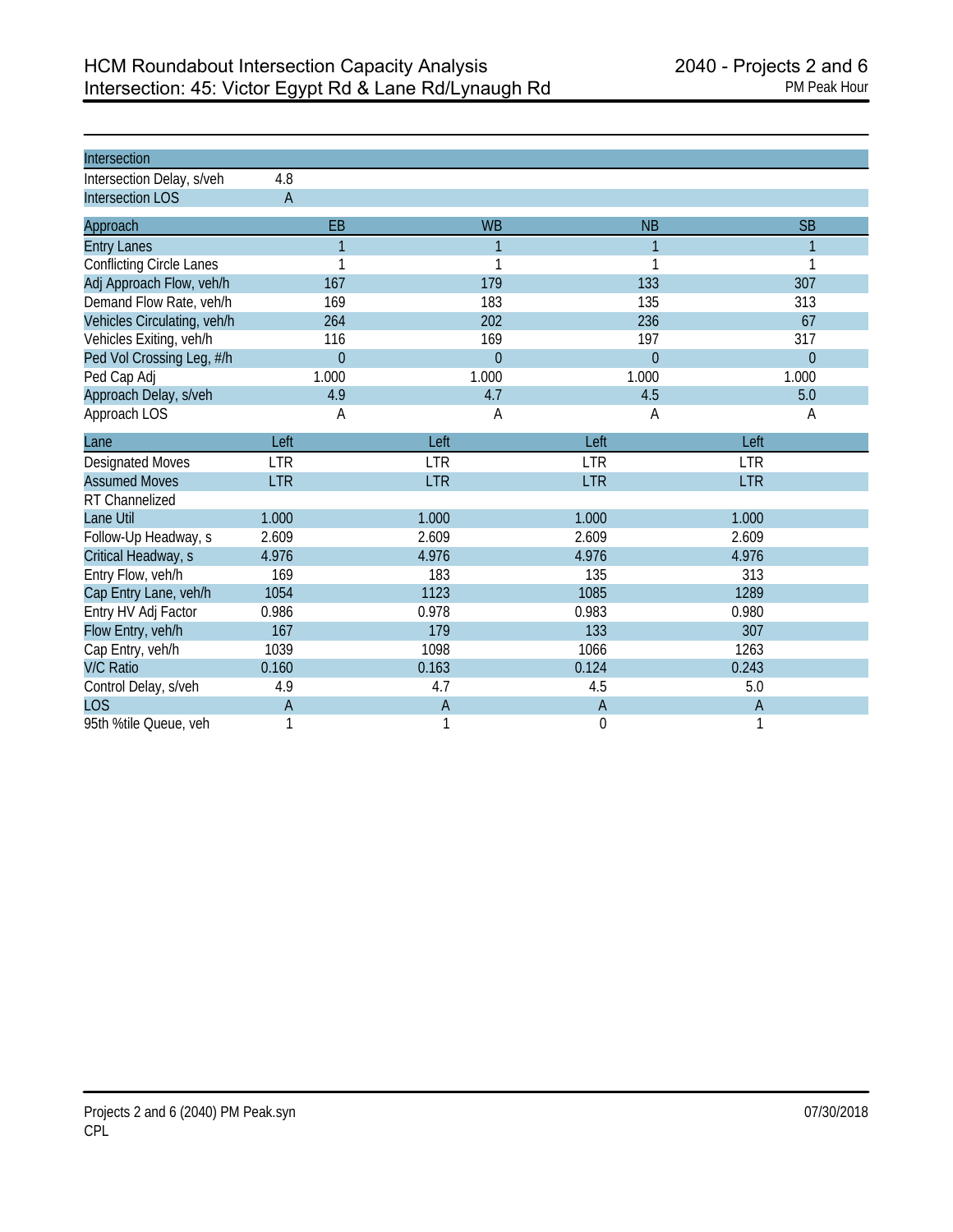# HCM Roundabout Intersection Capacity Analysis
## Intersection: 45: Victor Egypt Rd & Lane Rd/Lynaugh Rd

2040 - Projects 2 and 6
PM Peak Hour

| Intersection | |
|---|---|
| Intersection Delay, s/veh | 4.8 |
| Intersection LOS | A |

| Approach | EB | WB | NB | SB |
|---|---|---|---|---|
| Entry Lanes | 1 | 1 | 1 | 1 |
| Conflicting Circle Lanes | 1 | 1 | 1 | 1 |
| Adj Approach Flow, veh/h | 167 | 179 | 133 | 307 |
| Demand Flow Rate, veh/h | 169 | 183 | 135 | 313 |
| Vehicles Circulating, veh/h | 264 | 202 | 236 | 67 |
| Vehicles Exiting, veh/h | 116 | 169 | 197 | 317 |
| Ped Vol Crossing Leg, #/h | 0 | 0 | 0 | 0 |
| Ped Cap Adj | 1.000 | 1.000 | 1.000 | 1.000 |
| Approach Delay, s/veh | 4.9 | 4.7 | 4.5 | 5.0 |
| Approach LOS | A | A | A | A |

| Lane | Left | Left | Left | Left |
|---|---|---|---|---|
| Designated Moves | LTR | LTR | LTR | LTR |
| Assumed Moves | LTR | LTR | LTR | LTR |
| RT Channelized | | | | |
| Lane Util | 1.000 | 1.000 | 1.000 | 1.000 |
| Follow-Up Headway, s | 2.609 | 2.609 | 2.609 | 2.609 |
| Critical Headway, s | 4.976 | 4.976 | 4.976 | 4.976 |
| Entry Flow, veh/h | 169 | 183 | 135 | 313 |
| Cap Entry Lane, veh/h | 1054 | 1123 | 1085 | 1289 |
| Entry HV Adj Factor | 0.986 | 0.978 | 0.983 | 0.980 |
| Flow Entry, veh/h | 167 | 179 | 133 | 307 |
| Cap Entry, veh/h | 1039 | 1098 | 1066 | 1263 |
| V/C Ratio | 0.160 | 0.163 | 0.124 | 0.243 |
| Control Delay, s/veh | 4.9 | 4.7 | 4.5 | 5.0 |
| LOS | A | A | A | A |
| 95th %tile Queue, veh | 1 | 1 | 0 | 1 |

Projects 2 and 6 (2040) PM Peak.syn
CPL

07/30/2018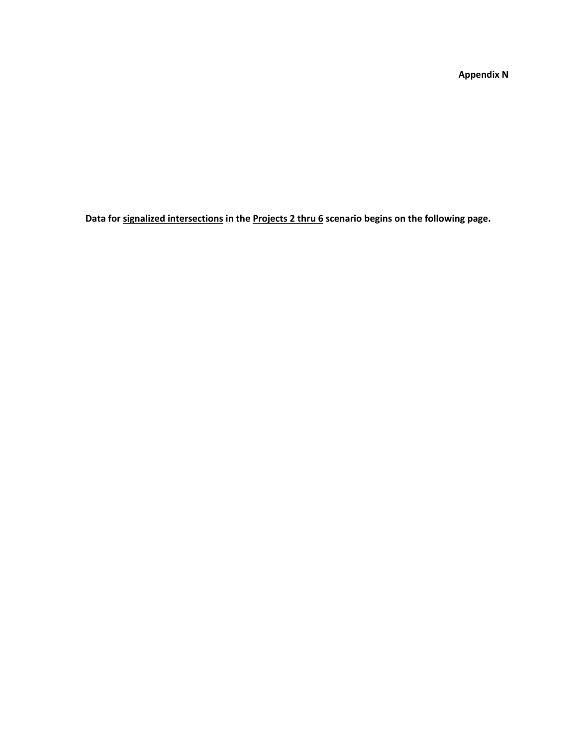**Appendix N**

**Data for <u>signalized intersections</u> in the <u>Projects 2 thru 6</u> scenario begins on the following page.**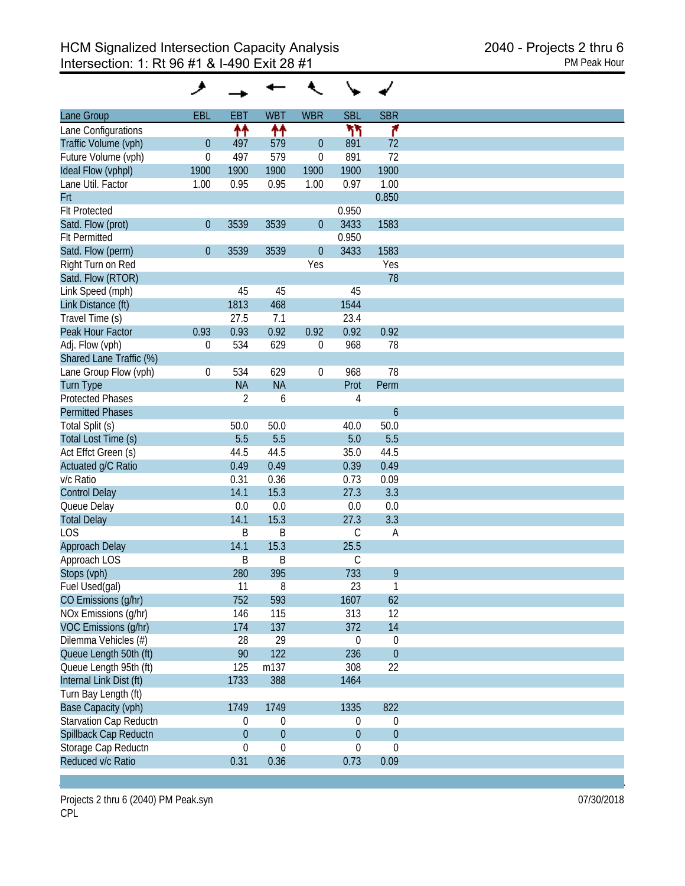# HCM Signalized Intersection Capacity Analysis
## Intersection: 1: Rt 96 #1 & I-490 Exit 28 #1

2040 - Projects 2 thru 6
PM Peak Hour

| Lane Group | EBL | EBT | WBT | WBR | SBL | SBR |
|---|---|---|---|---|---|---|
| Lane Configurations | | ↑↑ | ↑↑ | | ↰↰ | ↱ |
| Traffic Volume (vph) | 0 | 497 | 579 | 0 | 891 | 72 |
| Future Volume (vph) | 0 | 497 | 579 | 0 | 891 | 72 |
| Ideal Flow (vphpl) | 1900 | 1900 | 1900 | 1900 | 1900 | 1900 |
| Lane Util. Factor | 1.00 | 0.95 | 0.95 | 1.00 | 0.97 | 1.00 |
| Frt | | | | | | 0.850 |
| Flt Protected | | | | | 0.950 | |
| Satd. Flow (prot) | 0 | 3539 | 3539 | 0 | 3433 | 1583 |
| Flt Permitted | | | | | 0.950 | |
| Satd. Flow (perm) | 0 | 3539 | 3539 | 0 | 3433 | 1583 |
| Right Turn on Red | | | | Yes | | Yes |
| Satd. Flow (RTOR) | | | | | | 78 |
| Link Speed (mph) | | 45 | 45 | | 45 | |
| Link Distance (ft) | | 1813 | 468 | | 1544 | |
| Travel Time (s) | | 27.5 | 7.1 | | 23.4 | |
| Peak Hour Factor | 0.93 | 0.93 | 0.92 | 0.92 | 0.92 | 0.92 |
| Adj. Flow (vph) | 0 | 534 | 629 | 0 | 968 | 78 |
| Shared Lane Traffic (%) | | | | | | |
| Lane Group Flow (vph) | 0 | 534 | 629 | 0 | 968 | 78 |
| Turn Type | | NA | NA | | Prot | Perm |
| Protected Phases | | 2 | 6 | | 4 | |
| Permitted Phases | | | | | | 6 |
| Total Split (s) | | 50.0 | 50.0 | | 40.0 | 50.0 |
| Total Lost Time (s) | | 5.5 | 5.5 | | 5.0 | 5.5 |
| Act Effct Green (s) | | 44.5 | 44.5 | | 35.0 | 44.5 |
| Actuated g/C Ratio | | 0.49 | 0.49 | | 0.39 | 0.49 |
| v/c Ratio | | 0.31 | 0.36 | | 0.73 | 0.09 |
| Control Delay | | 14.1 | 15.3 | | 27.3 | 3.3 |
| Queue Delay | | 0.0 | 0.0 | | 0.0 | 0.0 |
| Total Delay | | 14.1 | 15.3 | | 27.3 | 3.3 |
| LOS | | B | B | | C | A |
| Approach Delay | | 14.1 | 15.3 | | 25.5 | |
| Approach LOS | | B | B | | C | |
| Stops (vph) | | 280 | 395 | | 733 | 9 |
| Fuel Used(gal) | | 11 | 8 | | 23 | 1 |
| CO Emissions (g/hr) | | 752 | 593 | | 1607 | 62 |
| NOx Emissions (g/hr) | | 146 | 115 | | 313 | 12 |
| VOC Emissions (g/hr) | | 174 | 137 | | 372 | 14 |
| Dilemma Vehicles (#) | | 28 | 29 | | 0 | 0 |
| Queue Length 50th (ft) | | 90 | 122 | | 236 | 0 |
| Queue Length 95th (ft) | | 125 | m137 | | 308 | 22 |
| Internal Link Dist (ft) | | 1733 | 388 | | 1464 | |
| Turn Bay Length (ft) | | | | | | |
| Base Capacity (vph) | | 1749 | 1749 | | 1335 | 822 |
| Starvation Cap Reductn | | 0 | 0 | | 0 | 0 |
| Spillback Cap Reductn | | 0 | 0 | | 0 | 0 |
| Storage Cap Reductn | | 0 | 0 | | 0 | 0 |
| Reduced v/c Ratio | | 0.31 | 0.36 | | 0.73 | 0.09 |

Projects 2 thru 6 (2040) PM Peak.syn
CPL

07/30/2018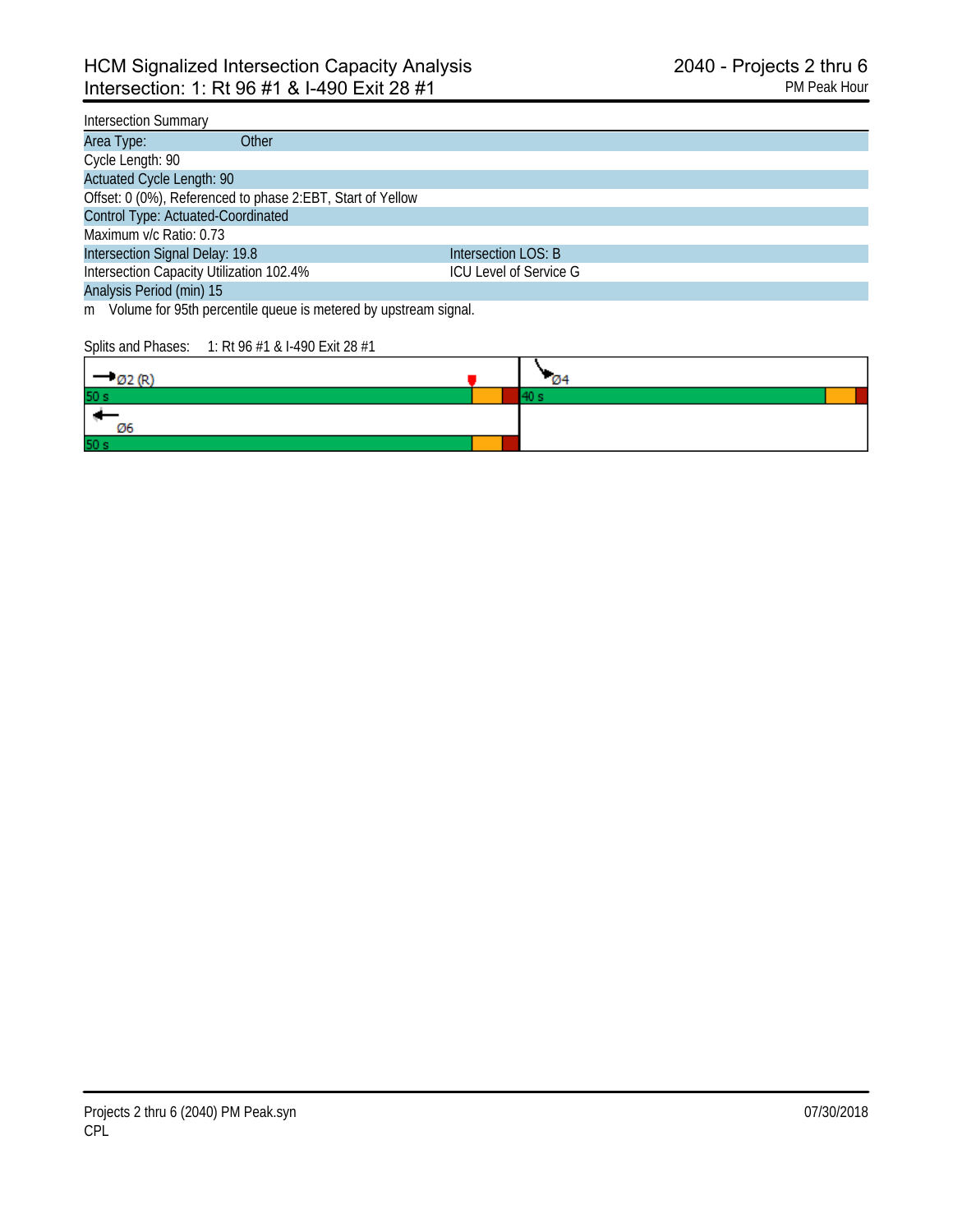# HCM Signalized Intersection Capacity Analysis
## Intersection: 1: Rt 96 #1 & I-490 Exit 28 #1

2040 - Projects 2 thru 6
PM Peak Hour

| Intersection Summary | |
|---|---|
| Area Type: Other | |
| Cycle Length: 90 | |
| Actuated Cycle Length: 90 | |
| Offset: 0 (0%), Referenced to phase 2:EBT, Start of Yellow | |
| Control Type: Actuated-Coordinated | |
| Maximum v/c Ratio: 0.73 | |
| Intersection Signal Delay: 19.8 | Intersection LOS: B |
| Intersection Capacity Utilization 102.4% | ICU Level of Service G |
| Analysis Period (min) 15 | |

m Volume for 95th percentile queue is metered by upstream signal.

Splits and Phases: 1: Rt 96 #1 & I-490 Exit 28 #1

| Ø2 (R) | Ø4 |
|---|---|
| 50 s | 40 s |
| Ø6 | |
| 50 s | |

Projects 2 thru 6 (2040) PM Peak.syn
CPL

07/30/2018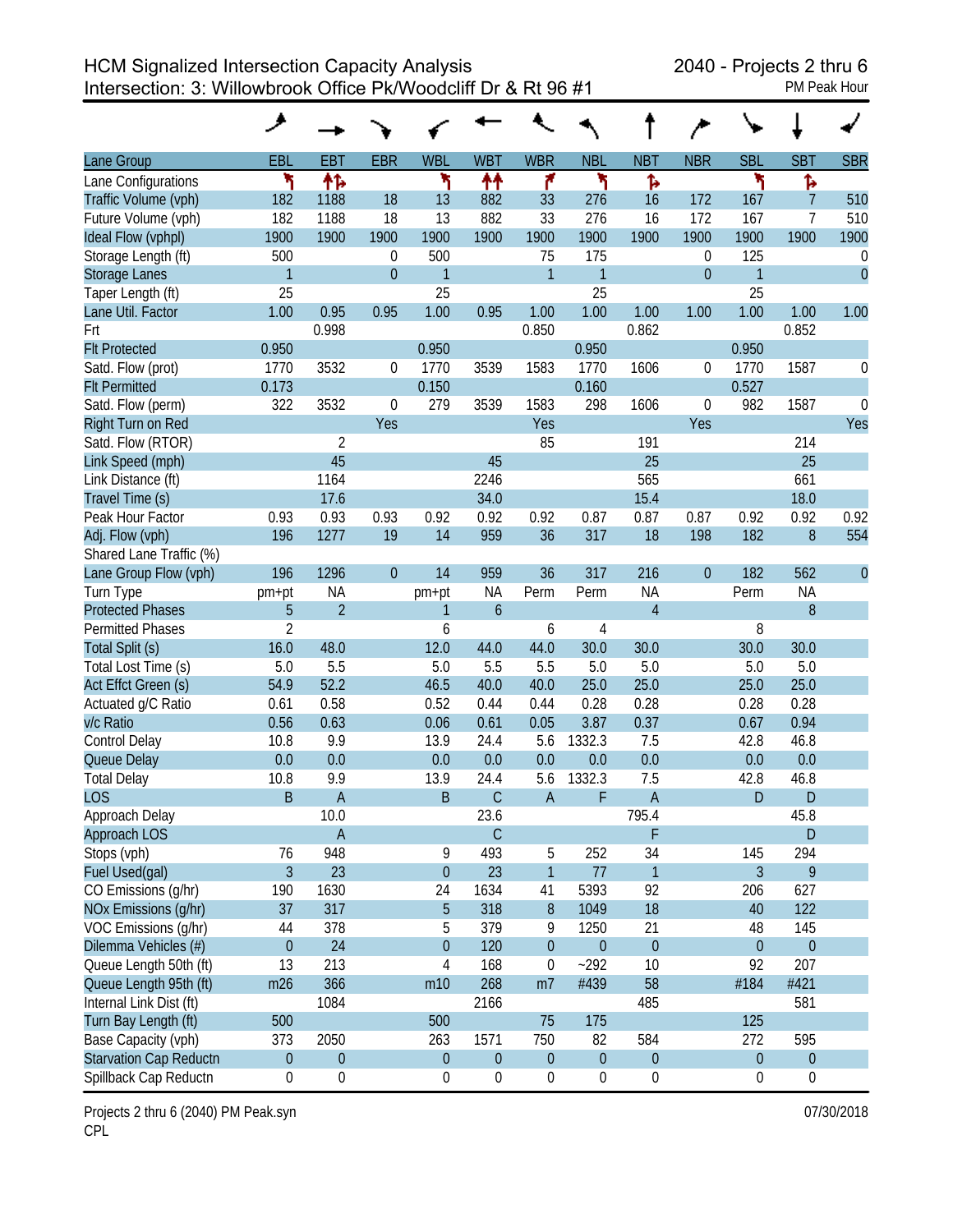HCM Signalized Intersection Capacity Analysis
Intersection: 3: Willowbrook Office Pk/Woodcliff Dr & Rt 96 #1

2040 - Projects 2 thru 6
PM Peak Hour

| Lane Group | EBL | EBT | EBR | WBL | WBT | WBR | NBL | NBT | NBR | SBL | SBT | SBR |
|---|---|---|---|---|---|---|---|---|---|---|---|---|
| Lane Configurations | ↰ | ↑↱ | | ↰ | ↑↑ | ↱ | ↰ | ↱ | | ↰ | ↱ | |
| Traffic Volume (vph) | 182 | 1188 | 18 | 13 | 882 | 33 | 276 | 16 | 172 | 167 | 7 | 510 |
| Future Volume (vph) | 182 | 1188 | 18 | 13 | 882 | 33 | 276 | 16 | 172 | 167 | 7 | 510 |
| Ideal Flow (vphpl) | 1900 | 1900 | 1900 | 1900 | 1900 | 1900 | 1900 | 1900 | 1900 | 1900 | 1900 | 1900 |
| Storage Length (ft) | 500 | | 0 | 500 | | 75 | 175 | | 0 | 125 | | 0 |
| Storage Lanes | 1 | | 0 | 1 | | 1 | 1 | | 0 | 1 | | 0 |
| Taper Length (ft) | 25 | | | 25 | | | 25 | | | 25 | | |
| Lane Util. Factor | 1.00 | 0.95 | 0.95 | 1.00 | 0.95 | 1.00 | 1.00 | 1.00 | 1.00 | 1.00 | 1.00 | 1.00 |
| Frt | | 0.998 | | | | 0.850 | | 0.862 | | | 0.852 | |
| Flt Protected | 0.950 | | | 0.950 | | | 0.950 | | | 0.950 | | |
| Satd. Flow (prot) | 1770 | 3532 | 0 | 1770 | 3539 | 1583 | 1770 | 1606 | 0 | 1770 | 1587 | 0 |
| Flt Permitted | 0.173 | | | 0.150 | | | 0.160 | | | 0.527 | | |
| Satd. Flow (perm) | 322 | 3532 | 0 | 279 | 3539 | 1583 | 298 | 1606 | 0 | 982 | 1587 | 0 |
| Right Turn on Red | | | Yes | | | Yes | | | Yes | | | Yes |
| Satd. Flow (RTOR) | | 2 | | | | 85 | | 191 | | | 214 | |
| Link Speed (mph) | | 45 | | | 45 | | | 25 | | | 25 | |
| Link Distance (ft) | | 1164 | | | 2246 | | | 565 | | | 661 | |
| Travel Time (s) | | 17.6 | | | 34.0 | | | 15.4 | | | 18.0 | |
| Peak Hour Factor | 0.93 | 0.93 | 0.93 | 0.92 | 0.92 | 0.92 | 0.87 | 0.87 | 0.87 | 0.92 | 0.92 | 0.92 |
| Adj. Flow (vph) | 196 | 1277 | 19 | 14 | 959 | 36 | 317 | 18 | 198 | 182 | 8 | 554 |
| Shared Lane Traffic (%) | | | | | | | | | | | | |
| Lane Group Flow (vph) | 196 | 1296 | 0 | 14 | 959 | 36 | 317 | 216 | 0 | 182 | 562 | 0 |
| Turn Type | pm+pt | NA | | pm+pt | NA | Perm | Perm | NA | | Perm | NA | |
| Protected Phases | 5 | 2 | | 1 | 6 | | | 4 | | | 8 | |
| Permitted Phases | 2 | | | 6 | | 6 | 4 | | | 8 | | |
| Total Split (s) | 16.0 | 48.0 | | 12.0 | 44.0 | 44.0 | 30.0 | 30.0 | | 30.0 | 30.0 | |
| Total Lost Time (s) | 5.0 | 5.5 | | 5.0 | 5.5 | 5.5 | 5.0 | 5.0 | | 5.0 | 5.0 | |
| Act Effct Green (s) | 54.9 | 52.2 | | 46.5 | 40.0 | 40.0 | 25.0 | 25.0 | | 25.0 | 25.0 | |
| Actuated g/C Ratio | 0.61 | 0.58 | | 0.52 | 0.44 | 0.44 | 0.28 | 0.28 | | 0.28 | 0.28 | |
| v/c Ratio | 0.56 | 0.63 | | 0.06 | 0.61 | 0.05 | 3.87 | 0.37 | | 0.67 | 0.94 | |
| Control Delay | 10.8 | 9.9 | | 13.9 | 24.4 | 5.6 | 1332.3 | 7.5 | | 42.8 | 46.8 | |
| Queue Delay | 0.0 | 0.0 | | 0.0 | 0.0 | 0.0 | 0.0 | 0.0 | | 0.0 | 0.0 | |
| Total Delay | 10.8 | 9.9 | | 13.9 | 24.4 | 5.6 | 1332.3 | 7.5 | | 42.8 | 46.8 | |
| LOS | B | A | | B | C | A | F | A | | D | D | |
| Approach Delay | | 10.0 | | | 23.6 | | | 795.4 | | | 45.8 | |
| Approach LOS | | A | | | C | | | F | | | D | |
| Stops (vph) | 76 | 948 | | 9 | 493 | 5 | 252 | 34 | | 145 | 294 | |
| Fuel Used(gal) | 3 | 23 | | 0 | 23 | 1 | 77 | 1 | | 3 | 9 | |
| CO Emissions (g/hr) | 190 | 1630 | | 24 | 1634 | 41 | 5393 | 92 | | 206 | 627 | |
| NOx Emissions (g/hr) | 37 | 317 | | 5 | 318 | 8 | 1049 | 18 | | 40 | 122 | |
| VOC Emissions (g/hr) | 44 | 378 | | 5 | 379 | 9 | 1250 | 21 | | 48 | 145 | |
| Dilemma Vehicles (#) | 0 | 24 | | 0 | 120 | 0 | 0 | 0 | | 0 | 0 | |
| Queue Length 50th (ft) | 13 | 213 | | 4 | 168 | 0 | ~292 | 10 | | 92 | 207 | |
| Queue Length 95th (ft) | m26 | 366 | | m10 | 268 | m7 | #439 | 58 | | #184 | #421 | |
| Internal Link Dist (ft) | | 1084 | | | 2166 | | | 485 | | | 581 | |
| Turn Bay Length (ft) | 500 | | | 500 | | 75 | 175 | | | 125 | | |
| Base Capacity (vph) | 373 | 2050 | | 263 | 1571 | 750 | 82 | 584 | | 272 | 595 | |
| Starvation Cap Reductn | 0 | 0 | | 0 | 0 | 0 | 0 | 0 | | 0 | 0 | |
| Spillback Cap Reductn | 0 | 0 | | 0 | 0 | 0 | 0 | 0 | | 0 | 0 | |

Projects 2 thru 6 (2040) PM Peak.syn
CPL

07/30/2018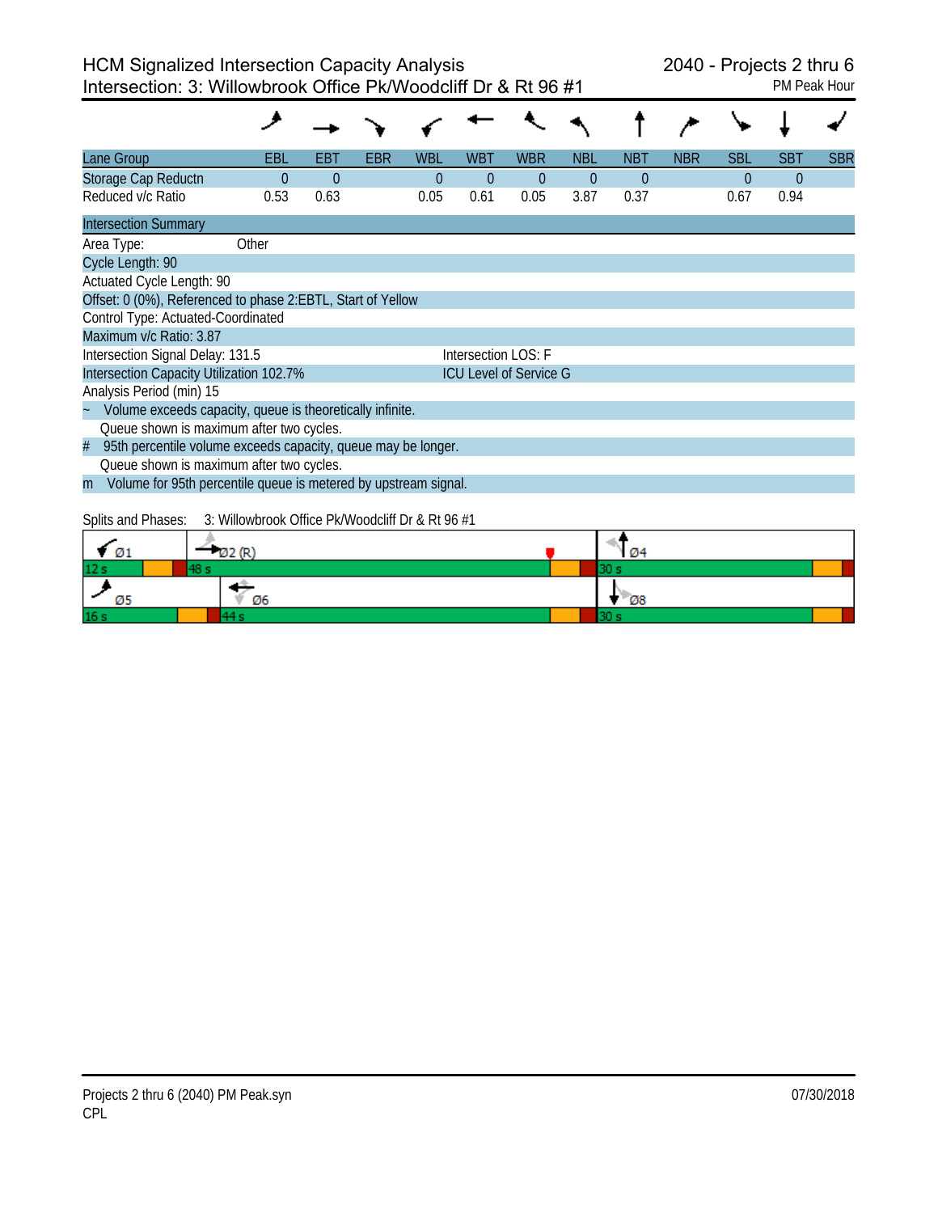# HCM Signalized Intersection Capacity Analysis
## Intersection: 3: Willowbrook Office Pk/Woodcliff Dr & Rt 96 #1

2040 - Projects 2 thru 6
PM Peak Hour

| Lane Group | EBL | EBT | EBR | WBL | WBT | WBR | NBL | NBT | NBR | SBL | SBT | SBR |
|---|---|---|---|---|---|---|---|---|---|---|---|---|
| Storage Cap Reductn | 0 | 0 | | 0 | 0 | 0 | 0 | 0 | | 0 | 0 | |
| Reduced v/c Ratio | 0.53 | 0.63 | | 0.05 | 0.61 | 0.05 | 3.87 | 0.37 | | 0.67 | 0.94 | |

**Intersection Summary**

Area Type: Other

Cycle Length: 90

Actuated Cycle Length: 90

Offset: 0 (0%), Referenced to phase 2:EBTL, Start of Yellow

Control Type: Actuated-Coordinated

Maximum v/c Ratio: 3.87

Intersection Signal Delay: 131.5 — Intersection LOS: F

Intersection Capacity Utilization 102.7% — ICU Level of Service G

Analysis Period (min) 15

~ Volume exceeds capacity, queue is theoretically infinite.
Queue shown is maximum after two cycles.

# 95th percentile volume exceeds capacity, queue may be longer.
Queue shown is maximum after two cycles.

m Volume for 95th percentile queue is metered by upstream signal.

Splits and Phases: 3: Willowbrook Office Pk/Woodcliff Dr & Rt 96 #1

| Phase | Ø1 | Ø2 (R) | Ø4 |
|---|---|---|---|
| Split | 12 s | 48 s | 30 s |

| Phase | Ø5 | Ø6 | Ø8 |
|---|---|---|---|
| Split | 16 s | 44 s | 30 s |

Projects 2 thru 6 (2040) PM Peak.syn
CPL
07/30/2018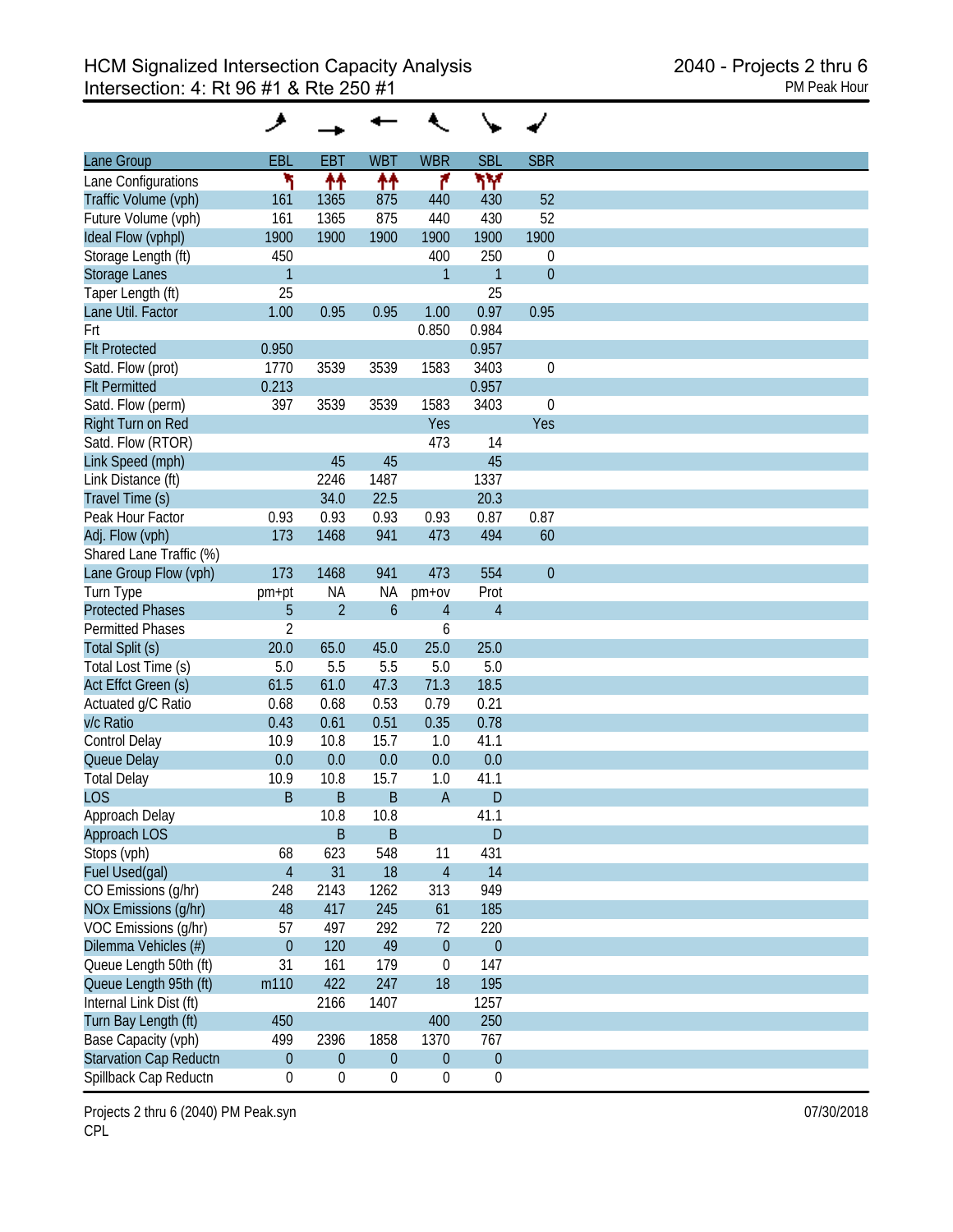# HCM Signalized Intersection Capacity Analysis
## Intersection: 4: Rt 96 #1 & Rte 250 #1

2040 - Projects 2 thru 6
PM Peak Hour

| Lane Group | EBL | EBT | WBT | WBR | SBL | SBR |
|---|---|---|---|---|---|---|
| Lane Configurations | | | | | | |
| Traffic Volume (vph) | 161 | 1365 | 875 | 440 | 430 | 52 |
| Future Volume (vph) | 161 | 1365 | 875 | 440 | 430 | 52 |
| Ideal Flow (vphpl) | 1900 | 1900 | 1900 | 1900 | 1900 | 1900 |
| Storage Length (ft) | 450 | | | 400 | 250 | 0 |
| Storage Lanes | 1 | | | 1 | 1 | 0 |
| Taper Length (ft) | 25 | | | | 25 | |
| Lane Util. Factor | 1.00 | 0.95 | 0.95 | 1.00 | 0.97 | 0.95 |
| Frt | | | | 0.850 | 0.984 | |
| Flt Protected | 0.950 | | | | 0.957 | |
| Satd. Flow (prot) | 1770 | 3539 | 3539 | 1583 | 3403 | 0 |
| Flt Permitted | 0.213 | | | | 0.957 | |
| Satd. Flow (perm) | 397 | 3539 | 3539 | 1583 | 3403 | 0 |
| Right Turn on Red | | | | Yes | | Yes |
| Satd. Flow (RTOR) | | | | 473 | 14 | |
| Link Speed (mph) | | 45 | 45 | | 45 | |
| Link Distance (ft) | | 2246 | 1487 | | 1337 | |
| Travel Time (s) | | 34.0 | 22.5 | | 20.3 | |
| Peak Hour Factor | 0.93 | 0.93 | 0.93 | 0.93 | 0.87 | 0.87 |
| Adj. Flow (vph) | 173 | 1468 | 941 | 473 | 494 | 60 |
| Shared Lane Traffic (%) | | | | | | |
| Lane Group Flow (vph) | 173 | 1468 | 941 | 473 | 554 | 0 |
| Turn Type | pm+pt | NA | NA | pm+ov | Prot | |
| Protected Phases | 5 | 2 | 6 | 4 | 4 | |
| Permitted Phases | 2 | | | 6 | | |
| Total Split (s) | 20.0 | 65.0 | 45.0 | 25.0 | 25.0 | |
| Total Lost Time (s) | 5.0 | 5.5 | 5.5 | 5.0 | 5.0 | |
| Act Effct Green (s) | 61.5 | 61.0 | 47.3 | 71.3 | 18.5 | |
| Actuated g/C Ratio | 0.68 | 0.68 | 0.53 | 0.79 | 0.21 | |
| v/c Ratio | 0.43 | 0.61 | 0.51 | 0.35 | 0.78 | |
| Control Delay | 10.9 | 10.8 | 15.7 | 1.0 | 41.1 | |
| Queue Delay | 0.0 | 0.0 | 0.0 | 0.0 | 0.0 | |
| Total Delay | 10.9 | 10.8 | 15.7 | 1.0 | 41.1 | |
| LOS | B | B | B | A | D | |
| Approach Delay | | 10.8 | 10.8 | | 41.1 | |
| Approach LOS | | B | B | | D | |
| Stops (vph) | 68 | 623 | 548 | 11 | 431 | |
| Fuel Used(gal) | 4 | 31 | 18 | 4 | 14 | |
| CO Emissions (g/hr) | 248 | 2143 | 1262 | 313 | 949 | |
| NOx Emissions (g/hr) | 48 | 417 | 245 | 61 | 185 | |
| VOC Emissions (g/hr) | 57 | 497 | 292 | 72 | 220 | |
| Dilemma Vehicles (#) | 0 | 120 | 49 | 0 | 0 | |
| Queue Length 50th (ft) | 31 | 161 | 179 | 0 | 147 | |
| Queue Length 95th (ft) | m110 | 422 | 247 | 18 | 195 | |
| Internal Link Dist (ft) | | 2166 | 1407 | | 1257 | |
| Turn Bay Length (ft) | 450 | | | 400 | 250 | |
| Base Capacity (vph) | 499 | 2396 | 1858 | 1370 | 767 | |
| Starvation Cap Reductn | 0 | 0 | 0 | 0 | 0 | |
| Spillback Cap Reductn | 0 | 0 | 0 | 0 | 0 | |

Projects 2 thru 6 (2040) PM Peak.syn
CPL

07/30/2018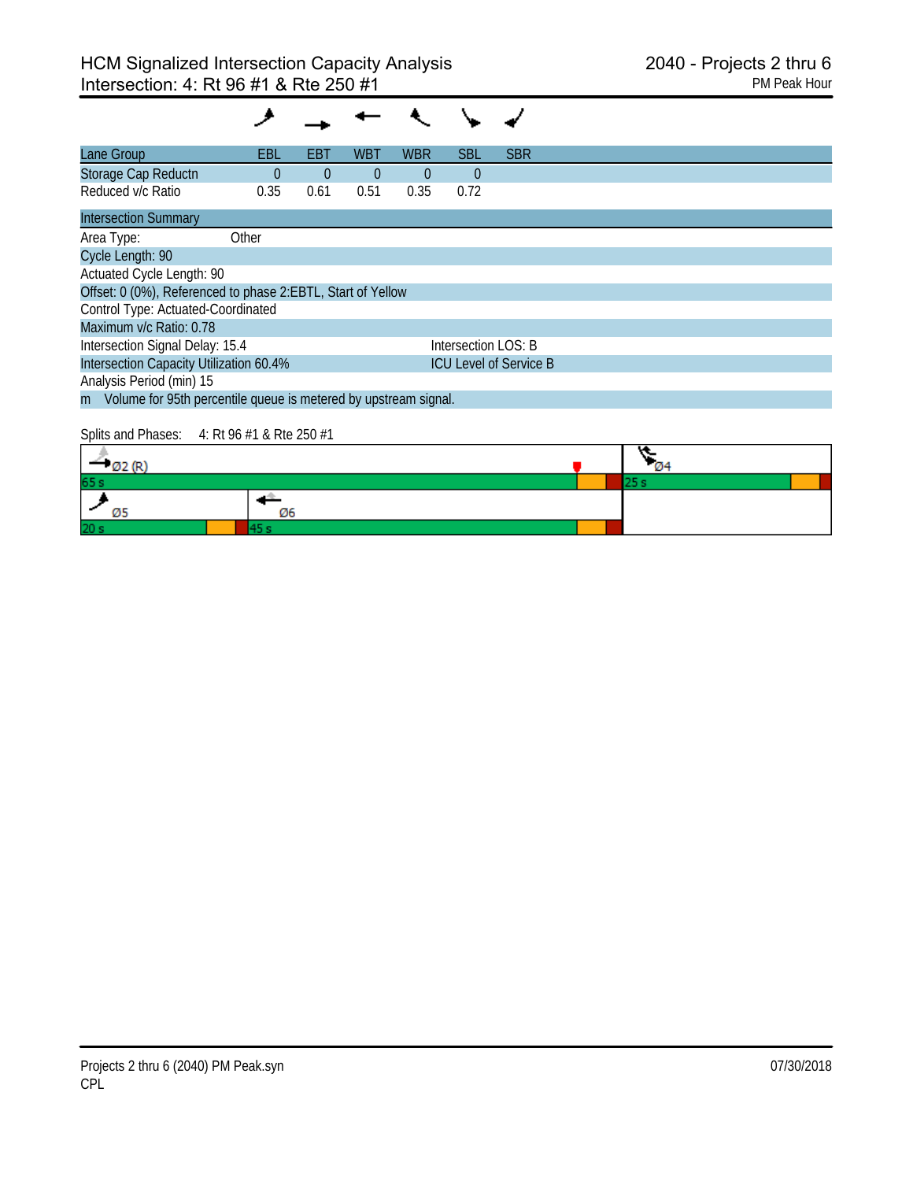# HCM Signalized Intersection Capacity Analysis
## Intersection: 4: Rt 96 #1 & Rte 250 #1

2040 - Projects 2 thru 6
PM Peak Hour

| Lane Group | EBL | EBT | WBT | WBR | SBL | SBR |
|---|---|---|---|---|---|---|
| Storage Cap Reductn | 0 | 0 | 0 | 0 | 0 | |
| Reduced v/c Ratio | 0.35 | 0.61 | 0.51 | 0.35 | 0.72 | |

| Intersection Summary | |
|---|---|
| Area Type: Other | |
| Cycle Length: 90 | |
| Actuated Cycle Length: 90 | |
| Offset: 0 (0%), Referenced to phase 2:EBTL, Start of Yellow | |
| Control Type: Actuated-Coordinated | |
| Maximum v/c Ratio: 0.78 | |
| Intersection Signal Delay: 15.4 | Intersection LOS: B |
| Intersection Capacity Utilization 60.4% | ICU Level of Service B |
| Analysis Period (min) 15 | |
| m Volume for 95th percentile queue is metered by upstream signal. | |

Splits and Phases: 4: Rt 96 #1 & Rte 250 #1

| Phase | Split |
|---|---|
| Ø2 (R) | 65 s |
| Ø4 | 25 s |
| Ø5 | 20 s |
| Ø6 | 45 s |

Projects 2 thru 6 (2040) PM Peak.syn
CPL

07/30/2018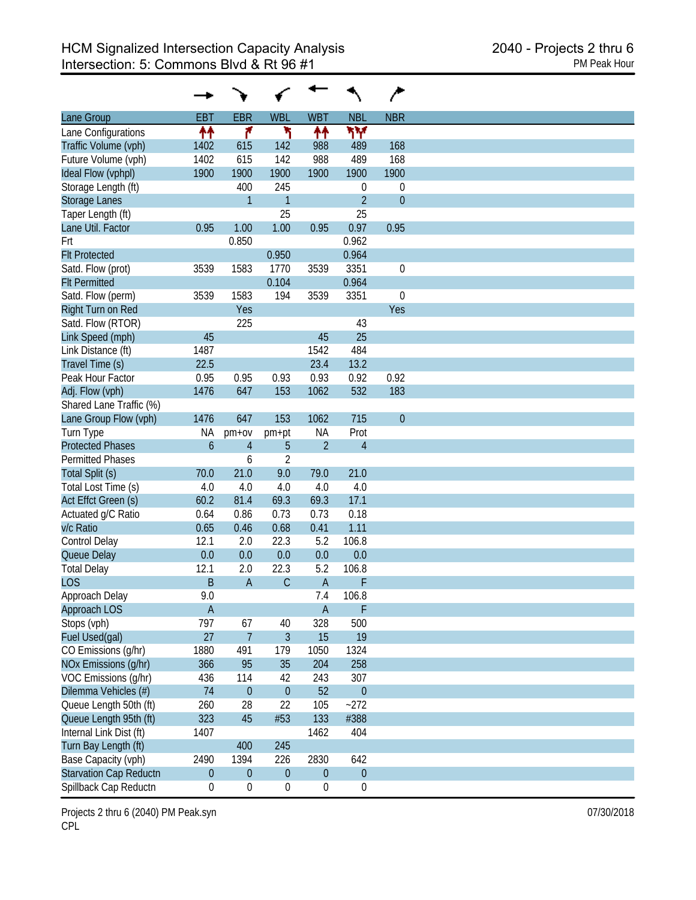# HCM Signalized Intersection Capacity Analysis
## Intersection: 5: Commons Blvd & Rt 96 #1

2040 - Projects 2 thru 6
PM Peak Hour

| Lane Group | EBT | EBR | WBL | WBT | NBL | NBR |
|---|---|---|---|---|---|---|
| Lane Configurations | ↑↑ | ↱ | ↰ | ↑↑ | ↰↰ | |
| Traffic Volume (vph) | 1402 | 615 | 142 | 988 | 489 | 168 |
| Future Volume (vph) | 1402 | 615 | 142 | 988 | 489 | 168 |
| Ideal Flow (vphpl) | 1900 | 1900 | 1900 | 1900 | 1900 | 1900 |
| Storage Length (ft) | | 400 | 245 | | 0 | 0 |
| Storage Lanes | | 1 | 1 | | 2 | 0 |
| Taper Length (ft) | | | 25 | | 25 | |
| Lane Util. Factor | 0.95 | 1.00 | 1.00 | 0.95 | 0.97 | 0.95 |
| Frt | | 0.850 | | | 0.962 | |
| Flt Protected | | | 0.950 | | 0.964 | |
| Satd. Flow (prot) | 3539 | 1583 | 1770 | 3539 | 3351 | 0 |
| Flt Permitted | | | 0.104 | | 0.964 | |
| Satd. Flow (perm) | 3539 | 1583 | 194 | 3539 | 3351 | 0 |
| Right Turn on Red | | Yes | | | | Yes |
| Satd. Flow (RTOR) | | 225 | | | 43 | |
| Link Speed (mph) | 45 | | | 45 | 25 | |
| Link Distance (ft) | 1487 | | | 1542 | 484 | |
| Travel Time (s) | 22.5 | | | 23.4 | 13.2 | |
| Peak Hour Factor | 0.95 | 0.95 | 0.93 | 0.93 | 0.92 | 0.92 |
| Adj. Flow (vph) | 1476 | 647 | 153 | 1062 | 532 | 183 |
| Shared Lane Traffic (%) | | | | | | |
| Lane Group Flow (vph) | 1476 | 647 | 153 | 1062 | 715 | 0 |
| Turn Type | NA | pm+ov | pm+pt | NA | Prot | |
| Protected Phases | 6 | 4 | 5 | 2 | 4 | |
| Permitted Phases | | 6 | 2 | | | |
| Total Split (s) | 70.0 | 21.0 | 9.0 | 79.0 | 21.0 | |
| Total Lost Time (s) | 4.0 | 4.0 | 4.0 | 4.0 | 4.0 | |
| Act Effct Green (s) | 60.2 | 81.4 | 69.3 | 69.3 | 17.1 | |
| Actuated g/C Ratio | 0.64 | 0.86 | 0.73 | 0.73 | 0.18 | |
| v/c Ratio | 0.65 | 0.46 | 0.68 | 0.41 | 1.11 | |
| Control Delay | 12.1 | 2.0 | 22.3 | 5.2 | 106.8 | |
| Queue Delay | 0.0 | 0.0 | 0.0 | 0.0 | 0.0 | |
| Total Delay | 12.1 | 2.0 | 22.3 | 5.2 | 106.8 | |
| LOS | B | A | C | A | F | |
| Approach Delay | 9.0 | | | 7.4 | 106.8 | |
| Approach LOS | A | | | A | F | |
| Stops (vph) | 797 | 67 | 40 | 328 | 500 | |
| Fuel Used(gal) | 27 | 7 | 3 | 15 | 19 | |
| CO Emissions (g/hr) | 1880 | 491 | 179 | 1050 | 1324 | |
| NOx Emissions (g/hr) | 366 | 95 | 35 | 204 | 258 | |
| VOC Emissions (g/hr) | 436 | 114 | 42 | 243 | 307 | |
| Dilemma Vehicles (#) | 74 | 0 | 0 | 52 | 0 | |
| Queue Length 50th (ft) | 260 | 28 | 22 | 105 | ~272 | |
| Queue Length 95th (ft) | 323 | 45 | #53 | 133 | #388 | |
| Internal Link Dist (ft) | 1407 | | | 1462 | 404 | |
| Turn Bay Length (ft) | | 400 | 245 | | | |
| Base Capacity (vph) | 2490 | 1394 | 226 | 2830 | 642 | |
| Starvation Cap Reductn | 0 | 0 | 0 | 0 | 0 | |
| Spillback Cap Reductn | 0 | 0 | 0 | 0 | 0 | |

Projects 2 thru 6 (2040) PM Peak.syn
CPL

07/30/2018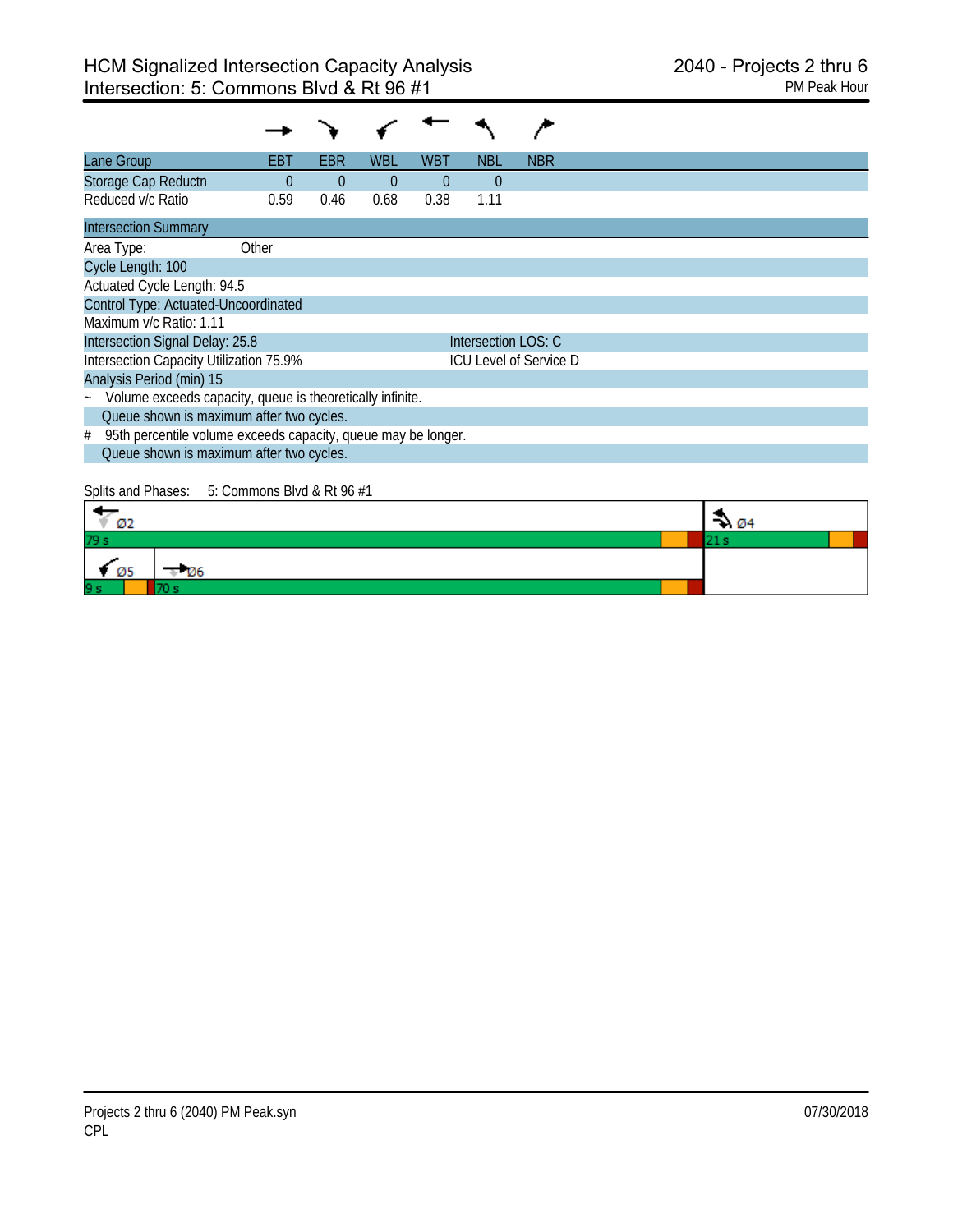# HCM Signalized Intersection Capacity Analysis
## Intersection: 5: Commons Blvd & Rt 96 #1

2040 - Projects 2 thru 6
PM Peak Hour

| Lane Group | EBT | EBR | WBL | WBT | NBL | NBR |
|---|---|---|---|---|---|---|
| Storage Cap Reductn | 0 | 0 | 0 | 0 | 0 | |
| Reduced v/c Ratio | 0.59 | 0.46 | 0.68 | 0.38 | 1.11 | |

**Intersection Summary**

Area Type: Other
Cycle Length: 100
Actuated Cycle Length: 94.5
Control Type: Actuated-Uncoordinated
Maximum v/c Ratio: 1.11
Intersection Signal Delay: 25.8 — Intersection LOS: C
Intersection Capacity Utilization 75.9% — ICU Level of Service D
Analysis Period (min) 15
~ Volume exceeds capacity, queue is theoretically infinite.
Queue shown is maximum after two cycles.
# 95th percentile volume exceeds capacity, queue may be longer.
Queue shown is maximum after two cycles.

Splits and Phases: 5: Commons Blvd & Rt 96 #1

| Phase | Split |
|---|---|
| Ø2 | 79 s |
| Ø4 | 21 s |
| Ø5 | 9 s |
| Ø6 | 70 s |

Projects 2 thru 6 (2040) PM Peak.syn
CPL

07/30/2018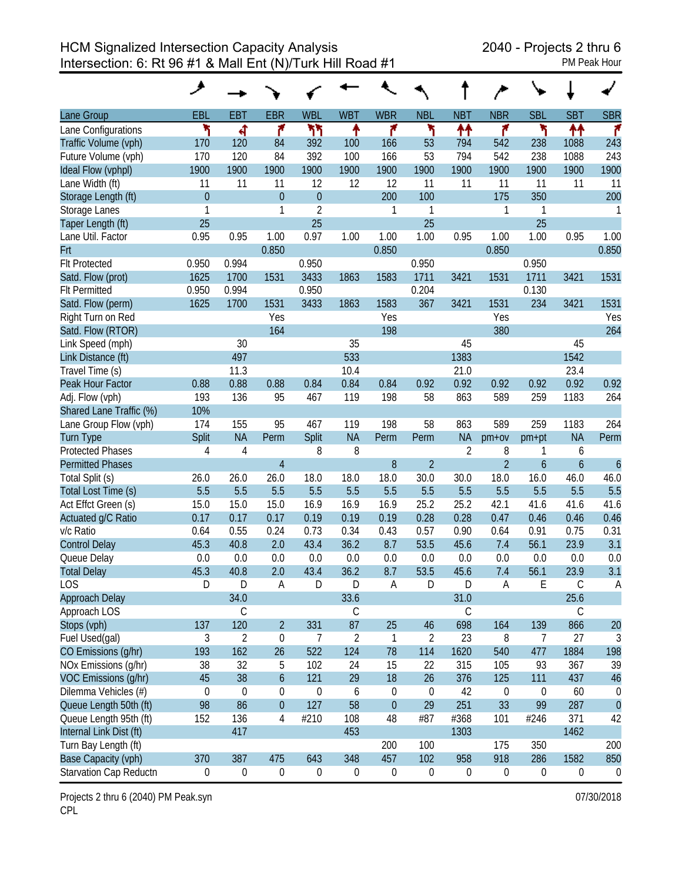# HCM Signalized Intersection Capacity Analysis
## Intersection: 6: Rt 96 #1 & Mall Ent (N)/Turk Hill Road #1

2040 - Projects 2 thru 6
PM Peak Hour

| Lane Group | EBL | EBT | EBR | WBL | WBT | WBR | NBL | NBT | NBR | SBL | SBT | SBR |
|---|---|---|---|---|---|---|---|---|---|---|---|---|
| Lane Configurations | | | | | | | | | | | | |
| Traffic Volume (vph) | 170 | 120 | 84 | 392 | 100 | 166 | 53 | 794 | 542 | 238 | 1088 | 243 |
| Future Volume (vph) | 170 | 120 | 84 | 392 | 100 | 166 | 53 | 794 | 542 | 238 | 1088 | 243 |
| Ideal Flow (vphpl) | 1900 | 1900 | 1900 | 1900 | 1900 | 1900 | 1900 | 1900 | 1900 | 1900 | 1900 | 1900 |
| Lane Width (ft) | 11 | 11 | 11 | 12 | 12 | 12 | 11 | 11 | 11 | 11 | 11 | 11 |
| Storage Length (ft) | 0 | | 0 | 0 | | 200 | 100 | | 175 | 350 | | 200 |
| Storage Lanes | 1 | | 1 | 2 | | 1 | 1 | | 1 | 1 | | 1 |
| Taper Length (ft) | 25 | | | 25 | | | 25 | | | 25 | | |
| Lane Util. Factor | 0.95 | 0.95 | 1.00 | 0.97 | 1.00 | 1.00 | 1.00 | 0.95 | 1.00 | 1.00 | 0.95 | 1.00 |
| Frt | | | 0.850 | | | 0.850 | | | 0.850 | | | 0.850 |
| Flt Protected | 0.950 | 0.994 | | 0.950 | | | 0.950 | | | 0.950 | | |
| Satd. Flow (prot) | 1625 | 1700 | 1531 | 3433 | 1863 | 1583 | 1711 | 3421 | 1531 | 1711 | 3421 | 1531 |
| Flt Permitted | 0.950 | 0.994 | | 0.950 | | | 0.204 | | | 0.130 | | |
| Satd. Flow (perm) | 1625 | 1700 | 1531 | 3433 | 1863 | 1583 | 367 | 3421 | 1531 | 234 | 3421 | 1531 |
| Right Turn on Red | | | Yes | | | Yes | | | Yes | | | Yes |
| Satd. Flow (RTOR) | | | 164 | | | 198 | | | 380 | | | 264 |
| Link Speed (mph) | | 30 | | | 35 | | | 45 | | | 45 | |
| Link Distance (ft) | | 497 | | | 533 | | | 1383 | | | 1542 | |
| Travel Time (s) | | 11.3 | | | 10.4 | | | 21.0 | | | 23.4 | |
| Peak Hour Factor | 0.88 | 0.88 | 0.88 | 0.84 | 0.84 | 0.84 | 0.92 | 0.92 | 0.92 | 0.92 | 0.92 | 0.92 |
| Adj. Flow (vph) | 193 | 136 | 95 | 467 | 119 | 198 | 58 | 863 | 589 | 259 | 1183 | 264 |
| Shared Lane Traffic (%) | 10% | | | | | | | | | | | |
| Lane Group Flow (vph) | 174 | 155 | 95 | 467 | 119 | 198 | 58 | 863 | 589 | 259 | 1183 | 264 |
| Turn Type | Split | NA | Perm | Split | NA | Perm | Perm | NA | pm+ov | pm+pt | NA | Perm |
| Protected Phases | 4 | 4 | | 8 | 8 | | | 2 | 8 | 1 | 6 | |
| Permitted Phases | | | 4 | | | 8 | 2 | | 2 | 6 | | 6 |
| Total Split (s) | 26.0 | 26.0 | 26.0 | 18.0 | 18.0 | 18.0 | 30.0 | 30.0 | 18.0 | 16.0 | 46.0 | 46.0 |
| Total Lost Time (s) | 5.5 | 5.5 | 5.5 | 5.5 | 5.5 | 5.5 | 5.5 | 5.5 | 5.5 | 5.5 | 5.5 | 5.5 |
| Act Effct Green (s) | 15.0 | 15.0 | 15.0 | 16.9 | 16.9 | 16.9 | 25.2 | 25.2 | 42.1 | 41.6 | 41.6 | 41.6 |
| Actuated g/C Ratio | 0.17 | 0.17 | 0.17 | 0.19 | 0.19 | 0.19 | 0.28 | 0.28 | 0.47 | 0.46 | 0.46 | 0.46 |
| v/c Ratio | 0.64 | 0.55 | 0.24 | 0.73 | 0.34 | 0.43 | 0.57 | 0.90 | 0.64 | 0.91 | 0.75 | 0.31 |
| Control Delay | 45.3 | 40.8 | 2.0 | 43.4 | 36.2 | 8.7 | 53.5 | 45.6 | 7.4 | 56.1 | 23.9 | 3.1 |
| Queue Delay | 0.0 | 0.0 | 0.0 | 0.0 | 0.0 | 0.0 | 0.0 | 0.0 | 0.0 | 0.0 | 0.0 | 0.0 |
| Total Delay | 45.3 | 40.8 | 2.0 | 43.4 | 36.2 | 8.7 | 53.5 | 45.6 | 7.4 | 56.1 | 23.9 | 3.1 |
| LOS | D | D | A | D | D | A | D | D | A | E | C | A |
| Approach Delay | | 34.0 | | | 33.6 | | | 31.0 | | | 25.6 | |
| Approach LOS | | C | | | C | | | C | | | C | |
| Stops (vph) | 137 | 120 | 2 | 331 | 87 | 25 | 46 | 698 | 164 | 139 | 866 | 20 |
| Fuel Used(gal) | 3 | 2 | 0 | 7 | 2 | 1 | 2 | 23 | 8 | 7 | 27 | 3 |
| CO Emissions (g/hr) | 193 | 162 | 26 | 522 | 124 | 78 | 114 | 1620 | 540 | 477 | 1884 | 198 |
| NOx Emissions (g/hr) | 38 | 32 | 5 | 102 | 24 | 15 | 22 | 315 | 105 | 93 | 367 | 39 |
| VOC Emissions (g/hr) | 45 | 38 | 6 | 121 | 29 | 18 | 26 | 376 | 125 | 111 | 437 | 46 |
| Dilemma Vehicles (#) | 0 | 0 | 0 | 0 | 6 | 0 | 0 | 42 | 0 | 0 | 60 | 0 |
| Queue Length 50th (ft) | 98 | 86 | 0 | 127 | 58 | 0 | 29 | 251 | 33 | 99 | 287 | 0 |
| Queue Length 95th (ft) | 152 | 136 | 4 | #210 | 108 | 48 | #87 | #368 | 101 | #246 | 371 | 42 |
| Internal Link Dist (ft) | | 417 | | | 453 | | | 1303 | | | 1462 | |
| Turn Bay Length (ft) | | | | | | 200 | 100 | | 175 | 350 | | 200 |
| Base Capacity (vph) | 370 | 387 | 475 | 643 | 348 | 457 | 102 | 958 | 918 | 286 | 1582 | 850 |
| Starvation Cap Reductn | 0 | 0 | 0 | 0 | 0 | 0 | 0 | 0 | 0 | 0 | 0 | 0 |

Projects 2 thru 6 (2040) PM Peak.syn
CPL

07/30/2018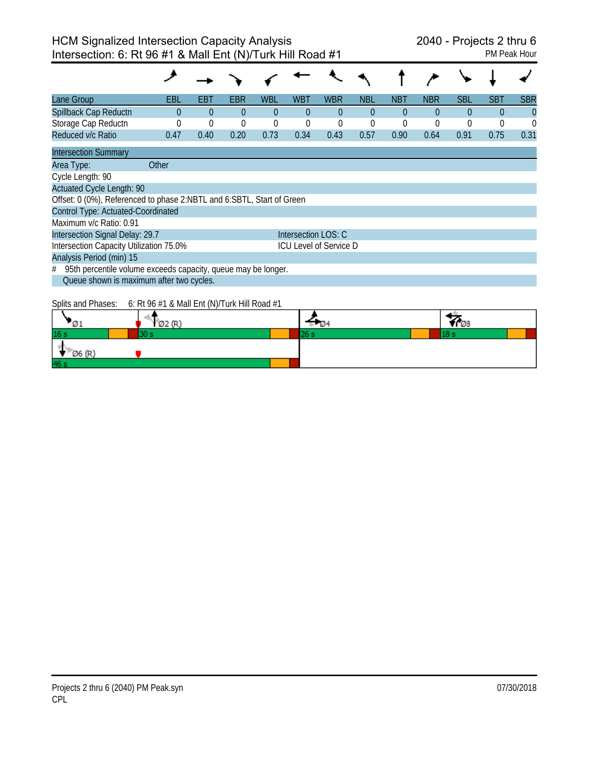# HCM Signalized Intersection Capacity Analysis
## Intersection: 6: Rt 96 #1 & Mall Ent (N)/Turk Hill Road #1

2040 - Projects 2 thru 6
PM Peak Hour

| Lane Group | EBL | EBT | EBR | WBL | WBT | WBR | NBL | NBT | NBR | SBL | SBT | SBR |
|---|---|---|---|---|---|---|---|---|---|---|---|---|
| Spillback Cap Reductn | 0 | 0 | 0 | 0 | 0 | 0 | 0 | 0 | 0 | 0 | 0 | 0 |
| Storage Cap Reductn | 0 | 0 | 0 | 0 | 0 | 0 | 0 | 0 | 0 | 0 | 0 | 0 |
| Reduced v/c Ratio | 0.47 | 0.40 | 0.20 | 0.73 | 0.34 | 0.43 | 0.57 | 0.90 | 0.64 | 0.91 | 0.75 | 0.31 |

**Intersection Summary**

Area Type: Other

Cycle Length: 90

Actuated Cycle Length: 90

Offset: 0 (0%), Referenced to phase 2:NBTL and 6:SBTL, Start of Green

Control Type: Actuated-Coordinated

Maximum v/c Ratio: 0.91

Intersection Signal Delay: 29.7 — Intersection LOS: C

Intersection Capacity Utilization 75.0% — ICU Level of Service D

Analysis Period (min) 15

# 95th percentile volume exceeds capacity, queue may be longer.
Queue shown is maximum after two cycles.

Splits and Phases: 6: Rt 96 #1 & Mall Ent (N)/Turk Hill Road #1

| Phase | Split |
|---|---|
| Ø1 | 16 s |
| Ø2 (R) | 30 s |
| Ø4 | 26 s |
| Ø8 | 18 s |
| Ø6 (R) | 46 s |

Projects 2 thru 6 (2040) PM Peak.syn
CPL

07/30/2018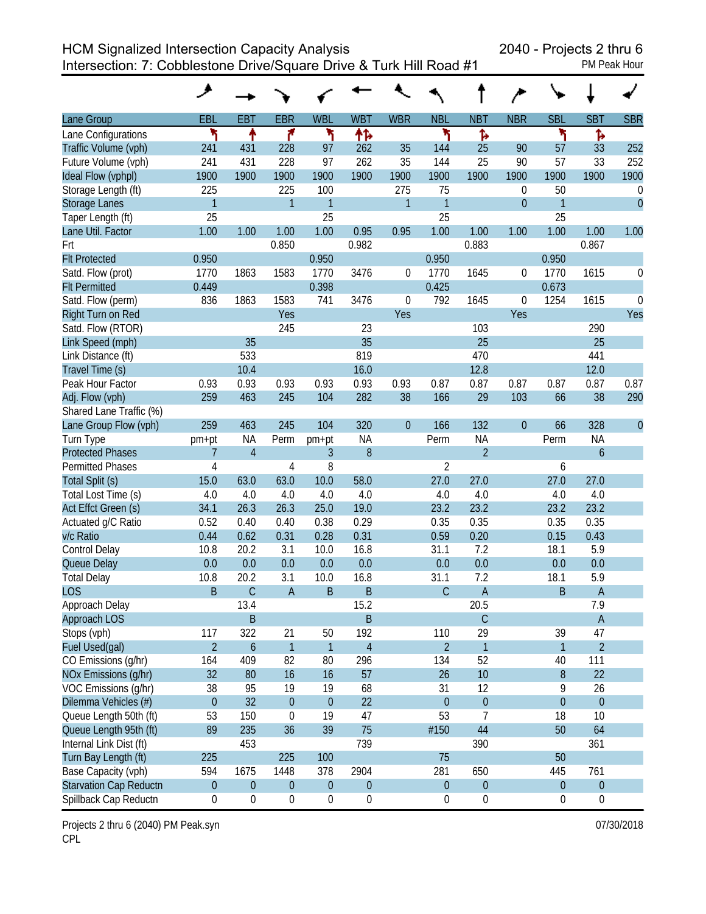# HCM Signalized Intersection Capacity Analysis
## Intersection: 7: Cobblestone Drive/Square Drive & Turk Hill Road #1

2040 - Projects 2 thru 6
PM Peak Hour

| Lane Group | EBL | EBT | EBR | WBL | WBT | WBR | NBL | NBT | NBR | SBL | SBT | SBR |
|---|---|---|---|---|---|---|---|---|---|---|---|---|
| Lane Configurations | | | | | | | | | | | | |
| Traffic Volume (vph) | 241 | 431 | 228 | 97 | 262 | 35 | 144 | 25 | 90 | 57 | 33 | 252 |
| Future Volume (vph) | 241 | 431 | 228 | 97 | 262 | 35 | 144 | 25 | 90 | 57 | 33 | 252 |
| Ideal Flow (vphpl) | 1900 | 1900 | 1900 | 1900 | 1900 | 1900 | 1900 | 1900 | 1900 | 1900 | 1900 | 1900 |
| Storage Length (ft) | 225 | | 225 | 100 | | 275 | 75 | | 0 | 50 | | 0 |
| Storage Lanes | 1 | | 1 | 1 | | 1 | 1 | | 0 | 1 | | 0 |
| Taper Length (ft) | 25 | | | 25 | | | 25 | | | 25 | | |
| Lane Util. Factor | 1.00 | 1.00 | 1.00 | 1.00 | 0.95 | 0.95 | 1.00 | 1.00 | 1.00 | 1.00 | 1.00 | 1.00 |
| Frt | | | 0.850 | | 0.982 | | | 0.883 | | | 0.867 | |
| Flt Protected | 0.950 | | | 0.950 | | | 0.950 | | | 0.950 | | |
| Satd. Flow (prot) | 1770 | 1863 | 1583 | 1770 | 3476 | 0 | 1770 | 1645 | 0 | 1770 | 1615 | 0 |
| Flt Permitted | 0.449 | | | 0.398 | | | 0.425 | | | 0.673 | | |
| Satd. Flow (perm) | 836 | 1863 | 1583 | 741 | 3476 | 0 | 792 | 1645 | 0 | 1254 | 1615 | 0 |
| Right Turn on Red | | | Yes | | | Yes | | | Yes | | | Yes |
| Satd. Flow (RTOR) | | | 245 | | 23 | | | 103 | | | 290 | |
| Link Speed (mph) | | 35 | | | 35 | | | 25 | | | 25 | |
| Link Distance (ft) | | 533 | | | 819 | | | 470 | | | 441 | |
| Travel Time (s) | | 10.4 | | | 16.0 | | | 12.8 | | | 12.0 | |
| Peak Hour Factor | 0.93 | 0.93 | 0.93 | 0.93 | 0.93 | 0.93 | 0.87 | 0.87 | 0.87 | 0.87 | 0.87 | 0.87 |
| Adj. Flow (vph) | 259 | 463 | 245 | 104 | 282 | 38 | 166 | 29 | 103 | 66 | 38 | 290 |
| Shared Lane Traffic (%) | | | | | | | | | | | | |
| Lane Group Flow (vph) | 259 | 463 | 245 | 104 | 320 | 0 | 166 | 132 | 0 | 66 | 328 | 0 |
| Turn Type | pm+pt | NA | Perm | pm+pt | NA | | Perm | NA | | Perm | NA | |
| Protected Phases | 7 | 4 | | 3 | 8 | | | 2 | | | 6 | |
| Permitted Phases | 4 | | 4 | 8 | | | 2 | | | 6 | | |
| Total Split (s) | 15.0 | 63.0 | 63.0 | 10.0 | 58.0 | | 27.0 | 27.0 | | 27.0 | 27.0 | |
| Total Lost Time (s) | 4.0 | 4.0 | 4.0 | 4.0 | 4.0 | | 4.0 | 4.0 | | 4.0 | 4.0 | |
| Act Effct Green (s) | 34.1 | 26.3 | 26.3 | 25.0 | 19.0 | | 23.2 | 23.2 | | 23.2 | 23.2 | |
| Actuated g/C Ratio | 0.52 | 0.40 | 0.40 | 0.38 | 0.29 | | 0.35 | 0.35 | | 0.35 | 0.35 | |
| v/c Ratio | 0.44 | 0.62 | 0.31 | 0.28 | 0.31 | | 0.59 | 0.20 | | 0.15 | 0.43 | |
| Control Delay | 10.8 | 20.2 | 3.1 | 10.0 | 16.8 | | 31.1 | 7.2 | | 18.1 | 5.9 | |
| Queue Delay | 0.0 | 0.0 | 0.0 | 0.0 | 0.0 | | 0.0 | 0.0 | | 0.0 | 0.0 | |
| Total Delay | 10.8 | 20.2 | 3.1 | 10.0 | 16.8 | | 31.1 | 7.2 | | 18.1 | 5.9 | |
| LOS | B | C | A | B | B | | C | A | | B | A | |
| Approach Delay | | 13.4 | | | 15.2 | | | 20.5 | | | 7.9 | |
| Approach LOS | | B | | | B | | | C | | | A | |
| Stops (vph) | 117 | 322 | 21 | 50 | 192 | | 110 | 29 | | 39 | 47 | |
| Fuel Used(gal) | 2 | 6 | 1 | 1 | 4 | | 2 | 1 | | 1 | 2 | |
| CO Emissions (g/hr) | 164 | 409 | 82 | 80 | 296 | | 134 | 52 | | 40 | 111 | |
| NOx Emissions (g/hr) | 32 | 80 | 16 | 16 | 57 | | 26 | 10 | | 8 | 22 | |
| VOC Emissions (g/hr) | 38 | 95 | 19 | 19 | 68 | | 31 | 12 | | 9 | 26 | |
| Dilemma Vehicles (#) | 0 | 32 | 0 | 0 | 22 | | 0 | 0 | | 0 | 0 | |
| Queue Length 50th (ft) | 53 | 150 | 0 | 19 | 47 | | 53 | 7 | | 18 | 10 | |
| Queue Length 95th (ft) | 89 | 235 | 36 | 39 | 75 | | #150 | 44 | | 50 | 64 | |
| Internal Link Dist (ft) | | 453 | | | 739 | | | 390 | | | 361 | |
| Turn Bay Length (ft) | 225 | | 225 | 100 | | | 75 | | | 50 | | |
| Base Capacity (vph) | 594 | 1675 | 1448 | 378 | 2904 | | 281 | 650 | | 445 | 761 | |
| Starvation Cap Reductn | 0 | 0 | 0 | 0 | 0 | | 0 | 0 | | 0 | 0 | |
| Spillback Cap Reductn | 0 | 0 | 0 | 0 | 0 | | 0 | 0 | | 0 | 0 | |

Projects 2 thru 6 (2040) PM Peak.syn
CPL

07/30/2018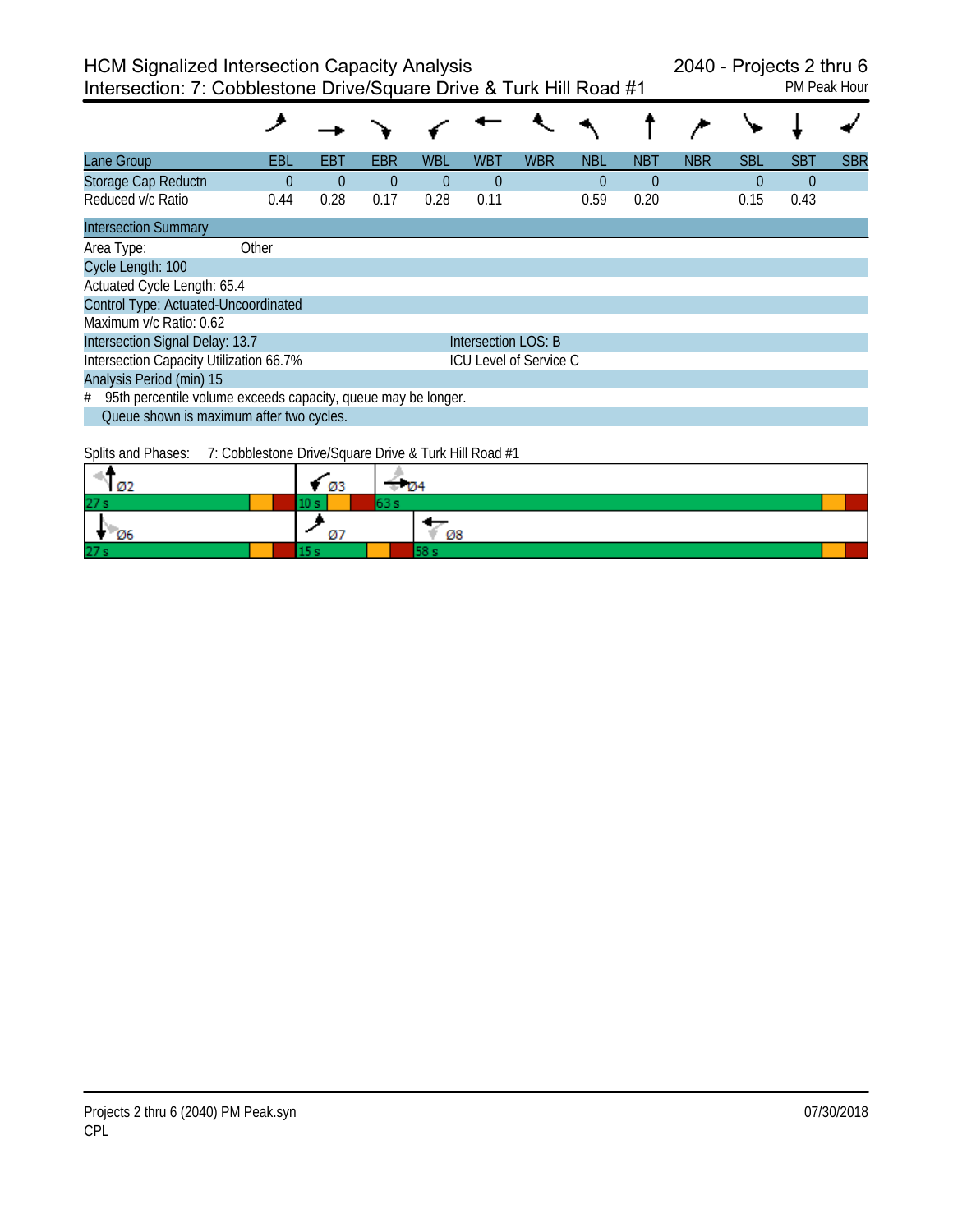# HCM Signalized Intersection Capacity Analysis
## Intersection: 7: Cobblestone Drive/Square Drive & Turk Hill Road #1

2040 - Projects 2 thru 6
PM Peak Hour

| Lane Group | EBL | EBT | EBR | WBL | WBT | WBR | NBL | NBT | NBR | SBL | SBT | SBR |
|---|---|---|---|---|---|---|---|---|---|---|---|---|
| Storage Cap Reductn | 0 | 0 | 0 | 0 | 0 | | 0 | 0 | | 0 | 0 | |
| Reduced v/c Ratio | 0.44 | 0.28 | 0.17 | 0.28 | 0.11 | | 0.59 | 0.20 | | 0.15 | 0.43 | |

| Intersection Summary | |
|---|---|
| Area Type: Other | |
| Cycle Length: 100 | |
| Actuated Cycle Length: 65.4 | |
| Control Type: Actuated-Uncoordinated | |
| Maximum v/c Ratio: 0.62 | |
| Intersection Signal Delay: 13.7 | Intersection LOS: B |
| Intersection Capacity Utilization 66.7% | ICU Level of Service C |
| Analysis Period (min) 15 | |

# 95th percentile volume exceeds capacity, queue may be longer.
Queue shown is maximum after two cycles.

Splits and Phases: 7: Cobblestone Drive/Square Drive & Turk Hill Road #1

| Ø2 | Ø3 | Ø4 |
|---|---|---|
| 27 s | 10 s | 63 s |

| Ø6 | Ø7 | Ø8 |
|---|---|---|
| 27 s | 15 s | 58 s |

Projects 2 thru 6 (2040) PM Peak.syn
CPL

07/30/2018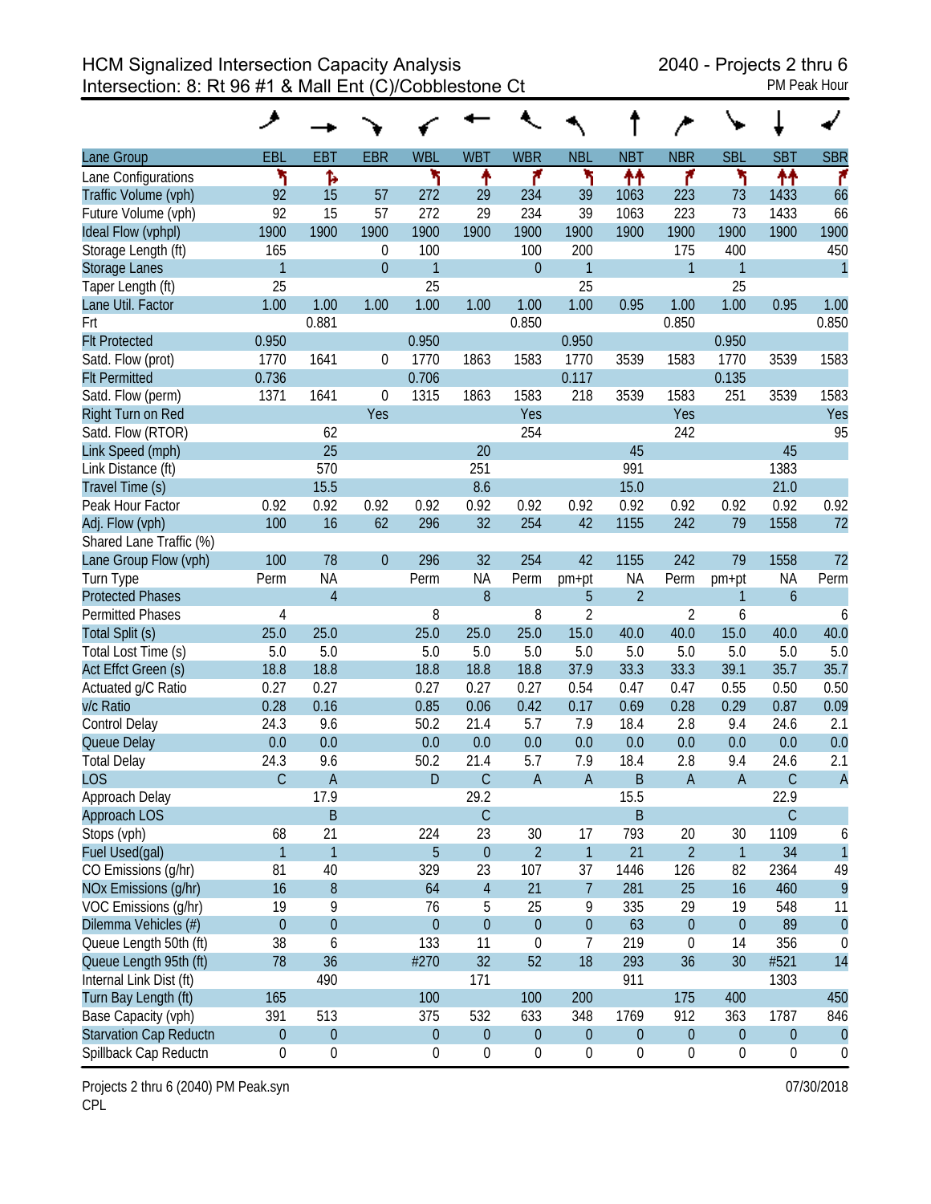HCM Signalized Intersection Capacity Analysis
Intersection: 8: Rt 96 #1 & Mall Ent (C)/Cobblestone Ct

2040 - Projects 2 thru 6
PM Peak Hour

| Lane Group | EBL | EBT | EBR | WBL | WBT | WBR | NBL | NBT | NBR | SBL | SBT | SBR |
|---|---|---|---|---|---|---|---|---|---|---|---|---|
| Lane Configurations | | | | | | | | | | | | |
| Traffic Volume (vph) | 92 | 15 | 57 | 272 | 29 | 234 | 39 | 1063 | 223 | 73 | 1433 | 66 |
| Future Volume (vph) | 92 | 15 | 57 | 272 | 29 | 234 | 39 | 1063 | 223 | 73 | 1433 | 66 |
| Ideal Flow (vphpl) | 1900 | 1900 | 1900 | 1900 | 1900 | 1900 | 1900 | 1900 | 1900 | 1900 | 1900 | 1900 |
| Storage Length (ft) | 165 | | 0 | 100 | | 100 | 200 | | 175 | 400 | | 450 |
| Storage Lanes | 1 | | 0 | 1 | | 0 | 1 | | 1 | 1 | | 1 |
| Taper Length (ft) | 25 | | | 25 | | | 25 | | | 25 | | |
| Lane Util. Factor | 1.00 | 1.00 | 1.00 | 1.00 | 1.00 | 1.00 | 1.00 | 0.95 | 1.00 | 1.00 | 0.95 | 1.00 |
| Frt | | 0.881 | | | | 0.850 | | | 0.850 | | | 0.850 |
| Flt Protected | 0.950 | | | 0.950 | | | 0.950 | | | 0.950 | | |
| Satd. Flow (prot) | 1770 | 1641 | 0 | 1770 | 1863 | 1583 | 1770 | 3539 | 1583 | 1770 | 3539 | 1583 |
| Flt Permitted | 0.736 | | | 0.706 | | | 0.117 | | | 0.135 | | |
| Satd. Flow (perm) | 1371 | 1641 | 0 | 1315 | 1863 | 1583 | 218 | 3539 | 1583 | 251 | 3539 | 1583 |
| Right Turn on Red | | | Yes | | | Yes | | | Yes | | | Yes |
| Satd. Flow (RTOR) | | 62 | | | | 254 | | | 242 | | | 95 |
| Link Speed (mph) | | 25 | | | 20 | | | 45 | | | 45 | |
| Link Distance (ft) | | 570 | | | 251 | | | 991 | | | 1383 | |
| Travel Time (s) | | 15.5 | | | 8.6 | | | 15.0 | | | 21.0 | |
| Peak Hour Factor | 0.92 | 0.92 | 0.92 | 0.92 | 0.92 | 0.92 | 0.92 | 0.92 | 0.92 | 0.92 | 0.92 | 0.92 |
| Adj. Flow (vph) | 100 | 16 | 62 | 296 | 32 | 254 | 42 | 1155 | 242 | 79 | 1558 | 72 |
| Shared Lane Traffic (%) | | | | | | | | | | | | |
| Lane Group Flow (vph) | 100 | 78 | 0 | 296 | 32 | 254 | 42 | 1155 | 242 | 79 | 1558 | 72 |
| Turn Type | Perm | NA | | Perm | NA | Perm | pm+pt | NA | Perm | pm+pt | NA | Perm |
| Protected Phases | | 4 | | | 8 | | 5 | 2 | | 1 | 6 | |
| Permitted Phases | 4 | | | 8 | | 8 | 2 | | 2 | 6 | | 6 |
| Total Split (s) | 25.0 | 25.0 | | 25.0 | 25.0 | 25.0 | 15.0 | 40.0 | 40.0 | 15.0 | 40.0 | 40.0 |
| Total Lost Time (s) | 5.0 | 5.0 | | 5.0 | 5.0 | 5.0 | 5.0 | 5.0 | 5.0 | 5.0 | 5.0 | 5.0 |
| Act Effct Green (s) | 18.8 | 18.8 | | 18.8 | 18.8 | 18.8 | 37.9 | 33.3 | 33.3 | 39.1 | 35.7 | 35.7 |
| Actuated g/C Ratio | 0.27 | 0.27 | | 0.27 | 0.27 | 0.27 | 0.54 | 0.47 | 0.47 | 0.55 | 0.50 | 0.50 |
| v/c Ratio | 0.28 | 0.16 | | 0.85 | 0.06 | 0.42 | 0.17 | 0.69 | 0.28 | 0.29 | 0.87 | 0.09 |
| Control Delay | 24.3 | 9.6 | | 50.2 | 21.4 | 5.7 | 7.9 | 18.4 | 2.8 | 9.4 | 24.6 | 2.1 |
| Queue Delay | 0.0 | 0.0 | | 0.0 | 0.0 | 0.0 | 0.0 | 0.0 | 0.0 | 0.0 | 0.0 | 0.0 |
| Total Delay | 24.3 | 9.6 | | 50.2 | 21.4 | 5.7 | 7.9 | 18.4 | 2.8 | 9.4 | 24.6 | 2.1 |
| LOS | C | A | | D | C | A | A | B | A | A | C | A |
| Approach Delay | | 17.9 | | | 29.2 | | | 15.5 | | | 22.9 | |
| Approach LOS | | B | | | C | | | B | | | C | |
| Stops (vph) | 68 | 21 | | 224 | 23 | 30 | 17 | 793 | 20 | 30 | 1109 | 6 |
| Fuel Used(gal) | 1 | 1 | | 5 | 0 | 2 | 1 | 21 | 2 | 1 | 34 | 1 |
| CO Emissions (g/hr) | 81 | 40 | | 329 | 23 | 107 | 37 | 1446 | 126 | 82 | 2364 | 49 |
| NOx Emissions (g/hr) | 16 | 8 | | 64 | 4 | 21 | 7 | 281 | 25 | 16 | 460 | 9 |
| VOC Emissions (g/hr) | 19 | 9 | | 76 | 5 | 25 | 9 | 335 | 29 | 19 | 548 | 11 |
| Dilemma Vehicles (#) | 0 | 0 | | 0 | 0 | 0 | 0 | 63 | 0 | 0 | 89 | 0 |
| Queue Length 50th (ft) | 38 | 6 | | 133 | 11 | 0 | 7 | 219 | 0 | 14 | 356 | 0 |
| Queue Length 95th (ft) | 78 | 36 | | #270 | 32 | 52 | 18 | 293 | 36 | 30 | #521 | 14 |
| Internal Link Dist (ft) | | 490 | | | 171 | | | 911 | | | 1303 | |
| Turn Bay Length (ft) | 165 | | | 100 | | 100 | 200 | | 175 | 400 | | 450 |
| Base Capacity (vph) | 391 | 513 | | 375 | 532 | 633 | 348 | 1769 | 912 | 363 | 1787 | 846 |
| Starvation Cap Reductn | 0 | 0 | | 0 | 0 | 0 | 0 | 0 | 0 | 0 | 0 | 0 |
| Spillback Cap Reductn | 0 | 0 | | 0 | 0 | 0 | 0 | 0 | 0 | 0 | 0 | 0 |

Projects 2 thru 6 (2040) PM Peak.syn
CPL

07/30/2018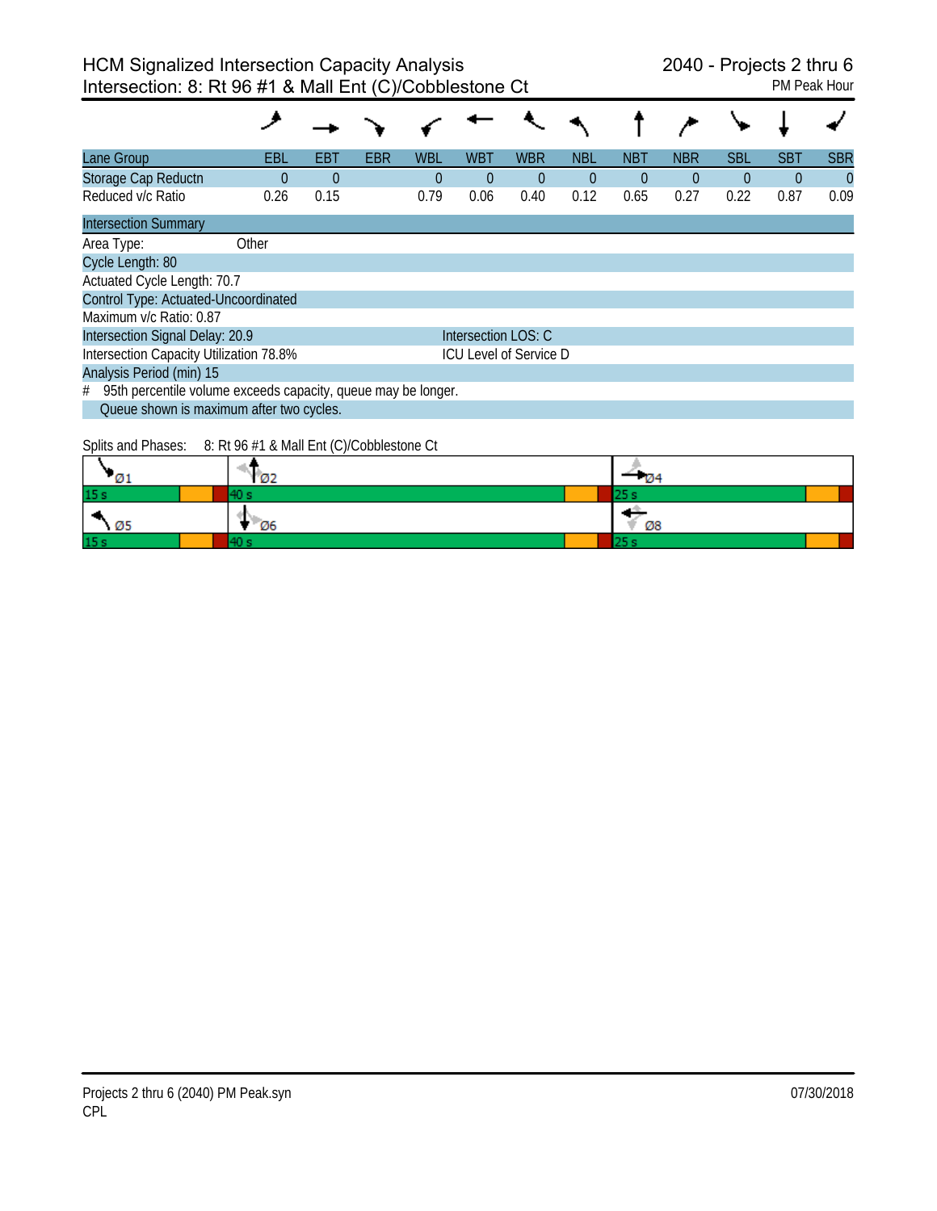# HCM Signalized Intersection Capacity Analysis
## Intersection: 8: Rt 96 #1 & Mall Ent (C)/Cobblestone Ct

2040 - Projects 2 thru 6
PM Peak Hour

| Lane Group | EBL | EBT | EBR | WBL | WBT | WBR | NBL | NBT | NBR | SBL | SBT | SBR |
|---|---|---|---|---|---|---|---|---|---|---|---|---|
| Storage Cap Reductn | 0 | 0 | | 0 | 0 | 0 | 0 | 0 | 0 | 0 | 0 | 0 |
| Reduced v/c Ratio | 0.26 | 0.15 | | 0.79 | 0.06 | 0.40 | 0.12 | 0.65 | 0.27 | 0.22 | 0.87 | 0.09 |

**Intersection Summary**

Area Type: Other

Cycle Length: 80

Actuated Cycle Length: 70.7

Control Type: Actuated-Uncoordinated

Maximum v/c Ratio: 0.87

Intersection Signal Delay: 20.9 — Intersection LOS: C

Intersection Capacity Utilization 78.8% — ICU Level of Service D

Analysis Period (min) 15

# 95th percentile volume exceeds capacity, queue may be longer.

Queue shown is maximum after two cycles.

Splits and Phases: 8: Rt 96 #1 & Mall Ent (C)/Cobblestone Ct

| Ø1 | Ø2 | Ø4 |
|---|---|---|
| 15 s | 40 s | 25 s |
| **Ø5** | **Ø6** | **Ø8** |
| 15 s | 40 s | 25 s |

Projects 2 thru 6 (2040) PM Peak.syn
CPL

07/30/2018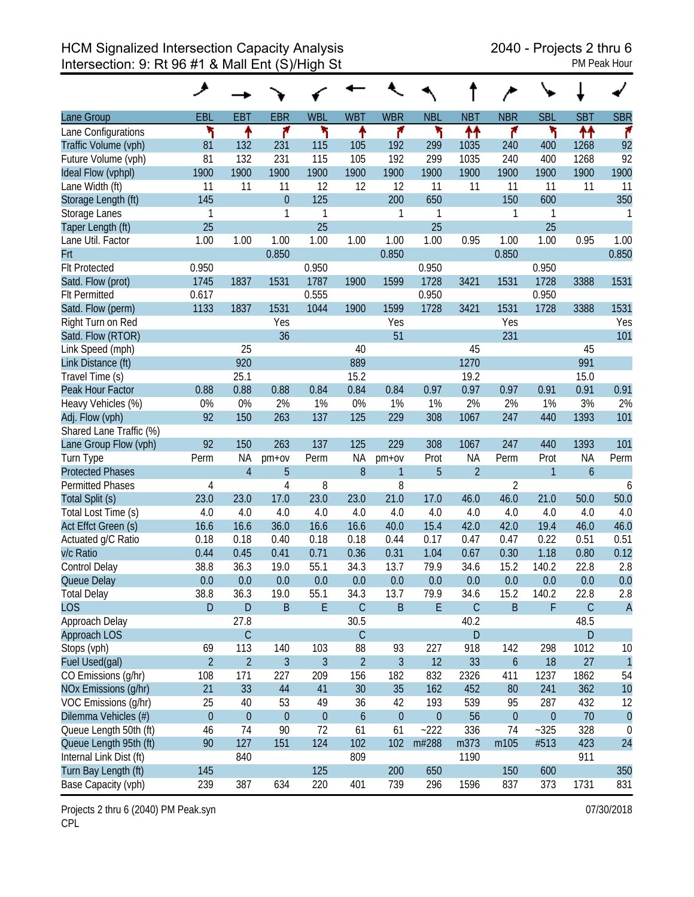HCM Signalized Intersection Capacity Analysis
Intersection: 9: Rt 96 #1 & Mall Ent (S)/High St

2040 - Projects 2 thru 6
PM Peak Hour

| Lane Group | EBL | EBT | EBR | WBL | WBT | WBR | NBL | NBT | NBR | SBL | SBT | SBR |
|---|---|---|---|---|---|---|---|---|---|---|---|---|
| Lane Configurations | | | | | | | | | | | | |
| Traffic Volume (vph) | 81 | 132 | 231 | 115 | 105 | 192 | 299 | 1035 | 240 | 400 | 1268 | 92 |
| Future Volume (vph) | 81 | 132 | 231 | 115 | 105 | 192 | 299 | 1035 | 240 | 400 | 1268 | 92 |
| Ideal Flow (vphpl) | 1900 | 1900 | 1900 | 1900 | 1900 | 1900 | 1900 | 1900 | 1900 | 1900 | 1900 | 1900 |
| Lane Width (ft) | 11 | 11 | 11 | 12 | 12 | 12 | 11 | 11 | 11 | 11 | 11 | 11 |
| Storage Length (ft) | 145 | | 0 | 125 | | 200 | 650 | | 150 | 600 | | 350 |
| Storage Lanes | 1 | | 1 | 1 | | 1 | 1 | | 1 | 1 | | 1 |
| Taper Length (ft) | 25 | | | 25 | | | 25 | | | 25 | | |
| Lane Util. Factor | 1.00 | 1.00 | 1.00 | 1.00 | 1.00 | 1.00 | 1.00 | 0.95 | 1.00 | 1.00 | 0.95 | 1.00 |
| Frt | | | 0.850 | | | 0.850 | | | 0.850 | | | 0.850 |
| Flt Protected | 0.950 | | | 0.950 | | | 0.950 | | | 0.950 | | |
| Satd. Flow (prot) | 1745 | 1837 | 1531 | 1787 | 1900 | 1599 | 1728 | 3421 | 1531 | 1728 | 3388 | 1531 |
| Flt Permitted | 0.617 | | | 0.555 | | | 0.950 | | | 0.950 | | |
| Satd. Flow (perm) | 1133 | 1837 | 1531 | 1044 | 1900 | 1599 | 1728 | 3421 | 1531 | 1728 | 3388 | 1531 |
| Right Turn on Red | | | Yes | | | Yes | | | Yes | | | Yes |
| Satd. Flow (RTOR) | | | 36 | | | 51 | | | 231 | | | 101 |
| Link Speed (mph) | | 25 | | | 40 | | | 45 | | | 45 | |
| Link Distance (ft) | | 920 | | | 889 | | | 1270 | | | 991 | |
| Travel Time (s) | | 25.1 | | | 15.2 | | | 19.2 | | | 15.0 | |
| Peak Hour Factor | 0.88 | 0.88 | 0.88 | 0.84 | 0.84 | 0.84 | 0.97 | 0.97 | 0.97 | 0.91 | 0.91 | 0.91 |
| Heavy Vehicles (%) | 0% | 0% | 2% | 1% | 0% | 1% | 1% | 2% | 2% | 1% | 3% | 2% |
| Adj. Flow (vph) | 92 | 150 | 263 | 137 | 125 | 229 | 308 | 1067 | 247 | 440 | 1393 | 101 |
| Shared Lane Traffic (%) | | | | | | | | | | | | |
| Lane Group Flow (vph) | 92 | 150 | 263 | 137 | 125 | 229 | 308 | 1067 | 247 | 440 | 1393 | 101 |
| Turn Type | Perm | NA | pm+ov | Perm | NA | pm+ov | Prot | NA | Perm | Prot | NA | Perm |
| Protected Phases | | 4 | 5 | | 8 | 1 | 5 | 2 | | 1 | 6 | |
| Permitted Phases | 4 | | 4 | 8 | | 8 | | | 2 | | | 6 |
| Total Split (s) | 23.0 | 23.0 | 17.0 | 23.0 | 23.0 | 21.0 | 17.0 | 46.0 | 46.0 | 21.0 | 50.0 | 50.0 |
| Total Lost Time (s) | 4.0 | 4.0 | 4.0 | 4.0 | 4.0 | 4.0 | 4.0 | 4.0 | 4.0 | 4.0 | 4.0 | 4.0 |
| Act Effct Green (s) | 16.6 | 16.6 | 36.0 | 16.6 | 16.6 | 40.0 | 15.4 | 42.0 | 42.0 | 19.4 | 46.0 | 46.0 |
| Actuated g/C Ratio | 0.18 | 0.18 | 0.40 | 0.18 | 0.18 | 0.44 | 0.17 | 0.47 | 0.47 | 0.22 | 0.51 | 0.51 |
| v/c Ratio | 0.44 | 0.45 | 0.41 | 0.71 | 0.36 | 0.31 | 1.04 | 0.67 | 0.30 | 1.18 | 0.80 | 0.12 |
| Control Delay | 38.8 | 36.3 | 19.0 | 55.1 | 34.3 | 13.7 | 79.9 | 34.6 | 15.2 | 140.2 | 22.8 | 2.8 |
| Queue Delay | 0.0 | 0.0 | 0.0 | 0.0 | 0.0 | 0.0 | 0.0 | 0.0 | 0.0 | 0.0 | 0.0 | 0.0 |
| Total Delay | 38.8 | 36.3 | 19.0 | 55.1 | 34.3 | 13.7 | 79.9 | 34.6 | 15.2 | 140.2 | 22.8 | 2.8 |
| LOS | D | D | B | E | C | B | E | C | B | F | C | A |
| Approach Delay | | 27.8 | | | 30.5 | | | 40.2 | | | 48.5 | |
| Approach LOS | | C | | | C | | | D | | | D | |
| Stops (vph) | 69 | 113 | 140 | 103 | 88 | 93 | 227 | 918 | 142 | 298 | 1012 | 10 |
| Fuel Used(gal) | 2 | 2 | 3 | 3 | 2 | 3 | 12 | 33 | 6 | 18 | 27 | 1 |
| CO Emissions (g/hr) | 108 | 171 | 227 | 209 | 156 | 182 | 832 | 2326 | 411 | 1237 | 1862 | 54 |
| NOx Emissions (g/hr) | 21 | 33 | 44 | 41 | 30 | 35 | 162 | 452 | 80 | 241 | 362 | 10 |
| VOC Emissions (g/hr) | 25 | 40 | 53 | 49 | 36 | 42 | 193 | 539 | 95 | 287 | 432 | 12 |
| Dilemma Vehicles (#) | 0 | 0 | 0 | 0 | 6 | 0 | 0 | 56 | 0 | 0 | 70 | 0 |
| Queue Length 50th (ft) | 46 | 74 | 90 | 72 | 61 | 61 | ~222 | 336 | 74 | ~325 | 328 | 0 |
| Queue Length 95th (ft) | 90 | 127 | 151 | 124 | 102 | 102 | m#288 | m373 | m105 | #513 | 423 | 24 |
| Internal Link Dist (ft) | | 840 | | | 809 | | | 1190 | | | 911 | |
| Turn Bay Length (ft) | 145 | | | 125 | | 200 | 650 | | 150 | 600 | | 350 |
| Base Capacity (vph) | 239 | 387 | 634 | 220 | 401 | 739 | 296 | 1596 | 837 | 373 | 1731 | 831 |

Projects 2 thru 6 (2040) PM Peak.syn
CPL

07/30/2018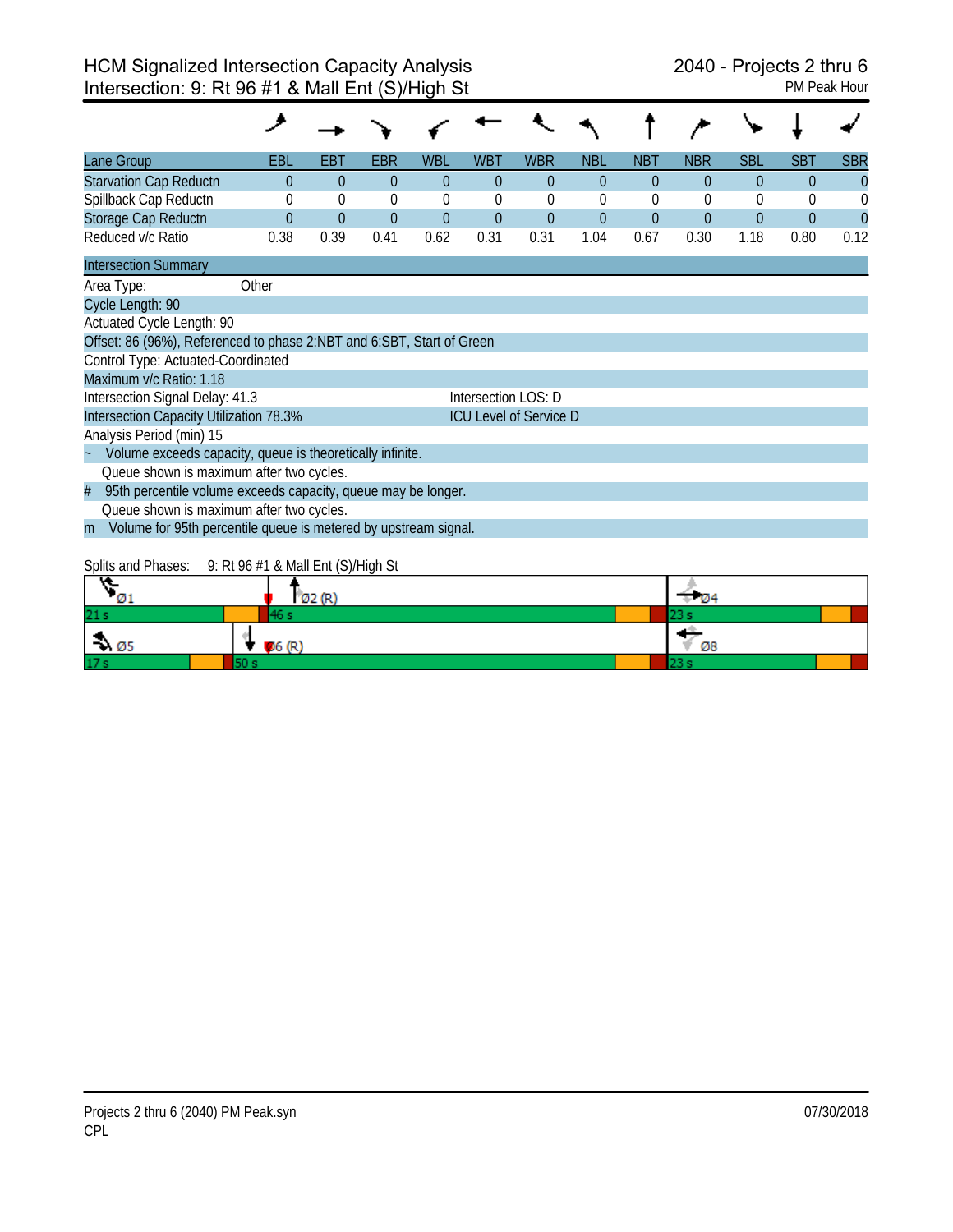# HCM Signalized Intersection Capacity Analysis
## Intersection: 9: Rt 96 #1 & Mall Ent (S)/High St

2040 - Projects 2 thru 6
PM Peak Hour

| Lane Group | EBL | EBT | EBR | WBL | WBT | WBR | NBL | NBT | NBR | SBL | SBT | SBR |
|---|---|---|---|---|---|---|---|---|---|---|---|---|
| Starvation Cap Reductn | 0 | 0 | 0 | 0 | 0 | 0 | 0 | 0 | 0 | 0 | 0 | 0 |
| Spillback Cap Reductn | 0 | 0 | 0 | 0 | 0 | 0 | 0 | 0 | 0 | 0 | 0 | 0 |
| Storage Cap Reductn | 0 | 0 | 0 | 0 | 0 | 0 | 0 | 0 | 0 | 0 | 0 | 0 |
| Reduced v/c Ratio | 0.38 | 0.39 | 0.41 | 0.62 | 0.31 | 0.31 | 1.04 | 0.67 | 0.30 | 1.18 | 0.80 | 0.12 |

**Intersection Summary**

Area Type: Other

Cycle Length: 90

Actuated Cycle Length: 90

Offset: 86 (96%), Referenced to phase 2:NBT and 6:SBT, Start of Green

Control Type: Actuated-Coordinated

Maximum v/c Ratio: 1.18

Intersection Signal Delay: 41.3 — Intersection LOS: D

Intersection Capacity Utilization 78.3% — ICU Level of Service D

Analysis Period (min) 15

~ Volume exceeds capacity, queue is theoretically infinite.
Queue shown is maximum after two cycles.

# 95th percentile volume exceeds capacity, queue may be longer.
Queue shown is maximum after two cycles.

m Volume for 95th percentile queue is metered by upstream signal.

Splits and Phases: 9: Rt 96 #1 & Mall Ent (S)/High St

| Ø1 | Ø2 (R) | Ø4 |
|---|---|---|
| 21 s | 46 s | 23 s |

| Ø5 | Ø6 (R) | Ø8 |
|---|---|---|
| 17 s | 50 s | 23 s |

Projects 2 thru 6 (2040) PM Peak.syn
CPL

07/30/2018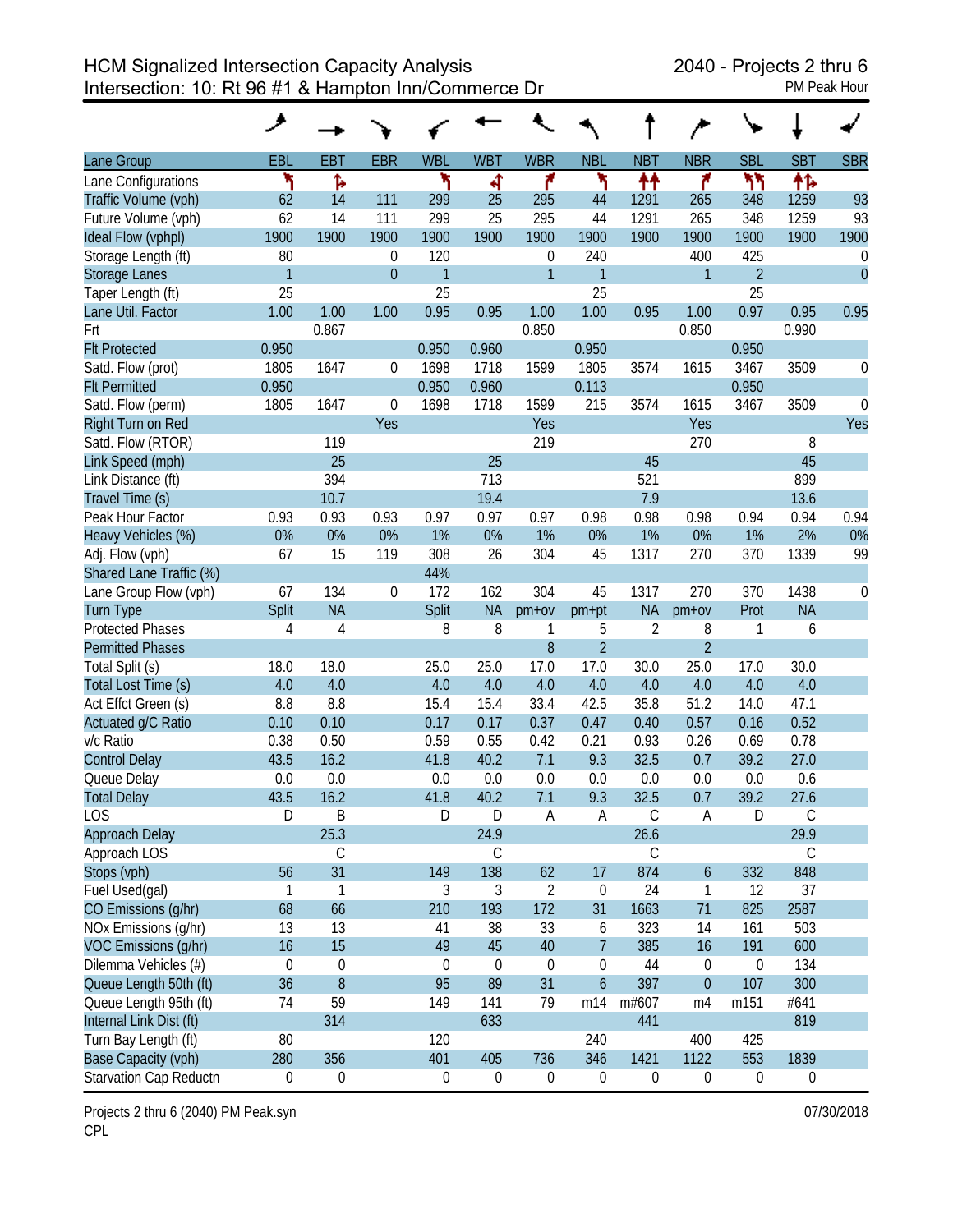# HCM Signalized Intersection Capacity Analysis
## Intersection: 10: Rt 96 #1 & Hampton Inn/Commerce Dr

2040 - Projects 2 thru 6
PM Peak Hour

| Lane Group | EBL | EBT | EBR | WBL | WBT | WBR | NBL | NBT | NBR | SBL | SBT | SBR |
|---|---|---|---|---|---|---|---|---|---|---|---|---|
| Lane Configurations | | | | | | | | | | | | |
| Traffic Volume (vph) | 62 | 14 | 111 | 299 | 25 | 295 | 44 | 1291 | 265 | 348 | 1259 | 93 |
| Future Volume (vph) | 62 | 14 | 111 | 299 | 25 | 295 | 44 | 1291 | 265 | 348 | 1259 | 93 |
| Ideal Flow (vphpl) | 1900 | 1900 | 1900 | 1900 | 1900 | 1900 | 1900 | 1900 | 1900 | 1900 | 1900 | 1900 |
| Storage Length (ft) | 80 | | 0 | 120 | | 0 | 240 | | 400 | 425 | | 0 |
| Storage Lanes | 1 | | 0 | 1 | | 1 | 1 | | 1 | 2 | | 0 |
| Taper Length (ft) | 25 | | | 25 | | | 25 | | | 25 | | |
| Lane Util. Factor | 1.00 | 1.00 | 1.00 | 0.95 | 0.95 | 1.00 | 1.00 | 0.95 | 1.00 | 0.97 | 0.95 | 0.95 |
| Frt | | 0.867 | | | | 0.850 | | | 0.850 | | 0.990 | |
| Flt Protected | 0.950 | | | 0.950 | 0.960 | | 0.950 | | | 0.950 | | |
| Satd. Flow (prot) | 1805 | 1647 | 0 | 1698 | 1718 | 1599 | 1805 | 3574 | 1615 | 3467 | 3509 | 0 |
| Flt Permitted | 0.950 | | | 0.950 | 0.960 | | 0.113 | | | 0.950 | | |
| Satd. Flow (perm) | 1805 | 1647 | 0 | 1698 | 1718 | 1599 | 215 | 3574 | 1615 | 3467 | 3509 | 0 |
| Right Turn on Red | | | Yes | | | Yes | | | Yes | | | Yes |
| Satd. Flow (RTOR) | | 119 | | | | 219 | | | 270 | | 8 | |
| Link Speed (mph) | | 25 | | | 25 | | | 45 | | | 45 | |
| Link Distance (ft) | | 394 | | | 713 | | | 521 | | | 899 | |
| Travel Time (s) | | 10.7 | | | 19.4 | | | 7.9 | | | 13.6 | |
| Peak Hour Factor | 0.93 | 0.93 | 0.93 | 0.97 | 0.97 | 0.97 | 0.98 | 0.98 | 0.98 | 0.94 | 0.94 | 0.94 |
| Heavy Vehicles (%) | 0% | 0% | 0% | 1% | 0% | 1% | 0% | 1% | 0% | 1% | 2% | 0% |
| Adj. Flow (vph) | 67 | 15 | 119 | 308 | 26 | 304 | 45 | 1317 | 270 | 370 | 1339 | 99 |
| Shared Lane Traffic (%) | | | | 44% | | | | | | | | |
| Lane Group Flow (vph) | 67 | 134 | 0 | 172 | 162 | 304 | 45 | 1317 | 270 | 370 | 1438 | 0 |
| Turn Type | Split | NA | | Split | NA | pm+ov | pm+pt | NA | pm+ov | Prot | NA | |
| Protected Phases | 4 | 4 | | 8 | 8 | 1 | 5 | 2 | 8 | 1 | 6 | |
| Permitted Phases | | | | | | 8 | 2 | | 2 | | | |
| Total Split (s) | 18.0 | 18.0 | | 25.0 | 25.0 | 17.0 | 17.0 | 30.0 | 25.0 | 17.0 | 30.0 | |
| Total Lost Time (s) | 4.0 | 4.0 | | 4.0 | 4.0 | 4.0 | 4.0 | 4.0 | 4.0 | 4.0 | 4.0 | |
| Act Effct Green (s) | 8.8 | 8.8 | | 15.4 | 15.4 | 33.4 | 42.5 | 35.8 | 51.2 | 14.0 | 47.1 | |
| Actuated g/C Ratio | 0.10 | 0.10 | | 0.17 | 0.17 | 0.37 | 0.47 | 0.40 | 0.57 | 0.16 | 0.52 | |
| v/c Ratio | 0.38 | 0.50 | | 0.59 | 0.55 | 0.42 | 0.21 | 0.93 | 0.26 | 0.69 | 0.78 | |
| Control Delay | 43.5 | 16.2 | | 41.8 | 40.2 | 7.1 | 9.3 | 32.5 | 0.7 | 39.2 | 27.0 | |
| Queue Delay | 0.0 | 0.0 | | 0.0 | 0.0 | 0.0 | 0.0 | 0.0 | 0.0 | 0.0 | 0.6 | |
| Total Delay | 43.5 | 16.2 | | 41.8 | 40.2 | 7.1 | 9.3 | 32.5 | 0.7 | 39.2 | 27.6 | |
| LOS | D | B | | D | D | A | A | C | A | D | C | |
| Approach Delay | | 25.3 | | | 24.9 | | | 26.6 | | | 29.9 | |
| Approach LOS | | C | | | C | | | C | | | C | |
| Stops (vph) | 56 | 31 | | 149 | 138 | 62 | 17 | 874 | 6 | 332 | 848 | |
| Fuel Used(gal) | 1 | 1 | | 3 | 3 | 2 | 0 | 24 | 1 | 12 | 37 | |
| CO Emissions (g/hr) | 68 | 66 | | 210 | 193 | 172 | 31 | 1663 | 71 | 825 | 2587 | |
| NOx Emissions (g/hr) | 13 | 13 | | 41 | 38 | 33 | 6 | 323 | 14 | 161 | 503 | |
| VOC Emissions (g/hr) | 16 | 15 | | 49 | 45 | 40 | 7 | 385 | 16 | 191 | 600 | |
| Dilemma Vehicles (#) | 0 | 0 | | 0 | 0 | 0 | 0 | 44 | 0 | 0 | 134 | |
| Queue Length 50th (ft) | 36 | 8 | | 95 | 89 | 31 | 6 | 397 | 0 | 107 | 300 | |
| Queue Length 95th (ft) | 74 | 59 | | 149 | 141 | 79 | m14 | m#607 | m4 | m151 | #641 | |
| Internal Link Dist (ft) | | 314 | | | 633 | | | 441 | | | 819 | |
| Turn Bay Length (ft) | 80 | | | 120 | | | 240 | | 400 | 425 | | |
| Base Capacity (vph) | 280 | 356 | | 401 | 405 | 736 | 346 | 1421 | 1122 | 553 | 1839 | |
| Starvation Cap Reductn | 0 | 0 | | 0 | 0 | 0 | 0 | 0 | 0 | 0 | 0 | |

Projects 2 thru 6 (2040) PM Peak.syn
CPL

07/30/2018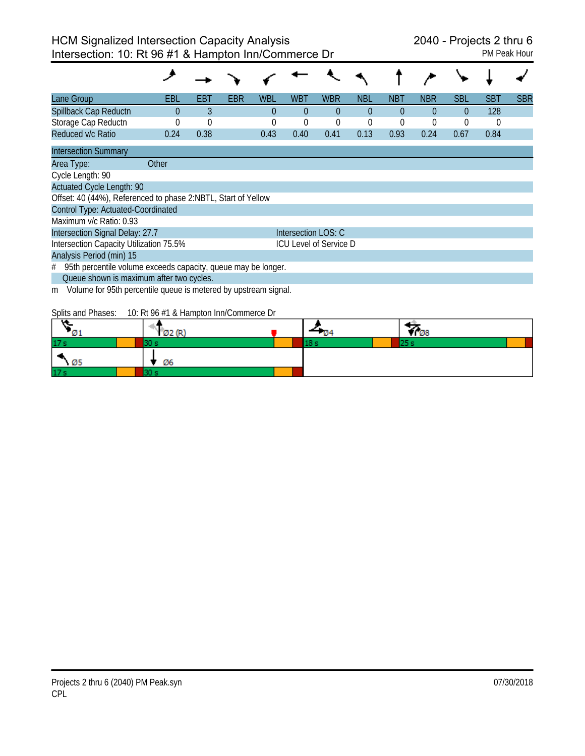# HCM Signalized Intersection Capacity Analysis
## Intersection: 10: Rt 96 #1 & Hampton Inn/Commerce Dr

2040 - Projects 2 thru 6
PM Peak Hour

| Lane Group | EBL | EBT | EBR | WBL | WBT | WBR | NBL | NBT | NBR | SBL | SBT | SBR |
|---|---|---|---|---|---|---|---|---|---|---|---|---|
| Spillback Cap Reductn | 0 | 3 | | 0 | 0 | 0 | 0 | 0 | 0 | 0 | 128 | |
| Storage Cap Reductn | 0 | 0 | | 0 | 0 | 0 | 0 | 0 | 0 | 0 | 0 | |
| Reduced v/c Ratio | 0.24 | 0.38 | | 0.43 | 0.40 | 0.41 | 0.13 | 0.93 | 0.24 | 0.67 | 0.84 | |

**Intersection Summary**

Area Type: Other

Cycle Length: 90

Actuated Cycle Length: 90

Offset: 40 (44%), Referenced to phase 2:NBTL, Start of Yellow

Control Type: Actuated-Coordinated

Maximum v/c Ratio: 0.93

Intersection Signal Delay: 27.7 — Intersection LOS: C

Intersection Capacity Utilization 75.5% — ICU Level of Service D

Analysis Period (min) 15

\# 95th percentile volume exceeds capacity, queue may be longer.
Queue shown is maximum after two cycles.

m Volume for 95th percentile queue is metered by upstream signal.

Splits and Phases: 10: Rt 96 #1 & Hampton Inn/Commerce Dr

| Ø1 | Ø2 (R) | Ø4 | Ø8 |
|---|---|---|---|
| 17 s | 30 s | 18 s | 25 s |
| **Ø5** | **Ø6** | | |
| 17 s | 30 s | | |

Projects 2 thru 6 (2040) PM Peak.syn
CPL
07/30/2018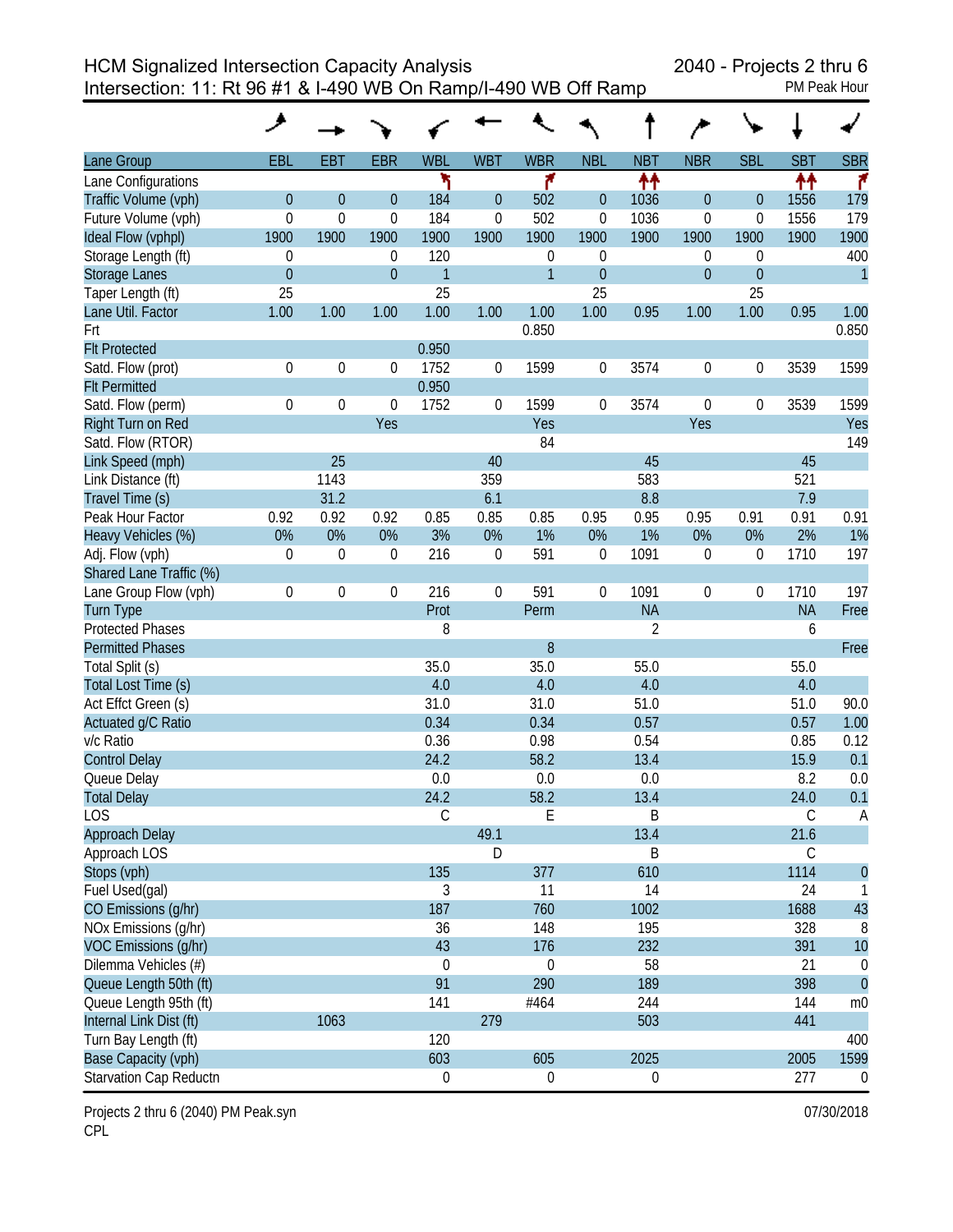# HCM Signalized Intersection Capacity Analysis

## Intersection: 11: Rt 96 #1 & I-490 WB On Ramp/I-490 WB Off Ramp

2040 - Projects 2 thru 6

PM Peak Hour

| Lane Group | EBL | EBT | EBR | WBL | WBT | WBR | NBL | NBT | NBR | SBL | SBT | SBR |
|---|---|---|---|---|---|---|---|---|---|---|---|---|
| Lane Configurations | | | | ↰ | | ↱ | | ↑↑ | | | ↑↑ | ↱ |
| Traffic Volume (vph) | 0 | 0 | 0 | 184 | 0 | 502 | 0 | 1036 | 0 | 0 | 1556 | 179 |
| Future Volume (vph) | 0 | 0 | 0 | 184 | 0 | 502 | 0 | 1036 | 0 | 0 | 1556 | 179 |
| Ideal Flow (vphpl) | 1900 | 1900 | 1900 | 1900 | 1900 | 1900 | 1900 | 1900 | 1900 | 1900 | 1900 | 1900 |
| Storage Length (ft) | 0 | | 0 | 120 | | 0 | 0 | | 0 | 0 | | 400 |
| Storage Lanes | 0 | | 0 | 1 | | 1 | 0 | | 0 | 0 | | 1 |
| Taper Length (ft) | 25 | | | 25 | | | 25 | | | 25 | | |
| Lane Util. Factor | 1.00 | 1.00 | 1.00 | 1.00 | 1.00 | 1.00 | 1.00 | 0.95 | 1.00 | 1.00 | 0.95 | 1.00 |
| Frt | | | | | | 0.850 | | | | | | 0.850 |
| Flt Protected | | | | 0.950 | | | | | | | | |
| Satd. Flow (prot) | 0 | 0 | 0 | 1752 | 0 | 1599 | 0 | 3574 | 0 | 0 | 3539 | 1599 |
| Flt Permitted | | | | 0.950 | | | | | | | | |
| Satd. Flow (perm) | 0 | 0 | 0 | 1752 | 0 | 1599 | 0 | 3574 | 0 | 0 | 3539 | 1599 |
| Right Turn on Red | | | Yes | | | Yes | | | Yes | | | Yes |
| Satd. Flow (RTOR) | | | | | | 84 | | | | | | 149 |
| Link Speed (mph) | | 25 | | | 40 | | | 45 | | | 45 | |
| Link Distance (ft) | | 1143 | | | 359 | | | 583 | | | 521 | |
| Travel Time (s) | | 31.2 | | | 6.1 | | | 8.8 | | | 7.9 | |
| Peak Hour Factor | 0.92 | 0.92 | 0.92 | 0.85 | 0.85 | 0.85 | 0.95 | 0.95 | 0.95 | 0.91 | 0.91 | 0.91 |
| Heavy Vehicles (%) | 0% | 0% | 0% | 3% | 0% | 1% | 0% | 1% | 0% | 0% | 2% | 1% |
| Adj. Flow (vph) | 0 | 0 | 0 | 216 | 0 | 591 | 0 | 1091 | 0 | 0 | 1710 | 197 |
| Shared Lane Traffic (%) | | | | | | | | | | | | |
| Lane Group Flow (vph) | 0 | 0 | 0 | 216 | 0 | 591 | 0 | 1091 | 0 | 0 | 1710 | 197 |
| Turn Type | | | | Prot | | Perm | | NA | | | NA | Free |
| Protected Phases | | | | 8 | | | | 2 | | | 6 | |
| Permitted Phases | | | | | | 8 | | | | | | Free |
| Total Split (s) | | | | 35.0 | | 35.0 | | 55.0 | | | 55.0 | |
| Total Lost Time (s) | | | | 4.0 | | 4.0 | | 4.0 | | | 4.0 | |
| Act Effct Green (s) | | | | 31.0 | | 31.0 | | 51.0 | | | 51.0 | 90.0 |
| Actuated g/C Ratio | | | | 0.34 | | 0.34 | | 0.57 | | | 0.57 | 1.00 |
| v/c Ratio | | | | 0.36 | | 0.98 | | 0.54 | | | 0.85 | 0.12 |
| Control Delay | | | | 24.2 | | 58.2 | | 13.4 | | | 15.9 | 0.1 |
| Queue Delay | | | | 0.0 | | 0.0 | | 0.0 | | | 8.2 | 0.0 |
| Total Delay | | | | 24.2 | | 58.2 | | 13.4 | | | 24.0 | 0.1 |
| LOS | | | | C | | E | | B | | | C | A |
| Approach Delay | | | | | 49.1 | | | 13.4 | | | 21.6 | |
| Approach LOS | | | | | D | | | B | | | C | |
| Stops (vph) | | | | 135 | | 377 | | 610 | | | 1114 | 0 |
| Fuel Used(gal) | | | | 3 | | 11 | | 14 | | | 24 | 1 |
| CO Emissions (g/hr) | | | | 187 | | 760 | | 1002 | | | 1688 | 43 |
| NOx Emissions (g/hr) | | | | 36 | | 148 | | 195 | | | 328 | 8 |
| VOC Emissions (g/hr) | | | | 43 | | 176 | | 232 | | | 391 | 10 |
| Dilemma Vehicles (#) | | | | 0 | | 0 | | 58 | | | 21 | 0 |
| Queue Length 50th (ft) | | | | 91 | | 290 | | 189 | | | 398 | 0 |
| Queue Length 95th (ft) | | | | 141 | | #464 | | 244 | | | 144 | m0 |
| Internal Link Dist (ft) | | 1063 | | | 279 | | | 503 | | | 441 | |
| Turn Bay Length (ft) | | | | 120 | | | | | | | | 400 |
| Base Capacity (vph) | | | | 603 | | 605 | | 2025 | | | 2005 | 1599 |
| Starvation Cap Reductn | | | | 0 | | 0 | | 0 | | | 277 | 0 |

Projects 2 thru 6 (2040) PM Peak.syn
CPL

07/30/2018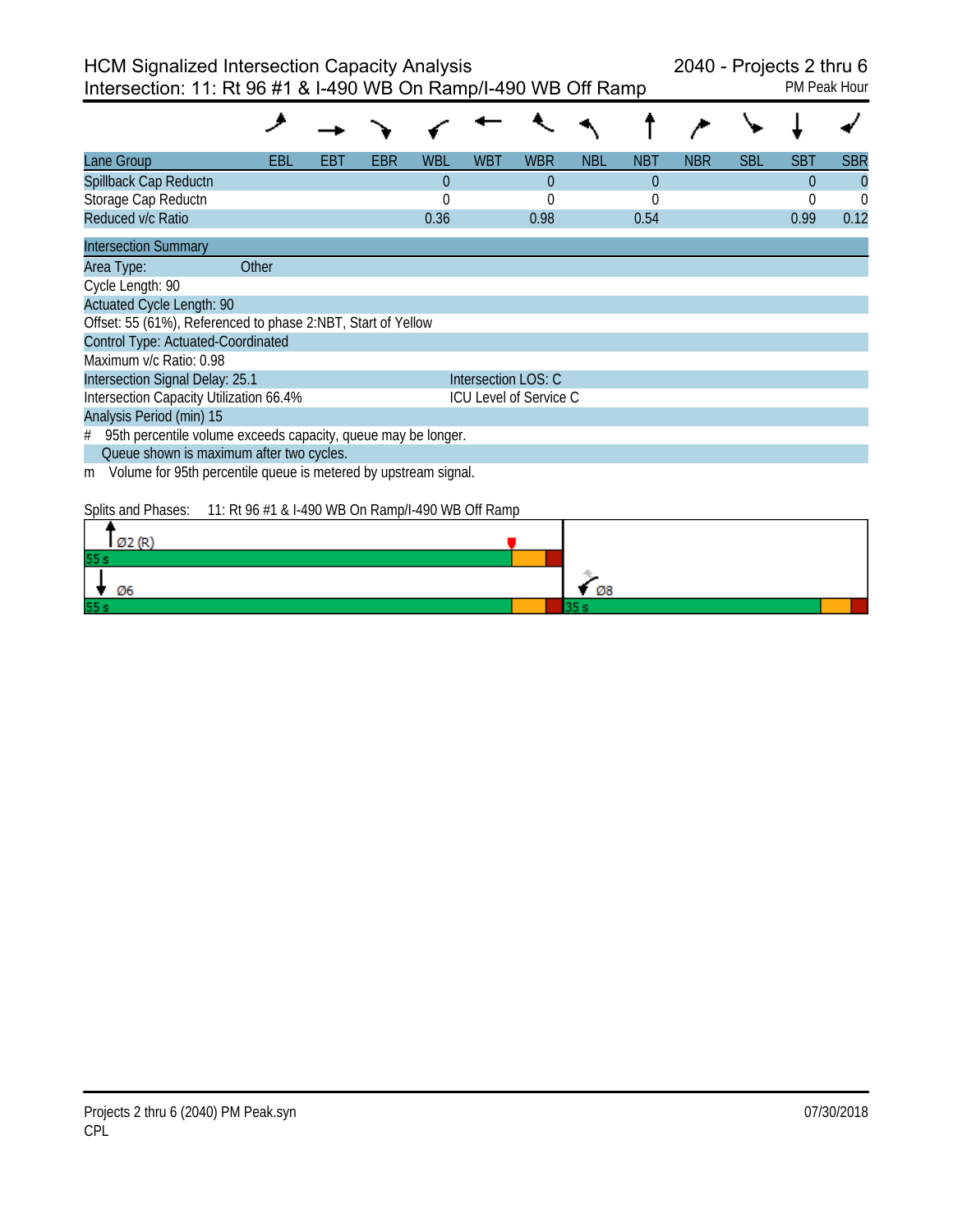# HCM Signalized Intersection Capacity Analysis

## Intersection: 11: Rt 96 #1 & I-490 WB On Ramp/I-490 WB Off Ramp

2040 - Projects 2 thru 6
PM Peak Hour

| Lane Group | EBL | EBT | EBR | WBL | WBT | WBR | NBL | NBT | NBR | SBL | SBT | SBR |
|---|---|---|---|---|---|---|---|---|---|---|---|---|
| Spillback Cap Reductn | | | | 0 | | 0 | | 0 | | | 0 | 0 |
| Storage Cap Reductn | | | | 0 | | 0 | | 0 | | | 0 | 0 |
| Reduced v/c Ratio | | | | 0.36 | | 0.98 | | 0.54 | | | 0.99 | 0.12 |

**Intersection Summary**

Area Type: Other
Cycle Length: 90
Actuated Cycle Length: 90
Offset: 55 (61%), Referenced to phase 2:NBT, Start of Yellow
Control Type: Actuated-Coordinated
Maximum v/c Ratio: 0.98
Intersection Signal Delay: 25.1 — Intersection LOS: C
Intersection Capacity Utilization 66.4% — ICU Level of Service C
Analysis Period (min) 15

\# 95th percentile volume exceeds capacity, queue may be longer.
Queue shown is maximum after two cycles.
m Volume for 95th percentile queue is metered by upstream signal.

Splits and Phases: 11: Rt 96 #1 & I-490 WB On Ramp/I-490 WB Off Ramp

| Phase | Split |
|---|---|
| Ø2 (R) | 55 s |
| Ø6 | 55 s |
| Ø8 | 35 s |

Projects 2 thru 6 (2040) PM Peak.syn
CPL
07/30/2018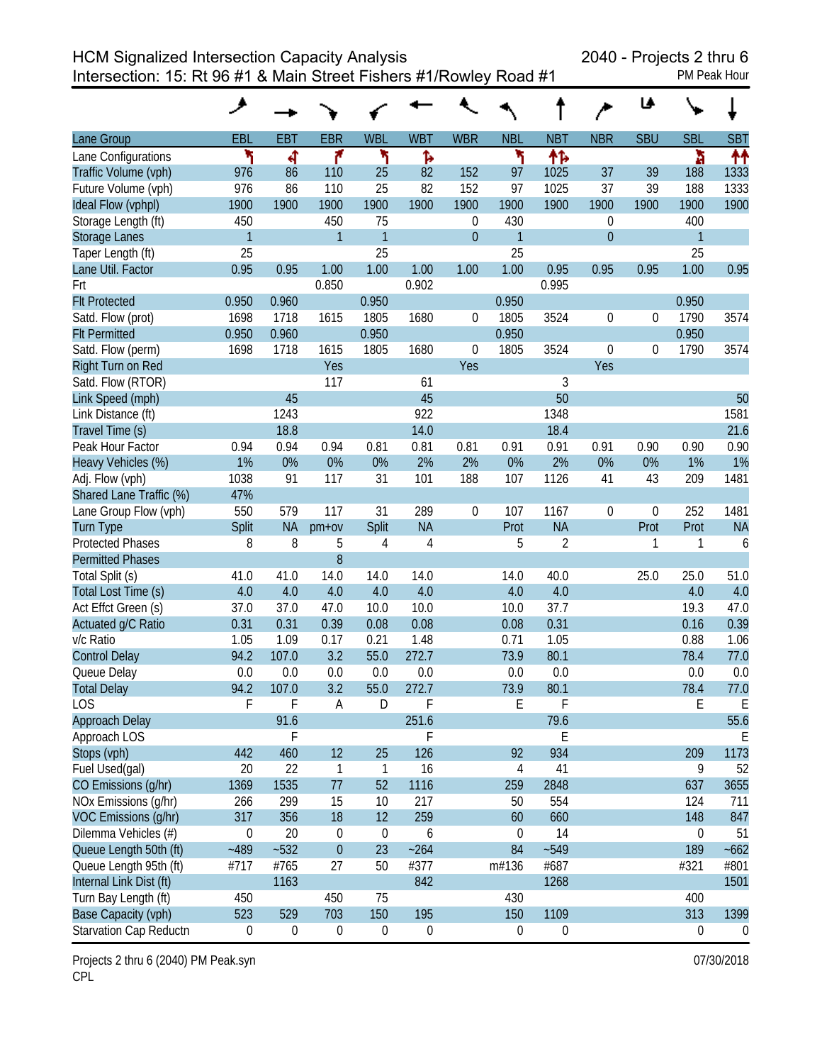# HCM Signalized Intersection Capacity Analysis
## Intersection: 15: Rt 96 #1 & Main Street Fishers #1/Rowley Road #1

2040 - Projects 2 thru 6
PM Peak Hour

| Lane Group | EBL | EBT | EBR | WBL | WBT | WBR | NBL | NBT | NBR | SBU | SBL | SBT |
|---|---|---|---|---|---|---|---|---|---|---|---|---|
| Lane Configurations | | | | | | | | | | | | |
| Traffic Volume (vph) | 976 | 86 | 110 | 25 | 82 | 152 | 97 | 1025 | 37 | 39 | 188 | 1333 |
| Future Volume (vph) | 976 | 86 | 110 | 25 | 82 | 152 | 97 | 1025 | 37 | 39 | 188 | 1333 |
| Ideal Flow (vphpl) | 1900 | 1900 | 1900 | 1900 | 1900 | 1900 | 1900 | 1900 | 1900 | 1900 | 1900 | 1900 |
| Storage Length (ft) | 450 | | 450 | 75 | | 0 | 430 | | 0 | | 400 | |
| Storage Lanes | 1 | | 1 | 1 | | 0 | 1 | | 0 | | 1 | |
| Taper Length (ft) | 25 | | | 25 | | | 25 | | | | 25 | |
| Lane Util. Factor | 0.95 | 0.95 | 1.00 | 1.00 | 1.00 | 1.00 | 1.00 | 0.95 | 0.95 | 0.95 | 1.00 | 0.95 |
| Frt | | | 0.850 | | 0.902 | | | 0.995 | | | | |
| Flt Protected | 0.950 | 0.960 | | 0.950 | | | 0.950 | | | | 0.950 | |
| Satd. Flow (prot) | 1698 | 1718 | 1615 | 1805 | 1680 | 0 | 1805 | 3524 | 0 | 0 | 1790 | 3574 |
| Flt Permitted | 0.950 | 0.960 | | 0.950 | | | 0.950 | | | | 0.950 | |
| Satd. Flow (perm) | 1698 | 1718 | 1615 | 1805 | 1680 | 0 | 1805 | 3524 | 0 | 0 | 1790 | 3574 |
| Right Turn on Red | | | Yes | | | Yes | | | Yes | | | |
| Satd. Flow (RTOR) | | | 117 | | 61 | | | 3 | | | | |
| Link Speed (mph) | | 45 | | | 45 | | | 50 | | | | 50 |
| Link Distance (ft) | | 1243 | | | 922 | | | 1348 | | | | 1581 |
| Travel Time (s) | | 18.8 | | | 14.0 | | | 18.4 | | | | 21.6 |
| Peak Hour Factor | 0.94 | 0.94 | 0.94 | 0.81 | 0.81 | 0.81 | 0.91 | 0.91 | 0.91 | 0.90 | 0.90 | 0.90 |
| Heavy Vehicles (%) | 1% | 0% | 0% | 0% | 2% | 2% | 0% | 2% | 0% | 0% | 1% | 1% |
| Adj. Flow (vph) | 1038 | 91 | 117 | 31 | 101 | 188 | 107 | 1126 | 41 | 43 | 209 | 1481 |
| Shared Lane Traffic (%) | 47% | | | | | | | | | | | |
| Lane Group Flow (vph) | 550 | 579 | 117 | 31 | 289 | 0 | 107 | 1167 | 0 | 0 | 252 | 1481 |
| Turn Type | Split | NA | pm+ov | Split | NA | | Prot | NA | | Prot | Prot | NA |
| Protected Phases | 8 | 8 | 5 | 4 | 4 | | 5 | 2 | | 1 | 1 | 6 |
| Permitted Phases | | | 8 | | | | | | | | | |
| Total Split (s) | 41.0 | 41.0 | 14.0 | 14.0 | 14.0 | | 14.0 | 40.0 | | 25.0 | 25.0 | 51.0 |
| Total Lost Time (s) | 4.0 | 4.0 | 4.0 | 4.0 | 4.0 | | 4.0 | 4.0 | | | 4.0 | 4.0 |
| Act Effct Green (s) | 37.0 | 37.0 | 47.0 | 10.0 | 10.0 | | 10.0 | 37.7 | | | 19.3 | 47.0 |
| Actuated g/C Ratio | 0.31 | 0.31 | 0.39 | 0.08 | 0.08 | | 0.08 | 0.31 | | | 0.16 | 0.39 |
| v/c Ratio | 1.05 | 1.09 | 0.17 | 0.21 | 1.48 | | 0.71 | 1.05 | | | 0.88 | 1.06 |
| Control Delay | 94.2 | 107.0 | 3.2 | 55.0 | 272.7 | | 73.9 | 80.1 | | | 78.4 | 77.0 |
| Queue Delay | 0.0 | 0.0 | 0.0 | 0.0 | 0.0 | | 0.0 | 0.0 | | | 0.0 | 0.0 |
| Total Delay | 94.2 | 107.0 | 3.2 | 55.0 | 272.7 | | 73.9 | 80.1 | | | 78.4 | 77.0 |
| LOS | F | F | A | D | F | | E | F | | | E | E |
| Approach Delay | | 91.6 | | | 251.6 | | | 79.6 | | | | 55.6 |
| Approach LOS | | F | | | F | | | E | | | | E |
| Stops (vph) | 442 | 460 | 12 | 25 | 126 | | 92 | 934 | | | 209 | 1173 |
| Fuel Used(gal) | 20 | 22 | 1 | 1 | 16 | | 4 | 41 | | | 9 | 52 |
| CO Emissions (g/hr) | 1369 | 1535 | 77 | 52 | 1116 | | 259 | 2848 | | | 637 | 3655 |
| NOx Emissions (g/hr) | 266 | 299 | 15 | 10 | 217 | | 50 | 554 | | | 124 | 711 |
| VOC Emissions (g/hr) | 317 | 356 | 18 | 12 | 259 | | 60 | 660 | | | 148 | 847 |
| Dilemma Vehicles (#) | 0 | 20 | 0 | 0 | 6 | | 0 | 14 | | | 0 | 51 |
| Queue Length 50th (ft) | ~489 | ~532 | 0 | 23 | ~264 | | 84 | ~549 | | | 189 | ~662 |
| Queue Length 95th (ft) | #717 | #765 | 27 | 50 | #377 | | m#136 | #687 | | | #321 | #801 |
| Internal Link Dist (ft) | | 1163 | | | 842 | | | 1268 | | | | 1501 |
| Turn Bay Length (ft) | 450 | | 450 | 75 | | | 430 | | | | 400 | |
| Base Capacity (vph) | 523 | 529 | 703 | 150 | 195 | | 150 | 1109 | | | 313 | 1399 |
| Starvation Cap Reductn | 0 | 0 | 0 | 0 | 0 | | 0 | 0 | | | 0 | 0 |

Projects 2 thru 6 (2040) PM Peak.syn
CPL

07/30/2018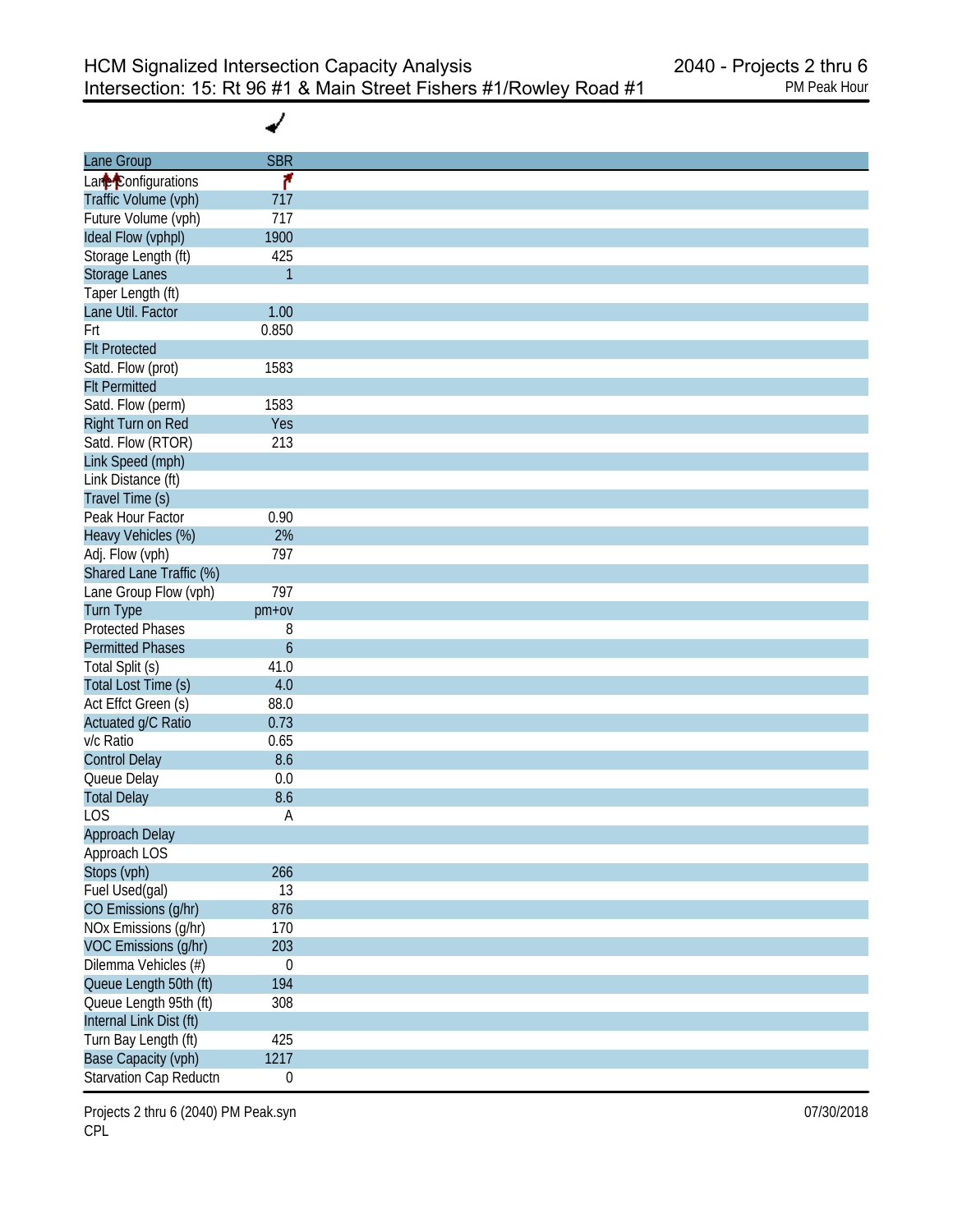# HCM Signalized Intersection Capacity Analysis
## Intersection: 15: Rt 96 #1 & Main Street Fishers #1/Rowley Road #1

2040 - Projects 2 thru 6
PM Peak Hour

| Lane Group | SBR |
|---|---|
| Lane Configurations | |
| Traffic Volume (vph) | 717 |
| Future Volume (vph) | 717 |
| Ideal Flow (vphpl) | 1900 |
| Storage Length (ft) | 425 |
| Storage Lanes | 1 |
| Taper Length (ft) | |
| Lane Util. Factor | 1.00 |
| Frt | 0.850 |
| Flt Protected | |
| Satd. Flow (prot) | 1583 |
| Flt Permitted | |
| Satd. Flow (perm) | 1583 |
| Right Turn on Red | Yes |
| Satd. Flow (RTOR) | 213 |
| Link Speed (mph) | |
| Link Distance (ft) | |
| Travel Time (s) | |
| Peak Hour Factor | 0.90 |
| Heavy Vehicles (%) | 2% |
| Adj. Flow (vph) | 797 |
| Shared Lane Traffic (%) | |
| Lane Group Flow (vph) | 797 |
| Turn Type | pm+ov |
| Protected Phases | 8 |
| Permitted Phases | 6 |
| Total Split (s) | 41.0 |
| Total Lost Time (s) | 4.0 |
| Act Effct Green (s) | 88.0 |
| Actuated g/C Ratio | 0.73 |
| v/c Ratio | 0.65 |
| Control Delay | 8.6 |
| Queue Delay | 0.0 |
| Total Delay | 8.6 |
| LOS | A |
| Approach Delay | |
| Approach LOS | |
| Stops (vph) | 266 |
| Fuel Used(gal) | 13 |
| CO Emissions (g/hr) | 876 |
| NOx Emissions (g/hr) | 170 |
| VOC Emissions (g/hr) | 203 |
| Dilemma Vehicles (#) | 0 |
| Queue Length 50th (ft) | 194 |
| Queue Length 95th (ft) | 308 |
| Internal Link Dist (ft) | |
| Turn Bay Length (ft) | 425 |
| Base Capacity (vph) | 1217 |
| Starvation Cap Reductn | 0 |

Projects 2 thru 6 (2040) PM Peak.syn
CPL

07/30/2018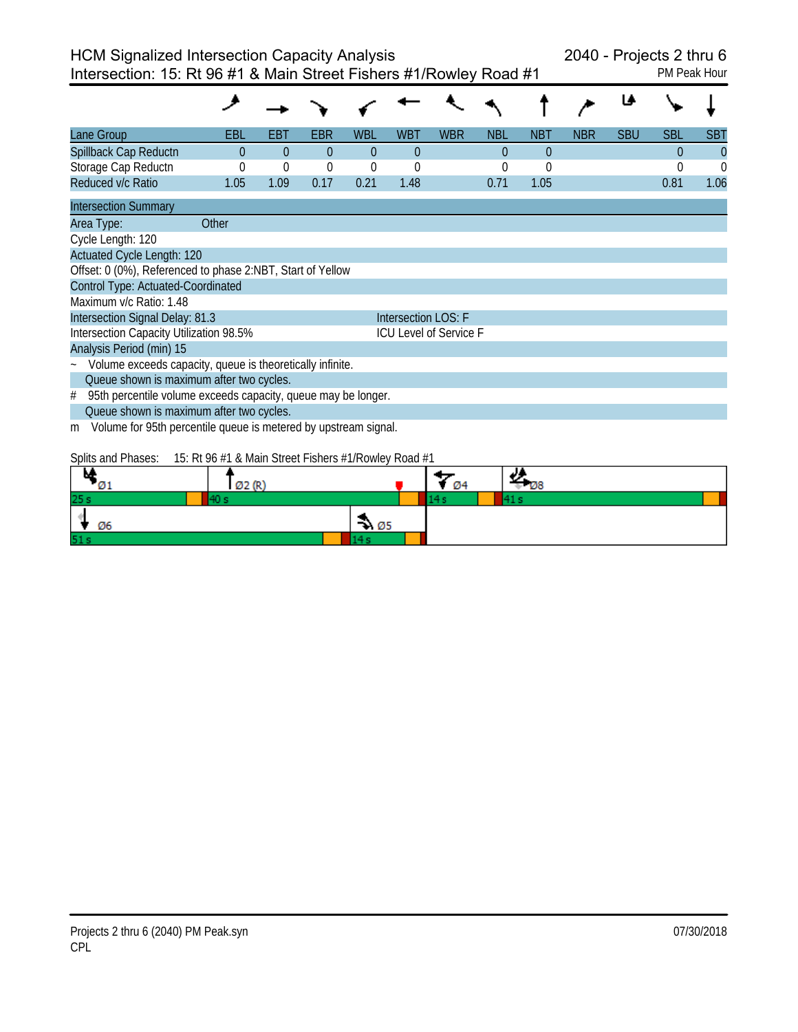# HCM Signalized Intersection Capacity Analysis

## Intersection: 15: Rt 96 #1 & Main Street Fishers #1/Rowley Road #1

2040 - Projects 2 thru 6
PM Peak Hour

| Lane Group | EBL | EBT | EBR | WBL | WBT | WBR | NBL | NBT | NBR | SBU | SBL | SBT |
|---|---|---|---|---|---|---|---|---|---|---|---|---|
| Spillback Cap Reductn | 0 | 0 | 0 | 0 | 0 | | 0 | 0 | | | 0 | 0 |
| Storage Cap Reductn | 0 | 0 | 0 | 0 | 0 | | 0 | 0 | | | 0 | 0 |
| Reduced v/c Ratio | 1.05 | 1.09 | 0.17 | 0.21 | 1.48 | | 0.71 | 1.05 | | | 0.81 | 1.06 |

**Intersection Summary**

Area Type: Other

Cycle Length: 120

Actuated Cycle Length: 120

Offset: 0 (0%), Referenced to phase 2:NBT, Start of Yellow

Control Type: Actuated-Coordinated

Maximum v/c Ratio: 1.48

Intersection Signal Delay: 81.3 — Intersection LOS: F

Intersection Capacity Utilization 98.5% — ICU Level of Service F

Analysis Period (min) 15

~ Volume exceeds capacity, queue is theoretically infinite.
Queue shown is maximum after two cycles.

# 95th percentile volume exceeds capacity, queue may be longer.
Queue shown is maximum after two cycles.

m Volume for 95th percentile queue is metered by upstream signal.

Splits and Phases: 15: Rt 96 #1 & Main Street Fishers #1/Rowley Road #1

| Ø1 | Ø2 (R) | Ø4 | Ø8 |
|---|---|---|---|
| 25 s | 40 s | 14 s | 41 s |

| Ø6 | Ø5 |
|---|---|
| 51 s | 14 s |

Projects 2 thru 6 (2040) PM Peak.syn
CPL

07/30/2018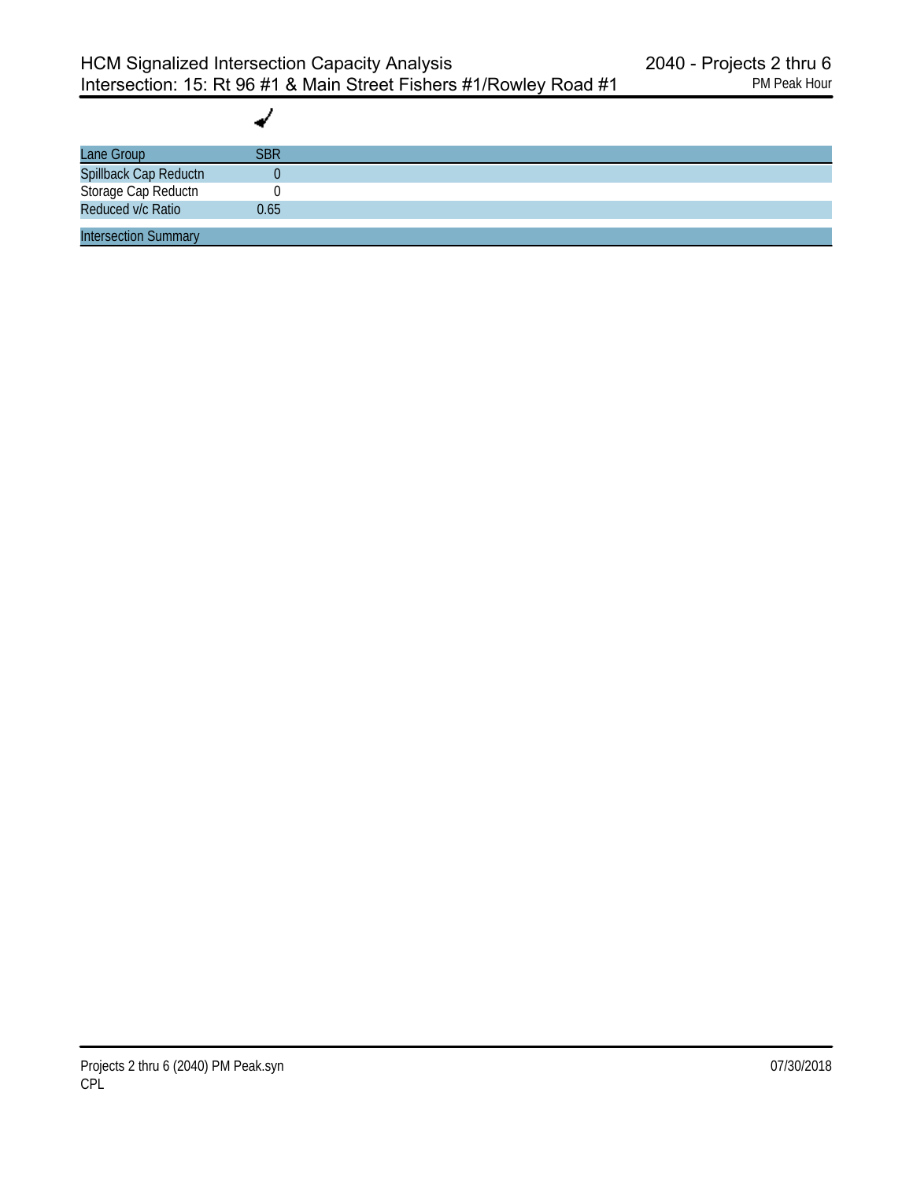| Lane Group | SBR |
|---|---|
| Spillback Cap Reductn | 0 |
| Storage Cap Reductn | 0 |
| Reduced v/c Ratio | 0.65 |

Intersection Summary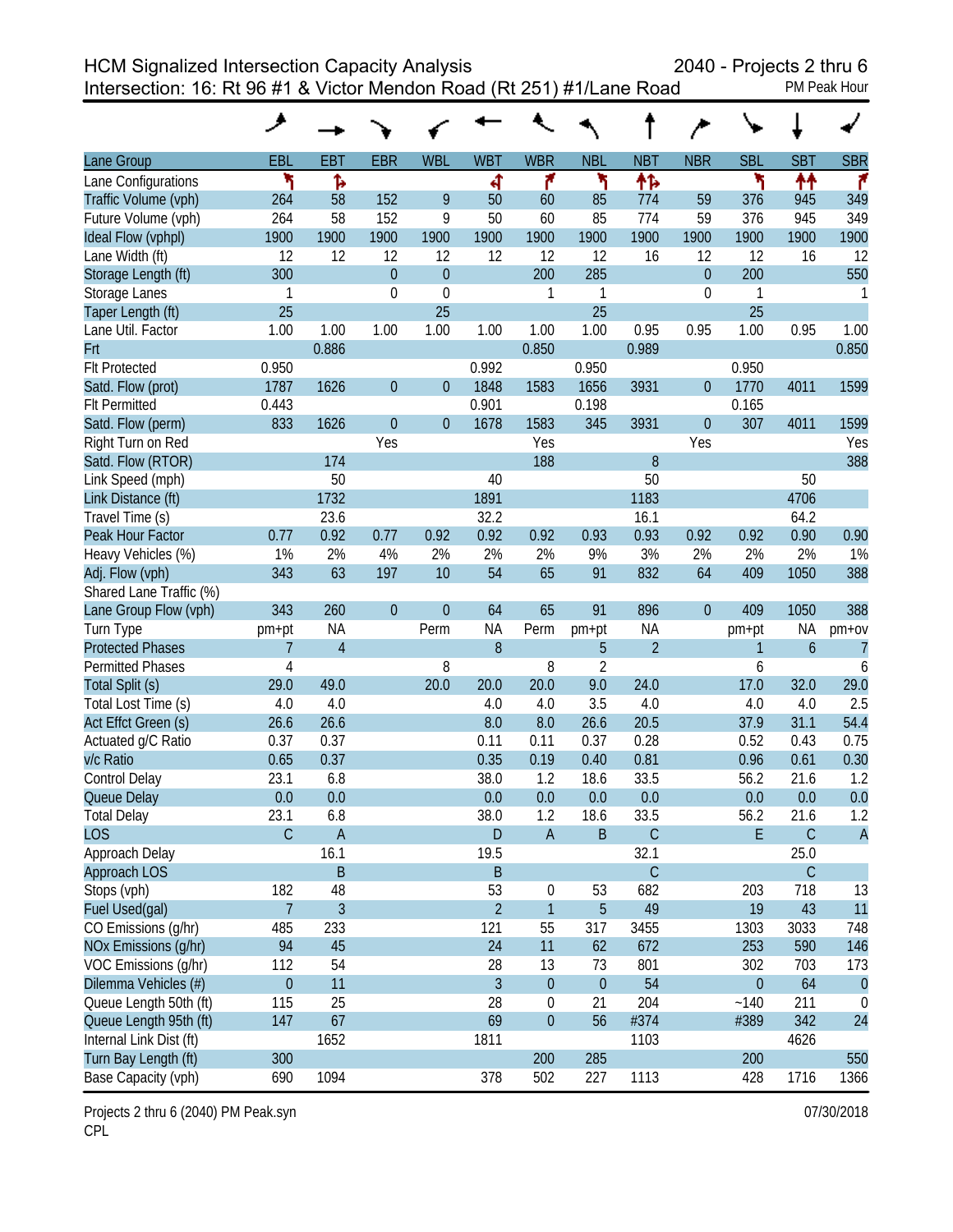# HCM Signalized Intersection Capacity Analysis

## Intersection: 16: Rt 96 #1 & Victor Mendon Road (Rt 251) #1/Lane Road

2040 - Projects 2 thru 6
PM Peak Hour

| Lane Group | EBL | EBT | EBR | WBL | WBT | WBR | NBL | NBT | NBR | SBL | SBT | SBR |
|---|---|---|---|---|---|---|---|---|---|---|---|---|
| Lane Configurations | | | | | | | | | | | | |
| Traffic Volume (vph) | 264 | 58 | 152 | 9 | 50 | 60 | 85 | 774 | 59 | 376 | 945 | 349 |
| Future Volume (vph) | 264 | 58 | 152 | 9 | 50 | 60 | 85 | 774 | 59 | 376 | 945 | 349 |
| Ideal Flow (vphpl) | 1900 | 1900 | 1900 | 1900 | 1900 | 1900 | 1900 | 1900 | 1900 | 1900 | 1900 | 1900 |
| Lane Width (ft) | 12 | 12 | 12 | 12 | 12 | 12 | 12 | 16 | 12 | 12 | 16 | 12 |
| Storage Length (ft) | 300 | | 0 | 0 | | 200 | 285 | | 0 | 200 | | 550 |
| Storage Lanes | 1 | | 0 | 0 | | 1 | 1 | | 0 | 1 | | 1 |
| Taper Length (ft) | 25 | | | 25 | | | 25 | | | 25 | | |
| Lane Util. Factor | 1.00 | 1.00 | 1.00 | 1.00 | 1.00 | 1.00 | 1.00 | 0.95 | 0.95 | 1.00 | 0.95 | 1.00 |
| Frt | | 0.886 | | | | 0.850 | | 0.989 | | | | 0.850 |
| Flt Protected | 0.950 | | | | 0.992 | | 0.950 | | | 0.950 | | |
| Satd. Flow (prot) | 1787 | 1626 | 0 | 0 | 1848 | 1583 | 1656 | 3931 | 0 | 1770 | 4011 | 1599 |
| Flt Permitted | 0.443 | | | | 0.901 | | 0.198 | | | 0.165 | | |
| Satd. Flow (perm) | 833 | 1626 | 0 | 0 | 1678 | 1583 | 345 | 3931 | 0 | 307 | 4011 | 1599 |
| Right Turn on Red | | | Yes | | | Yes | | | Yes | | | Yes |
| Satd. Flow (RTOR) | | 174 | | | | 188 | | 8 | | | | 388 |
| Link Speed (mph) | | 50 | | | 40 | | | 50 | | | 50 | |
| Link Distance (ft) | | 1732 | | | 1891 | | | 1183 | | | 4706 | |
| Travel Time (s) | | 23.6 | | | 32.2 | | | 16.1 | | | 64.2 | |
| Peak Hour Factor | 0.77 | 0.92 | 0.77 | 0.92 | 0.92 | 0.92 | 0.93 | 0.93 | 0.92 | 0.92 | 0.90 | 0.90 |
| Heavy Vehicles (%) | 1% | 2% | 4% | 2% | 2% | 2% | 9% | 3% | 2% | 2% | 2% | 1% |
| Adj. Flow (vph) | 343 | 63 | 197 | 10 | 54 | 65 | 91 | 832 | 64 | 409 | 1050 | 388 |
| Shared Lane Traffic (%) | | | | | | | | | | | | |
| Lane Group Flow (vph) | 343 | 260 | 0 | 0 | 64 | 65 | 91 | 896 | 0 | 409 | 1050 | 388 |
| Turn Type | pm+pt | NA | | Perm | NA | Perm | pm+pt | NA | | pm+pt | NA | pm+ov |
| Protected Phases | 7 | 4 | | | 8 | | 5 | 2 | | 1 | 6 | 7 |
| Permitted Phases | 4 | | | 8 | | 8 | 2 | | | 6 | | 6 |
| Total Split (s) | 29.0 | 49.0 | | 20.0 | 20.0 | 20.0 | 9.0 | 24.0 | | 17.0 | 32.0 | 29.0 |
| Total Lost Time (s) | 4.0 | 4.0 | | | 4.0 | 4.0 | 3.5 | 4.0 | | 4.0 | 4.0 | 2.5 |
| Act Effct Green (s) | 26.6 | 26.6 | | | 8.0 | 8.0 | 26.6 | 20.5 | | 37.9 | 31.1 | 54.4 |
| Actuated g/C Ratio | 0.37 | 0.37 | | | 0.11 | 0.11 | 0.37 | 0.28 | | 0.52 | 0.43 | 0.75 |
| v/c Ratio | 0.65 | 0.37 | | | 0.35 | 0.19 | 0.40 | 0.81 | | 0.96 | 0.61 | 0.30 |
| Control Delay | 23.1 | 6.8 | | | 38.0 | 1.2 | 18.6 | 33.5 | | 56.2 | 21.6 | 1.2 |
| Queue Delay | 0.0 | 0.0 | | | 0.0 | 0.0 | 0.0 | 0.0 | | 0.0 | 0.0 | 0.0 |
| Total Delay | 23.1 | 6.8 | | | 38.0 | 1.2 | 18.6 | 33.5 | | 56.2 | 21.6 | 1.2 |
| LOS | C | A | | | D | A | B | C | | E | C | A |
| Approach Delay | | 16.1 | | | 19.5 | | | 32.1 | | | 25.0 | |
| Approach LOS | | B | | | B | | | C | | | C | |
| Stops (vph) | 182 | 48 | | | 53 | 0 | 53 | 682 | | 203 | 718 | 13 |
| Fuel Used(gal) | 7 | 3 | | | 2 | 1 | 5 | 49 | | 19 | 43 | 11 |
| CO Emissions (g/hr) | 485 | 233 | | | 121 | 55 | 317 | 3455 | | 1303 | 3033 | 748 |
| NOx Emissions (g/hr) | 94 | 45 | | | 24 | 11 | 62 | 672 | | 253 | 590 | 146 |
| VOC Emissions (g/hr) | 112 | 54 | | | 28 | 13 | 73 | 801 | | 302 | 703 | 173 |
| Dilemma Vehicles (#) | 0 | 11 | | | 3 | 0 | 0 | 54 | | 0 | 64 | 0 |
| Queue Length 50th (ft) | 115 | 25 | | | 28 | 0 | 21 | 204 | | ~140 | 211 | 0 |
| Queue Length 95th (ft) | 147 | 67 | | | 69 | 0 | 56 | #374 | | #389 | 342 | 24 |
| Internal Link Dist (ft) | | 1652 | | | 1811 | | | 1103 | | | 4626 | |
| Turn Bay Length (ft) | 300 | | | | | 200 | 285 | | | 200 | | 550 |
| Base Capacity (vph) | 690 | 1094 | | | 378 | 502 | 227 | 1113 | | 428 | 1716 | 1366 |

Projects 2 thru 6 (2040) PM Peak.syn
CPL

07/30/2018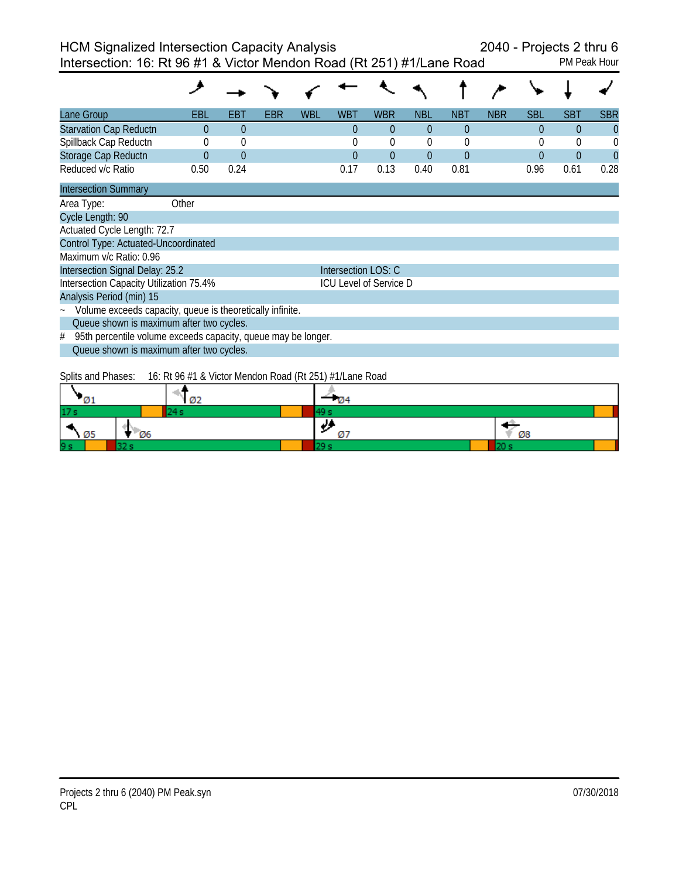# HCM Signalized Intersection Capacity Analysis

## Intersection: 16: Rt 96 #1 & Victor Mendon Road (Rt 251) #1/Lane Road

2040 - Projects 2 thru 6
PM Peak Hour

| Lane Group | EBL | EBT | EBR | WBL | WBT | WBR | NBL | NBT | NBR | SBL | SBT | SBR |
|---|---|---|---|---|---|---|---|---|---|---|---|---|
| Starvation Cap Reductn | 0 | 0 | | | 0 | 0 | 0 | 0 | | 0 | 0 | 0 |
| Spillback Cap Reductn | 0 | 0 | | | 0 | 0 | 0 | 0 | | 0 | 0 | 0 |
| Storage Cap Reductn | 0 | 0 | | | 0 | 0 | 0 | 0 | | 0 | 0 | 0 |
| Reduced v/c Ratio | 0.50 | 0.24 | | | 0.17 | 0.13 | 0.40 | 0.81 | | 0.96 | 0.61 | 0.28 |

### Intersection Summary

Area Type: Other

Cycle Length: 90

Actuated Cycle Length: 72.7

Control Type: Actuated-Uncoordinated

Maximum v/c Ratio: 0.96

Intersection Signal Delay: 25.2 — Intersection LOS: C

Intersection Capacity Utilization 75.4% — ICU Level of Service D

Analysis Period (min) 15

~ Volume exceeds capacity, queue is theoretically infinite.
Queue shown is maximum after two cycles.

# 95th percentile volume exceeds capacity, queue may be longer.
Queue shown is maximum after two cycles.

Splits and Phases: 16: Rt 96 #1 & Victor Mendon Road (Rt 251) #1/Lane Road

| Ø1 | Ø2 | Ø4 | |
|---|---|---|---|
| 17 s | 24 s | 49 s | |
| **Ø5** | **Ø6** | **Ø7** | **Ø8** |
| 9 s | 32 s | 29 s | 20 s |

Projects 2 thru 6 (2040) PM Peak.syn
CPL
07/30/2018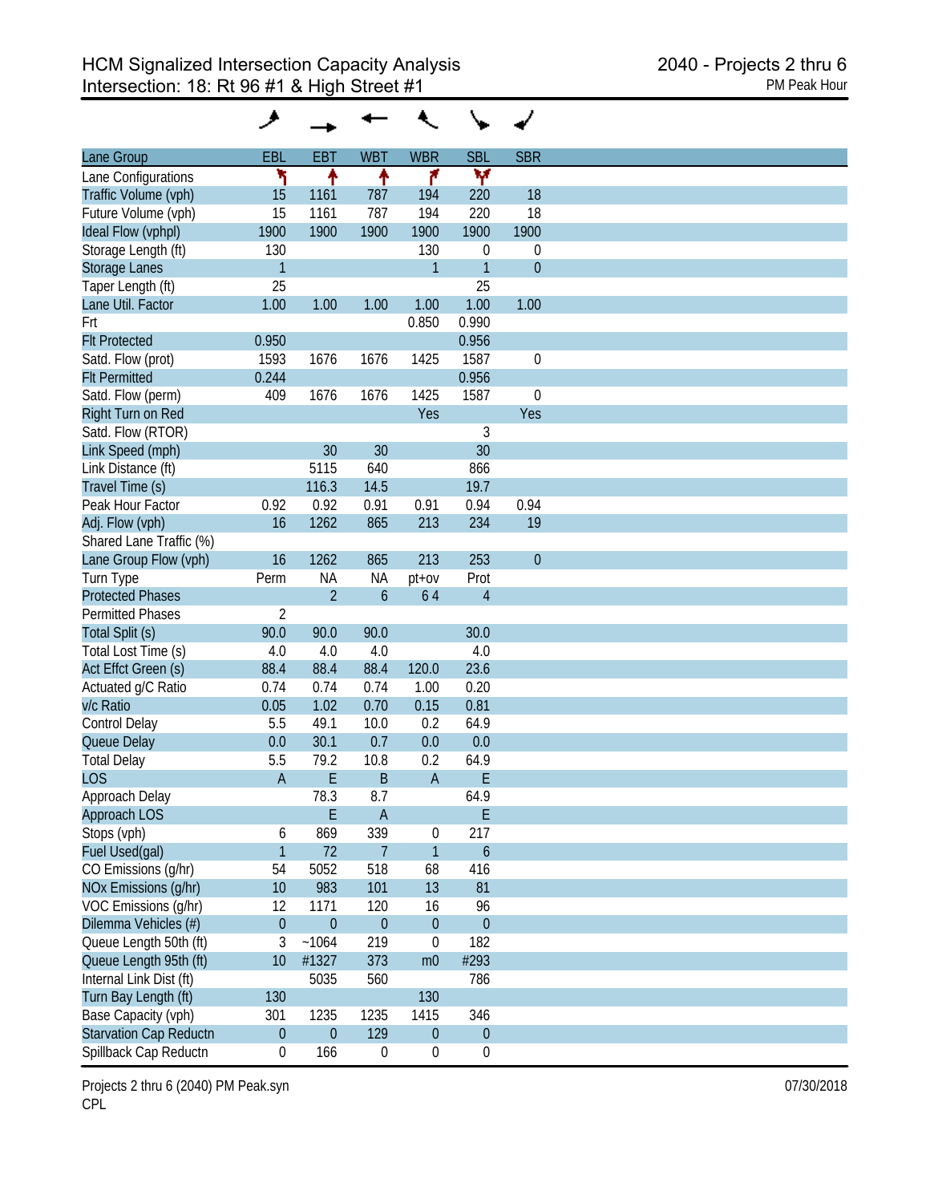# HCM Signalized Intersection Capacity Analysis
## Intersection: 18: Rt 96 #1 & High Street #1

2040 - Projects 2 thru 6
PM Peak Hour

| Lane Group | EBL | EBT | WBT | WBR | SBL | SBR |
|---|---|---|---|---|---|---|
| Lane Configurations | ↰ | ↑ | ↑ | ↱ | ⅄ | |
| Traffic Volume (vph) | 15 | 1161 | 787 | 194 | 220 | 18 |
| Future Volume (vph) | 15 | 1161 | 787 | 194 | 220 | 18 |
| Ideal Flow (vphpl) | 1900 | 1900 | 1900 | 1900 | 1900 | 1900 |
| Storage Length (ft) | 130 | | | 130 | 0 | 0 |
| Storage Lanes | 1 | | | 1 | 1 | 0 |
| Taper Length (ft) | 25 | | | | 25 | |
| Lane Util. Factor | 1.00 | 1.00 | 1.00 | 1.00 | 1.00 | 1.00 |
| Frt | | | | 0.850 | 0.990 | |
| Flt Protected | 0.950 | | | | 0.956 | |
| Satd. Flow (prot) | 1593 | 1676 | 1676 | 1425 | 1587 | 0 |
| Flt Permitted | 0.244 | | | | 0.956 | |
| Satd. Flow (perm) | 409 | 1676 | 1676 | 1425 | 1587 | 0 |
| Right Turn on Red | | | | Yes | | Yes |
| Satd. Flow (RTOR) | | | | | 3 | |
| Link Speed (mph) | | 30 | 30 | | 30 | |
| Link Distance (ft) | | 5115 | 640 | | 866 | |
| Travel Time (s) | | 116.3 | 14.5 | | 19.7 | |
| Peak Hour Factor | 0.92 | 0.92 | 0.91 | 0.91 | 0.94 | 0.94 |
| Adj. Flow (vph) | 16 | 1262 | 865 | 213 | 234 | 19 |
| Shared Lane Traffic (%) | | | | | | |
| Lane Group Flow (vph) | 16 | 1262 | 865 | 213 | 253 | 0 |
| Turn Type | Perm | NA | NA | pt+ov | Prot | |
| Protected Phases | | 2 | 6 | 6 4 | 4 | |
| Permitted Phases | 2 | | | | | |
| Total Split (s) | 90.0 | 90.0 | 90.0 | | 30.0 | |
| Total Lost Time (s) | 4.0 | 4.0 | 4.0 | | 4.0 | |
| Act Effct Green (s) | 88.4 | 88.4 | 88.4 | 120.0 | 23.6 | |
| Actuated g/C Ratio | 0.74 | 0.74 | 0.74 | 1.00 | 0.20 | |
| v/c Ratio | 0.05 | 1.02 | 0.70 | 0.15 | 0.81 | |
| Control Delay | 5.5 | 49.1 | 10.0 | 0.2 | 64.9 | |
| Queue Delay | 0.0 | 30.1 | 0.7 | 0.0 | 0.0 | |
| Total Delay | 5.5 | 79.2 | 10.8 | 0.2 | 64.9 | |
| LOS | A | E | B | A | E | |
| Approach Delay | | 78.3 | 8.7 | | 64.9 | |
| Approach LOS | | E | A | | E | |
| Stops (vph) | 6 | 869 | 339 | 0 | 217 | |
| Fuel Used(gal) | 1 | 72 | 7 | 1 | 6 | |
| CO Emissions (g/hr) | 54 | 5052 | 518 | 68 | 416 | |
| NOx Emissions (g/hr) | 10 | 983 | 101 | 13 | 81 | |
| VOC Emissions (g/hr) | 12 | 1171 | 120 | 16 | 96 | |
| Dilemma Vehicles (#) | 0 | 0 | 0 | 0 | 0 | |
| Queue Length 50th (ft) | 3 | ~1064 | 219 | 0 | 182 | |
| Queue Length 95th (ft) | 10 | #1327 | 373 | m0 | #293 | |
| Internal Link Dist (ft) | | 5035 | 560 | | 786 | |
| Turn Bay Length (ft) | 130 | | | 130 | | |
| Base Capacity (vph) | 301 | 1235 | 1235 | 1415 | 346 | |
| Starvation Cap Reductn | 0 | 0 | 129 | 0 | 0 | |
| Spillback Cap Reductn | 0 | 166 | 0 | 0 | 0 | |

Projects 2 thru 6 (2040) PM Peak.syn
CPL

07/30/2018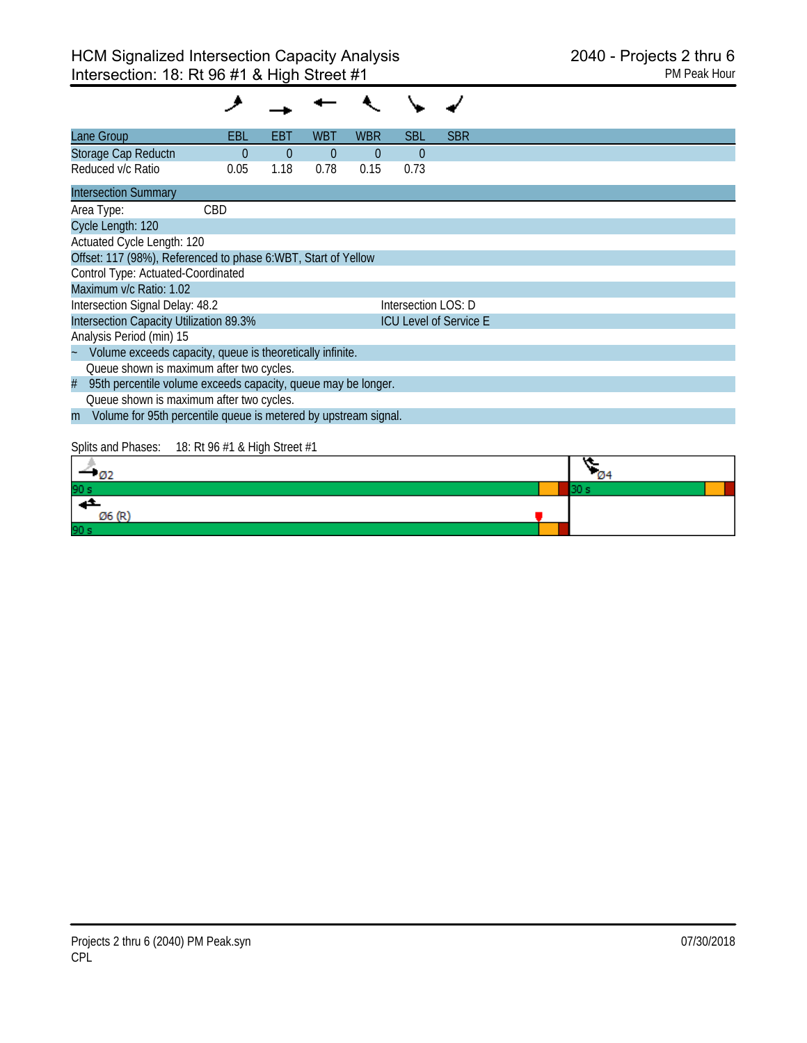# HCM Signalized Intersection Capacity Analysis
## Intersection: 18: Rt 96 #1 & High Street #1

2040 - Projects 2 thru 6
PM Peak Hour

| Lane Group | EBL | EBT | WBT | WBR | SBL | SBR |
|---|---|---|---|---|---|---|
| Storage Cap Reductn | 0 | 0 | 0 | 0 | 0 | |
| Reduced v/c Ratio | 0.05 | 1.18 | 0.78 | 0.15 | 0.73 | |

**Intersection Summary**

Area Type: CBD

Cycle Length: 120

Actuated Cycle Length: 120

Offset: 117 (98%), Referenced to phase 6:WBT, Start of Yellow

Control Type: Actuated-Coordinated

Maximum v/c Ratio: 1.02

Intersection Signal Delay: 48.2 — Intersection LOS: D

Intersection Capacity Utilization 89.3% — ICU Level of Service E

Analysis Period (min) 15

~ Volume exceeds capacity, queue is theoretically infinite.
Queue shown is maximum after two cycles.

# 95th percentile volume exceeds capacity, queue may be longer.
Queue shown is maximum after two cycles.

m Volume for 95th percentile queue is metered by upstream signal.

Splits and Phases: 18: Rt 96 #1 & High Street #1

| Phase | Split |
|---|---|
| Ø2 | 90 s |
| Ø4 | 30 s |
| Ø6 (R) | 90 s |

Projects 2 thru 6 (2040) PM Peak.syn
CPL

07/30/2018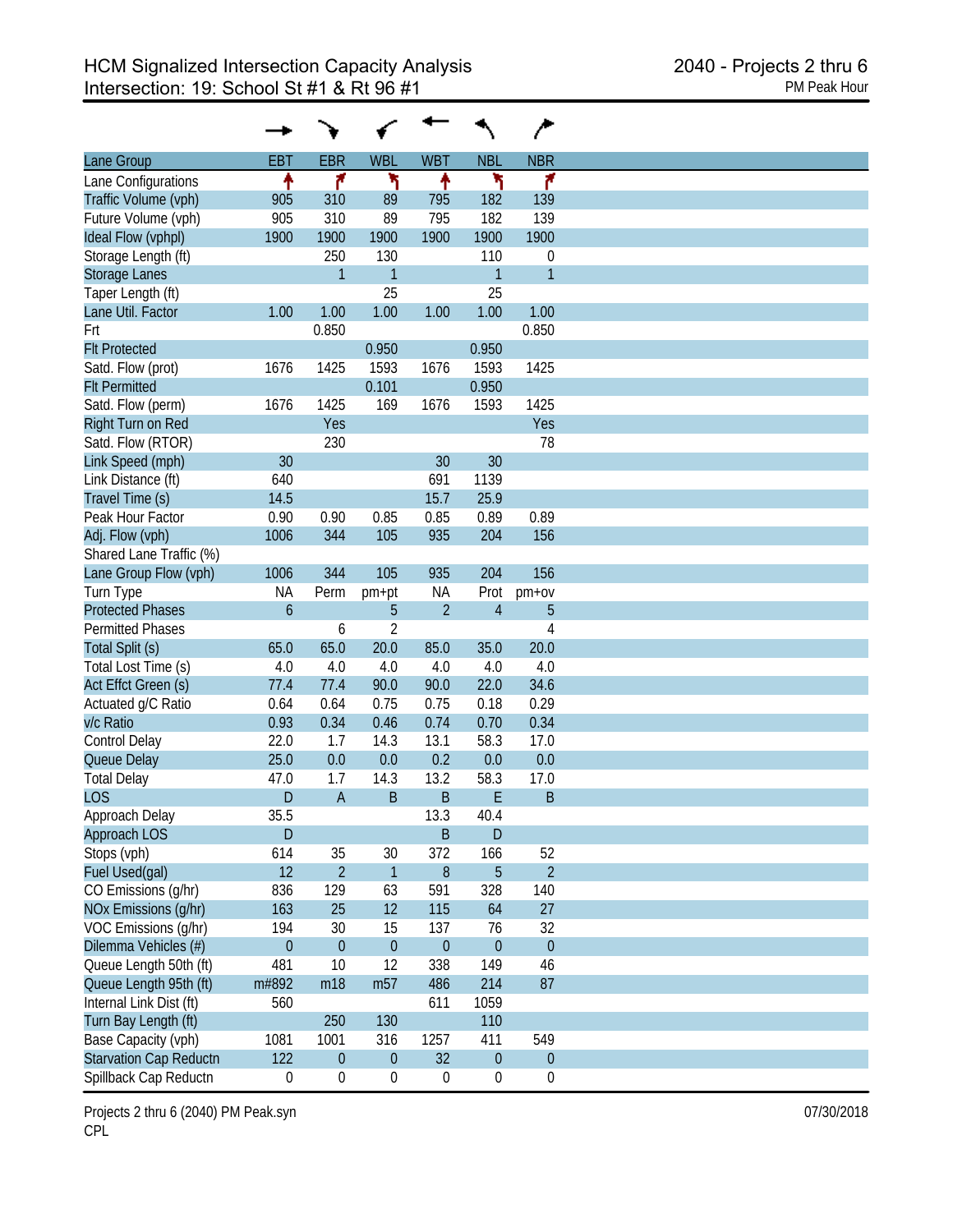# HCM Signalized Intersection Capacity Analysis
## Intersection: 19: School St #1 & Rt 96 #1

2040 - Projects 2 thru 6
PM Peak Hour

| Lane Group | EBT | EBR | WBL | WBT | NBL | NBR |
|---|---|---|---|---|---|---|
| Lane Configurations | ↑ | ↱ | ↰ | ↑ | ↰ | ↱ |
| Traffic Volume (vph) | 905 | 310 | 89 | 795 | 182 | 139 |
| Future Volume (vph) | 905 | 310 | 89 | 795 | 182 | 139 |
| Ideal Flow (vphpl) | 1900 | 1900 | 1900 | 1900 | 1900 | 1900 |
| Storage Length (ft) | | 250 | 130 | | 110 | 0 |
| Storage Lanes | | 1 | 1 | | 1 | 1 |
| Taper Length (ft) | | | 25 | | 25 | |
| Lane Util. Factor | 1.00 | 1.00 | 1.00 | 1.00 | 1.00 | 1.00 |
| Frt | | 0.850 | | | | 0.850 |
| Flt Protected | | | 0.950 | | 0.950 | |
| Satd. Flow (prot) | 1676 | 1425 | 1593 | 1676 | 1593 | 1425 |
| Flt Permitted | | | 0.101 | | 0.950 | |
| Satd. Flow (perm) | 1676 | 1425 | 169 | 1676 | 1593 | 1425 |
| Right Turn on Red | | Yes | | | | Yes |
| Satd. Flow (RTOR) | | 230 | | | | 78 |
| Link Speed (mph) | 30 | | | 30 | 30 | |
| Link Distance (ft) | 640 | | | 691 | 1139 | |
| Travel Time (s) | 14.5 | | | 15.7 | 25.9 | |
| Peak Hour Factor | 0.90 | 0.90 | 0.85 | 0.85 | 0.89 | 0.89 |
| Adj. Flow (vph) | 1006 | 344 | 105 | 935 | 204 | 156 |
| Shared Lane Traffic (%) | | | | | | |
| Lane Group Flow (vph) | 1006 | 344 | 105 | 935 | 204 | 156 |
| Turn Type | NA | Perm | pm+pt | NA | Prot | pm+ov |
| Protected Phases | 6 | | 5 | 2 | 4 | 5 |
| Permitted Phases | | 6 | 2 | | | 4 |
| Total Split (s) | 65.0 | 65.0 | 20.0 | 85.0 | 35.0 | 20.0 |
| Total Lost Time (s) | 4.0 | 4.0 | 4.0 | 4.0 | 4.0 | 4.0 |
| Act Effct Green (s) | 77.4 | 77.4 | 90.0 | 90.0 | 22.0 | 34.6 |
| Actuated g/C Ratio | 0.64 | 0.64 | 0.75 | 0.75 | 0.18 | 0.29 |
| v/c Ratio | 0.93 | 0.34 | 0.46 | 0.74 | 0.70 | 0.34 |
| Control Delay | 22.0 | 1.7 | 14.3 | 13.1 | 58.3 | 17.0 |
| Queue Delay | 25.0 | 0.0 | 0.0 | 0.2 | 0.0 | 0.0 |
| Total Delay | 47.0 | 1.7 | 14.3 | 13.2 | 58.3 | 17.0 |
| LOS | D | A | B | B | E | B |
| Approach Delay | 35.5 | | | 13.3 | 40.4 | |
| Approach LOS | D | | | B | D | |
| Stops (vph) | 614 | 35 | 30 | 372 | 166 | 52 |
| Fuel Used(gal) | 12 | 2 | 1 | 8 | 5 | 2 |
| CO Emissions (g/hr) | 836 | 129 | 63 | 591 | 328 | 140 |
| NOx Emissions (g/hr) | 163 | 25 | 12 | 115 | 64 | 27 |
| VOC Emissions (g/hr) | 194 | 30 | 15 | 137 | 76 | 32 |
| Dilemma Vehicles (#) | 0 | 0 | 0 | 0 | 0 | 0 |
| Queue Length 50th (ft) | 481 | 10 | 12 | 338 | 149 | 46 |
| Queue Length 95th (ft) | m#892 | m18 | m57 | 486 | 214 | 87 |
| Internal Link Dist (ft) | 560 | | | 611 | 1059 | |
| Turn Bay Length (ft) | | 250 | 130 | | 110 | |
| Base Capacity (vph) | 1081 | 1001 | 316 | 1257 | 411 | 549 |
| Starvation Cap Reductn | 122 | 0 | 0 | 32 | 0 | 0 |
| Spillback Cap Reductn | 0 | 0 | 0 | 0 | 0 | 0 |

Projects 2 thru 6 (2040) PM Peak.syn
CPL

07/30/2018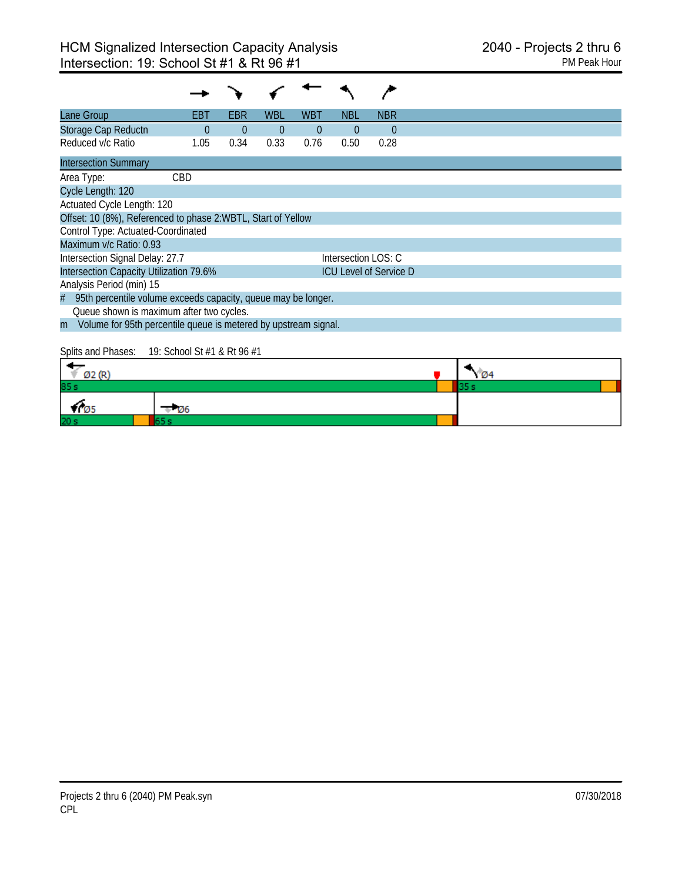# HCM Signalized Intersection Capacity Analysis
## Intersection: 19: School St #1 & Rt 96 #1

2040 - Projects 2 thru 6
PM Peak Hour

| Lane Group | EBT | EBR | WBL | WBT | NBL | NBR |
|---|---|---|---|---|---|---|
| Storage Cap Reductn | 0 | 0 | 0 | 0 | 0 | 0 |
| Reduced v/c Ratio | 1.05 | 0.34 | 0.33 | 0.76 | 0.50 | 0.28 |

**Intersection Summary**

Area Type: CBD
Cycle Length: 120
Actuated Cycle Length: 120
Offset: 10 (8%), Referenced to phase 2:WBTL, Start of Yellow
Control Type: Actuated-Coordinated
Maximum v/c Ratio: 0.93
Intersection Signal Delay: 27.7 — Intersection LOS: C
Intersection Capacity Utilization 79.6% — ICU Level of Service D
Analysis Period (min) 15

# 95th percentile volume exceeds capacity, queue may be longer.
Queue shown is maximum after two cycles.

m Volume for 95th percentile queue is metered by upstream signal.

Splits and Phases: 19: School St #1 & Rt 96 #1

| Phase | Split |
|---|---|
| Ø2 (R) | 85 s |
| Ø4 | 35 s |
| Ø5 | 20 s |
| Ø6 | 65 s |

Projects 2 thru 6 (2040) PM Peak.syn
CPL
07/30/2018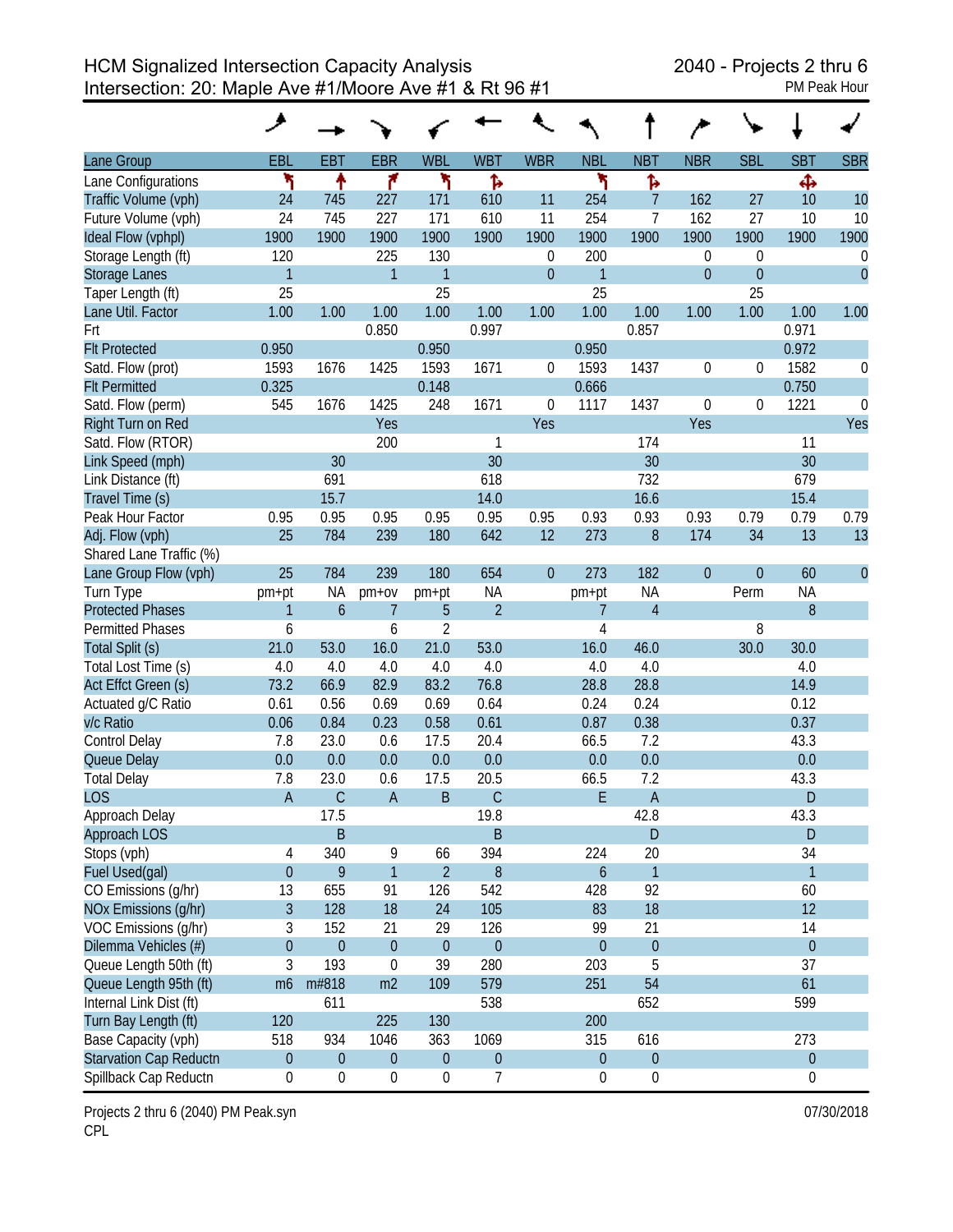# HCM Signalized Intersection Capacity Analysis
## Intersection: 20: Maple Ave #1/Moore Ave #1 & Rt 96 #1

2040 - Projects 2 thru 6
PM Peak Hour

| Lane Group | EBL | EBT | EBR | WBL | WBT | WBR | NBL | NBT | NBR | SBL | SBT | SBR |
|---|---|---|---|---|---|---|---|---|---|---|---|---|
| Lane Configurations | | | | | | | | | | | | |
| Traffic Volume (vph) | 24 | 745 | 227 | 171 | 610 | 11 | 254 | 7 | 162 | 27 | 10 | 10 |
| Future Volume (vph) | 24 | 745 | 227 | 171 | 610 | 11 | 254 | 7 | 162 | 27 | 10 | 10 |
| Ideal Flow (vphpl) | 1900 | 1900 | 1900 | 1900 | 1900 | 1900 | 1900 | 1900 | 1900 | 1900 | 1900 | 1900 |
| Storage Length (ft) | 120 | | 225 | 130 | | 0 | 200 | | 0 | 0 | | 0 |
| Storage Lanes | 1 | | 1 | 1 | | 0 | 1 | | 0 | 0 | | 0 |
| Taper Length (ft) | 25 | | | 25 | | | 25 | | | 25 | | |
| Lane Util. Factor | 1.00 | 1.00 | 1.00 | 1.00 | 1.00 | 1.00 | 1.00 | 1.00 | 1.00 | 1.00 | 1.00 | 1.00 |
| Frt | | | 0.850 | | 0.997 | | | 0.857 | | | 0.971 | |
| Flt Protected | 0.950 | | | 0.950 | | | 0.950 | | | | 0.972 | |
| Satd. Flow (prot) | 1593 | 1676 | 1425 | 1593 | 1671 | 0 | 1593 | 1437 | 0 | 0 | 1582 | 0 |
| Flt Permitted | 0.325 | | | 0.148 | | | 0.666 | | | | 0.750 | |
| Satd. Flow (perm) | 545 | 1676 | 1425 | 248 | 1671 | 0 | 1117 | 1437 | 0 | 0 | 1221 | 0 |
| Right Turn on Red | | | Yes | | | Yes | | | Yes | | | Yes |
| Satd. Flow (RTOR) | | | 200 | | 1 | | | 174 | | | 11 | |
| Link Speed (mph) | | 30 | | | 30 | | | 30 | | | 30 | |
| Link Distance (ft) | | 691 | | | 618 | | | 732 | | | 679 | |
| Travel Time (s) | | 15.7 | | | 14.0 | | | 16.6 | | | 15.4 | |
| Peak Hour Factor | 0.95 | 0.95 | 0.95 | 0.95 | 0.95 | 0.95 | 0.93 | 0.93 | 0.93 | 0.79 | 0.79 | 0.79 |
| Adj. Flow (vph) | 25 | 784 | 239 | 180 | 642 | 12 | 273 | 8 | 174 | 34 | 13 | 13 |
| Shared Lane Traffic (%) | | | | | | | | | | | | |
| Lane Group Flow (vph) | 25 | 784 | 239 | 180 | 654 | 0 | 273 | 182 | 0 | 0 | 60 | 0 |
| Turn Type | pm+pt | NA | pm+ov | pm+pt | NA | | pm+pt | NA | | Perm | NA | |
| Protected Phases | 1 | 6 | 7 | 5 | 2 | | 7 | 4 | | | 8 | |
| Permitted Phases | 6 | | 6 | 2 | | | 4 | | | 8 | | |
| Total Split (s) | 21.0 | 53.0 | 16.0 | 21.0 | 53.0 | | 16.0 | 46.0 | | 30.0 | 30.0 | |
| Total Lost Time (s) | 4.0 | 4.0 | 4.0 | 4.0 | 4.0 | | 4.0 | 4.0 | | | 4.0 | |
| Act Effct Green (s) | 73.2 | 66.9 | 82.9 | 83.2 | 76.8 | | 28.8 | 28.8 | | | 14.9 | |
| Actuated g/C Ratio | 0.61 | 0.56 | 0.69 | 0.69 | 0.64 | | 0.24 | 0.24 | | | 0.12 | |
| v/c Ratio | 0.06 | 0.84 | 0.23 | 0.58 | 0.61 | | 0.87 | 0.38 | | | 0.37 | |
| Control Delay | 7.8 | 23.0 | 0.6 | 17.5 | 20.4 | | 66.5 | 7.2 | | | 43.3 | |
| Queue Delay | 0.0 | 0.0 | 0.0 | 0.0 | 0.0 | | 0.0 | 0.0 | | | 0.0 | |
| Total Delay | 7.8 | 23.0 | 0.6 | 17.5 | 20.5 | | 66.5 | 7.2 | | | 43.3 | |
| LOS | A | C | A | B | C | | E | A | | | D | |
| Approach Delay | | 17.5 | | | 19.8 | | | 42.8 | | | 43.3 | |
| Approach LOS | | B | | | B | | | D | | | D | |
| Stops (vph) | 4 | 340 | 9 | 66 | 394 | | 224 | 20 | | | 34 | |
| Fuel Used(gal) | 0 | 9 | 1 | 2 | 8 | | 6 | 1 | | | 1 | |
| CO Emissions (g/hr) | 13 | 655 | 91 | 126 | 542 | | 428 | 92 | | | 60 | |
| NOx Emissions (g/hr) | 3 | 128 | 18 | 24 | 105 | | 83 | 18 | | | 12 | |
| VOC Emissions (g/hr) | 3 | 152 | 21 | 29 | 126 | | 99 | 21 | | | 14 | |
| Dilemma Vehicles (#) | 0 | 0 | 0 | 0 | 0 | | 0 | 0 | | | 0 | |
| Queue Length 50th (ft) | 3 | 193 | 0 | 39 | 280 | | 203 | 5 | | | 37 | |
| Queue Length 95th (ft) | m6 | m#818 | m2 | 109 | 579 | | 251 | 54 | | | 61 | |
| Internal Link Dist (ft) | | 611 | | | 538 | | | 652 | | | 599 | |
| Turn Bay Length (ft) | 120 | | 225 | 130 | | | 200 | | | | | |
| Base Capacity (vph) | 518 | 934 | 1046 | 363 | 1069 | | 315 | 616 | | | 273 | |
| Starvation Cap Reductn | 0 | 0 | 0 | 0 | 0 | | 0 | 0 | | | 0 | |
| Spillback Cap Reductn | 0 | 0 | 0 | 0 | 7 | | 0 | 0 | | | 0 | |

Projects 2 thru 6 (2040) PM Peak.syn
CPL

07/30/2018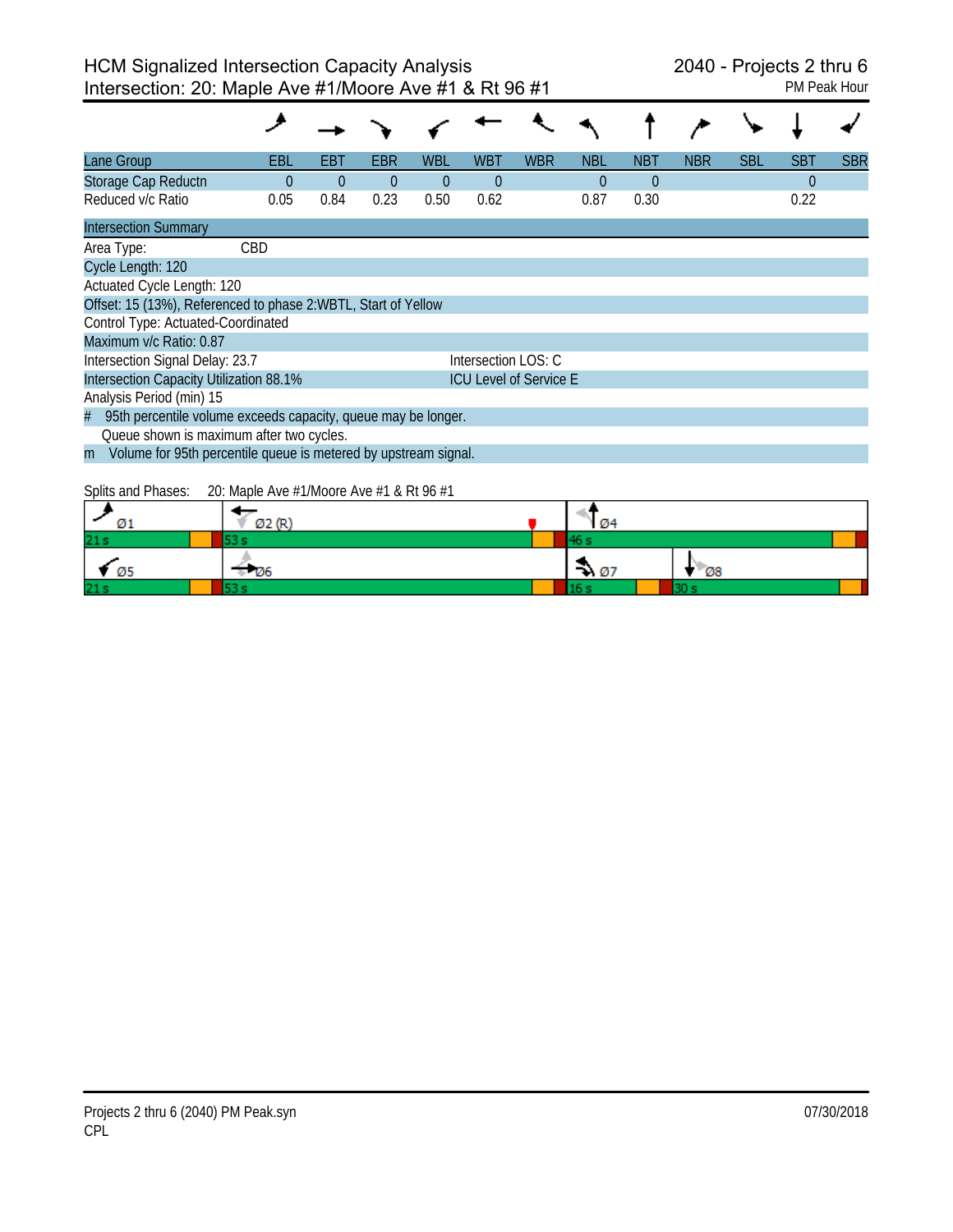# HCM Signalized Intersection Capacity Analysis
## Intersection: 20: Maple Ave #1/Moore Ave #1 & Rt 96 #1

2040 - Projects 2 thru 6
PM Peak Hour

| Lane Group | EBL | EBT | EBR | WBL | WBT | WBR | NBL | NBT | NBR | SBL | SBT | SBR |
|---|---|---|---|---|---|---|---|---|---|---|---|---|
| Storage Cap Reductn | 0 | 0 | 0 | 0 | 0 | | 0 | 0 | | | 0 | |
| Reduced v/c Ratio | 0.05 | 0.84 | 0.23 | 0.50 | 0.62 | | 0.87 | 0.30 | | | 0.22 | |

**Intersection Summary**

Area Type: CBD

Cycle Length: 120

Actuated Cycle Length: 120

Offset: 15 (13%), Referenced to phase 2:WBTL, Start of Yellow

Control Type: Actuated-Coordinated

Maximum v/c Ratio: 0.87

Intersection Signal Delay: 23.7 — Intersection LOS: C

Intersection Capacity Utilization 88.1% — ICU Level of Service E

Analysis Period (min) 15

# 95th percentile volume exceeds capacity, queue may be longer.
Queue shown is maximum after two cycles.

m Volume for 95th percentile queue is metered by upstream signal.

Splits and Phases: 20: Maple Ave #1/Moore Ave #1 & Rt 96 #1

| Phase | Ø1 | Ø2 (R) | Ø4 |
|---|---|---|---|
| Split | 21 s | 53 s | 46 s |

| Phase | Ø5 | Ø6 | Ø7 | Ø8 |
|---|---|---|---|---|
| Split | 21 s | 53 s | 16 s | 30 s |

Projects 2 thru 6 (2040) PM Peak.syn
CPL

07/30/2018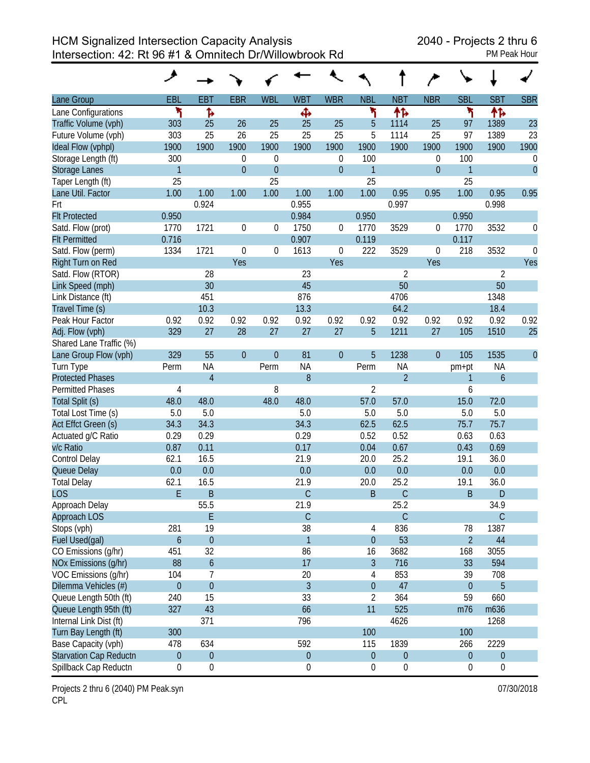# HCM Signalized Intersection Capacity Analysis
## Intersection: 42: Rt 96 #1 & Omnitech Dr/Willowbrook Rd

2040 - Projects 2 thru 6
PM Peak Hour

| Lane Group | EBL | EBT | EBR | WBL | WBT | WBR | NBL | NBT | NBR | SBL | SBT | SBR |
|---|---|---|---|---|---|---|---|---|---|---|---|---|
| Lane Configurations | | | | | | | | | | | | |
| Traffic Volume (vph) | 303 | 25 | 26 | 25 | 25 | 25 | 5 | 1114 | 25 | 97 | 1389 | 23 |
| Future Volume (vph) | 303 | 25 | 26 | 25 | 25 | 25 | 5 | 1114 | 25 | 97 | 1389 | 23 |
| Ideal Flow (vphpl) | 1900 | 1900 | 1900 | 1900 | 1900 | 1900 | 1900 | 1900 | 1900 | 1900 | 1900 | 1900 |
| Storage Length (ft) | 300 | | 0 | 0 | | 0 | 100 | | 0 | 100 | | 0 |
| Storage Lanes | 1 | | 0 | 0 | | 0 | 1 | | 0 | 1 | | 0 |
| Taper Length (ft) | 25 | | | 25 | | | 25 | | | 25 | | |
| Lane Util. Factor | 1.00 | 1.00 | 1.00 | 1.00 | 1.00 | 1.00 | 1.00 | 0.95 | 0.95 | 1.00 | 0.95 | 0.95 |
| Frt | | 0.924 | | | 0.955 | | | 0.997 | | | 0.998 | |
| Flt Protected | 0.950 | | | | 0.984 | | 0.950 | | | 0.950 | | |
| Satd. Flow (prot) | 1770 | 1721 | 0 | 0 | 1750 | 0 | 1770 | 3529 | 0 | 1770 | 3532 | 0 |
| Flt Permitted | 0.716 | | | | 0.907 | | 0.119 | | | 0.117 | | |
| Satd. Flow (perm) | 1334 | 1721 | 0 | 0 | 1613 | 0 | 222 | 3529 | 0 | 218 | 3532 | 0 |
| Right Turn on Red | | | Yes | | | Yes | | | Yes | | | Yes |
| Satd. Flow (RTOR) | | 28 | | | 23 | | | 2 | | | 2 | |
| Link Speed (mph) | | 30 | | | 45 | | | 50 | | | 50 | |
| Link Distance (ft) | | 451 | | | 876 | | | 4706 | | | 1348 | |
| Travel Time (s) | | 10.3 | | | 13.3 | | | 64.2 | | | 18.4 | |
| Peak Hour Factor | 0.92 | 0.92 | 0.92 | 0.92 | 0.92 | 0.92 | 0.92 | 0.92 | 0.92 | 0.92 | 0.92 | 0.92 |
| Adj. Flow (vph) | 329 | 27 | 28 | 27 | 27 | 27 | 5 | 1211 | 27 | 105 | 1510 | 25 |
| Shared Lane Traffic (%) | | | | | | | | | | | | |
| Lane Group Flow (vph) | 329 | 55 | 0 | 0 | 81 | 0 | 5 | 1238 | 0 | 105 | 1535 | 0 |
| Turn Type | Perm | NA | | Perm | NA | | Perm | NA | | pm+pt | NA | |
| Protected Phases | | 4 | | | 8 | | | 2 | | 1 | 6 | |
| Permitted Phases | 4 | | | 8 | | | 2 | | | 6 | | |
| Total Split (s) | 48.0 | 48.0 | | 48.0 | 48.0 | | 57.0 | 57.0 | | 15.0 | 72.0 | |
| Total Lost Time (s) | 5.0 | 5.0 | | | 5.0 | | 5.0 | 5.0 | | 5.0 | 5.0 | |
| Act Effct Green (s) | 34.3 | 34.3 | | | 34.3 | | 62.5 | 62.5 | | 75.7 | 75.7 | |
| Actuated g/C Ratio | 0.29 | 0.29 | | | 0.29 | | 0.52 | 0.52 | | 0.63 | 0.63 | |
| v/c Ratio | 0.87 | 0.11 | | | 0.17 | | 0.04 | 0.67 | | 0.43 | 0.69 | |
| Control Delay | 62.1 | 16.5 | | | 21.9 | | 20.0 | 25.2 | | 19.1 | 36.0 | |
| Queue Delay | 0.0 | 0.0 | | | 0.0 | | 0.0 | 0.0 | | 0.0 | 0.0 | |
| Total Delay | 62.1 | 16.5 | | | 21.9 | | 20.0 | 25.2 | | 19.1 | 36.0 | |
| LOS | E | B | | | C | | B | C | | B | D | |
| Approach Delay | | 55.5 | | | 21.9 | | | 25.2 | | | 34.9 | |
| Approach LOS | | E | | | C | | | C | | | C | |
| Stops (vph) | 281 | 19 | | | 38 | | 4 | 836 | | 78 | 1387 | |
| Fuel Used(gal) | 6 | 0 | | | 1 | | 0 | 53 | | 2 | 44 | |
| CO Emissions (g/hr) | 451 | 32 | | | 86 | | 16 | 3682 | | 168 | 3055 | |
| NOx Emissions (g/hr) | 88 | 6 | | | 17 | | 3 | 716 | | 33 | 594 | |
| VOC Emissions (g/hr) | 104 | 7 | | | 20 | | 4 | 853 | | 39 | 708 | |
| Dilemma Vehicles (#) | 0 | 0 | | | 3 | | 0 | 47 | | 0 | 5 | |
| Queue Length 50th (ft) | 240 | 15 | | | 33 | | 2 | 364 | | 59 | 660 | |
| Queue Length 95th (ft) | 327 | 43 | | | 66 | | 11 | 525 | | m76 | m636 | |
| Internal Link Dist (ft) | | 371 | | | 796 | | | 4626 | | | 1268 | |
| Turn Bay Length (ft) | 300 | | | | | | 100 | | | 100 | | |
| Base Capacity (vph) | 478 | 634 | | | 592 | | 115 | 1839 | | 266 | 2229 | |
| Starvation Cap Reductn | 0 | 0 | | | 0 | | 0 | 0 | | 0 | 0 | |
| Spillback Cap Reductn | 0 | 0 | | | 0 | | 0 | 0 | | 0 | 0 | |

Projects 2 thru 6 (2040) PM Peak.syn
CPL

07/30/2018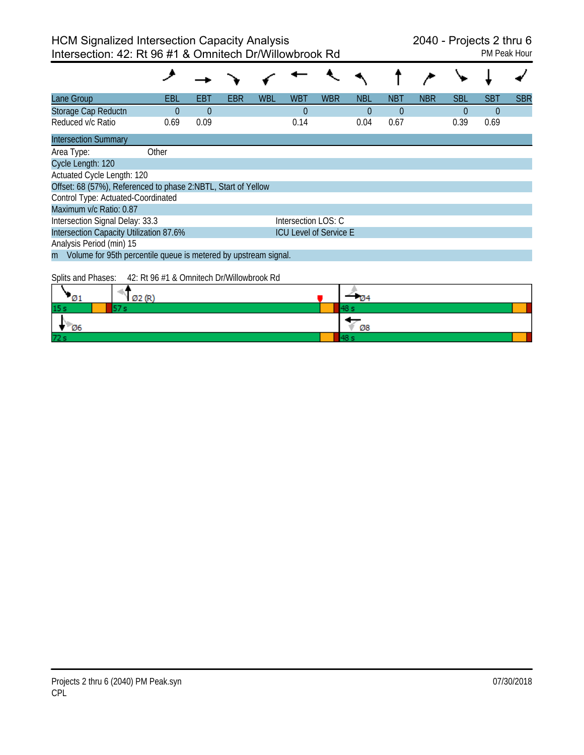# HCM Signalized Intersection Capacity Analysis
## Intersection: 42: Rt 96 #1 & Omnitech Dr/Willowbrook Rd

2040 - Projects 2 thru 6
PM Peak Hour

| Lane Group | EBL | EBT | EBR | WBL | WBT | WBR | NBL | NBT | NBR | SBL | SBT | SBR |
|---|---|---|---|---|---|---|---|---|---|---|---|---|
| Storage Cap Reductn | 0 | 0 | | | 0 | | 0 | 0 | | 0 | 0 | |
| Reduced v/c Ratio | 0.69 | 0.09 | | | 0.14 | | 0.04 | 0.67 | | 0.39 | 0.69 | |

**Intersection Summary**

Area Type: Other
Cycle Length: 120
Actuated Cycle Length: 120
Offset: 68 (57%), Referenced to phase 2:NBTL, Start of Yellow
Control Type: Actuated-Coordinated
Maximum v/c Ratio: 0.87
Intersection Signal Delay: 33.3 — Intersection LOS: C
Intersection Capacity Utilization 87.6% — ICU Level of Service E
Analysis Period (min) 15
m Volume for 95th percentile queue is metered by upstream signal.

Splits and Phases: 42: Rt 96 #1 & Omnitech Dr/Willowbrook Rd

| Phase | Split |
|---|---|
| Ø1 | 15 s |
| Ø2 (R) | 57 s |
| Ø4 | 48 s |
| Ø6 | 72 s |
| Ø8 | 48 s |

Projects 2 thru 6 (2040) PM Peak.syn
CPL
07/30/2018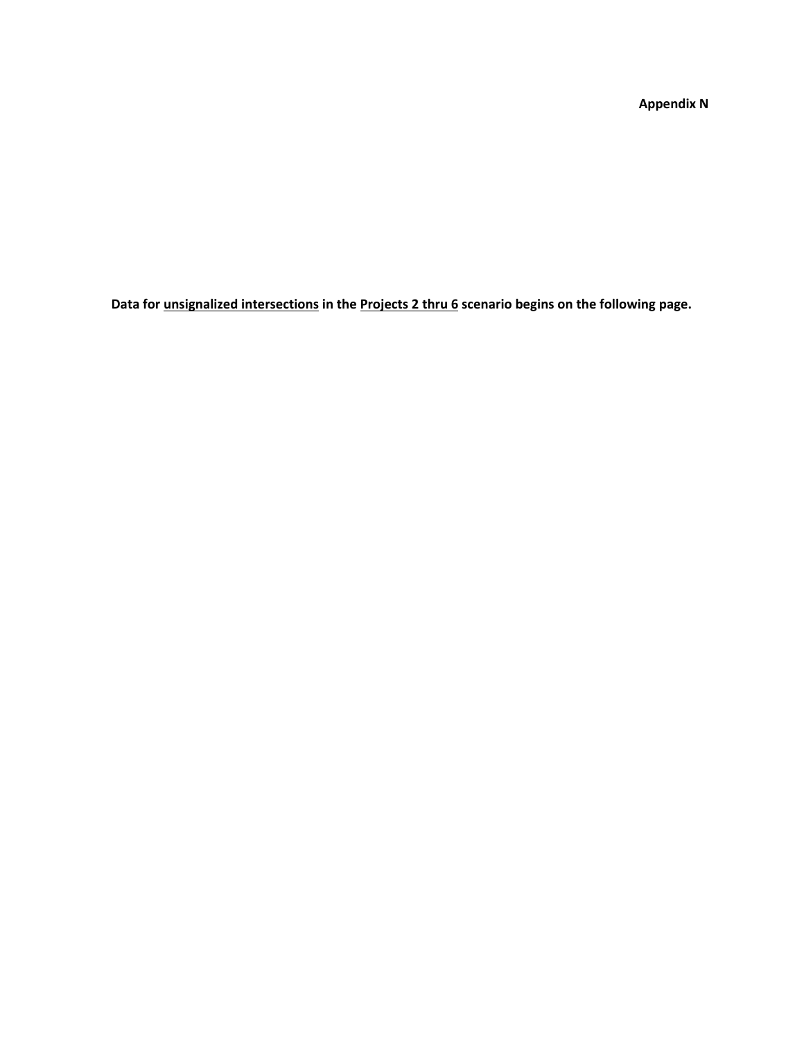**Appendix N**

**Data for <u>unsignalized intersections</u> in the <u>Projects 2 thru 6</u> scenario begins on the following page.**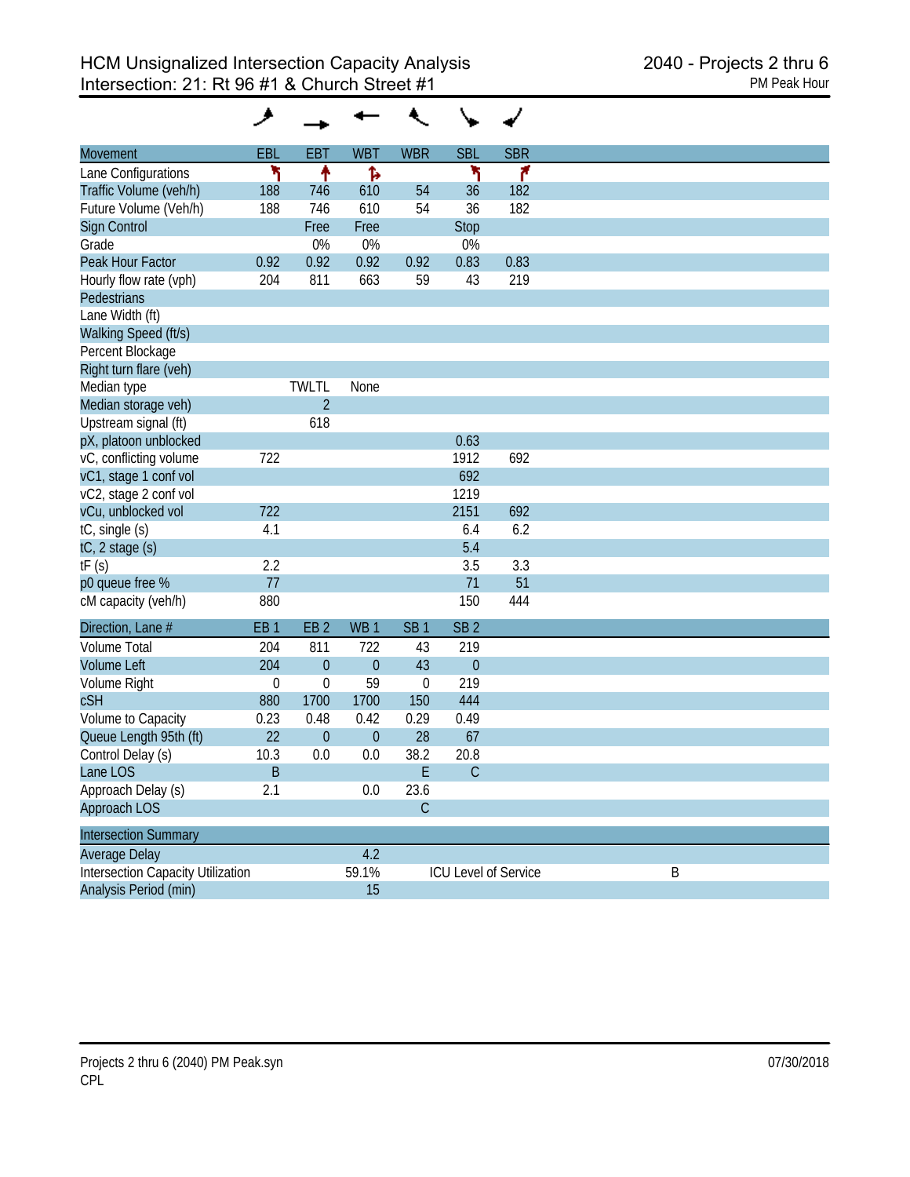# HCM Unsignalized Intersection Capacity Analysis
## Intersection: 21: Rt 96 #1 & Church Street #1

2040 - Projects 2 thru 6
PM Peak Hour

| Movement | EBL | EBT | WBT | WBR | SBL | SBR |
|---|---|---|---|---|---|---|
| Lane Configurations | | | | | | |
| Traffic Volume (veh/h) | 188 | 746 | 610 | 54 | 36 | 182 |
| Future Volume (Veh/h) | 188 | 746 | 610 | 54 | 36 | 182 |
| Sign Control | | Free | Free | | Stop | |
| Grade | | 0% | 0% | | 0% | |
| Peak Hour Factor | 0.92 | 0.92 | 0.92 | 0.92 | 0.83 | 0.83 |
| Hourly flow rate (vph) | 204 | 811 | 663 | 59 | 43 | 219 |
| Pedestrians | | | | | | |
| Lane Width (ft) | | | | | | |
| Walking Speed (ft/s) | | | | | | |
| Percent Blockage | | | | | | |
| Right turn flare (veh) | | | | | | |
| Median type | | TWLTL | None | | | |
| Median storage veh) | | 2 | | | | |
| Upstream signal (ft) | | 618 | | | | |
| pX, platoon unblocked | | | | | 0.63 | |
| vC, conflicting volume | 722 | | | | 1912 | 692 |
| vC1, stage 1 conf vol | | | | | 692 | |
| vC2, stage 2 conf vol | | | | | 1219 | |
| vCu, unblocked vol | 722 | | | | 2151 | 692 |
| tC, single (s) | 4.1 | | | | 6.4 | 6.2 |
| tC, 2 stage (s) | | | | | 5.4 | |
| tF (s) | 2.2 | | | | 3.5 | 3.3 |
| p0 queue free % | 77 | | | | 71 | 51 |
| cM capacity (veh/h) | 880 | | | | 150 | 444 |

| Direction, Lane # | EB 1 | EB 2 | WB 1 | SB 1 | SB 2 |
|---|---|---|---|---|---|
| Volume Total | 204 | 811 | 722 | 43 | 219 |
| Volume Left | 204 | 0 | 0 | 43 | 0 |
| Volume Right | 0 | 0 | 59 | 0 | 219 |
| cSH | 880 | 1700 | 1700 | 150 | 444 |
| Volume to Capacity | 0.23 | 0.48 | 0.42 | 0.29 | 0.49 |
| Queue Length 95th (ft) | 22 | 0 | 0 | 28 | 67 |
| Control Delay (s) | 10.3 | 0.0 | 0.0 | 38.2 | 20.8 |
| Lane LOS | B | | | E | C |
| Approach Delay (s) | 2.1 | | 0.0 | 23.6 | |
| Approach LOS | | | | C | |

| Intersection Summary | | | |
|---|---|---|---|
| Average Delay | 4.2 | | |
| Intersection Capacity Utilization | 59.1% | ICU Level of Service | B |
| Analysis Period (min) | 15 | | |

Projects 2 thru 6 (2040) PM Peak.syn
CPL

07/30/2018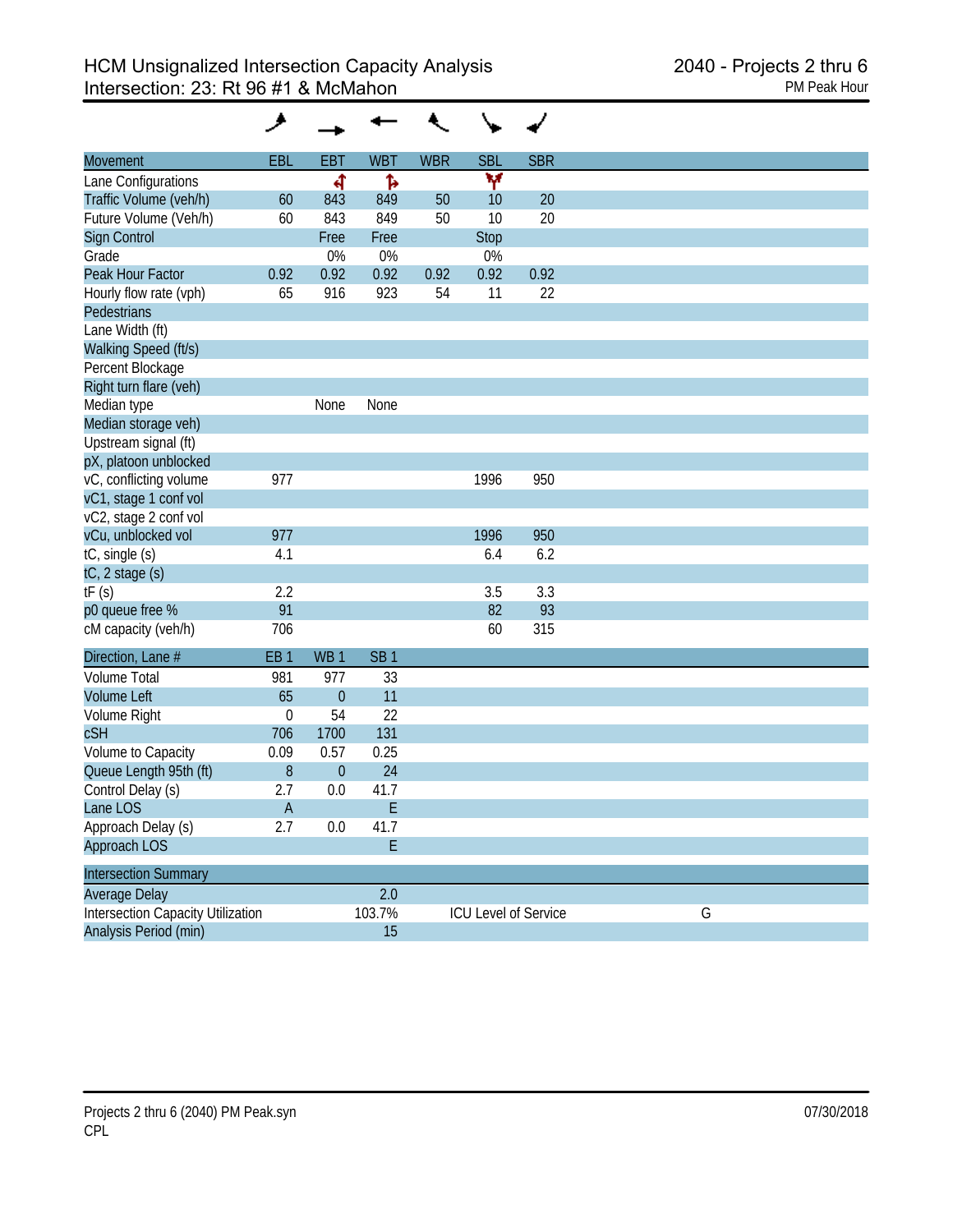# HCM Unsignalized Intersection Capacity Analysis
## Intersection: 23: Rt 96 #1 & McMahon

2040 - Projects 2 thru 6
PM Peak Hour

| Movement | EBL | EBT | WBT | WBR | SBL | SBR |
|---|---|---|---|---|---|---|
| Lane Configurations | | | | | | |
| Traffic Volume (veh/h) | 60 | 843 | 849 | 50 | 10 | 20 |
| Future Volume (Veh/h) | 60 | 843 | 849 | 50 | 10 | 20 |
| Sign Control | | Free | Free | | Stop | |
| Grade | | 0% | 0% | | 0% | |
| Peak Hour Factor | 0.92 | 0.92 | 0.92 | 0.92 | 0.92 | 0.92 |
| Hourly flow rate (vph) | 65 | 916 | 923 | 54 | 11 | 22 |
| Pedestrians | | | | | | |
| Lane Width (ft) | | | | | | |
| Walking Speed (ft/s) | | | | | | |
| Percent Blockage | | | | | | |
| Right turn flare (veh) | | | | | | |
| Median type | | None | None | | | |
| Median storage veh) | | | | | | |
| Upstream signal (ft) | | | | | | |
| pX, platoon unblocked | | | | | | |
| vC, conflicting volume | 977 | | | | 1996 | 950 |
| vC1, stage 1 conf vol | | | | | | |
| vC2, stage 2 conf vol | | | | | | |
| vCu, unblocked vol | 977 | | | | 1996 | 950 |
| tC, single (s) | 4.1 | | | | 6.4 | 6.2 |
| tC, 2 stage (s) | | | | | | |
| tF (s) | 2.2 | | | | 3.5 | 3.3 |
| p0 queue free % | 91 | | | | 82 | 93 |
| cM capacity (veh/h) | 706 | | | | 60 | 315 |

| Direction, Lane # | EB 1 | WB 1 | SB 1 |
|---|---|---|---|
| Volume Total | 981 | 977 | 33 |
| Volume Left | 65 | 0 | 11 |
| Volume Right | 0 | 54 | 22 |
| cSH | 706 | 1700 | 131 |
| Volume to Capacity | 0.09 | 0.57 | 0.25 |
| Queue Length 95th (ft) | 8 | 0 | 24 |
| Control Delay (s) | 2.7 | 0.0 | 41.7 |
| Lane LOS | A | | E |
| Approach Delay (s) | 2.7 | 0.0 | 41.7 |
| Approach LOS | | | E |

| Intersection Summary | | | |
|---|---|---|---|
| Average Delay | 2.0 | | |
| Intersection Capacity Utilization | 103.7% | ICU Level of Service | G |
| Analysis Period (min) | 15 | | |

Projects 2 thru 6 (2040) PM Peak.syn
CPL

07/30/2018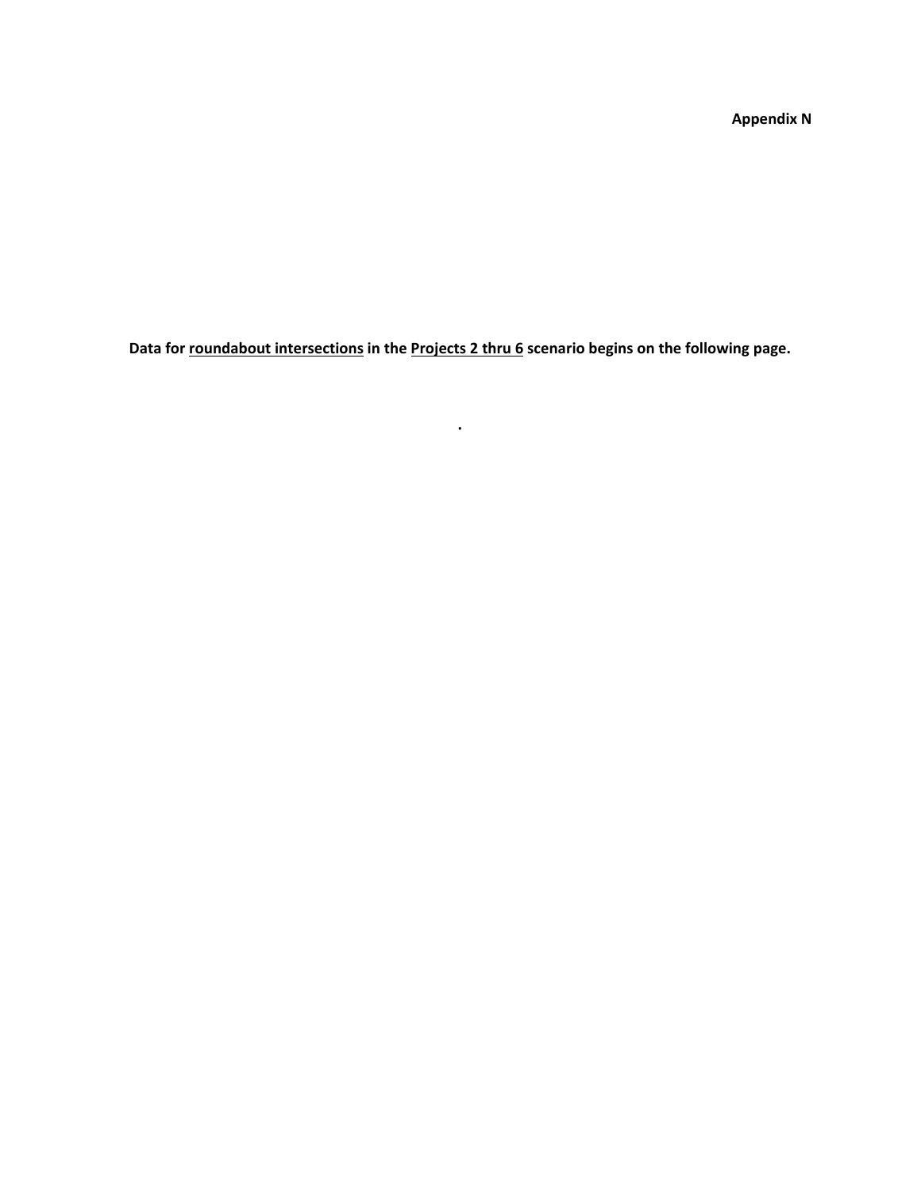**Appendix N**

**Data for <u>roundabout intersections</u> in the <u>Projects 2 thru 6</u> scenario begins on the following page.**

**.**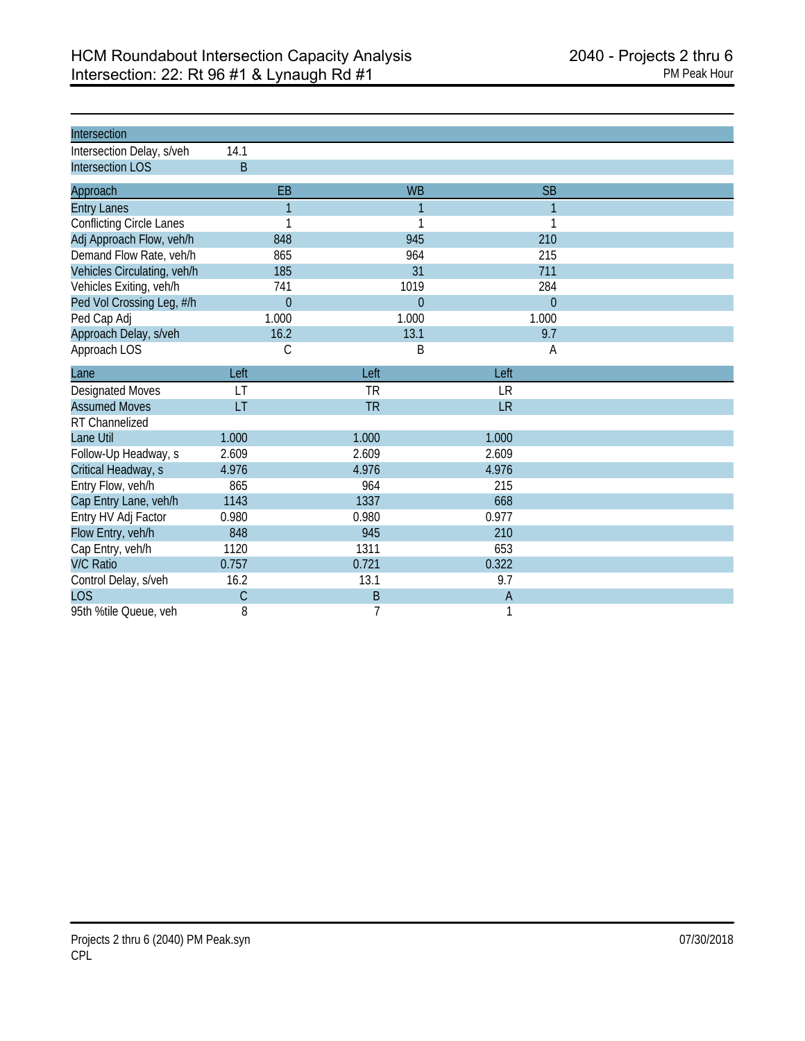# HCM Roundabout Intersection Capacity Analysis
## Intersection: 22: Rt 96 #1 & Lynaugh Rd #1

2040 - Projects 2 thru 6
PM Peak Hour

| Intersection | |
|---|---|
| Intersection Delay, s/veh | 14.1 |
| Intersection LOS | B |

| Approach | EB | WB | SB |
|---|---|---|---|
| Entry Lanes | 1 | 1 | 1 |
| Conflicting Circle Lanes | 1 | 1 | 1 |
| Adj Approach Flow, veh/h | 848 | 945 | 210 |
| Demand Flow Rate, veh/h | 865 | 964 | 215 |
| Vehicles Circulating, veh/h | 185 | 31 | 711 |
| Vehicles Exiting, veh/h | 741 | 1019 | 284 |
| Ped Vol Crossing Leg, #/h | 0 | 0 | 0 |
| Ped Cap Adj | 1.000 | 1.000 | 1.000 |
| Approach Delay, s/veh | 16.2 | 13.1 | 9.7 |
| Approach LOS | C | B | A |

| Lane | Left | Left | Left |
|---|---|---|---|
| Designated Moves | LT | TR | LR |
| Assumed Moves | LT | TR | LR |
| RT Channelized | | | |
| Lane Util | 1.000 | 1.000 | 1.000 |
| Follow-Up Headway, s | 2.609 | 2.609 | 2.609 |
| Critical Headway, s | 4.976 | 4.976 | 4.976 |
| Entry Flow, veh/h | 865 | 964 | 215 |
| Cap Entry Lane, veh/h | 1143 | 1337 | 668 |
| Entry HV Adj Factor | 0.980 | 0.980 | 0.977 |
| Flow Entry, veh/h | 848 | 945 | 210 |
| Cap Entry, veh/h | 1120 | 1311 | 653 |
| V/C Ratio | 0.757 | 0.721 | 0.322 |
| Control Delay, s/veh | 16.2 | 13.1 | 9.7 |
| LOS | C | B | A |
| 95th %tile Queue, veh | 8 | 7 | 1 |

Projects 2 thru 6 (2040) PM Peak.syn
CPL

07/30/2018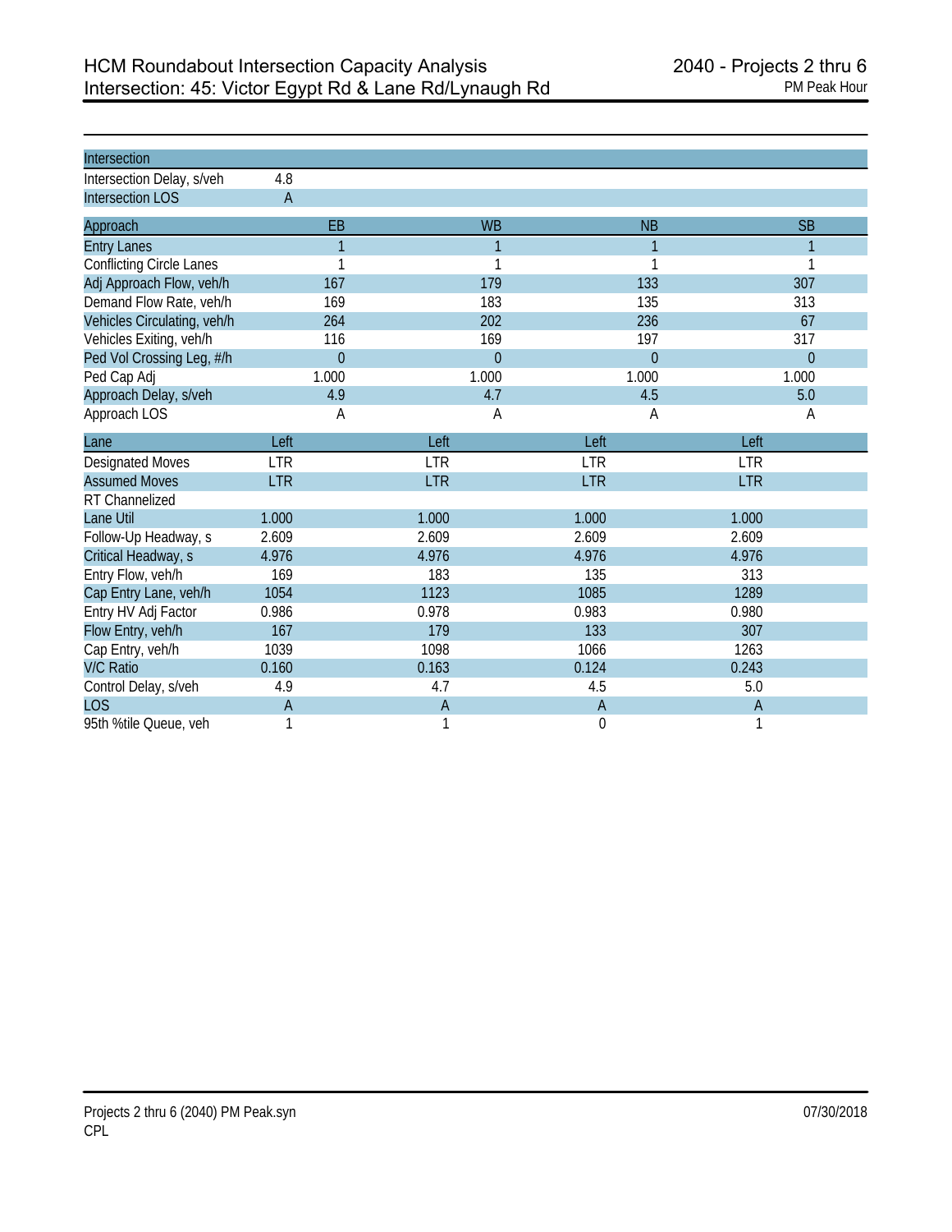# HCM Roundabout Intersection Capacity Analysis
## Intersection: 45: Victor Egypt Rd & Lane Rd/Lynaugh Rd

2040 - Projects 2 thru 6
PM Peak Hour

| Intersection | |
|---|---|
| Intersection Delay, s/veh | 4.8 |
| Intersection LOS | A |

| Approach | EB | WB | NB | SB |
|---|---|---|---|---|
| Entry Lanes | 1 | 1 | 1 | 1 |
| Conflicting Circle Lanes | 1 | 1 | 1 | 1 |
| Adj Approach Flow, veh/h | 167 | 179 | 133 | 307 |
| Demand Flow Rate, veh/h | 169 | 183 | 135 | 313 |
| Vehicles Circulating, veh/h | 264 | 202 | 236 | 67 |
| Vehicles Exiting, veh/h | 116 | 169 | 197 | 317 |
| Ped Vol Crossing Leg, #/h | 0 | 0 | 0 | 0 |
| Ped Cap Adj | 1.000 | 1.000 | 1.000 | 1.000 |
| Approach Delay, s/veh | 4.9 | 4.7 | 4.5 | 5.0 |
| Approach LOS | A | A | A | A |

| Lane | Left | Left | Left | Left |
|---|---|---|---|---|
| Designated Moves | LTR | LTR | LTR | LTR |
| Assumed Moves | LTR | LTR | LTR | LTR |
| RT Channelized | | | | |
| Lane Util | 1.000 | 1.000 | 1.000 | 1.000 |
| Follow-Up Headway, s | 2.609 | 2.609 | 2.609 | 2.609 |
| Critical Headway, s | 4.976 | 4.976 | 4.976 | 4.976 |
| Entry Flow, veh/h | 169 | 183 | 135 | 313 |
| Cap Entry Lane, veh/h | 1054 | 1123 | 1085 | 1289 |
| Entry HV Adj Factor | 0.986 | 0.978 | 0.983 | 0.980 |
| Flow Entry, veh/h | 167 | 179 | 133 | 307 |
| Cap Entry, veh/h | 1039 | 1098 | 1066 | 1263 |
| V/C Ratio | 0.160 | 0.163 | 0.124 | 0.243 |
| Control Delay, s/veh | 4.9 | 4.7 | 4.5 | 5.0 |
| LOS | A | A | A | A |
| 95th %tile Queue, veh | 1 | 1 | 0 | 1 |

Projects 2 thru 6 (2040) PM Peak.syn
CPL

07/30/2018